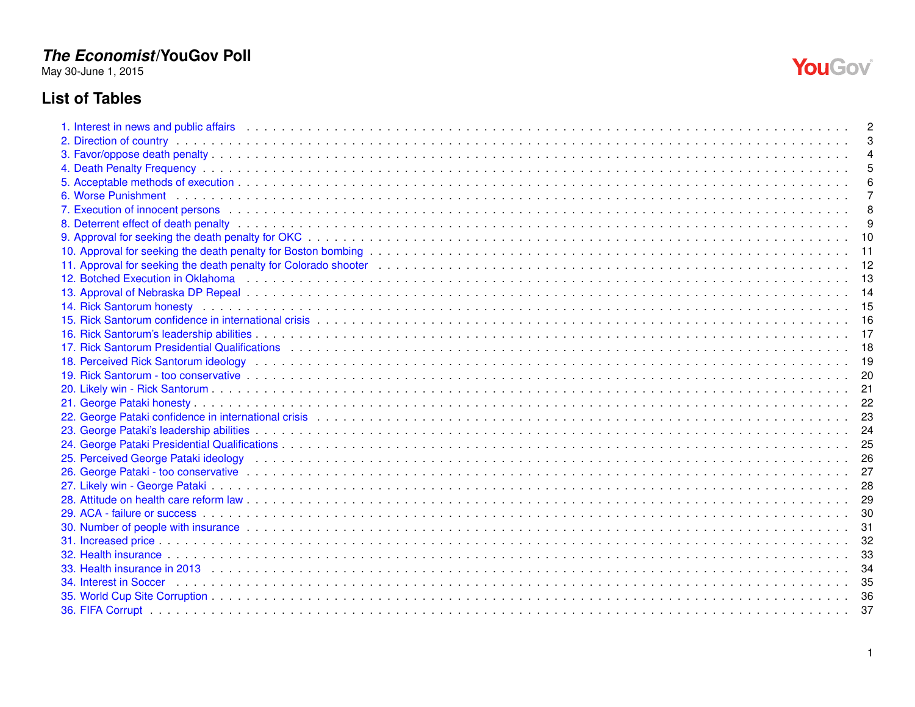# *The Economist*/YouGov Poll

May 30-June 1, 2015

## List of Tables

1. Interest in news and public affairs . . . 2
2. Direction of country . . . 3
3. Favor/oppose death penalty . . . 4
4. Death Penalty Frequency . . . 5
5. Acceptable methods of execution . . . 6
6. Worse Punishment . . . 7
7. Execution of innocent persons . . . 8
8. Deterrent effect of death penalty . . . 9
9. Approval for seeking the death penalty for OKC . . . 10
10. Approval for seeking the death penalty for Boston bombing . . . 11
11. Approval for seeking the death penalty for Colorado shooter . . . 12
12. Botched Execution in Oklahoma . . . 13
13. Approval of Nebraska DP Repeal . . . 14
14. Rick Santorum honesty . . . 15
15. Rick Santorum confidence in international crisis . . . 16
16. Rick Santorum's leadership abilities . . . 17
17. Rick Santorum Presidential Qualifications . . . 18
18. Perceived Rick Santorum ideology . . . 19
19. Rick Santorum - too conservative . . . 20
20. Likely win - Rick Santorum . . . 21
21. George Pataki honesty . . . 22
22. George Pataki confidence in international crisis . . . 23
23. George Pataki's leadership abilities . . . 24
24. George Pataki Presidential Qualifications . . . 25
25. Perceived George Pataki ideology . . . 26
26. George Pataki - too conservative . . . 27
27. Likely win - George Pataki . . . 28
28. Attitude on health care reform law . . . 29
29. ACA - failure or success . . . 30
30. Number of people with insurance . . . 31
31. Increased price . . . 32
32. Health insurance . . . 33
33. Health insurance in 2013 . . . 34
34. Interest in Soccer . . . 35
35. World Cup Site Corruption . . . 36
36. FIFA Corrupt . . . 37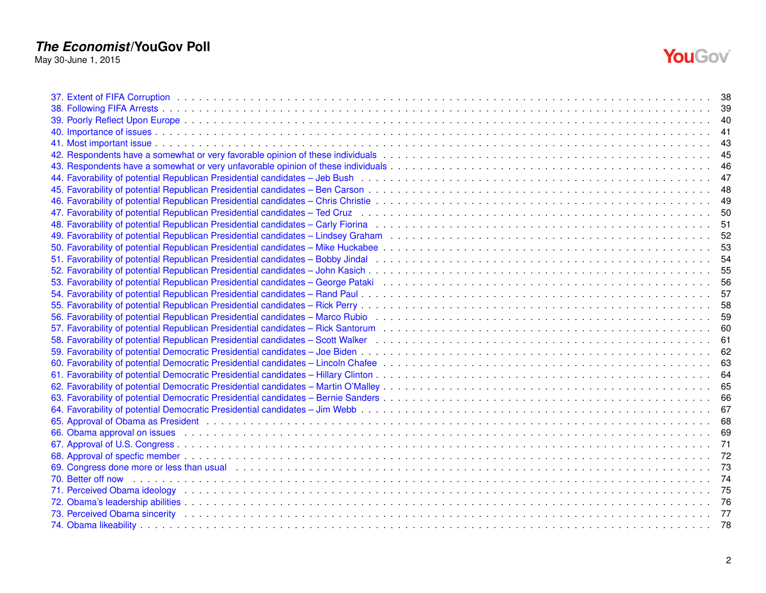37. Extent of FIFA Corruption . . . . . . . . . . . . . . . . . . . . . . . . . . . . . . . . . . . . . . . . . . . . . . . . . . . . . . . . . . . . . . . . . . . . 38
38. Following FIFA Arrests . . . . . . . . . . . . . . . . . . . . . . . . . . . . . . . . . . . . . . . . . . . . . . . . . . . . . . . . . . . . . . . . . . . . . . . 39
39. Poorly Reflect Upon Europe . . . . . . . . . . . . . . . . . . . . . . . . . . . . . . . . . . . . . . . . . . . . . . . . . . . . . . . . . . . . . . . . . . . . 40
40. Importance of issues . . . . . . . . . . . . . . . . . . . . . . . . . . . . . . . . . . . . . . . . . . . . . . . . . . . . . . . . . . . . . . . . . . . . . . . . . 41
41. Most important issue . . . . . . . . . . . . . . . . . . . . . . . . . . . . . . . . . . . . . . . . . . . . . . . . . . . . . . . . . . . . . . . . . . . . . . . . . 43
42. Respondents have a somewhat or very favorable opinion of these individuals . . . . . . . . . . . . . . . . . . . . . . . . . . . . . . . . . . . . . . . 45
43. Respondents have a somewhat or very unfavorable opinion of these individuals . . . . . . . . . . . . . . . . . . . . . . . . . . . . . . . . . . . . . . 46
44. Favorability of potential Republican Presidential candidates – Jeb Bush . . . . . . . . . . . . . . . . . . . . . . . . . . . . . . . . . . . . . . . . . . 47
45. Favorability of potential Republican Presidential candidates – Ben Carson . . . . . . . . . . . . . . . . . . . . . . . . . . . . . . . . . . . . . . . . 48
46. Favorability of potential Republican Presidential candidates – Chris Christie . . . . . . . . . . . . . . . . . . . . . . . . . . . . . . . . . . . . . . . 49
47. Favorability of potential Republican Presidential candidates – Ted Cruz . . . . . . . . . . . . . . . . . . . . . . . . . . . . . . . . . . . . . . . . . 50
48. Favorability of potential Republican Presidential candidates – Carly Fiorina . . . . . . . . . . . . . . . . . . . . . . . . . . . . . . . . . . . . . . . 51
49. Favorability of potential Republican Presidential candidates – Lindsey Graham . . . . . . . . . . . . . . . . . . . . . . . . . . . . . . . . . . . . . 52
50. Favorability of potential Republican Presidential candidates – Mike Huckabee . . . . . . . . . . . . . . . . . . . . . . . . . . . . . . . . . . . . . . 53
51. Favorability of potential Republican Presidential candidates – Bobby Jindal . . . . . . . . . . . . . . . . . . . . . . . . . . . . . . . . . . . . . . . 54
52. Favorability of potential Republican Presidential candidates – John Kasich . . . . . . . . . . . . . . . . . . . . . . . . . . . . . . . . . . . . . . . 55
53. Favorability of potential Republican Presidential candidates – George Pataki . . . . . . . . . . . . . . . . . . . . . . . . . . . . . . . . . . . . . . 56
54. Favorability of potential Republican Presidential candidates – Rand Paul . . . . . . . . . . . . . . . . . . . . . . . . . . . . . . . . . . . . . . . . 57
55. Favorability of potential Republican Presidential candidates – Rick Perry . . . . . . . . . . . . . . . . . . . . . . . . . . . . . . . . . . . . . . . . 58
56. Favorability of potential Republican Presidential candidates – Marco Rubio . . . . . . . . . . . . . . . . . . . . . . . . . . . . . . . . . . . . . . . 59
57. Favorability of potential Republican Presidential candidates – Rick Santorum . . . . . . . . . . . . . . . . . . . . . . . . . . . . . . . . . . . . . . 60
58. Favorability of potential Republican Presidential candidates – Scott Walker . . . . . . . . . . . . . . . . . . . . . . . . . . . . . . . . . . . . . . . 61
59. Favorability of potential Democratic Presidential candidates – Joe Biden . . . . . . . . . . . . . . . . . . . . . . . . . . . . . . . . . . . . . . . . 62
60. Favorability of potential Democratic Presidential candidates – Lincoln Chafee . . . . . . . . . . . . . . . . . . . . . . . . . . . . . . . . . . . . . . 63
61. Favorability of potential Democratic Presidential candidates – Hillary Clinton . . . . . . . . . . . . . . . . . . . . . . . . . . . . . . . . . . . . . . 64
62. Favorability of potential Democratic Presidential candidates – Martin O'Malley . . . . . . . . . . . . . . . . . . . . . . . . . . . . . . . . . . . . . 65
63. Favorability of potential Democratic Presidential candidates – Bernie Sanders . . . . . . . . . . . . . . . . . . . . . . . . . . . . . . . . . . . . . . 66
64. Favorability of potential Democratic Presidential candidates – Jim Webb . . . . . . . . . . . . . . . . . . . . . . . . . . . . . . . . . . . . . . . . 67
65. Approval of Obama as President . . . . . . . . . . . . . . . . . . . . . . . . . . . . . . . . . . . . . . . . . . . . . . . . . . . . . . . . . . . . . . . . . 68
66. Obama approval on issues . . . . . . . . . . . . . . . . . . . . . . . . . . . . . . . . . . . . . . . . . . . . . . . . . . . . . . . . . . . . . . . . . . . . . 69
67. Approval of U.S. Congress . . . . . . . . . . . . . . . . . . . . . . . . . . . . . . . . . . . . . . . . . . . . . . . . . . . . . . . . . . . . . . . . . . . . . 71
68. Approval of specfic member . . . . . . . . . . . . . . . . . . . . . . . . . . . . . . . . . . . . . . . . . . . . . . . . . . . . . . . . . . . . . . . . . . . . 72
69. Congress done more or less than usual . . . . . . . . . . . . . . . . . . . . . . . . . . . . . . . . . . . . . . . . . . . . . . . . . . . . . . . . . . . . 73
70. Better off now . . . . . . . . . . . . . . . . . . . . . . . . . . . . . . . . . . . . . . . . . . . . . . . . . . . . . . . . . . . . . . . . . . . . . . . . . . . . . 74
71. Perceived Obama ideology . . . . . . . . . . . . . . . . . . . . . . . . . . . . . . . . . . . . . . . . . . . . . . . . . . . . . . . . . . . . . . . . . . . . . 75
72. Obama's leadership abilities . . . . . . . . . . . . . . . . . . . . . . . . . . . . . . . . . . . . . . . . . . . . . . . . . . . . . . . . . . . . . . . . . . . . 76
73. Perceived Obama sincerity . . . . . . . . . . . . . . . . . . . . . . . . . . . . . . . . . . . . . . . . . . . . . . . . . . . . . . . . . . . . . . . . . . . . . 77
74. Obama likeability . . . . . . . . . . . . . . . . . . . . . . . . . . . . . . . . . . . . . . . . . . . . . . . . . . . . . . . . . . . . . . . . . . . . . . . . . . . 78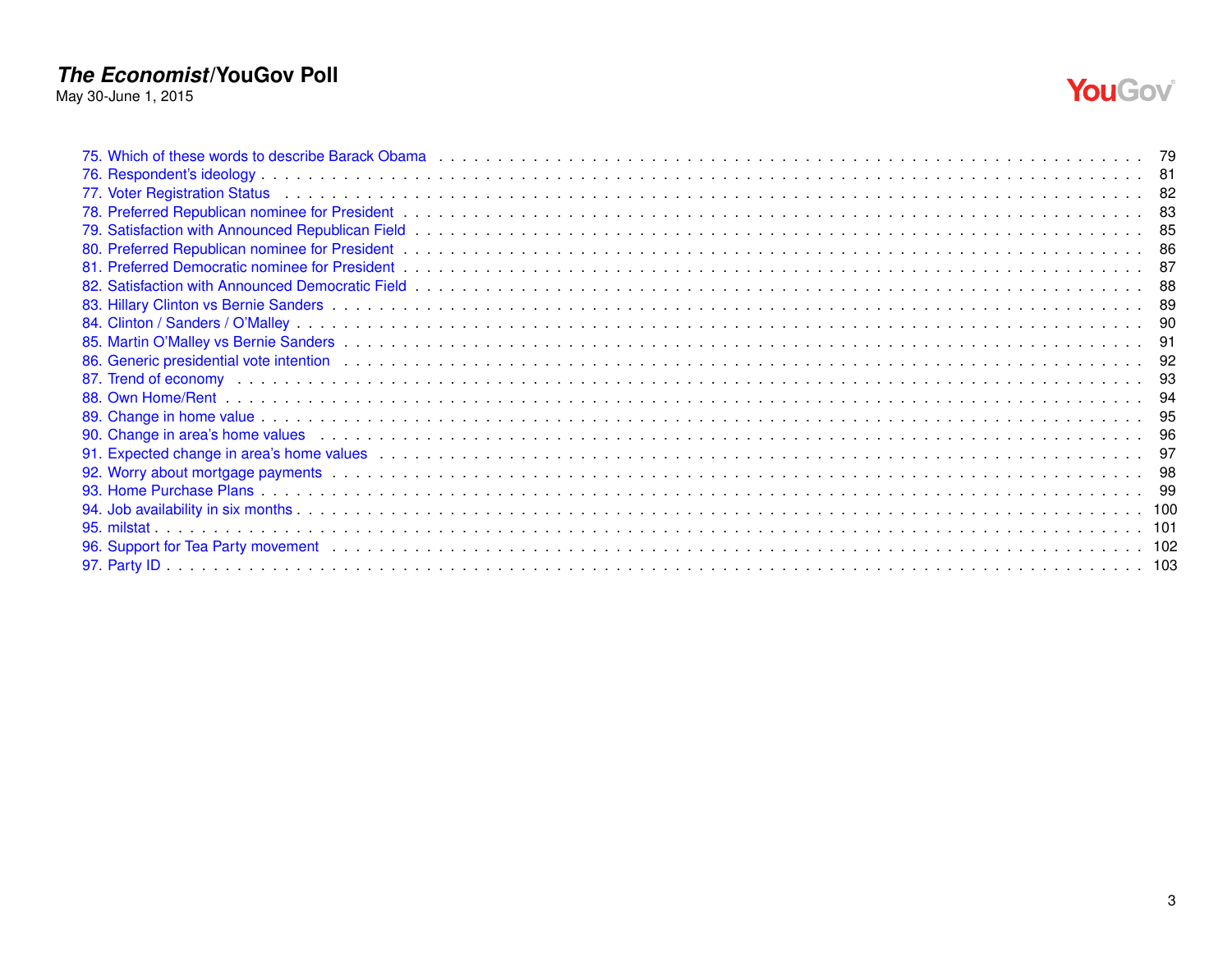75. Which of these words to describe Barack Obama . . . . . . . . . . 79
76. Respondent's ideology . . . . . . . . . . 81
77. Voter Registration Status . . . . . . . . . . 82
78. Preferred Republican nominee for President . . . . . . . . . . 83
79. Satisfaction with Announced Republican Field . . . . . . . . . . 85
80. Preferred Republican nominee for President . . . . . . . . . . 86
81. Preferred Democratic nominee for President . . . . . . . . . . 87
82. Satisfaction with Announced Democratic Field . . . . . . . . . . 88
83. Hillary Clinton vs Bernie Sanders . . . . . . . . . . 89
84. Clinton / Sanders / O'Malley . . . . . . . . . . 90
85. Martin O'Malley vs Bernie Sanders . . . . . . . . . . 91
86. Generic presidential vote intention . . . . . . . . . . 92
87. Trend of economy . . . . . . . . . . 93
88. Own Home/Rent . . . . . . . . . . 94
89. Change in home value . . . . . . . . . . 95
90. Change in area's home values . . . . . . . . . . 96
91. Expected change in area's home values . . . . . . . . . . 97
92. Worry about mortgage payments . . . . . . . . . . 98
93. Home Purchase Plans . . . . . . . . . . 99
94. Job availability in six months . . . . . . . . . . 100
95. milstat . . . . . . . . . . 101
96. Support for Tea Party movement . . . . . . . . . . 102
97. Party ID . . . . . . . . . . 103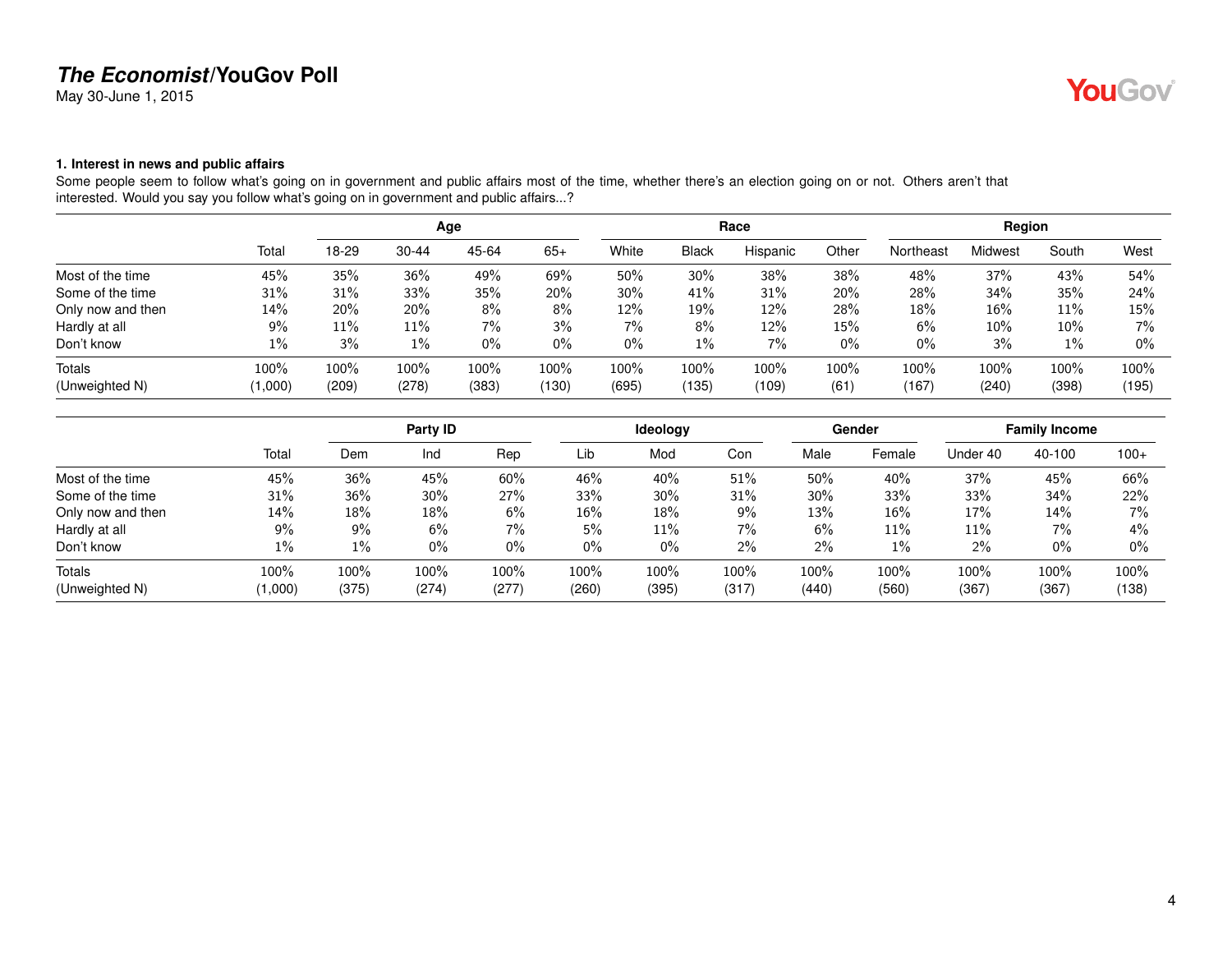## *The Economist*/YouGov Poll

May 30-June 1, 2015

### 1. Interest in news and public affairs

Some people seem to follow what's going on in government and public affairs most of the time, whether there's an election going on or not. Others aren't that interested. Would you say you follow what's going on in government and public affairs...?

| | | Age | | | | Race | | | | Region | | | |
|---|---|---|---|---|---|---|---|---|---|---|---|---|---|
| | Total | 18-29 | 30-44 | 45-64 | 65+ | White | Black | Hispanic | Other | Northeast | Midwest | South | West |
| Most of the time | 45% | 35% | 36% | 49% | 69% | 50% | 30% | 38% | 38% | 48% | 37% | 43% | 54% |
| Some of the time | 31% | 31% | 33% | 35% | 20% | 30% | 41% | 31% | 20% | 28% | 34% | 35% | 24% |
| Only now and then | 14% | 20% | 20% | 8% | 8% | 12% | 19% | 12% | 28% | 18% | 16% | 11% | 15% |
| Hardly at all | 9% | 11% | 11% | 7% | 3% | 7% | 8% | 12% | 15% | 6% | 10% | 10% | 7% |
| Don't know | 1% | 3% | 1% | 0% | 0% | 0% | 1% | 7% | 0% | 0% | 3% | 1% | 0% |
| Totals | 100% | 100% | 100% | 100% | 100% | 100% | 100% | 100% | 100% | 100% | 100% | 100% | 100% |
| (Unweighted N) | (1,000) | (209) | (278) | (383) | (130) | (695) | (135) | (109) | (61) | (167) | (240) | (398) | (195) |

| | | Party ID | | | Ideology | | | Gender | | Family Income | | |
|---|---|---|---|---|---|---|---|---|---|---|---|---|
| | Total | Dem | Ind | Rep | Lib | Mod | Con | Male | Female | Under 40 | 40-100 | 100+ |
| Most of the time | 45% | 36% | 45% | 60% | 46% | 40% | 51% | 50% | 40% | 37% | 45% | 66% |
| Some of the time | 31% | 36% | 30% | 27% | 33% | 30% | 31% | 30% | 33% | 33% | 34% | 22% |
| Only now and then | 14% | 18% | 18% | 6% | 16% | 18% | 9% | 13% | 16% | 17% | 14% | 7% |
| Hardly at all | 9% | 9% | 6% | 7% | 5% | 11% | 7% | 6% | 11% | 11% | 7% | 4% |
| Don't know | 1% | 1% | 0% | 0% | 0% | 0% | 2% | 2% | 1% | 2% | 0% | 0% |
| Totals | 100% | 100% | 100% | 100% | 100% | 100% | 100% | 100% | 100% | 100% | 100% | 100% |
| (Unweighted N) | (1,000) | (375) | (274) | (277) | (260) | (395) | (317) | (440) | (560) | (367) | (367) | (138) |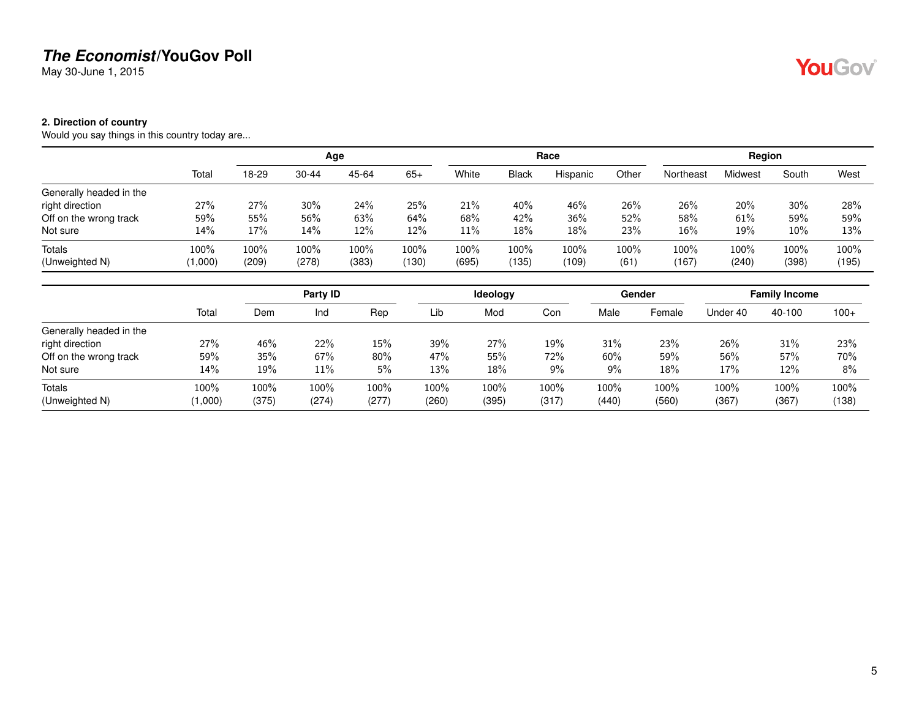## 2. Direction of country

Would you say things in this country today are...

| | Total | Age | | | | Race | | | | Region | | | |
|---|---|---|---|---|---|---|---|---|---|---|---|---|---|
| | | 18-29 | 30-44 | 45-64 | 65+ | White | Black | Hispanic | Other | Northeast | Midwest | South | West |
| Generally headed in the right direction | 27% | 27% | 30% | 24% | 25% | 21% | 40% | 46% | 26% | 26% | 20% | 30% | 28% |
| Off on the wrong track | 59% | 55% | 56% | 63% | 64% | 68% | 42% | 36% | 52% | 58% | 61% | 59% | 59% |
| Not sure | 14% | 17% | 14% | 12% | 12% | 11% | 18% | 18% | 23% | 16% | 19% | 10% | 13% |
| Totals | 100% | 100% | 100% | 100% | 100% | 100% | 100% | 100% | 100% | 100% | 100% | 100% | 100% |
| (Unweighted N) | (1,000) | (209) | (278) | (383) | (130) | (695) | (135) | (109) | (61) | (167) | (240) | (398) | (195) |

| | Total | Party ID | | | Ideology | | | Gender | | Family Income | | |
|---|---|---|---|---|---|---|---|---|---|---|---|---|
| | | Dem | Ind | Rep | Lib | Mod | Con | Male | Female | Under 40 | 40-100 | 100+ |
| Generally headed in the right direction | 27% | 46% | 22% | 15% | 39% | 27% | 19% | 31% | 23% | 26% | 31% | 23% |
| Off on the wrong track | 59% | 35% | 67% | 80% | 47% | 55% | 72% | 60% | 59% | 56% | 57% | 70% |
| Not sure | 14% | 19% | 11% | 5% | 13% | 18% | 9% | 9% | 18% | 17% | 12% | 8% |
| Totals | 100% | 100% | 100% | 100% | 100% | 100% | 100% | 100% | 100% | 100% | 100% | 100% |
| (Unweighted N) | (1,000) | (375) | (274) | (277) | (260) | (395) | (317) | (440) | (560) | (367) | (367) | (138) |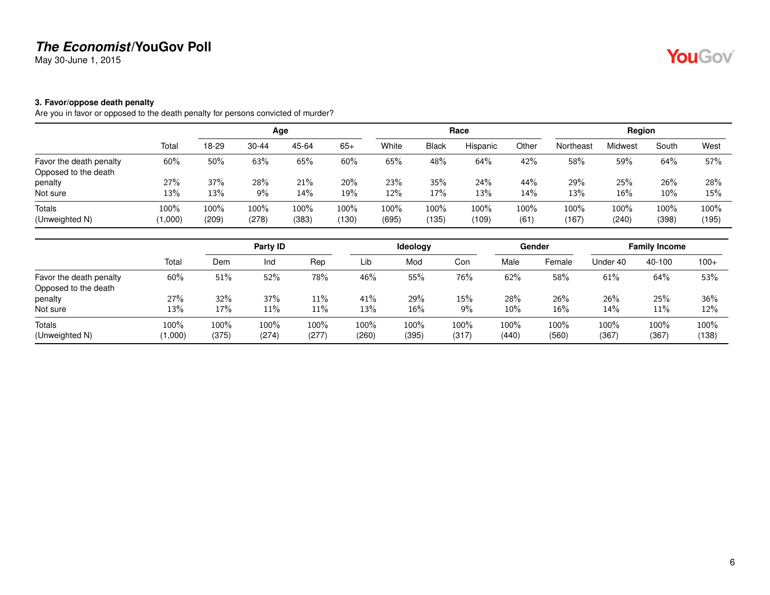# *The Economist*/YouGov Poll

May 30-June 1, 2015

### 3. Favor/oppose death penalty

Are you in favor or opposed to the death penalty for persons convicted of murder?

| | | Age | | | | Race | | | | Region | | | |
|---|---|---|---|---|---|---|---|---|---|---|---|---|---|
| | Total | 18-29 | 30-44 | 45-64 | 65+ | White | Black | Hispanic | Other | Northeast | Midwest | South | West |
| Favor the death penalty | 60% | 50% | 63% | 65% | 60% | 65% | 48% | 64% | 42% | 58% | 59% | 64% | 57% |
| Opposed to the death penalty | 27% | 37% | 28% | 21% | 20% | 23% | 35% | 24% | 44% | 29% | 25% | 26% | 28% |
| Not sure | 13% | 13% | 9% | 14% | 19% | 12% | 17% | 13% | 14% | 13% | 16% | 10% | 15% |
| Totals | 100% | 100% | 100% | 100% | 100% | 100% | 100% | 100% | 100% | 100% | 100% | 100% | 100% |
| (Unweighted N) | (1,000) | (209) | (278) | (383) | (130) | (695) | (135) | (109) | (61) | (167) | (240) | (398) | (195) |

| | | Party ID | | | Ideology | | | Gender | | Family Income | | |
|---|---|---|---|---|---|---|---|---|---|---|---|---|
| | Total | Dem | Ind | Rep | Lib | Mod | Con | Male | Female | Under 40 | 40-100 | 100+ |
| Favor the death penalty | 60% | 51% | 52% | 78% | 46% | 55% | 76% | 62% | 58% | 61% | 64% | 53% |
| Opposed to the death penalty | 27% | 32% | 37% | 11% | 41% | 29% | 15% | 28% | 26% | 26% | 25% | 36% |
| Not sure | 13% | 17% | 11% | 11% | 13% | 16% | 9% | 10% | 16% | 14% | 11% | 12% |
| Totals | 100% | 100% | 100% | 100% | 100% | 100% | 100% | 100% | 100% | 100% | 100% | 100% |
| (Unweighted N) | (1,000) | (375) | (274) | (277) | (260) | (395) | (317) | (440) | (560) | (367) | (367) | (138) |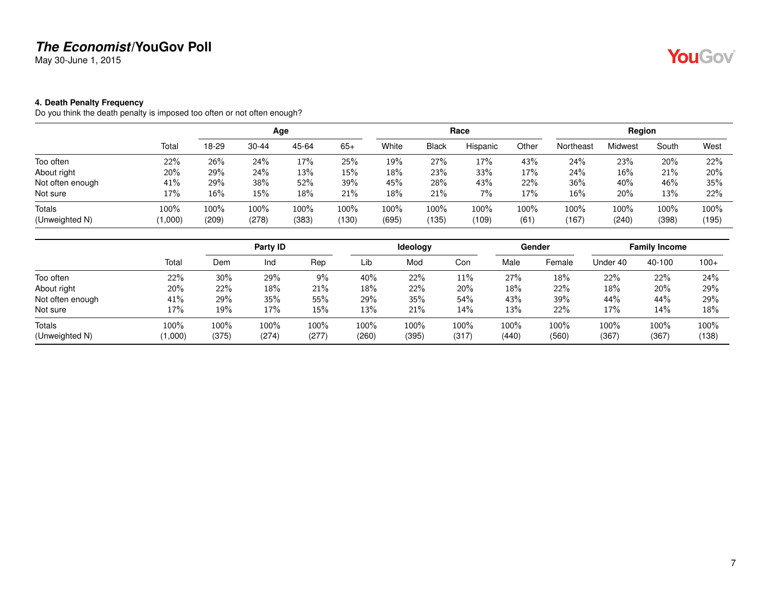**4. Death Penalty Frequency**

Do you think the death penalty is imposed too often or not often enough?

| | Total | Age | | | | Race | | | | Region | | | |
|---|---|---|---|---|---|---|---|---|---|---|---|---|---|
| | | 18-29 | 30-44 | 45-64 | 65+ | White | Black | Hispanic | Other | Northeast | Midwest | South | West |
| Too often | 22% | 26% | 24% | 17% | 25% | 19% | 27% | 17% | 43% | 24% | 23% | 20% | 22% |
| About right | 20% | 29% | 24% | 13% | 15% | 18% | 23% | 33% | 17% | 24% | 16% | 21% | 20% |
| Not often enough | 41% | 29% | 38% | 52% | 39% | 45% | 28% | 43% | 22% | 36% | 40% | 46% | 35% |
| Not sure | 17% | 16% | 15% | 18% | 21% | 18% | 21% | 7% | 17% | 16% | 20% | 13% | 22% |
| Totals | 100% | 100% | 100% | 100% | 100% | 100% | 100% | 100% | 100% | 100% | 100% | 100% | 100% |
| (Unweighted N) | (1,000) | (209) | (278) | (383) | (130) | (695) | (135) | (109) | (61) | (167) | (240) | (398) | (195) |

| | Total | Party ID | | | Ideology | | | Gender | | Family Income | | |
|---|---|---|---|---|---|---|---|---|---|---|---|---|
| | | Dem | Ind | Rep | Lib | Mod | Con | Male | Female | Under 40 | 40-100 | 100+ |
| Too often | 22% | 30% | 29% | 9% | 40% | 22% | 11% | 27% | 18% | 22% | 22% | 24% |
| About right | 20% | 22% | 18% | 21% | 18% | 22% | 20% | 18% | 22% | 18% | 20% | 29% |
| Not often enough | 41% | 29% | 35% | 55% | 29% | 35% | 54% | 43% | 39% | 44% | 44% | 29% |
| Not sure | 17% | 19% | 17% | 15% | 13% | 21% | 14% | 13% | 22% | 17% | 14% | 18% |
| Totals | 100% | 100% | 100% | 100% | 100% | 100% | 100% | 100% | 100% | 100% | 100% | 100% |
| (Unweighted N) | (1,000) | (375) | (274) | (277) | (260) | (395) | (317) | (440) | (560) | (367) | (367) | (138) |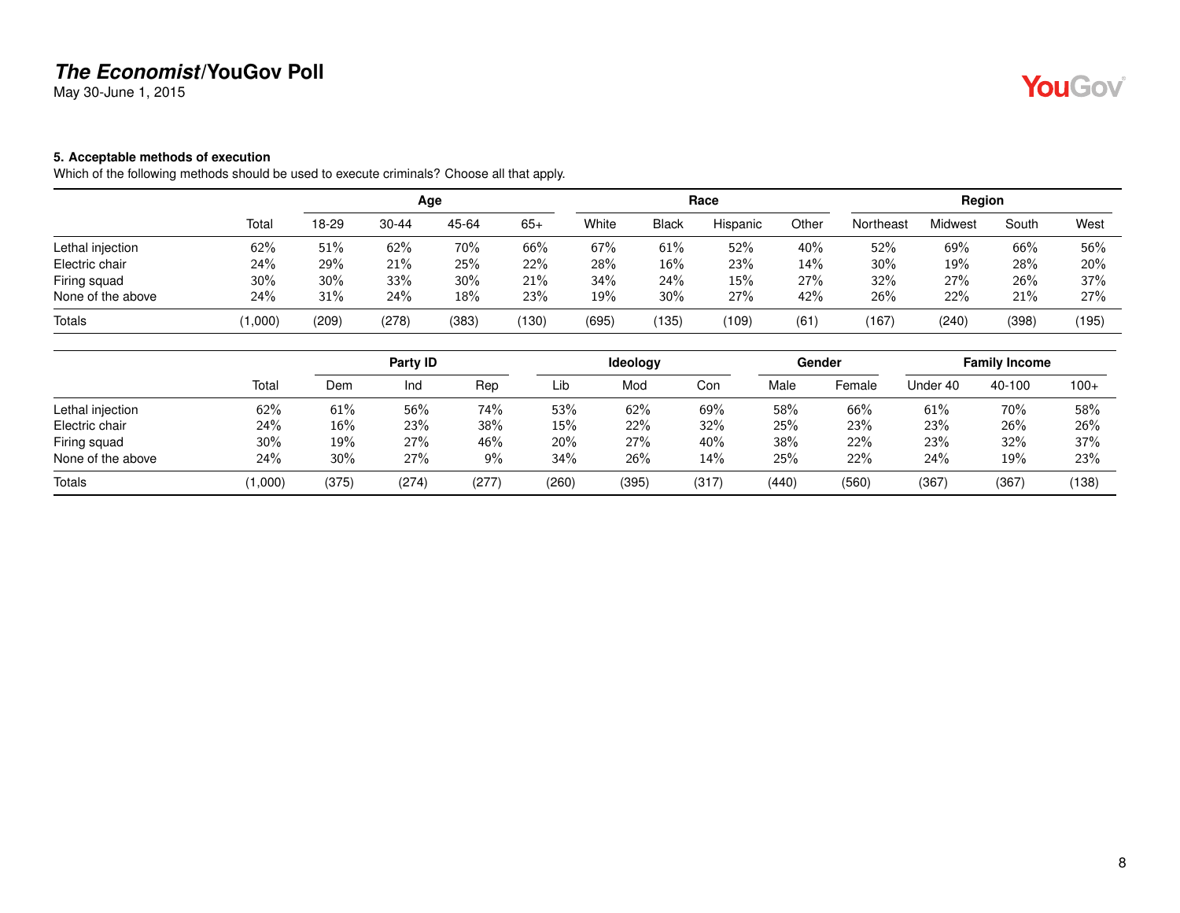**5. Acceptable methods of execution**

Which of the following methods should be used to execute criminals? Choose all that apply.

| | | Age | | | | Race | | | | Region | | | |
|---|---|---|---|---|---|---|---|---|---|---|---|---|---|
| | Total | 18-29 | 30-44 | 45-64 | 65+ | White | Black | Hispanic | Other | Northeast | Midwest | South | West |
| Lethal injection | 62% | 51% | 62% | 70% | 66% | 67% | 61% | 52% | 40% | 52% | 69% | 66% | 56% |
| Electric chair | 24% | 29% | 21% | 25% | 22% | 28% | 16% | 23% | 14% | 30% | 19% | 28% | 20% |
| Firing squad | 30% | 30% | 33% | 30% | 21% | 34% | 24% | 15% | 27% | 32% | 27% | 26% | 37% |
| None of the above | 24% | 31% | 24% | 18% | 23% | 19% | 30% | 27% | 42% | 26% | 22% | 21% | 27% |
| Totals | (1,000) | (209) | (278) | (383) | (130) | (695) | (135) | (109) | (61) | (167) | (240) | (398) | (195) |

| | | Party ID | | | Ideology | | | Gender | | Family Income | | |
|---|---|---|---|---|---|---|---|---|---|---|---|---|
| | Total | Dem | Ind | Rep | Lib | Mod | Con | Male | Female | Under 40 | 40-100 | 100+ |
| Lethal injection | 62% | 61% | 56% | 74% | 53% | 62% | 69% | 58% | 66% | 61% | 70% | 58% |
| Electric chair | 24% | 16% | 23% | 38% | 15% | 22% | 32% | 25% | 23% | 23% | 26% | 26% |
| Firing squad | 30% | 19% | 27% | 46% | 20% | 27% | 40% | 38% | 22% | 23% | 32% | 37% |
| None of the above | 24% | 30% | 27% | 9% | 34% | 26% | 14% | 25% | 22% | 24% | 19% | 23% |
| Totals | (1,000) | (375) | (274) | (277) | (260) | (395) | (317) | (440) | (560) | (367) | (367) | (138) |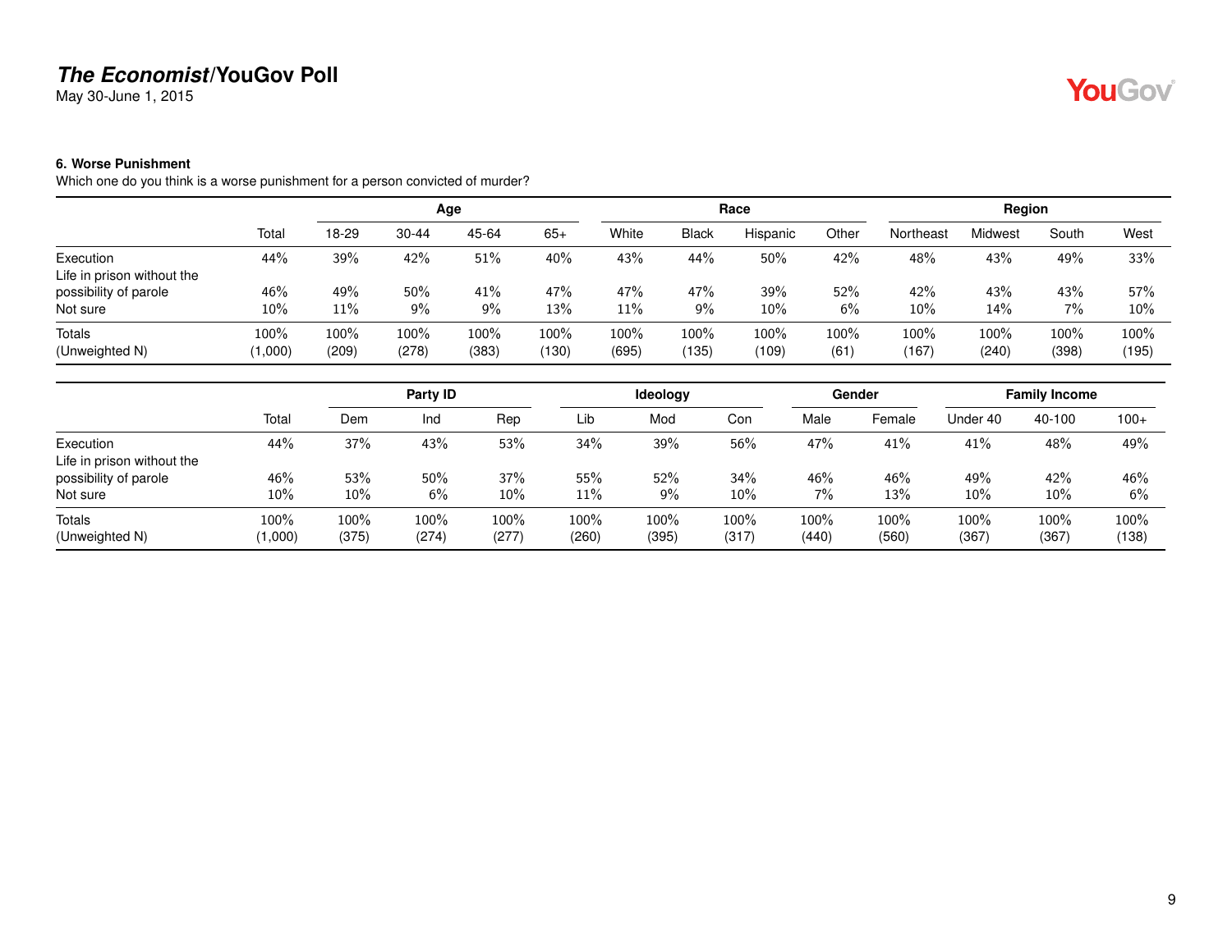# *The Economist*/YouGov Poll

May 30-June 1, 2015

### 6. Worse Punishment

Which one do you think is a worse punishment for a person convicted of murder?

| | Total | Age | | | | Race | | | | Region | | | |
|---|---|---|---|---|---|---|---|---|---|---|---|---|---|
| | | 18-29 | 30-44 | 45-64 | 65+ | White | Black | Hispanic | Other | Northeast | Midwest | South | West |
| Execution | 44% | 39% | 42% | 51% | 40% | 43% | 44% | 50% | 42% | 48% | 43% | 49% | 33% |
| Life in prison without the possibility of parole | 46% | 49% | 50% | 41% | 47% | 47% | 47% | 39% | 52% | 42% | 43% | 43% | 57% |
| Not sure | 10% | 11% | 9% | 9% | 13% | 11% | 9% | 10% | 6% | 10% | 14% | 7% | 10% |
| Totals | 100% | 100% | 100% | 100% | 100% | 100% | 100% | 100% | 100% | 100% | 100% | 100% | 100% |
| (Unweighted N) | (1,000) | (209) | (278) | (383) | (130) | (695) | (135) | (109) | (61) | (167) | (240) | (398) | (195) |

| | Total | Party ID | | | Ideology | | | Gender | | Family Income | | |
|---|---|---|---|---|---|---|---|---|---|---|---|---|
| | | Dem | Ind | Rep | Lib | Mod | Con | Male | Female | Under 40 | 40-100 | 100+ |
| Execution | 44% | 37% | 43% | 53% | 34% | 39% | 56% | 47% | 41% | 41% | 48% | 49% |
| Life in prison without the possibility of parole | 46% | 53% | 50% | 37% | 55% | 52% | 34% | 46% | 46% | 49% | 42% | 46% |
| Not sure | 10% | 10% | 6% | 10% | 11% | 9% | 10% | 7% | 13% | 10% | 10% | 6% |
| Totals | 100% | 100% | 100% | 100% | 100% | 100% | 100% | 100% | 100% | 100% | 100% | 100% |
| (Unweighted N) | (1,000) | (375) | (274) | (277) | (260) | (395) | (317) | (440) | (560) | (367) | (367) | (138) |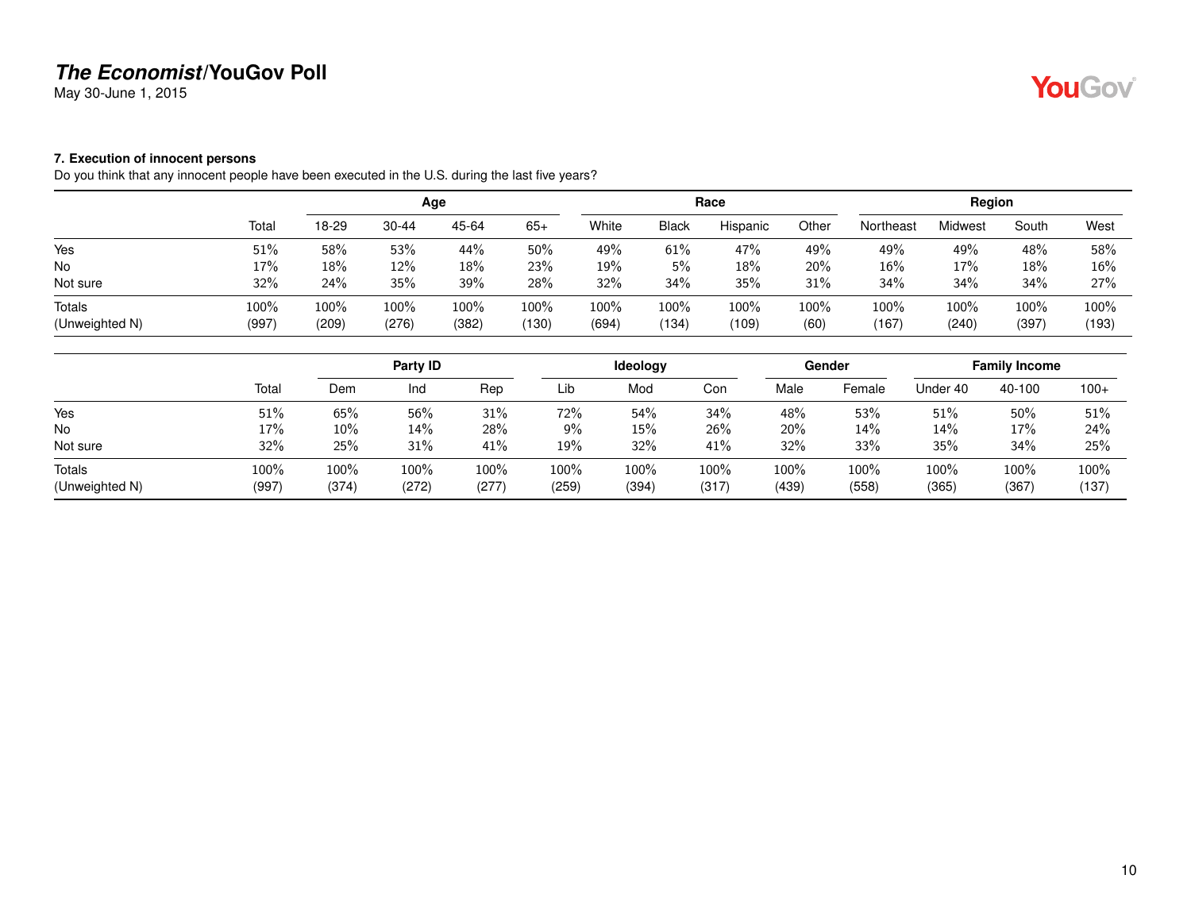**7. Execution of innocent persons**

Do you think that any innocent people have been executed in the U.S. during the last five years?

| | Total | Age | | | | Race | | | | Region | | | |
|---|---|---|---|---|---|---|---|---|---|---|---|---|---|
| | | 18-29 | 30-44 | 45-64 | 65+ | White | Black | Hispanic | Other | Northeast | Midwest | South | West |
| Yes | 51% | 58% | 53% | 44% | 50% | 49% | 61% | 47% | 49% | 49% | 49% | 48% | 58% |
| No | 17% | 18% | 12% | 18% | 23% | 19% | 5% | 18% | 20% | 16% | 17% | 18% | 16% |
| Not sure | 32% | 24% | 35% | 39% | 28% | 32% | 34% | 35% | 31% | 34% | 34% | 34% | 27% |
| Totals | 100% | 100% | 100% | 100% | 100% | 100% | 100% | 100% | 100% | 100% | 100% | 100% | 100% |
| (Unweighted N) | (997) | (209) | (276) | (382) | (130) | (694) | (134) | (109) | (60) | (167) | (240) | (397) | (193) |

| | Total | Party ID | | | Ideology | | | Gender | | Family Income | | |
|---|---|---|---|---|---|---|---|---|---|---|---|---|
| | | Dem | Ind | Rep | Lib | Mod | Con | Male | Female | Under 40 | 40-100 | 100+ |
| Yes | 51% | 65% | 56% | 31% | 72% | 54% | 34% | 48% | 53% | 51% | 50% | 51% |
| No | 17% | 10% | 14% | 28% | 9% | 15% | 26% | 20% | 14% | 14% | 17% | 24% |
| Not sure | 32% | 25% | 31% | 41% | 19% | 32% | 41% | 32% | 33% | 35% | 34% | 25% |
| Totals | 100% | 100% | 100% | 100% | 100% | 100% | 100% | 100% | 100% | 100% | 100% | 100% |
| (Unweighted N) | (997) | (374) | (272) | (277) | (259) | (394) | (317) | (439) | (558) | (365) | (367) | (137) |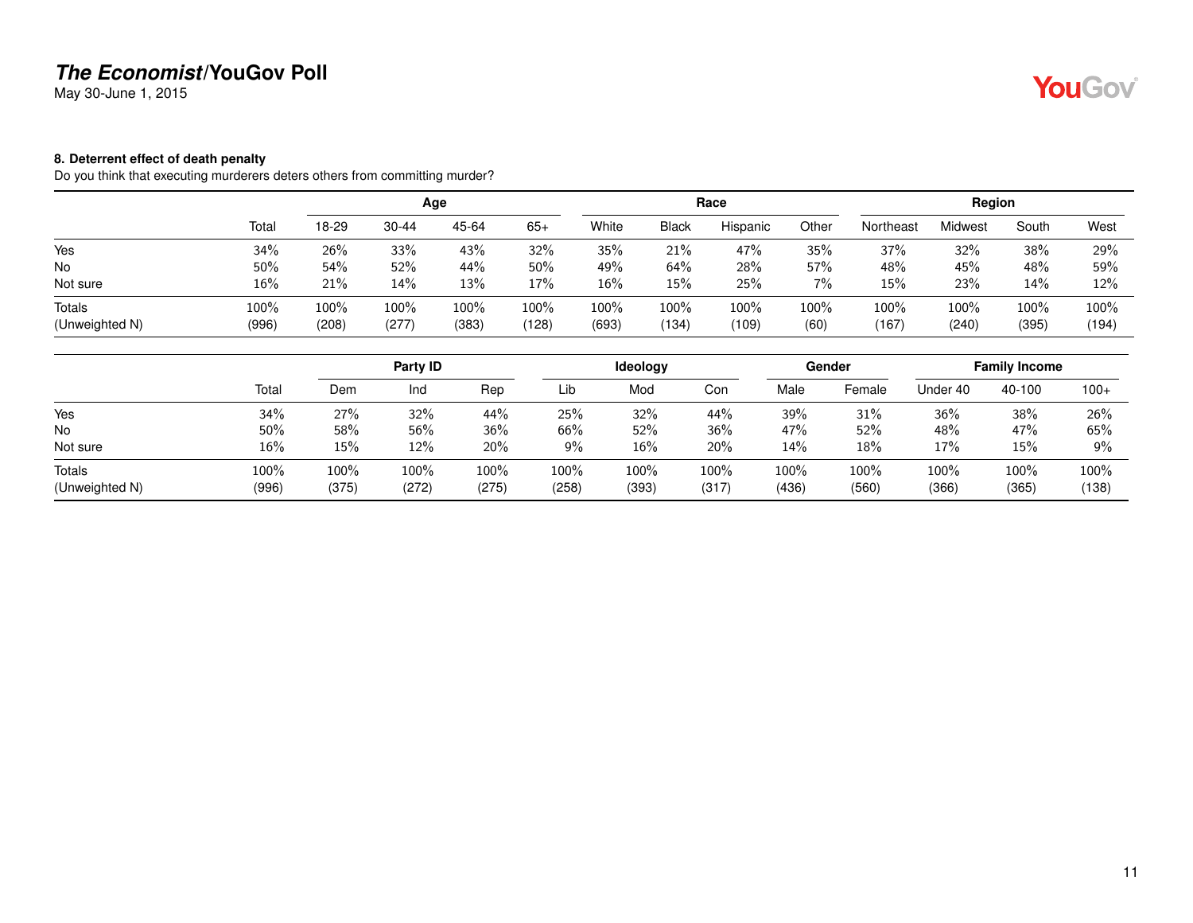**8. Deterrent effect of death penalty**

Do you think that executing murderers deters others from committing murder?

| | Total | Age | | | | Race | | | | Region | | | |
|---|---|---|---|---|---|---|---|---|---|---|---|---|---|
| | | 18-29 | 30-44 | 45-64 | 65+ | White | Black | Hispanic | Other | Northeast | Midwest | South | West |
| Yes | 34% | 26% | 33% | 43% | 32% | 35% | 21% | 47% | 35% | 37% | 32% | 38% | 29% |
| No | 50% | 54% | 52% | 44% | 50% | 49% | 64% | 28% | 57% | 48% | 45% | 48% | 59% |
| Not sure | 16% | 21% | 14% | 13% | 17% | 16% | 15% | 25% | 7% | 15% | 23% | 14% | 12% |
| Totals | 100% | 100% | 100% | 100% | 100% | 100% | 100% | 100% | 100% | 100% | 100% | 100% | 100% |
| (Unweighted N) | (996) | (208) | (277) | (383) | (128) | (693) | (134) | (109) | (60) | (167) | (240) | (395) | (194) |

| | Total | Party ID | | | Ideology | | | Gender | | Family Income | | |
|---|---|---|---|---|---|---|---|---|---|---|---|---|
| | | Dem | Ind | Rep | Lib | Mod | Con | Male | Female | Under 40 | 40-100 | 100+ |
| Yes | 34% | 27% | 32% | 44% | 25% | 32% | 44% | 39% | 31% | 36% | 38% | 26% |
| No | 50% | 58% | 56% | 36% | 66% | 52% | 36% | 47% | 52% | 48% | 47% | 65% |
| Not sure | 16% | 15% | 12% | 20% | 9% | 16% | 20% | 14% | 18% | 17% | 15% | 9% |
| Totals | 100% | 100% | 100% | 100% | 100% | 100% | 100% | 100% | 100% | 100% | 100% | 100% |
| (Unweighted N) | (996) | (375) | (272) | (275) | (258) | (393) | (317) | (436) | (560) | (366) | (365) | (138) |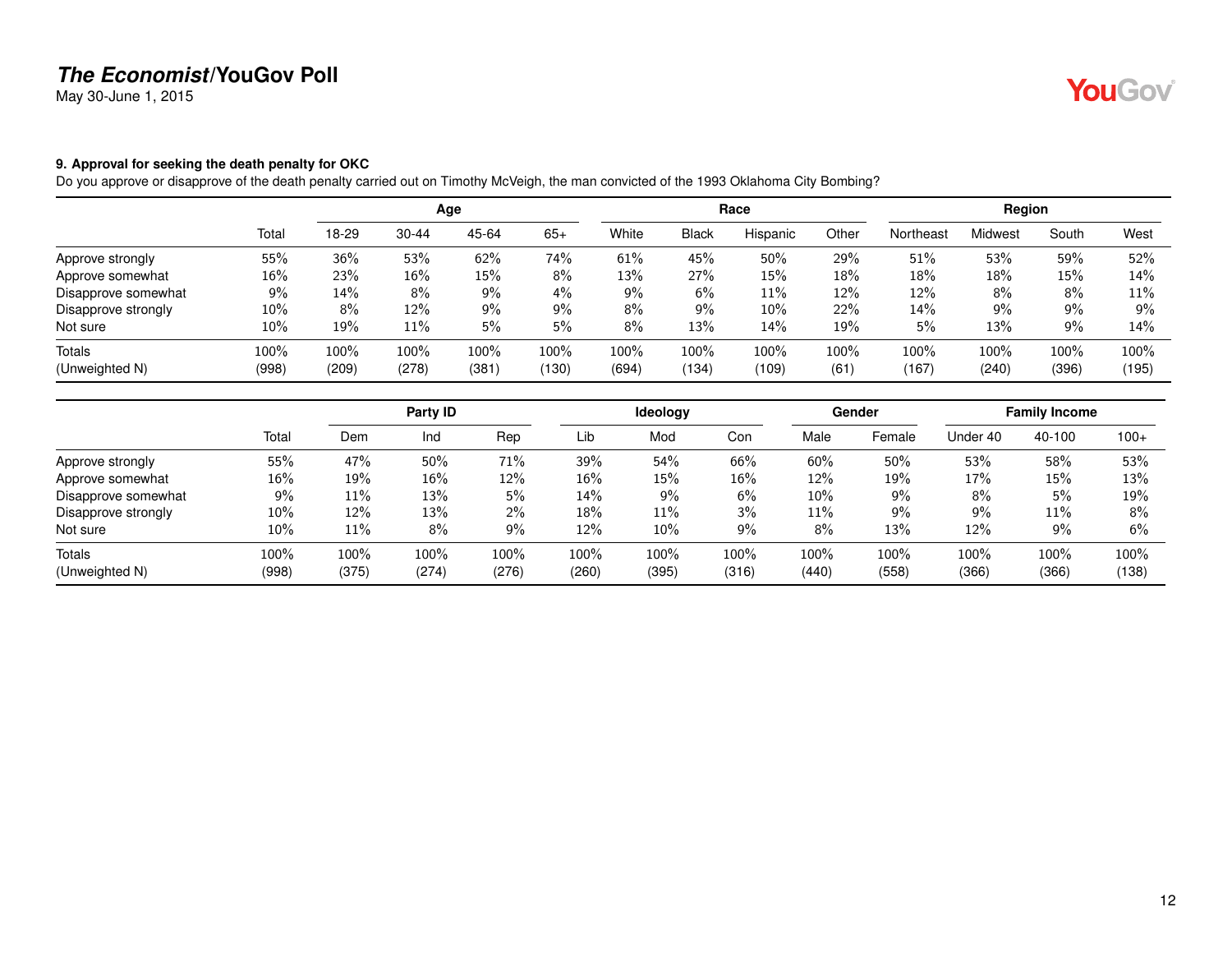# *The Economist*/YouGov Poll

May 30-June 1, 2015

### 9. Approval for seeking the death penalty for OKC

Do you approve or disapprove of the death penalty carried out on Timothy McVeigh, the man convicted of the 1993 Oklahoma City Bombing?

| | | Age | | | | Race | | | | Region | | | |
|---|---|---|---|---|---|---|---|---|---|---|---|---|---|
| | Total | 18-29 | 30-44 | 45-64 | 65+ | White | Black | Hispanic | Other | Northeast | Midwest | South | West |
| Approve strongly | 55% | 36% | 53% | 62% | 74% | 61% | 45% | 50% | 29% | 51% | 53% | 59% | 52% |
| Approve somewhat | 16% | 23% | 16% | 15% | 8% | 13% | 27% | 15% | 18% | 18% | 18% | 15% | 14% |
| Disapprove somewhat | 9% | 14% | 8% | 9% | 4% | 9% | 6% | 11% | 12% | 12% | 8% | 8% | 11% |
| Disapprove strongly | 10% | 8% | 12% | 9% | 9% | 8% | 9% | 10% | 22% | 14% | 9% | 9% | 9% |
| Not sure | 10% | 19% | 11% | 5% | 5% | 8% | 13% | 14% | 19% | 5% | 13% | 9% | 14% |
| Totals | 100% | 100% | 100% | 100% | 100% | 100% | 100% | 100% | 100% | 100% | 100% | 100% | 100% |
| (Unweighted N) | (998) | (209) | (278) | (381) | (130) | (694) | (134) | (109) | (61) | (167) | (240) | (396) | (195) |

| | | Party ID | | | Ideology | | | Gender | | Family Income | | |
|---|---|---|---|---|---|---|---|---|---|---|---|---|
| | Total | Dem | Ind | Rep | Lib | Mod | Con | Male | Female | Under 40 | 40-100 | 100+ |
| Approve strongly | 55% | 47% | 50% | 71% | 39% | 54% | 66% | 60% | 50% | 53% | 58% | 53% |
| Approve somewhat | 16% | 19% | 16% | 12% | 16% | 15% | 16% | 12% | 19% | 17% | 15% | 13% |
| Disapprove somewhat | 9% | 11% | 13% | 5% | 14% | 9% | 6% | 10% | 9% | 8% | 5% | 19% |
| Disapprove strongly | 10% | 12% | 13% | 2% | 18% | 11% | 3% | 11% | 9% | 9% | 11% | 8% |
| Not sure | 10% | 11% | 8% | 9% | 12% | 10% | 9% | 8% | 13% | 12% | 9% | 6% |
| Totals | 100% | 100% | 100% | 100% | 100% | 100% | 100% | 100% | 100% | 100% | 100% | 100% |
| (Unweighted N) | (998) | (375) | (274) | (276) | (260) | (395) | (316) | (440) | (558) | (366) | (366) | (138) |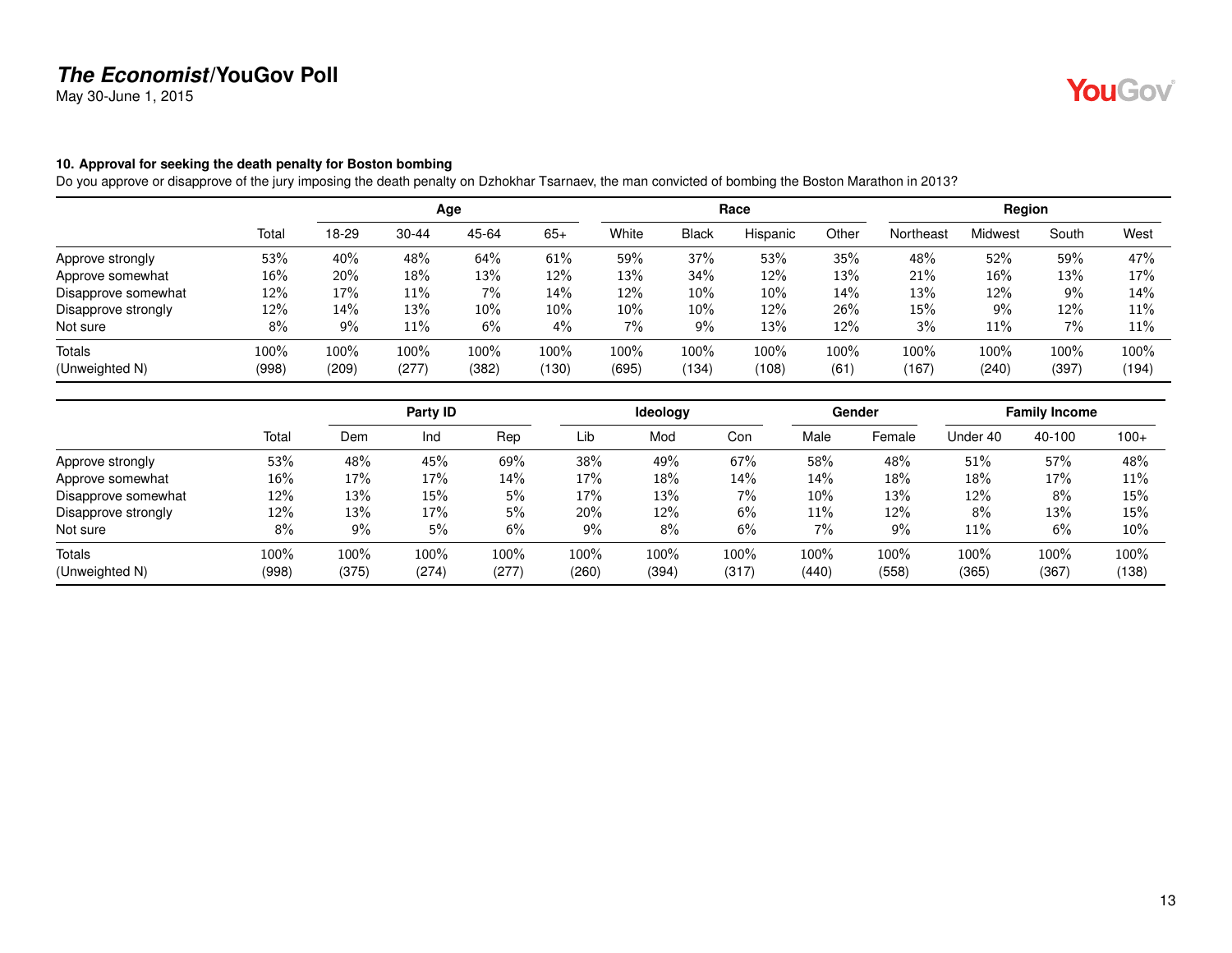**The Economist/YouGov Poll**

May 30-June 1, 2015

**10. Approval for seeking the death penalty for Boston bombing**

Do you approve or disapprove of the jury imposing the death penalty on Dzhokhar Tsarnaev, the man convicted of bombing the Boston Marathon in 2013?

| | | Age | | | | Race | | | | Region | | | |
|---|---|---|---|---|---|---|---|---|---|---|---|---|---|
| | Total | 18-29 | 30-44 | 45-64 | 65+ | White | Black | Hispanic | Other | Northeast | Midwest | South | West |
| Approve strongly | 53% | 40% | 48% | 64% | 61% | 59% | 37% | 53% | 35% | 48% | 52% | 59% | 47% |
| Approve somewhat | 16% | 20% | 18% | 13% | 12% | 13% | 34% | 12% | 13% | 21% | 16% | 13% | 17% |
| Disapprove somewhat | 12% | 17% | 11% | 7% | 14% | 12% | 10% | 10% | 14% | 13% | 12% | 9% | 14% |
| Disapprove strongly | 12% | 14% | 13% | 10% | 10% | 10% | 10% | 12% | 26% | 15% | 9% | 12% | 11% |
| Not sure | 8% | 9% | 11% | 6% | 4% | 7% | 9% | 13% | 12% | 3% | 11% | 7% | 11% |
| Totals | 100% | 100% | 100% | 100% | 100% | 100% | 100% | 100% | 100% | 100% | 100% | 100% | 100% |
| (Unweighted N) | (998) | (209) | (277) | (382) | (130) | (695) | (134) | (108) | (61) | (167) | (240) | (397) | (194) |

| | | Party ID | | | Ideology | | | Gender | | Family Income | | |
|---|---|---|---|---|---|---|---|---|---|---|---|---|
| | Total | Dem | Ind | Rep | Lib | Mod | Con | Male | Female | Under 40 | 40-100 | 100+ |
| Approve strongly | 53% | 48% | 45% | 69% | 38% | 49% | 67% | 58% | 48% | 51% | 57% | 48% |
| Approve somewhat | 16% | 17% | 17% | 14% | 17% | 18% | 14% | 14% | 18% | 18% | 17% | 11% |
| Disapprove somewhat | 12% | 13% | 15% | 5% | 17% | 13% | 7% | 10% | 13% | 12% | 8% | 15% |
| Disapprove strongly | 12% | 13% | 17% | 5% | 20% | 12% | 6% | 11% | 12% | 8% | 13% | 15% |
| Not sure | 8% | 9% | 5% | 6% | 9% | 8% | 6% | 7% | 9% | 11% | 6% | 10% |
| Totals | 100% | 100% | 100% | 100% | 100% | 100% | 100% | 100% | 100% | 100% | 100% | 100% |
| (Unweighted N) | (998) | (375) | (274) | (277) | (260) | (394) | (317) | (440) | (558) | (365) | (367) | (138) |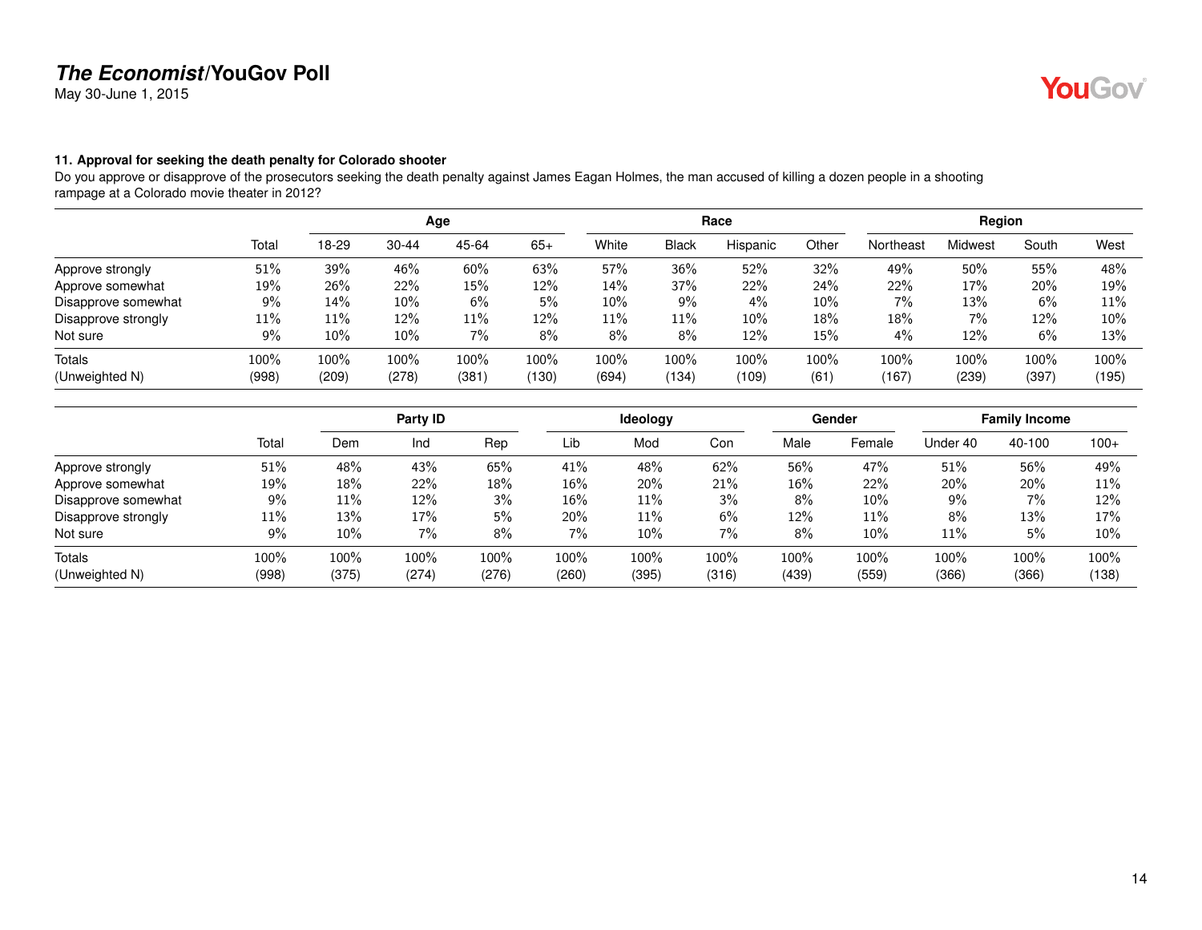**The Economist/YouGov Poll**
May 30-June 1, 2015

### 11. Approval for seeking the death penalty for Colorado shooter

Do you approve or disapprove of the prosecutors seeking the death penalty against James Eagan Holmes, the man accused of killing a dozen people in a shooting rampage at a Colorado movie theater in 2012?

| | | Age | | | | Race | | | | Region | | | |
|---|---|---|---|---|---|---|---|---|---|---|---|---|---|
| | Total | 18-29 | 30-44 | 45-64 | 65+ | White | Black | Hispanic | Other | Northeast | Midwest | South | West |
| Approve strongly | 51% | 39% | 46% | 60% | 63% | 57% | 36% | 52% | 32% | 49% | 50% | 55% | 48% |
| Approve somewhat | 19% | 26% | 22% | 15% | 12% | 14% | 37% | 22% | 24% | 22% | 17% | 20% | 19% |
| Disapprove somewhat | 9% | 14% | 10% | 6% | 5% | 10% | 9% | 4% | 10% | 7% | 13% | 6% | 11% |
| Disapprove strongly | 11% | 11% | 12% | 11% | 12% | 11% | 11% | 10% | 18% | 18% | 7% | 12% | 10% |
| Not sure | 9% | 10% | 10% | 7% | 8% | 8% | 8% | 12% | 15% | 4% | 12% | 6% | 13% |
| Totals | 100% | 100% | 100% | 100% | 100% | 100% | 100% | 100% | 100% | 100% | 100% | 100% | 100% |
| (Unweighted N) | (998) | (209) | (278) | (381) | (130) | (694) | (134) | (109) | (61) | (167) | (239) | (397) | (195) |

| | | Party ID | | | Ideology | | | Gender | | Family Income | | |
|---|---|---|---|---|---|---|---|---|---|---|---|---|
| | Total | Dem | Ind | Rep | Lib | Mod | Con | Male | Female | Under 40 | 40-100 | 100+ |
| Approve strongly | 51% | 48% | 43% | 65% | 41% | 48% | 62% | 56% | 47% | 51% | 56% | 49% |
| Approve somewhat | 19% | 18% | 22% | 18% | 16% | 20% | 21% | 16% | 22% | 20% | 20% | 11% |
| Disapprove somewhat | 9% | 11% | 12% | 3% | 16% | 11% | 3% | 8% | 10% | 9% | 7% | 12% |
| Disapprove strongly | 11% | 13% | 17% | 5% | 20% | 11% | 6% | 12% | 11% | 8% | 13% | 17% |
| Not sure | 9% | 10% | 7% | 8% | 7% | 10% | 7% | 8% | 10% | 11% | 5% | 10% |
| Totals | 100% | 100% | 100% | 100% | 100% | 100% | 100% | 100% | 100% | 100% | 100% | 100% |
| (Unweighted N) | (998) | (375) | (274) | (276) | (260) | (395) | (316) | (439) | (559) | (366) | (366) | (138) |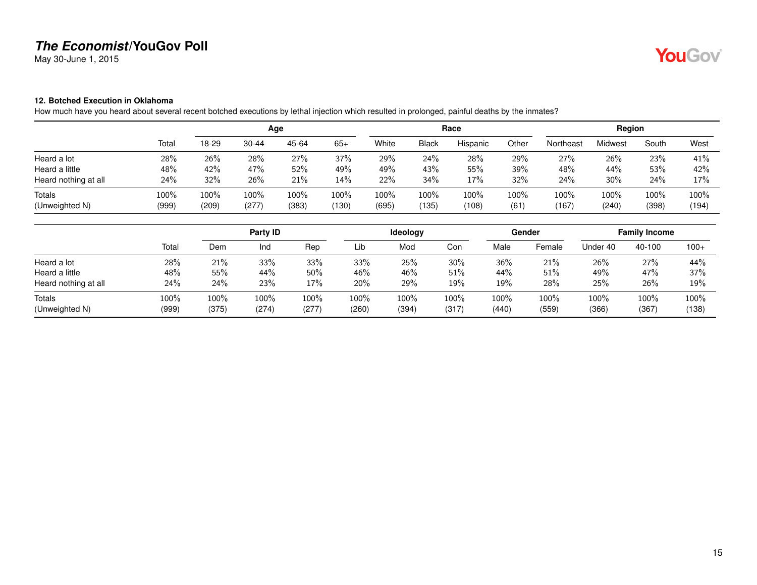# *The Economist*/YouGov Poll

May 30-June 1, 2015

**12. Botched Execution in Oklahoma**

How much have you heard about several recent botched executions by lethal injection which resulted in prolonged, painful deaths by the inmates?

| | | Age | | | | Race | | | | Region | | | |
|---|---|---|---|---|---|---|---|---|---|---|---|---|---|
| | Total | 18-29 | 30-44 | 45-64 | 65+ | White | Black | Hispanic | Other | Northeast | Midwest | South | West |
| Heard a lot | 28% | 26% | 28% | 27% | 37% | 29% | 24% | 28% | 29% | 27% | 26% | 23% | 41% |
| Heard a little | 48% | 42% | 47% | 52% | 49% | 49% | 43% | 55% | 39% | 48% | 44% | 53% | 42% |
| Heard nothing at all | 24% | 32% | 26% | 21% | 14% | 22% | 34% | 17% | 32% | 24% | 30% | 24% | 17% |
| Totals | 100% | 100% | 100% | 100% | 100% | 100% | 100% | 100% | 100% | 100% | 100% | 100% | 100% |
| (Unweighted N) | (999) | (209) | (277) | (383) | (130) | (695) | (135) | (108) | (61) | (167) | (240) | (398) | (194) |

| | | Party ID | | | Ideology | | | Gender | | Family Income | | |
|---|---|---|---|---|---|---|---|---|---|---|---|---|
| | Total | Dem | Ind | Rep | Lib | Mod | Con | Male | Female | Under 40 | 40-100 | 100+ |
| Heard a lot | 28% | 21% | 33% | 33% | 33% | 25% | 30% | 36% | 21% | 26% | 27% | 44% |
| Heard a little | 48% | 55% | 44% | 50% | 46% | 46% | 51% | 44% | 51% | 49% | 47% | 37% |
| Heard nothing at all | 24% | 24% | 23% | 17% | 20% | 29% | 19% | 19% | 28% | 25% | 26% | 19% |
| Totals | 100% | 100% | 100% | 100% | 100% | 100% | 100% | 100% | 100% | 100% | 100% | 100% |
| (Unweighted N) | (999) | (375) | (274) | (277) | (260) | (394) | (317) | (440) | (559) | (366) | (367) | (138) |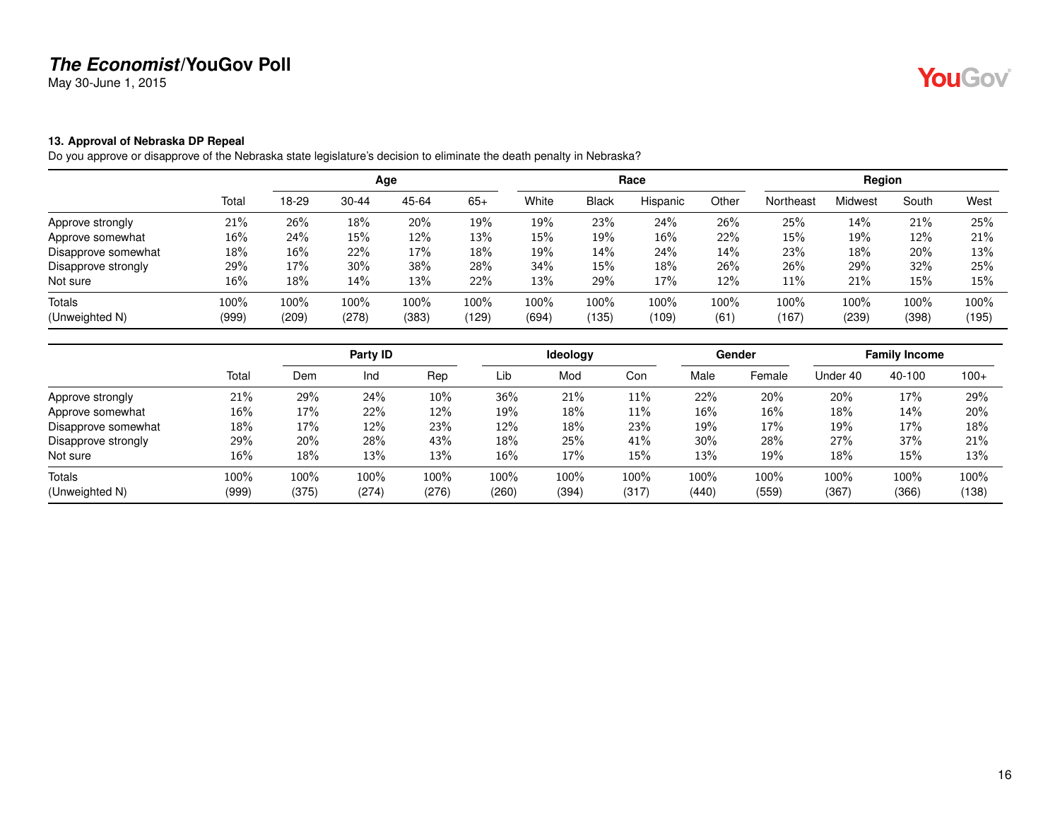**The Economist/YouGov Poll**
May 30-June 1, 2015

**13. Approval of Nebraska DP Repeal**

Do you approve or disapprove of the Nebraska state legislature's decision to eliminate the death penalty in Nebraska?

| | | Age | | | | Race | | | | Region | | | |
|---|---|---|---|---|---|---|---|---|---|---|---|---|---|
| | Total | 18-29 | 30-44 | 45-64 | 65+ | White | Black | Hispanic | Other | Northeast | Midwest | South | West |
| Approve strongly | 21% | 26% | 18% | 20% | 19% | 19% | 23% | 24% | 26% | 25% | 14% | 21% | 25% |
| Approve somewhat | 16% | 24% | 15% | 12% | 13% | 15% | 19% | 16% | 22% | 15% | 19% | 12% | 21% |
| Disapprove somewhat | 18% | 16% | 22% | 17% | 18% | 19% | 14% | 24% | 14% | 23% | 18% | 20% | 13% |
| Disapprove strongly | 29% | 17% | 30% | 38% | 28% | 34% | 15% | 18% | 26% | 26% | 29% | 32% | 25% |
| Not sure | 16% | 18% | 14% | 13% | 22% | 13% | 29% | 17% | 12% | 11% | 21% | 15% | 15% |
| Totals | 100% | 100% | 100% | 100% | 100% | 100% | 100% | 100% | 100% | 100% | 100% | 100% | 100% |
| (Unweighted N) | (999) | (209) | (278) | (383) | (129) | (694) | (135) | (109) | (61) | (167) | (239) | (398) | (195) |

| | | Party ID | | | Ideology | | | Gender | | Family Income | | |
|---|---|---|---|---|---|---|---|---|---|---|---|---|
| | Total | Dem | Ind | Rep | Lib | Mod | Con | Male | Female | Under 40 | 40-100 | 100+ |
| Approve strongly | 21% | 29% | 24% | 10% | 36% | 21% | 11% | 22% | 20% | 20% | 17% | 29% |
| Approve somewhat | 16% | 17% | 22% | 12% | 19% | 18% | 11% | 16% | 16% | 18% | 14% | 20% |
| Disapprove somewhat | 18% | 17% | 12% | 23% | 12% | 18% | 23% | 19% | 17% | 19% | 17% | 18% |
| Disapprove strongly | 29% | 20% | 28% | 43% | 18% | 25% | 41% | 30% | 28% | 27% | 37% | 21% |
| Not sure | 16% | 18% | 13% | 13% | 16% | 17% | 15% | 13% | 19% | 18% | 15% | 13% |
| Totals | 100% | 100% | 100% | 100% | 100% | 100% | 100% | 100% | 100% | 100% | 100% | 100% |
| (Unweighted N) | (999) | (375) | (274) | (276) | (260) | (394) | (317) | (440) | (559) | (367) | (366) | (138) |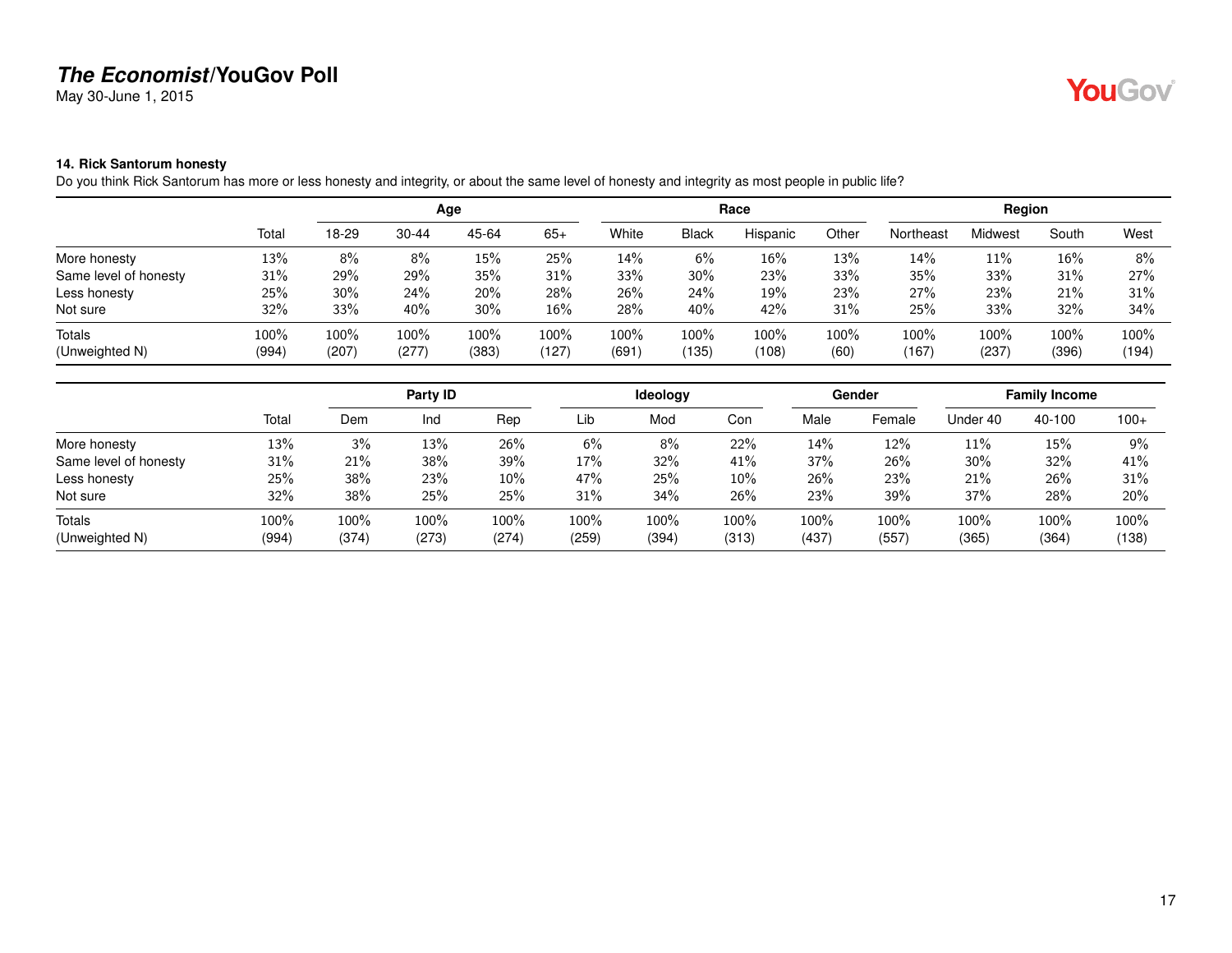### 14. Rick Santorum honesty

Do you think Rick Santorum has more or less honesty and integrity, or about the same level of honesty and integrity as most people in public life?

| | | Age | | | | Race | | | | Region | | | |
|---|---|---|---|---|---|---|---|---|---|---|---|---|---|
| | Total | 18-29 | 30-44 | 45-64 | 65+ | White | Black | Hispanic | Other | Northeast | Midwest | South | West |
| More honesty | 13% | 8% | 8% | 15% | 25% | 14% | 6% | 16% | 13% | 14% | 11% | 16% | 8% |
| Same level of honesty | 31% | 29% | 29% | 35% | 31% | 33% | 30% | 23% | 33% | 35% | 33% | 31% | 27% |
| Less honesty | 25% | 30% | 24% | 20% | 28% | 26% | 24% | 19% | 23% | 27% | 23% | 21% | 31% |
| Not sure | 32% | 33% | 40% | 30% | 16% | 28% | 40% | 42% | 31% | 25% | 33% | 32% | 34% |
| Totals | 100% | 100% | 100% | 100% | 100% | 100% | 100% | 100% | 100% | 100% | 100% | 100% | 100% |
| (Unweighted N) | (994) | (207) | (277) | (383) | (127) | (691) | (135) | (108) | (60) | (167) | (237) | (396) | (194) |

| | | Party ID | | | Ideology | | | Gender | | Family Income | | |
|---|---|---|---|---|---|---|---|---|---|---|---|---|
| | Total | Dem | Ind | Rep | Lib | Mod | Con | Male | Female | Under 40 | 40-100 | 100+ |
| More honesty | 13% | 3% | 13% | 26% | 6% | 8% | 22% | 14% | 12% | 11% | 15% | 9% |
| Same level of honesty | 31% | 21% | 38% | 39% | 17% | 32% | 41% | 37% | 26% | 30% | 32% | 41% |
| Less honesty | 25% | 38% | 23% | 10% | 47% | 25% | 10% | 26% | 23% | 21% | 26% | 31% |
| Not sure | 32% | 38% | 25% | 25% | 31% | 34% | 26% | 23% | 39% | 37% | 28% | 20% |
| Totals | 100% | 100% | 100% | 100% | 100% | 100% | 100% | 100% | 100% | 100% | 100% | 100% |
| (Unweighted N) | (994) | (374) | (273) | (274) | (259) | (394) | (313) | (437) | (557) | (365) | (364) | (138) |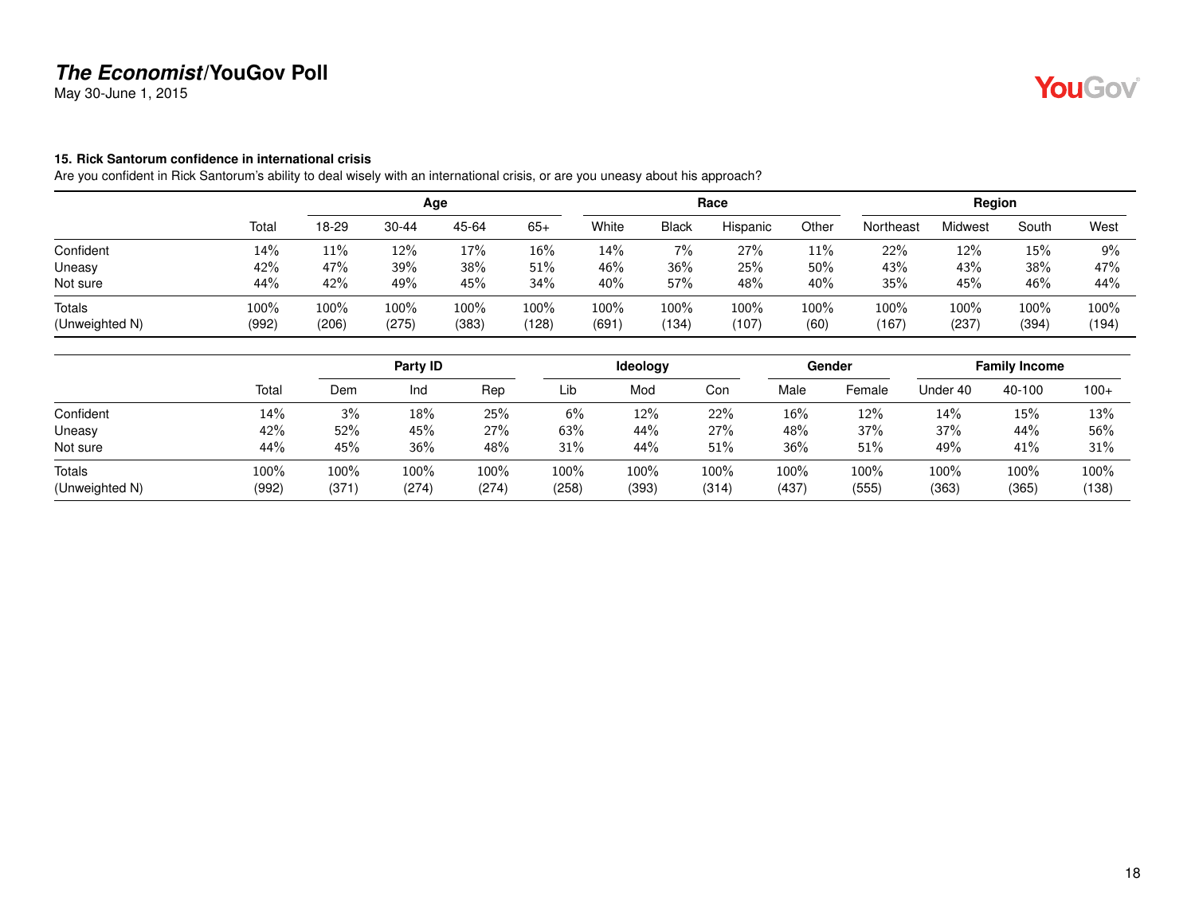### 15. Rick Santorum confidence in international crisis

Are you confident in Rick Santorum's ability to deal wisely with an international crisis, or are you uneasy about his approach?

| | | Age | | | | Race | | | | Region | | | |
|---|---|---|---|---|---|---|---|---|---|---|---|---|---|
| | Total | 18-29 | 30-44 | 45-64 | 65+ | White | Black | Hispanic | Other | Northeast | Midwest | South | West |
| Confident | 14% | 11% | 12% | 17% | 16% | 14% | 7% | 27% | 11% | 22% | 12% | 15% | 9% |
| Uneasy | 42% | 47% | 39% | 38% | 51% | 46% | 36% | 25% | 50% | 43% | 43% | 38% | 47% |
| Not sure | 44% | 42% | 49% | 45% | 34% | 40% | 57% | 48% | 40% | 35% | 45% | 46% | 44% |
| Totals | 100% | 100% | 100% | 100% | 100% | 100% | 100% | 100% | 100% | 100% | 100% | 100% | 100% |
| (Unweighted N) | (992) | (206) | (275) | (383) | (128) | (691) | (134) | (107) | (60) | (167) | (237) | (394) | (194) |

| | | Party ID | | | Ideology | | | Gender | | Family Income | | |
|---|---|---|---|---|---|---|---|---|---|---|---|---|
| | Total | Dem | Ind | Rep | Lib | Mod | Con | Male | Female | Under 40 | 40-100 | 100+ |
| Confident | 14% | 3% | 18% | 25% | 6% | 12% | 22% | 16% | 12% | 14% | 15% | 13% |
| Uneasy | 42% | 52% | 45% | 27% | 63% | 44% | 27% | 48% | 37% | 37% | 44% | 56% |
| Not sure | 44% | 45% | 36% | 48% | 31% | 44% | 51% | 36% | 51% | 49% | 41% | 31% |
| Totals | 100% | 100% | 100% | 100% | 100% | 100% | 100% | 100% | 100% | 100% | 100% | 100% |
| (Unweighted N) | (992) | (371) | (274) | (274) | (258) | (393) | (314) | (437) | (555) | (363) | (365) | (138) |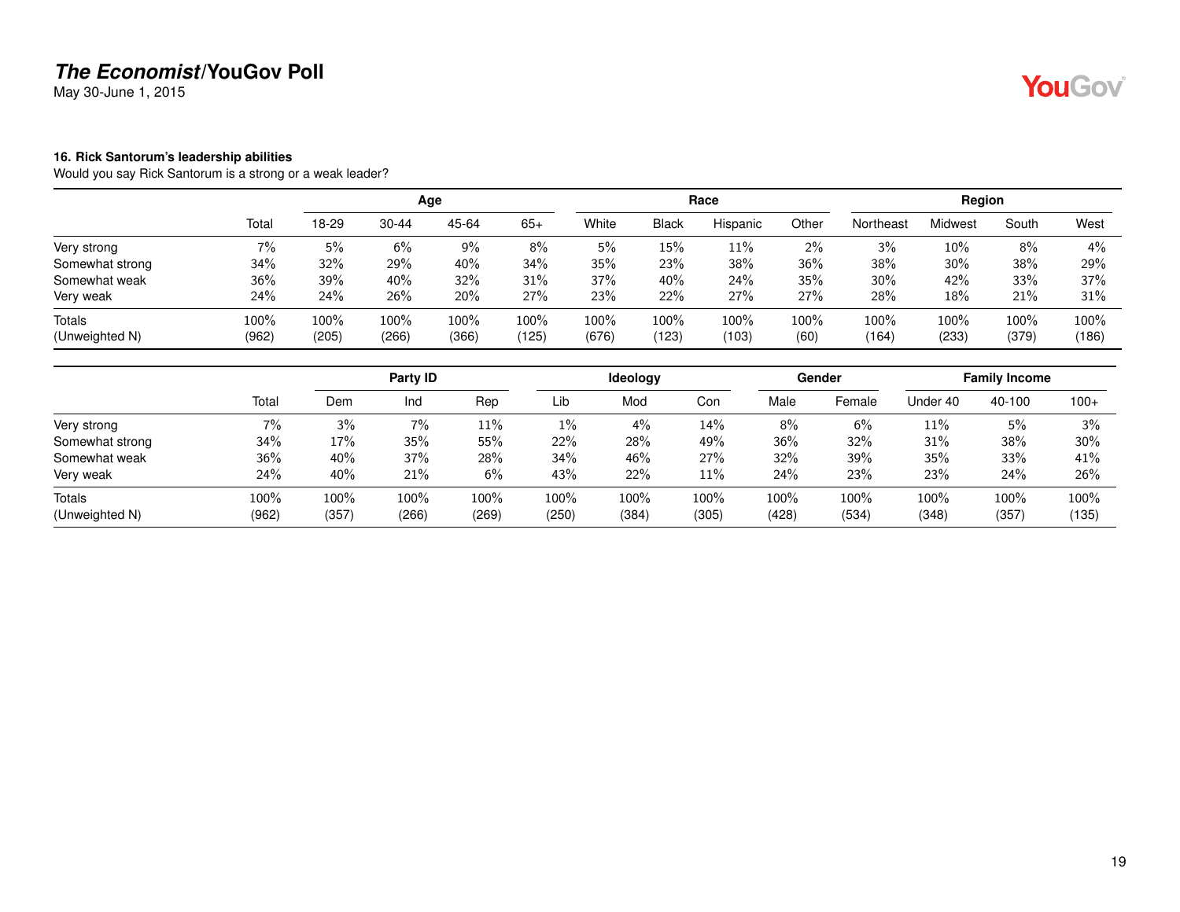# *The Economist*/YouGov Poll

May 30-June 1, 2015

### 16. Rick Santorum's leadership abilities

Would you say Rick Santorum is a strong or a weak leader?

| | | Age | | | | Race | | | | Region | | | |
|---|---|---|---|---|---|---|---|---|---|---|---|---|---|
| | Total | 18-29 | 30-44 | 45-64 | 65+ | White | Black | Hispanic | Other | Northeast | Midwest | South | West |
| Very strong | 7% | 5% | 6% | 9% | 8% | 5% | 15% | 11% | 2% | 3% | 10% | 8% | 4% |
| Somewhat strong | 34% | 32% | 29% | 40% | 34% | 35% | 23% | 38% | 36% | 38% | 30% | 38% | 29% |
| Somewhat weak | 36% | 39% | 40% | 32% | 31% | 37% | 40% | 24% | 35% | 30% | 42% | 33% | 37% |
| Very weak | 24% | 24% | 26% | 20% | 27% | 23% | 22% | 27% | 27% | 28% | 18% | 21% | 31% |
| Totals | 100% | 100% | 100% | 100% | 100% | 100% | 100% | 100% | 100% | 100% | 100% | 100% | 100% |
| (Unweighted N) | (962) | (205) | (266) | (366) | (125) | (676) | (123) | (103) | (60) | (164) | (233) | (379) | (186) |

| | | Party ID | | | Ideology | | | Gender | | Family Income | | |
|---|---|---|---|---|---|---|---|---|---|---|---|---|
| | Total | Dem | Ind | Rep | Lib | Mod | Con | Male | Female | Under 40 | 40-100 | 100+ |
| Very strong | 7% | 3% | 7% | 11% | 1% | 4% | 14% | 8% | 6% | 11% | 5% | 3% |
| Somewhat strong | 34% | 17% | 35% | 55% | 22% | 28% | 49% | 36% | 32% | 31% | 38% | 30% |
| Somewhat weak | 36% | 40% | 37% | 28% | 34% | 46% | 27% | 32% | 39% | 35% | 33% | 41% |
| Very weak | 24% | 40% | 21% | 6% | 43% | 22% | 11% | 24% | 23% | 23% | 24% | 26% |
| Totals | 100% | 100% | 100% | 100% | 100% | 100% | 100% | 100% | 100% | 100% | 100% | 100% |
| (Unweighted N) | (962) | (357) | (266) | (269) | (250) | (384) | (305) | (428) | (534) | (348) | (357) | (135) |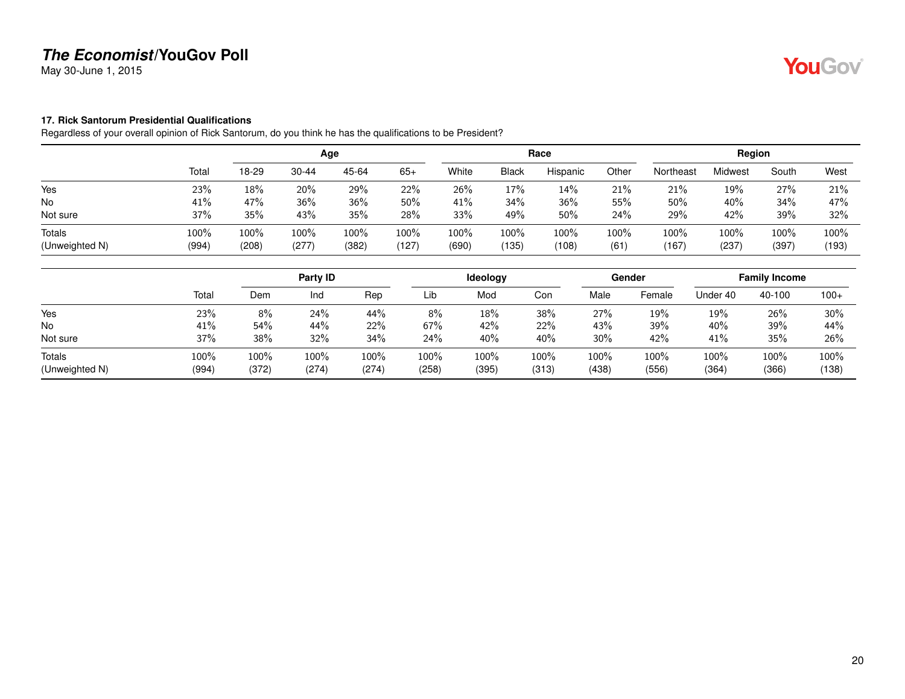## The Economist/YouGov Poll

May 30-June 1, 2015

### 17. Rick Santorum Presidential Qualifications

Regardless of your overall opinion of Rick Santorum, do you think he has the qualifications to be President?

| | | Age | | | | Race | | | | Region | | | |
|---|---|---|---|---|---|---|---|---|---|---|---|---|---|
| | Total | 18-29 | 30-44 | 45-64 | 65+ | White | Black | Hispanic | Other | Northeast | Midwest | South | West |
| Yes | 23% | 18% | 20% | 29% | 22% | 26% | 17% | 14% | 21% | 21% | 19% | 27% | 21% |
| No | 41% | 47% | 36% | 36% | 50% | 41% | 34% | 36% | 55% | 50% | 40% | 34% | 47% |
| Not sure | 37% | 35% | 43% | 35% | 28% | 33% | 49% | 50% | 24% | 29% | 42% | 39% | 32% |
| Totals | 100% | 100% | 100% | 100% | 100% | 100% | 100% | 100% | 100% | 100% | 100% | 100% | 100% |
| (Unweighted N) | (994) | (208) | (277) | (382) | (127) | (690) | (135) | (108) | (61) | (167) | (237) | (397) | (193) |

| | | Party ID | | | Ideology | | | Gender | | Family Income | | |
|---|---|---|---|---|---|---|---|---|---|---|---|---|
| | Total | Dem | Ind | Rep | Lib | Mod | Con | Male | Female | Under 40 | 40-100 | 100+ |
| Yes | 23% | 8% | 24% | 44% | 8% | 18% | 38% | 27% | 19% | 19% | 26% | 30% |
| No | 41% | 54% | 44% | 22% | 67% | 42% | 22% | 43% | 39% | 40% | 39% | 44% |
| Not sure | 37% | 38% | 32% | 34% | 24% | 40% | 40% | 30% | 42% | 41% | 35% | 26% |
| Totals | 100% | 100% | 100% | 100% | 100% | 100% | 100% | 100% | 100% | 100% | 100% | 100% |
| (Unweighted N) | (994) | (372) | (274) | (274) | (258) | (395) | (313) | (438) | (556) | (364) | (366) | (138) |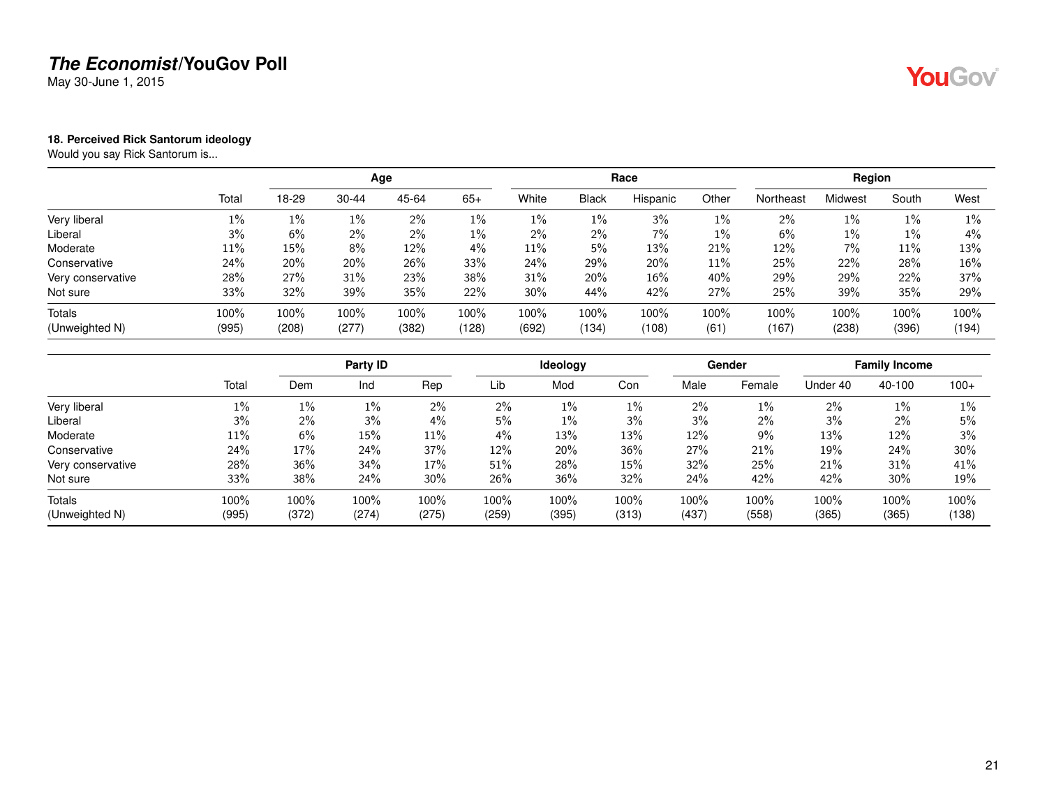**18. Perceived Rick Santorum ideology**

Would you say Rick Santorum is...

| | | Age | | | | Race | | | | Region | | | |
|---|---|---|---|---|---|---|---|---|---|---|---|---|---|
| | Total | 18-29 | 30-44 | 45-64 | 65+ | White | Black | Hispanic | Other | Northeast | Midwest | South | West |
| Very liberal | 1% | 1% | 1% | 2% | 1% | 1% | 1% | 3% | 1% | 2% | 1% | 1% | 1% |
| Liberal | 3% | 6% | 2% | 2% | 1% | 2% | 2% | 7% | 1% | 6% | 1% | 1% | 4% |
| Moderate | 11% | 15% | 8% | 12% | 4% | 11% | 5% | 13% | 21% | 12% | 7% | 11% | 13% |
| Conservative | 24% | 20% | 20% | 26% | 33% | 24% | 29% | 20% | 11% | 25% | 22% | 28% | 16% |
| Very conservative | 28% | 27% | 31% | 23% | 38% | 31% | 20% | 16% | 40% | 29% | 29% | 22% | 37% |
| Not sure | 33% | 32% | 39% | 35% | 22% | 30% | 44% | 42% | 27% | 25% | 39% | 35% | 29% |
| Totals | 100% | 100% | 100% | 100% | 100% | 100% | 100% | 100% | 100% | 100% | 100% | 100% | 100% |
| (Unweighted N) | (995) | (208) | (277) | (382) | (128) | (692) | (134) | (108) | (61) | (167) | (238) | (396) | (194) |

| | | Party ID | | | Ideology | | | Gender | | Family Income | | |
|---|---|---|---|---|---|---|---|---|---|---|---|---|
| | Total | Dem | Ind | Rep | Lib | Mod | Con | Male | Female | Under 40 | 40-100 | 100+ |
| Very liberal | 1% | 1% | 1% | 2% | 2% | 1% | 1% | 2% | 1% | 2% | 1% | 1% |
| Liberal | 3% | 2% | 3% | 4% | 5% | 1% | 3% | 3% | 2% | 3% | 2% | 5% |
| Moderate | 11% | 6% | 15% | 11% | 4% | 13% | 13% | 12% | 9% | 13% | 12% | 3% |
| Conservative | 24% | 17% | 24% | 37% | 12% | 20% | 36% | 27% | 21% | 19% | 24% | 30% |
| Very conservative | 28% | 36% | 34% | 17% | 51% | 28% | 15% | 32% | 25% | 21% | 31% | 41% |
| Not sure | 33% | 38% | 24% | 30% | 26% | 36% | 32% | 24% | 42% | 42% | 30% | 19% |
| Totals | 100% | 100% | 100% | 100% | 100% | 100% | 100% | 100% | 100% | 100% | 100% | 100% |
| (Unweighted N) | (995) | (372) | (274) | (275) | (259) | (395) | (313) | (437) | (558) | (365) | (365) | (138) |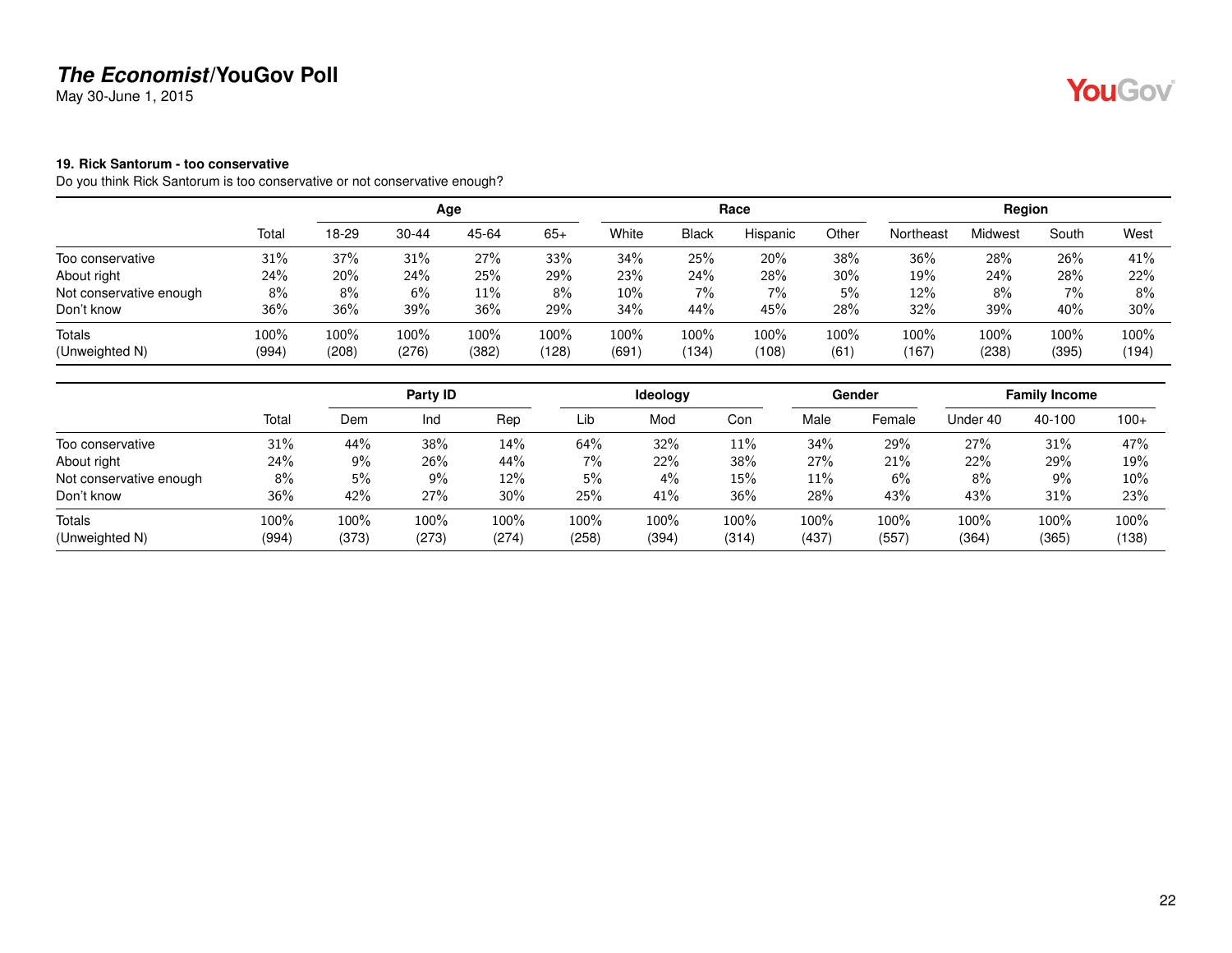**19. Rick Santorum - too conservative**

Do you think Rick Santorum is too conservative or not conservative enough?

| | Total | Age | | | | Race | | | | Region | | | |
|---|---|---|---|---|---|---|---|---|---|---|---|---|---|
| | | 18-29 | 30-44 | 45-64 | 65+ | White | Black | Hispanic | Other | Northeast | Midwest | South | West |
| Too conservative | 31% | 37% | 31% | 27% | 33% | 34% | 25% | 20% | 38% | 36% | 28% | 26% | 41% |
| About right | 24% | 20% | 24% | 25% | 29% | 23% | 24% | 28% | 30% | 19% | 24% | 28% | 22% |
| Not conservative enough | 8% | 8% | 6% | 11% | 8% | 10% | 7% | 7% | 5% | 12% | 8% | 7% | 8% |
| Don't know | 36% | 36% | 39% | 36% | 29% | 34% | 44% | 45% | 28% | 32% | 39% | 40% | 30% |
| Totals | 100% | 100% | 100% | 100% | 100% | 100% | 100% | 100% | 100% | 100% | 100% | 100% | 100% |
| (Unweighted N) | (994) | (208) | (276) | (382) | (128) | (691) | (134) | (108) | (61) | (167) | (238) | (395) | (194) |

| | Total | Party ID | | | Ideology | | | Gender | | Family Income | | |
|---|---|---|---|---|---|---|---|---|---|---|---|---|
| | | Dem | Ind | Rep | Lib | Mod | Con | Male | Female | Under 40 | 40-100 | 100+ |
| Too conservative | 31% | 44% | 38% | 14% | 64% | 32% | 11% | 34% | 29% | 27% | 31% | 47% |
| About right | 24% | 9% | 26% | 44% | 7% | 22% | 38% | 27% | 21% | 22% | 29% | 19% |
| Not conservative enough | 8% | 5% | 9% | 12% | 5% | 4% | 15% | 11% | 6% | 8% | 9% | 10% |
| Don't know | 36% | 42% | 27% | 30% | 25% | 41% | 36% | 28% | 43% | 43% | 31% | 23% |
| Totals | 100% | 100% | 100% | 100% | 100% | 100% | 100% | 100% | 100% | 100% | 100% | 100% |
| (Unweighted N) | (994) | (373) | (273) | (274) | (258) | (394) | (314) | (437) | (557) | (364) | (365) | (138) |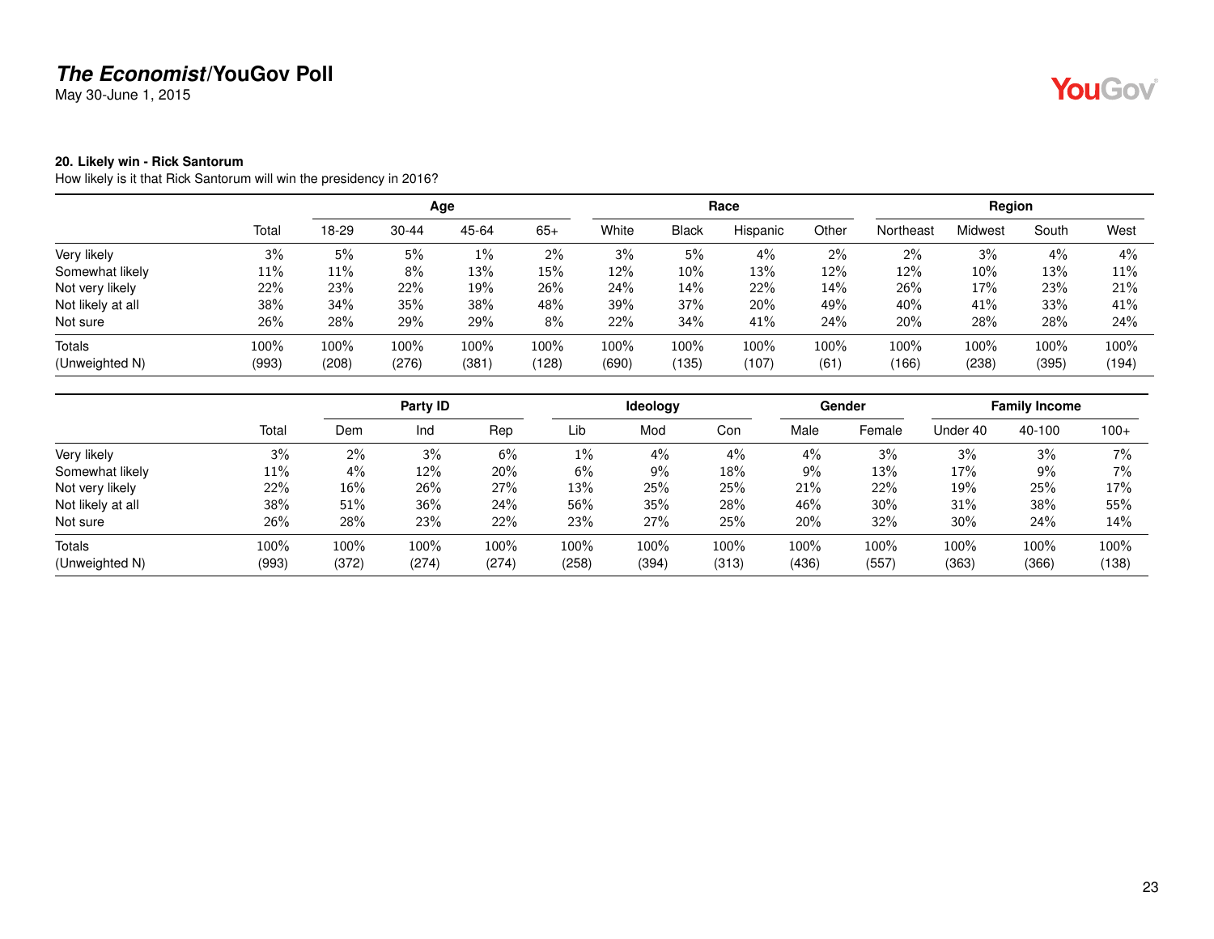**The Economist/YouGov Poll**

May 30-June 1, 2015

**20. Likely win - Rick Santorum**

How likely is it that Rick Santorum will win the presidency in 2016?

| | | Age | | | | Race | | | | Region | | | |
|---|---|---|---|---|---|---|---|---|---|---|---|---|---|
| | Total | 18-29 | 30-44 | 45-64 | 65+ | White | Black | Hispanic | Other | Northeast | Midwest | South | West |
| Very likely | 3% | 5% | 5% | 1% | 2% | 3% | 5% | 4% | 2% | 2% | 3% | 4% | 4% |
| Somewhat likely | 11% | 11% | 8% | 13% | 15% | 12% | 10% | 13% | 12% | 12% | 10% | 13% | 11% |
| Not very likely | 22% | 23% | 22% | 19% | 26% | 24% | 14% | 22% | 14% | 26% | 17% | 23% | 21% |
| Not likely at all | 38% | 34% | 35% | 38% | 48% | 39% | 37% | 20% | 49% | 40% | 41% | 33% | 41% |
| Not sure | 26% | 28% | 29% | 29% | 8% | 22% | 34% | 41% | 24% | 20% | 28% | 28% | 24% |
| Totals | 100% | 100% | 100% | 100% | 100% | 100% | 100% | 100% | 100% | 100% | 100% | 100% | 100% |
| (Unweighted N) | (993) | (208) | (276) | (381) | (128) | (690) | (135) | (107) | (61) | (166) | (238) | (395) | (194) |

| | | Party ID | | | Ideology | | | Gender | | Family Income | | |
|---|---|---|---|---|---|---|---|---|---|---|---|---|
| | Total | Dem | Ind | Rep | Lib | Mod | Con | Male | Female | Under 40 | 40-100 | 100+ |
| Very likely | 3% | 2% | 3% | 6% | 1% | 4% | 4% | 4% | 3% | 3% | 3% | 7% |
| Somewhat likely | 11% | 4% | 12% | 20% | 6% | 9% | 18% | 9% | 13% | 17% | 9% | 7% |
| Not very likely | 22% | 16% | 26% | 27% | 13% | 25% | 25% | 21% | 22% | 19% | 25% | 17% |
| Not likely at all | 38% | 51% | 36% | 24% | 56% | 35% | 28% | 46% | 30% | 31% | 38% | 55% |
| Not sure | 26% | 28% | 23% | 22% | 23% | 27% | 25% | 20% | 32% | 30% | 24% | 14% |
| Totals | 100% | 100% | 100% | 100% | 100% | 100% | 100% | 100% | 100% | 100% | 100% | 100% |
| (Unweighted N) | (993) | (372) | (274) | (274) | (258) | (394) | (313) | (436) | (557) | (363) | (366) | (138) |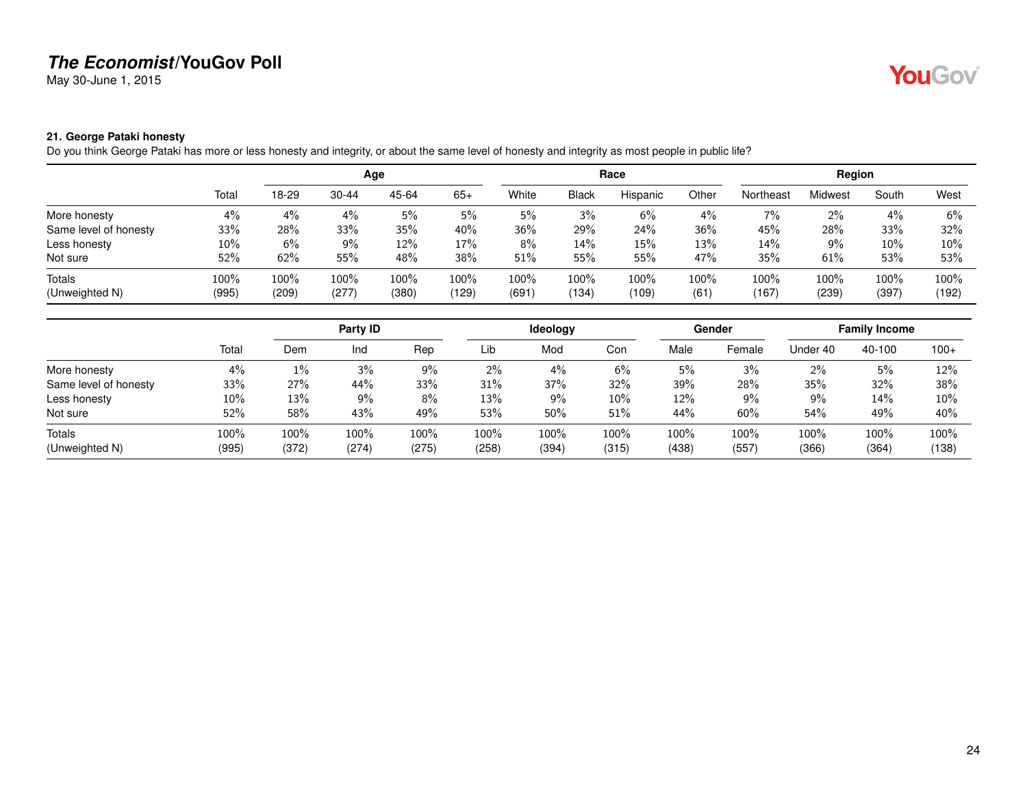# *The Economist*/YouGov Poll

May 30-June 1, 2015

### 21. George Pataki honesty

Do you think George Pataki has more or less honesty and integrity, or about the same level of honesty and integrity as most people in public life?

| | | Age | | | | Race | | | | Region | | | |
|---|---|---|---|---|---|---|---|---|---|---|---|---|---|
| | Total | 18-29 | 30-44 | 45-64 | 65+ | White | Black | Hispanic | Other | Northeast | Midwest | South | West |
| More honesty | 4% | 4% | 4% | 5% | 5% | 5% | 3% | 6% | 4% | 7% | 2% | 4% | 6% |
| Same level of honesty | 33% | 28% | 33% | 35% | 40% | 36% | 29% | 24% | 36% | 45% | 28% | 33% | 32% |
| Less honesty | 10% | 6% | 9% | 12% | 17% | 8% | 14% | 15% | 13% | 14% | 9% | 10% | 10% |
| Not sure | 52% | 62% | 55% | 48% | 38% | 51% | 55% | 55% | 47% | 35% | 61% | 53% | 53% |
| Totals | 100% | 100% | 100% | 100% | 100% | 100% | 100% | 100% | 100% | 100% | 100% | 100% | 100% |
| (Unweighted N) | (995) | (209) | (277) | (380) | (129) | (691) | (134) | (109) | (61) | (167) | (239) | (397) | (192) |

| | | Party ID | | | Ideology | | | Gender | | Family Income | | |
|---|---|---|---|---|---|---|---|---|---|---|---|---|
| | Total | Dem | Ind | Rep | Lib | Mod | Con | Male | Female | Under 40 | 40-100 | 100+ |
| More honesty | 4% | 1% | 3% | 9% | 2% | 4% | 6% | 5% | 3% | 2% | 5% | 12% |
| Same level of honesty | 33% | 27% | 44% | 33% | 31% | 37% | 32% | 39% | 28% | 35% | 32% | 38% |
| Less honesty | 10% | 13% | 9% | 8% | 13% | 9% | 10% | 12% | 9% | 9% | 14% | 10% |
| Not sure | 52% | 58% | 43% | 49% | 53% | 50% | 51% | 44% | 60% | 54% | 49% | 40% |
| Totals | 100% | 100% | 100% | 100% | 100% | 100% | 100% | 100% | 100% | 100% | 100% | 100% |
| (Unweighted N) | (995) | (372) | (274) | (275) | (258) | (394) | (315) | (438) | (557) | (366) | (364) | (138) |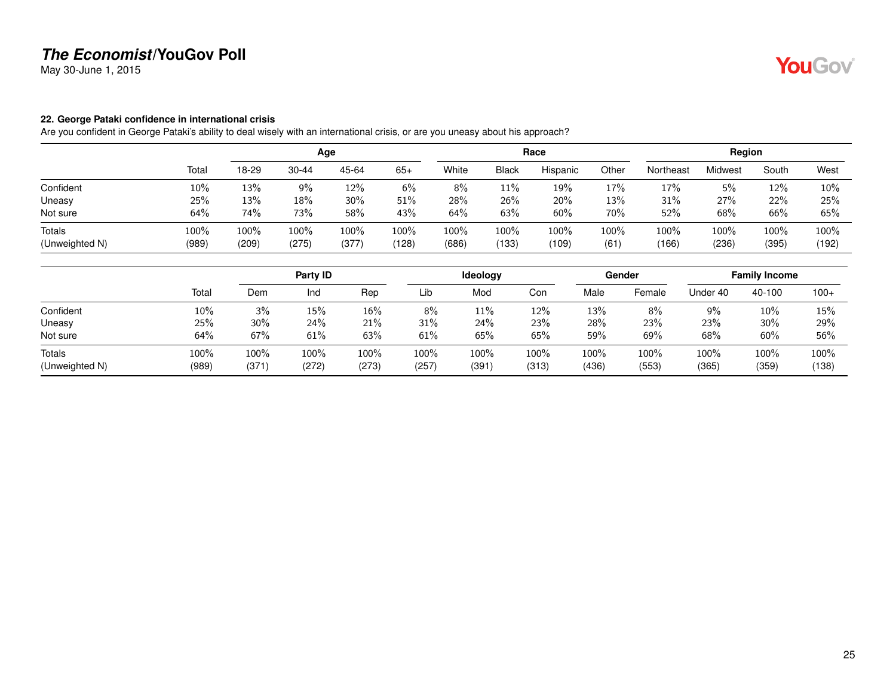# *The Economist*/YouGov Poll

May 30-June 1, 2015

### 22. George Pataki confidence in international crisis

Are you confident in George Pataki's ability to deal wisely with an international crisis, or are you uneasy about his approach?

| | | Age | | | | Race | | | | Region | | | |
|---|---|---|---|---|---|---|---|---|---|---|---|---|---|
| | Total | 18-29 | 30-44 | 45-64 | 65+ | White | Black | Hispanic | Other | Northeast | Midwest | South | West |
| Confident | 10% | 13% | 9% | 12% | 6% | 8% | 11% | 19% | 17% | 17% | 5% | 12% | 10% |
| Uneasy | 25% | 13% | 18% | 30% | 51% | 28% | 26% | 20% | 13% | 31% | 27% | 22% | 25% |
| Not sure | 64% | 74% | 73% | 58% | 43% | 64% | 63% | 60% | 70% | 52% | 68% | 66% | 65% |
| Totals | 100% | 100% | 100% | 100% | 100% | 100% | 100% | 100% | 100% | 100% | 100% | 100% | 100% |
| (Unweighted N) | (989) | (209) | (275) | (377) | (128) | (686) | (133) | (109) | (61) | (166) | (236) | (395) | (192) |

| | | Party ID | | | Ideology | | | Gender | | Family Income | | |
|---|---|---|---|---|---|---|---|---|---|---|---|---|
| | Total | Dem | Ind | Rep | Lib | Mod | Con | Male | Female | Under 40 | 40-100 | 100+ |
| Confident | 10% | 3% | 15% | 16% | 8% | 11% | 12% | 13% | 8% | 9% | 10% | 15% |
| Uneasy | 25% | 30% | 24% | 21% | 31% | 24% | 23% | 28% | 23% | 23% | 30% | 29% |
| Not sure | 64% | 67% | 61% | 63% | 61% | 65% | 65% | 59% | 69% | 68% | 60% | 56% |
| Totals | 100% | 100% | 100% | 100% | 100% | 100% | 100% | 100% | 100% | 100% | 100% | 100% |
| (Unweighted N) | (989) | (371) | (272) | (273) | (257) | (391) | (313) | (436) | (553) | (365) | (359) | (138) |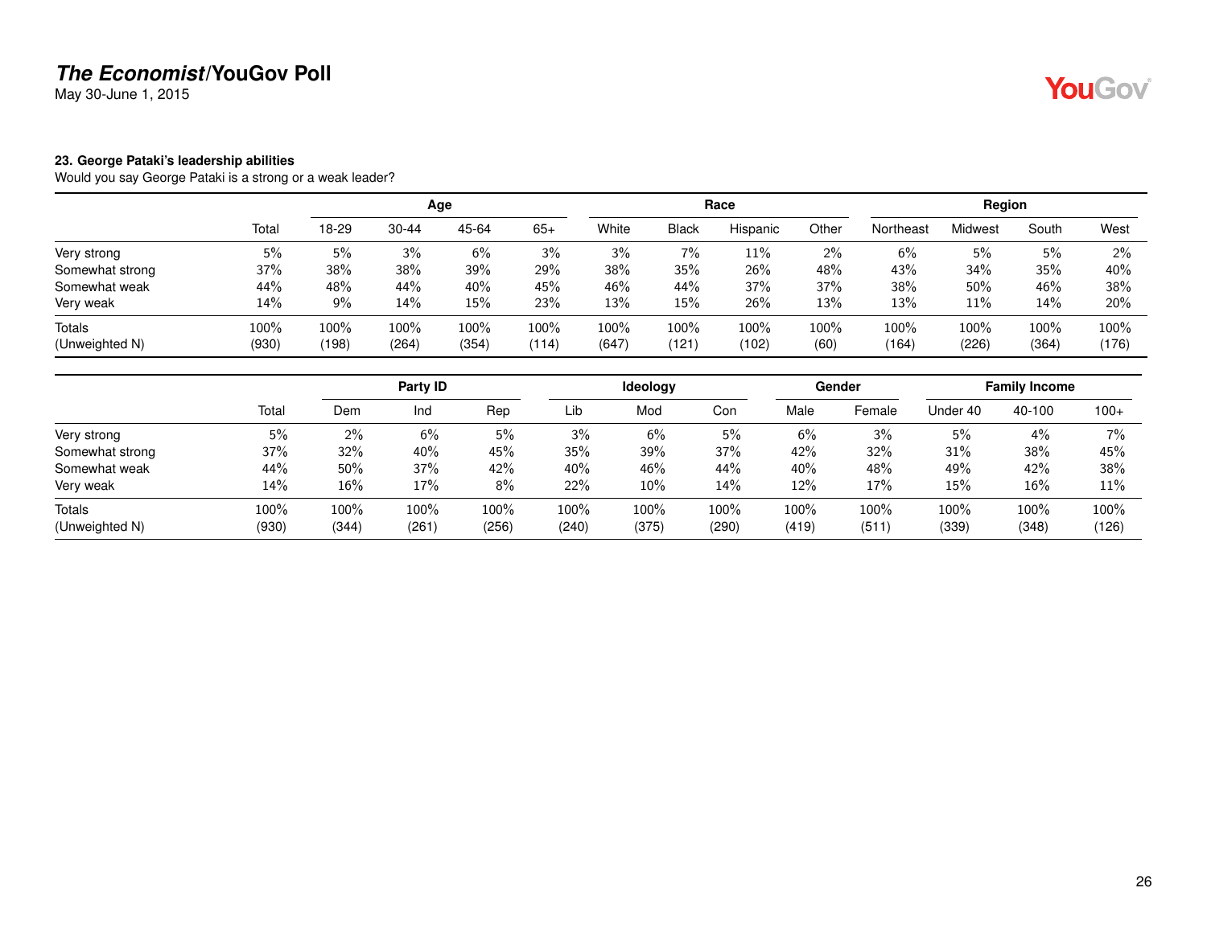# *The Economist*/YouGov Poll

May 30-June 1, 2015

**23. George Pataki's leadership abilities**

Would you say George Pataki is a strong or a weak leader?

| | | Age | | | | Race | | | | Region | | | |
|---|---|---|---|---|---|---|---|---|---|---|---|---|---|
| | Total | 18-29 | 30-44 | 45-64 | 65+ | White | Black | Hispanic | Other | Northeast | Midwest | South | West |
| Very strong | 5% | 5% | 3% | 6% | 3% | 3% | 7% | 11% | 2% | 6% | 5% | 5% | 2% |
| Somewhat strong | 37% | 38% | 38% | 39% | 29% | 38% | 35% | 26% | 48% | 43% | 34% | 35% | 40% |
| Somewhat weak | 44% | 48% | 44% | 40% | 45% | 46% | 44% | 37% | 37% | 38% | 50% | 46% | 38% |
| Very weak | 14% | 9% | 14% | 15% | 23% | 13% | 15% | 26% | 13% | 13% | 11% | 14% | 20% |
| Totals | 100% | 100% | 100% | 100% | 100% | 100% | 100% | 100% | 100% | 100% | 100% | 100% | 100% |
| (Unweighted N) | (930) | (198) | (264) | (354) | (114) | (647) | (121) | (102) | (60) | (164) | (226) | (364) | (176) |

| | | Party ID | | | Ideology | | | Gender | | Family Income | | |
|---|---|---|---|---|---|---|---|---|---|---|---|---|
| | Total | Dem | Ind | Rep | Lib | Mod | Con | Male | Female | Under 40 | 40-100 | 100+ |
| Very strong | 5% | 2% | 6% | 5% | 3% | 6% | 5% | 6% | 3% | 5% | 4% | 7% |
| Somewhat strong | 37% | 32% | 40% | 45% | 35% | 39% | 37% | 42% | 32% | 31% | 38% | 45% |
| Somewhat weak | 44% | 50% | 37% | 42% | 40% | 46% | 44% | 40% | 48% | 49% | 42% | 38% |
| Very weak | 14% | 16% | 17% | 8% | 22% | 10% | 14% | 12% | 17% | 15% | 16% | 11% |
| Totals | 100% | 100% | 100% | 100% | 100% | 100% | 100% | 100% | 100% | 100% | 100% | 100% |
| (Unweighted N) | (930) | (344) | (261) | (256) | (240) | (375) | (290) | (419) | (511) | (339) | (348) | (126) |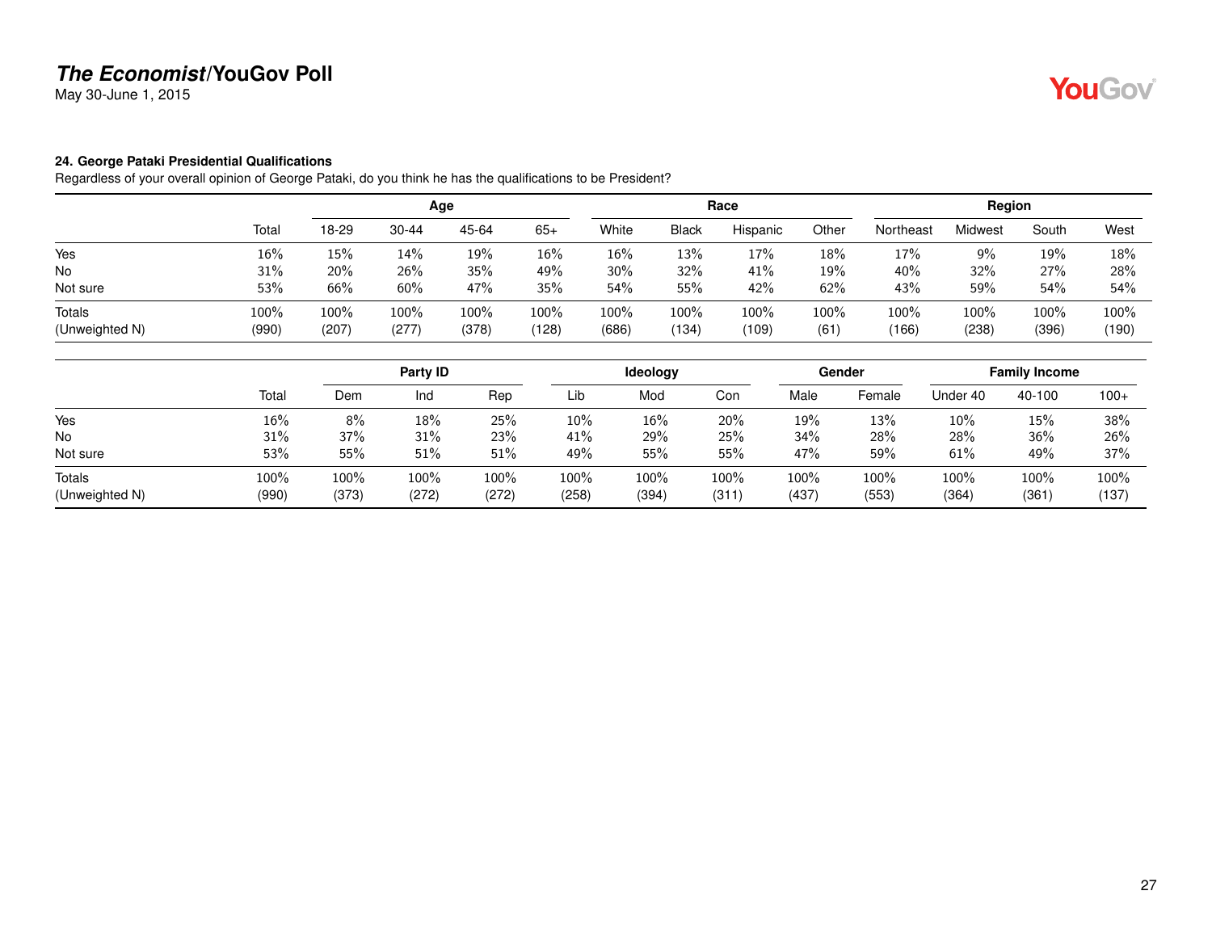# *The Economist*/YouGov Poll

May 30-June 1, 2015

### 24. George Pataki Presidential Qualifications

Regardless of your overall opinion of George Pataki, do you think he has the qualifications to be President?

| | | Age | | | | Race | | | | Region | | | |
|---|---|---|---|---|---|---|---|---|---|---|---|---|---|
| | Total | 18-29 | 30-44 | 45-64 | 65+ | White | Black | Hispanic | Other | Northeast | Midwest | South | West |
| Yes | 16% | 15% | 14% | 19% | 16% | 16% | 13% | 17% | 18% | 17% | 9% | 19% | 18% |
| No | 31% | 20% | 26% | 35% | 49% | 30% | 32% | 41% | 19% | 40% | 32% | 27% | 28% |
| Not sure | 53% | 66% | 60% | 47% | 35% | 54% | 55% | 42% | 62% | 43% | 59% | 54% | 54% |
| Totals | 100% | 100% | 100% | 100% | 100% | 100% | 100% | 100% | 100% | 100% | 100% | 100% | 100% |
| (Unweighted N) | (990) | (207) | (277) | (378) | (128) | (686) | (134) | (109) | (61) | (166) | (238) | (396) | (190) |

| | | Party ID | | | Ideology | | | Gender | | Family Income | | |
|---|---|---|---|---|---|---|---|---|---|---|---|---|
| | Total | Dem | Ind | Rep | Lib | Mod | Con | Male | Female | Under 40 | 40-100 | 100+ |
| Yes | 16% | 8% | 18% | 25% | 10% | 16% | 20% | 19% | 13% | 10% | 15% | 38% |
| No | 31% | 37% | 31% | 23% | 41% | 29% | 25% | 34% | 28% | 28% | 36% | 26% |
| Not sure | 53% | 55% | 51% | 51% | 49% | 55% | 55% | 47% | 59% | 61% | 49% | 37% |
| Totals | 100% | 100% | 100% | 100% | 100% | 100% | 100% | 100% | 100% | 100% | 100% | 100% |
| (Unweighted N) | (990) | (373) | (272) | (272) | (258) | (394) | (311) | (437) | (553) | (364) | (361) | (137) |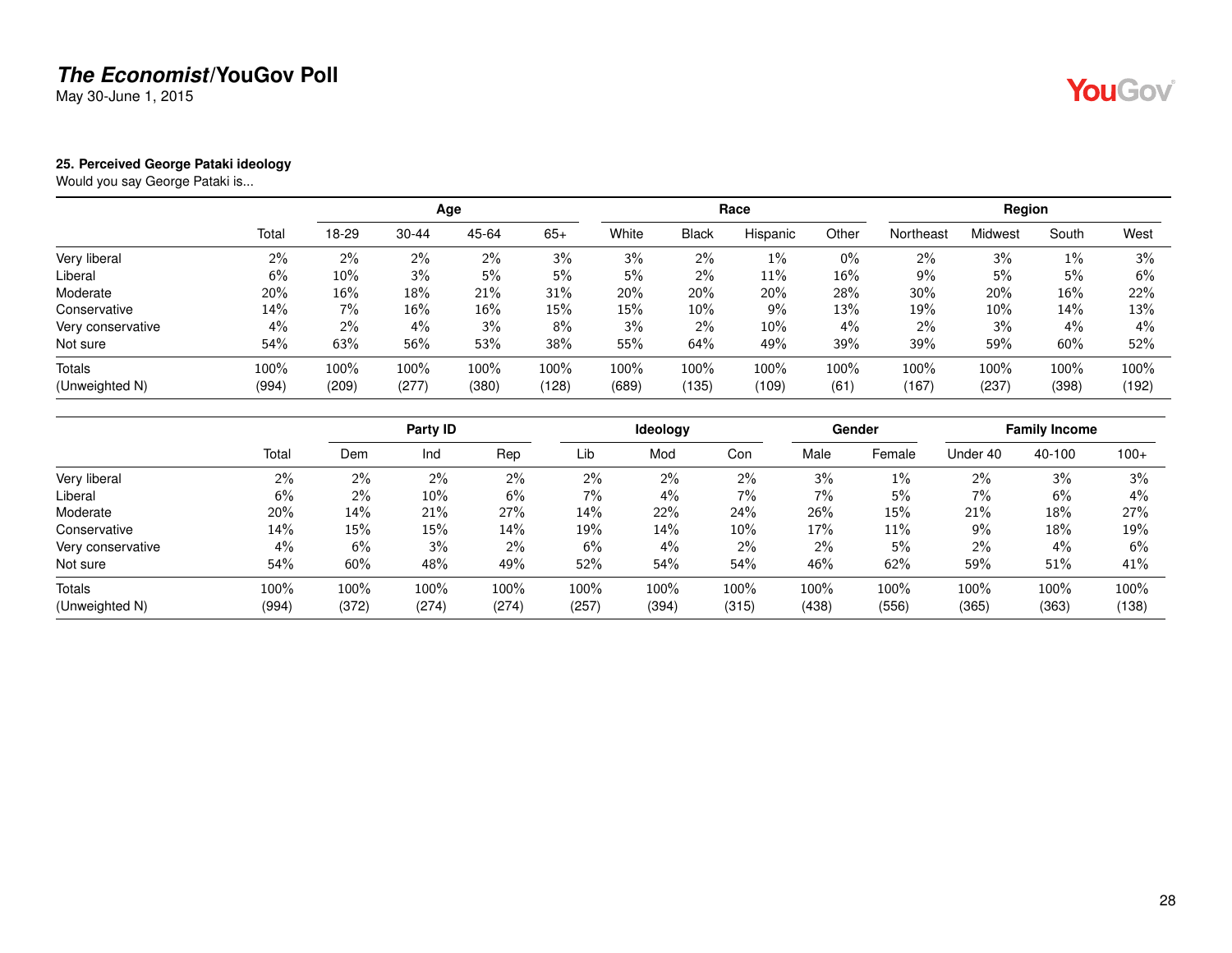**The Economist/YouGov Poll**
May 30-June 1, 2015

**25. Perceived George Pataki ideology**
Would you say George Pataki is...

| | | Age | | | | Race | | | | Region | | | |
|---|---|---|---|---|---|---|---|---|---|---|---|---|---|
| | Total | 18-29 | 30-44 | 45-64 | 65+ | White | Black | Hispanic | Other | Northeast | Midwest | South | West |
| Very liberal | 2% | 2% | 2% | 2% | 3% | 3% | 2% | 1% | 0% | 2% | 3% | 1% | 3% |
| Liberal | 6% | 10% | 3% | 5% | 5% | 5% | 2% | 11% | 16% | 9% | 5% | 5% | 6% |
| Moderate | 20% | 16% | 18% | 21% | 31% | 20% | 20% | 20% | 28% | 30% | 20% | 16% | 22% |
| Conservative | 14% | 7% | 16% | 16% | 15% | 15% | 10% | 9% | 13% | 19% | 10% | 14% | 13% |
| Very conservative | 4% | 2% | 4% | 3% | 8% | 3% | 2% | 10% | 4% | 2% | 3% | 4% | 4% |
| Not sure | 54% | 63% | 56% | 53% | 38% | 55% | 64% | 49% | 39% | 39% | 59% | 60% | 52% |
| Totals | 100% | 100% | 100% | 100% | 100% | 100% | 100% | 100% | 100% | 100% | 100% | 100% | 100% |
| (Unweighted N) | (994) | (209) | (277) | (380) | (128) | (689) | (135) | (109) | (61) | (167) | (237) | (398) | (192) |

| | | Party ID | | | Ideology | | | Gender | | Family Income | | |
|---|---|---|---|---|---|---|---|---|---|---|---|---|
| | Total | Dem | Ind | Rep | Lib | Mod | Con | Male | Female | Under 40 | 40-100 | 100+ |
| Very liberal | 2% | 2% | 2% | 2% | 2% | 2% | 2% | 3% | 1% | 2% | 3% | 3% |
| Liberal | 6% | 2% | 10% | 6% | 7% | 4% | 7% | 7% | 5% | 7% | 6% | 4% |
| Moderate | 20% | 14% | 21% | 27% | 14% | 22% | 24% | 26% | 15% | 21% | 18% | 27% |
| Conservative | 14% | 15% | 15% | 14% | 19% | 14% | 10% | 17% | 11% | 9% | 18% | 19% |
| Very conservative | 4% | 6% | 3% | 2% | 6% | 4% | 2% | 2% | 5% | 2% | 4% | 6% |
| Not sure | 54% | 60% | 48% | 49% | 52% | 54% | 54% | 46% | 62% | 59% | 51% | 41% |
| Totals | 100% | 100% | 100% | 100% | 100% | 100% | 100% | 100% | 100% | 100% | 100% | 100% |
| (Unweighted N) | (994) | (372) | (274) | (274) | (257) | (394) | (315) | (438) | (556) | (365) | (363) | (138) |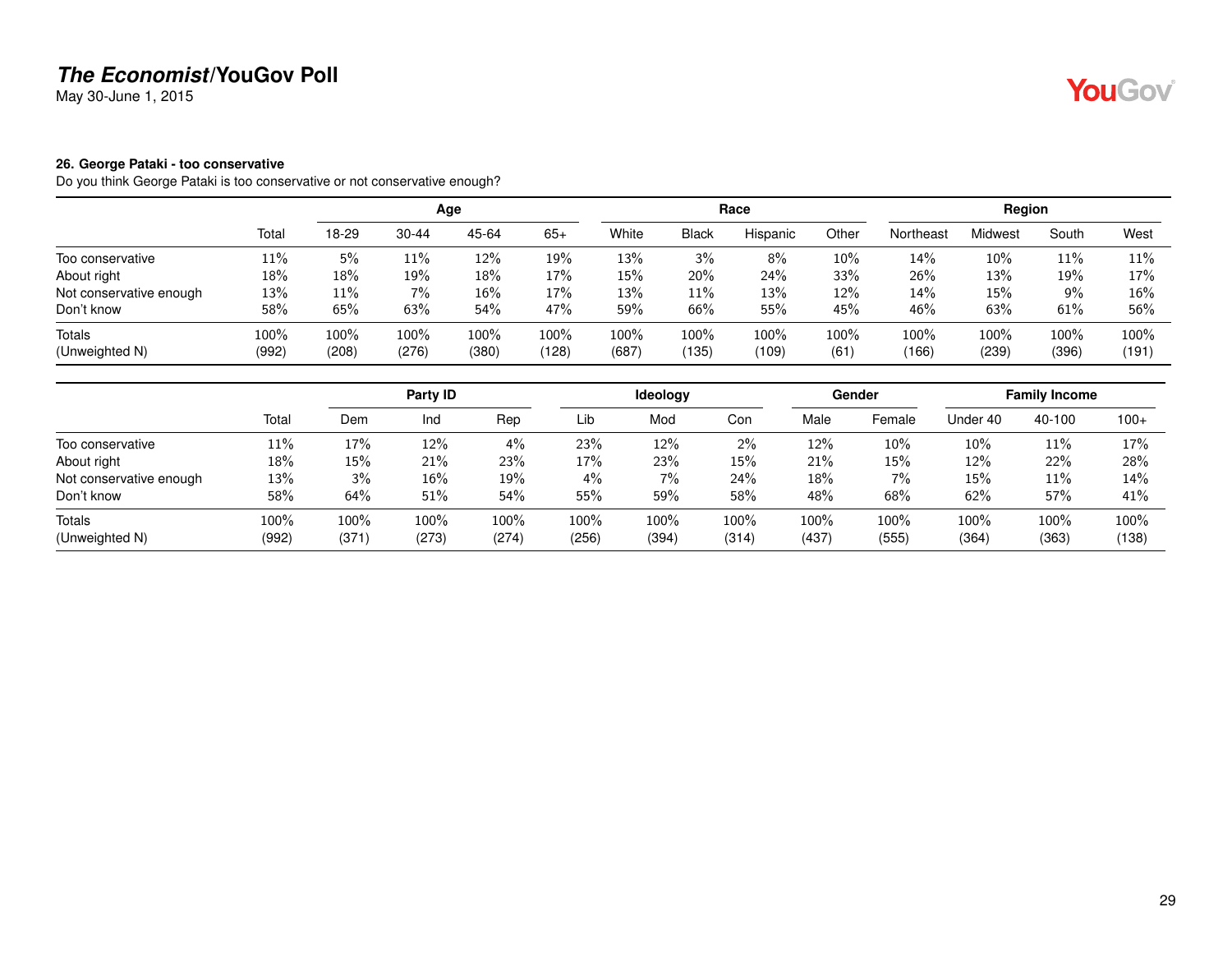# *The Economist*/YouGov Poll

May 30-June 1, 2015

### 26. George Pataki - too conservative

Do you think George Pataki is too conservative or not conservative enough?

| | | Age | | | | Race | | | | Region | | | |
|---|---|---|---|---|---|---|---|---|---|---|---|---|---|
| | Total | 18-29 | 30-44 | 45-64 | 65+ | White | Black | Hispanic | Other | Northeast | Midwest | South | West |
| Too conservative | 11% | 5% | 11% | 12% | 19% | 13% | 3% | 8% | 10% | 14% | 10% | 11% | 11% |
| About right | 18% | 18% | 19% | 18% | 17% | 15% | 20% | 24% | 33% | 26% | 13% | 19% | 17% |
| Not conservative enough | 13% | 11% | 7% | 16% | 17% | 13% | 11% | 13% | 12% | 14% | 15% | 9% | 16% |
| Don't know | 58% | 65% | 63% | 54% | 47% | 59% | 66% | 55% | 45% | 46% | 63% | 61% | 56% |
| Totals | 100% | 100% | 100% | 100% | 100% | 100% | 100% | 100% | 100% | 100% | 100% | 100% | 100% |
| (Unweighted N) | (992) | (208) | (276) | (380) | (128) | (687) | (135) | (109) | (61) | (166) | (239) | (396) | (191) |

| | | Party ID | | | Ideology | | | Gender | | Family Income | | |
|---|---|---|---|---|---|---|---|---|---|---|---|---|
| | Total | Dem | Ind | Rep | Lib | Mod | Con | Male | Female | Under 40 | 40-100 | 100+ |
| Too conservative | 11% | 17% | 12% | 4% | 23% | 12% | 2% | 12% | 10% | 10% | 11% | 17% |
| About right | 18% | 15% | 21% | 23% | 17% | 23% | 15% | 21% | 15% | 12% | 22% | 28% |
| Not conservative enough | 13% | 3% | 16% | 19% | 4% | 7% | 24% | 18% | 7% | 15% | 11% | 14% |
| Don't know | 58% | 64% | 51% | 54% | 55% | 59% | 58% | 48% | 68% | 62% | 57% | 41% |
| Totals | 100% | 100% | 100% | 100% | 100% | 100% | 100% | 100% | 100% | 100% | 100% | 100% |
| (Unweighted N) | (992) | (371) | (273) | (274) | (256) | (394) | (314) | (437) | (555) | (364) | (363) | (138) |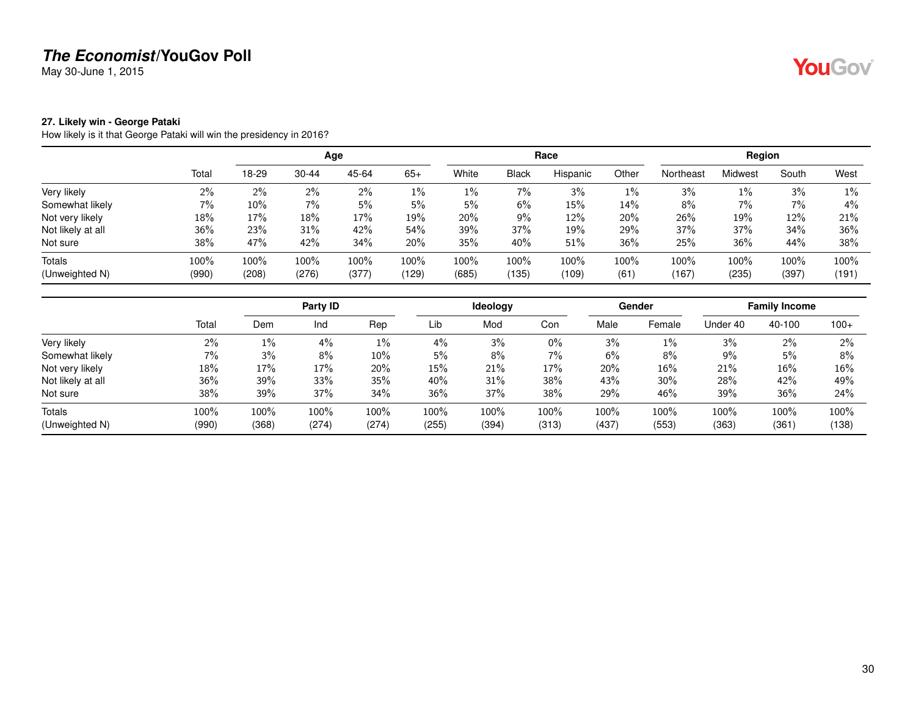**27. Likely win - George Pataki**

How likely is it that George Pataki will win the presidency in 2016?

| | | Age | | | | Race | | | | Region | | | |
|---|---|---|---|---|---|---|---|---|---|---|---|---|---|
| | Total | 18-29 | 30-44 | 45-64 | 65+ | White | Black | Hispanic | Other | Northeast | Midwest | South | West |
| Very likely | 2% | 2% | 2% | 2% | 1% | 1% | 7% | 3% | 1% | 3% | 1% | 3% | 1% |
| Somewhat likely | 7% | 10% | 7% | 5% | 5% | 5% | 6% | 15% | 14% | 8% | 7% | 7% | 4% |
| Not very likely | 18% | 17% | 18% | 17% | 19% | 20% | 9% | 12% | 20% | 26% | 19% | 12% | 21% |
| Not likely at all | 36% | 23% | 31% | 42% | 54% | 39% | 37% | 19% | 29% | 37% | 37% | 34% | 36% |
| Not sure | 38% | 47% | 42% | 34% | 20% | 35% | 40% | 51% | 36% | 25% | 36% | 44% | 38% |
| Totals | 100% | 100% | 100% | 100% | 100% | 100% | 100% | 100% | 100% | 100% | 100% | 100% | 100% |
| (Unweighted N) | (990) | (208) | (276) | (377) | (129) | (685) | (135) | (109) | (61) | (167) | (235) | (397) | (191) |

| | | Party ID | | | Ideology | | | Gender | | Family Income | | |
|---|---|---|---|---|---|---|---|---|---|---|---|---|
| | Total | Dem | Ind | Rep | Lib | Mod | Con | Male | Female | Under 40 | 40-100 | 100+ |
| Very likely | 2% | 1% | 4% | 1% | 4% | 3% | 0% | 3% | 1% | 3% | 2% | 2% |
| Somewhat likely | 7% | 3% | 8% | 10% | 5% | 8% | 7% | 6% | 8% | 9% | 5% | 8% |
| Not very likely | 18% | 17% | 17% | 20% | 15% | 21% | 17% | 20% | 16% | 21% | 16% | 16% |
| Not likely at all | 36% | 39% | 33% | 35% | 40% | 31% | 38% | 43% | 30% | 28% | 42% | 49% |
| Not sure | 38% | 39% | 37% | 34% | 36% | 37% | 38% | 29% | 46% | 39% | 36% | 24% |
| Totals | 100% | 100% | 100% | 100% | 100% | 100% | 100% | 100% | 100% | 100% | 100% | 100% |
| (Unweighted N) | (990) | (368) | (274) | (274) | (255) | (394) | (313) | (437) | (553) | (363) | (361) | (138) |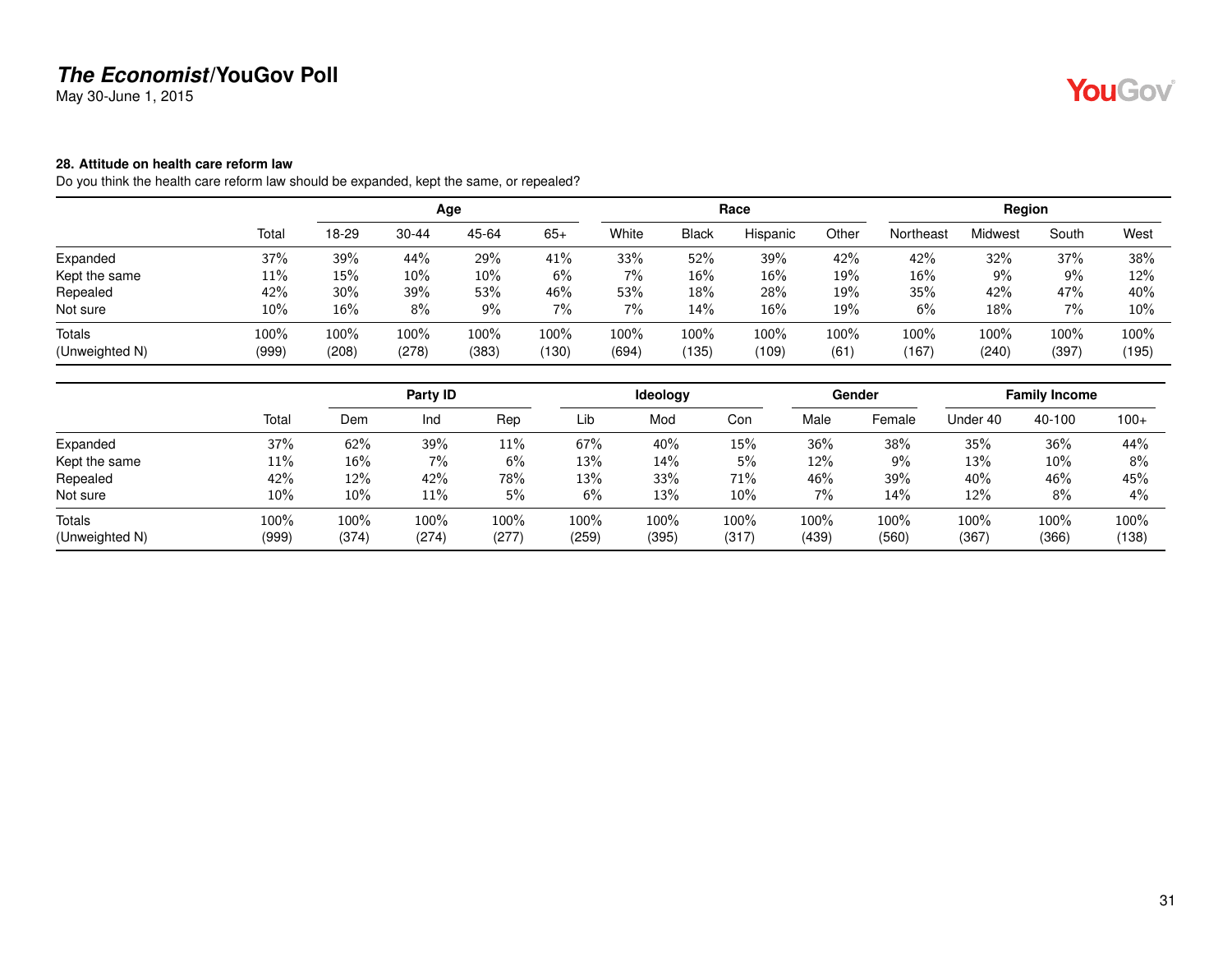**28. Attitude on health care reform law**

Do you think the health care reform law should be expanded, kept the same, or repealed?

| | Total | Age | | | | Race | | | | Region | | | |
|---|---|---|---|---|---|---|---|---|---|---|---|---|---|
| | | 18-29 | 30-44 | 45-64 | 65+ | White | Black | Hispanic | Other | Northeast | Midwest | South | West |
| Expanded | 37% | 39% | 44% | 29% | 41% | 33% | 52% | 39% | 42% | 42% | 32% | 37% | 38% |
| Kept the same | 11% | 15% | 10% | 10% | 6% | 7% | 16% | 16% | 19% | 16% | 9% | 9% | 12% |
| Repealed | 42% | 30% | 39% | 53% | 46% | 53% | 18% | 28% | 19% | 35% | 42% | 47% | 40% |
| Not sure | 10% | 16% | 8% | 9% | 7% | 7% | 14% | 16% | 19% | 6% | 18% | 7% | 10% |
| Totals | 100% | 100% | 100% | 100% | 100% | 100% | 100% | 100% | 100% | 100% | 100% | 100% | 100% |
| (Unweighted N) | (999) | (208) | (278) | (383) | (130) | (694) | (135) | (109) | (61) | (167) | (240) | (397) | (195) |

| | Total | Party ID | | | Ideology | | | Gender | | Family Income | | |
|---|---|---|---|---|---|---|---|---|---|---|---|---|
| | | Dem | Ind | Rep | Lib | Mod | Con | Male | Female | Under 40 | 40-100 | 100+ |
| Expanded | 37% | 62% | 39% | 11% | 67% | 40% | 15% | 36% | 38% | 35% | 36% | 44% |
| Kept the same | 11% | 16% | 7% | 6% | 13% | 14% | 5% | 12% | 9% | 13% | 10% | 8% |
| Repealed | 42% | 12% | 42% | 78% | 13% | 33% | 71% | 46% | 39% | 40% | 46% | 45% |
| Not sure | 10% | 10% | 11% | 5% | 6% | 13% | 10% | 7% | 14% | 12% | 8% | 4% |
| Totals | 100% | 100% | 100% | 100% | 100% | 100% | 100% | 100% | 100% | 100% | 100% | 100% |
| (Unweighted N) | (999) | (374) | (274) | (277) | (259) | (395) | (317) | (439) | (560) | (367) | (366) | (138) |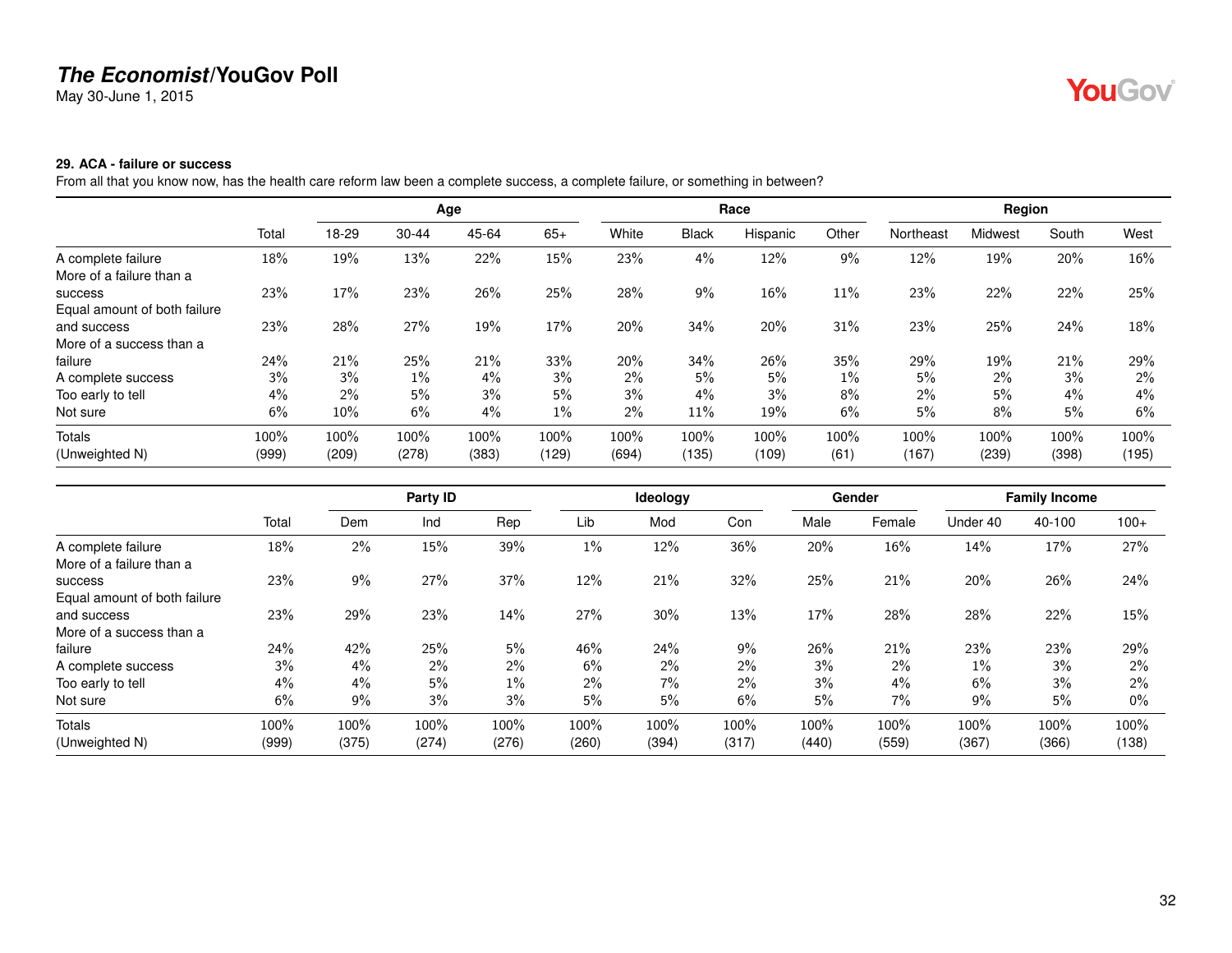**29. ACA - failure or success**

From all that you know now, has the health care reform law been a complete success, a complete failure, or something in between?

| | Total | Age | | | | Race | | | | Region | | | |
|---|---|---|---|---|---|---|---|---|---|---|---|---|---|
| | | 18-29 | 30-44 | 45-64 | 65+ | White | Black | Hispanic | Other | Northeast | Midwest | South | West |
| A complete failure | 18% | 19% | 13% | 22% | 15% | 23% | 4% | 12% | 9% | 12% | 19% | 20% | 16% |
| More of a failure than a success | 23% | 17% | 23% | 26% | 25% | 28% | 9% | 16% | 11% | 23% | 22% | 22% | 25% |
| Equal amount of both failure and success | 23% | 28% | 27% | 19% | 17% | 20% | 34% | 20% | 31% | 23% | 25% | 24% | 18% |
| More of a success than a failure | 24% | 21% | 25% | 21% | 33% | 20% | 34% | 26% | 35% | 29% | 19% | 21% | 29% |
| A complete success | 3% | 3% | 1% | 4% | 3% | 2% | 5% | 5% | 1% | 5% | 2% | 3% | 2% |
| Too early to tell | 4% | 2% | 5% | 3% | 5% | 3% | 4% | 3% | 8% | 2% | 5% | 4% | 4% |
| Not sure | 6% | 10% | 6% | 4% | 1% | 2% | 11% | 19% | 6% | 5% | 8% | 5% | 6% |
| Totals | 100% | 100% | 100% | 100% | 100% | 100% | 100% | 100% | 100% | 100% | 100% | 100% | 100% |
| (Unweighted N) | (999) | (209) | (278) | (383) | (129) | (694) | (135) | (109) | (61) | (167) | (239) | (398) | (195) |

| | Total | Party ID | | | Ideology | | | Gender | | Family Income | | |
|---|---|---|---|---|---|---|---|---|---|---|---|---|
| | | Dem | Ind | Rep | Lib | Mod | Con | Male | Female | Under 40 | 40-100 | 100+ |
| A complete failure | 18% | 2% | 15% | 39% | 1% | 12% | 36% | 20% | 16% | 14% | 17% | 27% |
| More of a failure than a success | 23% | 9% | 27% | 37% | 12% | 21% | 32% | 25% | 21% | 20% | 26% | 24% |
| Equal amount of both failure and success | 23% | 29% | 23% | 14% | 27% | 30% | 13% | 17% | 28% | 28% | 22% | 15% |
| More of a success than a failure | 24% | 42% | 25% | 5% | 46% | 24% | 9% | 26% | 21% | 23% | 23% | 29% |
| A complete success | 3% | 4% | 2% | 2% | 6% | 2% | 2% | 3% | 2% | 1% | 3% | 2% |
| Too early to tell | 4% | 4% | 5% | 1% | 2% | 7% | 2% | 3% | 4% | 6% | 3% | 2% |
| Not sure | 6% | 9% | 3% | 3% | 5% | 5% | 6% | 5% | 7% | 9% | 5% | 0% |
| Totals | 100% | 100% | 100% | 100% | 100% | 100% | 100% | 100% | 100% | 100% | 100% | 100% |
| (Unweighted N) | (999) | (375) | (274) | (276) | (260) | (394) | (317) | (440) | (559) | (367) | (366) | (138) |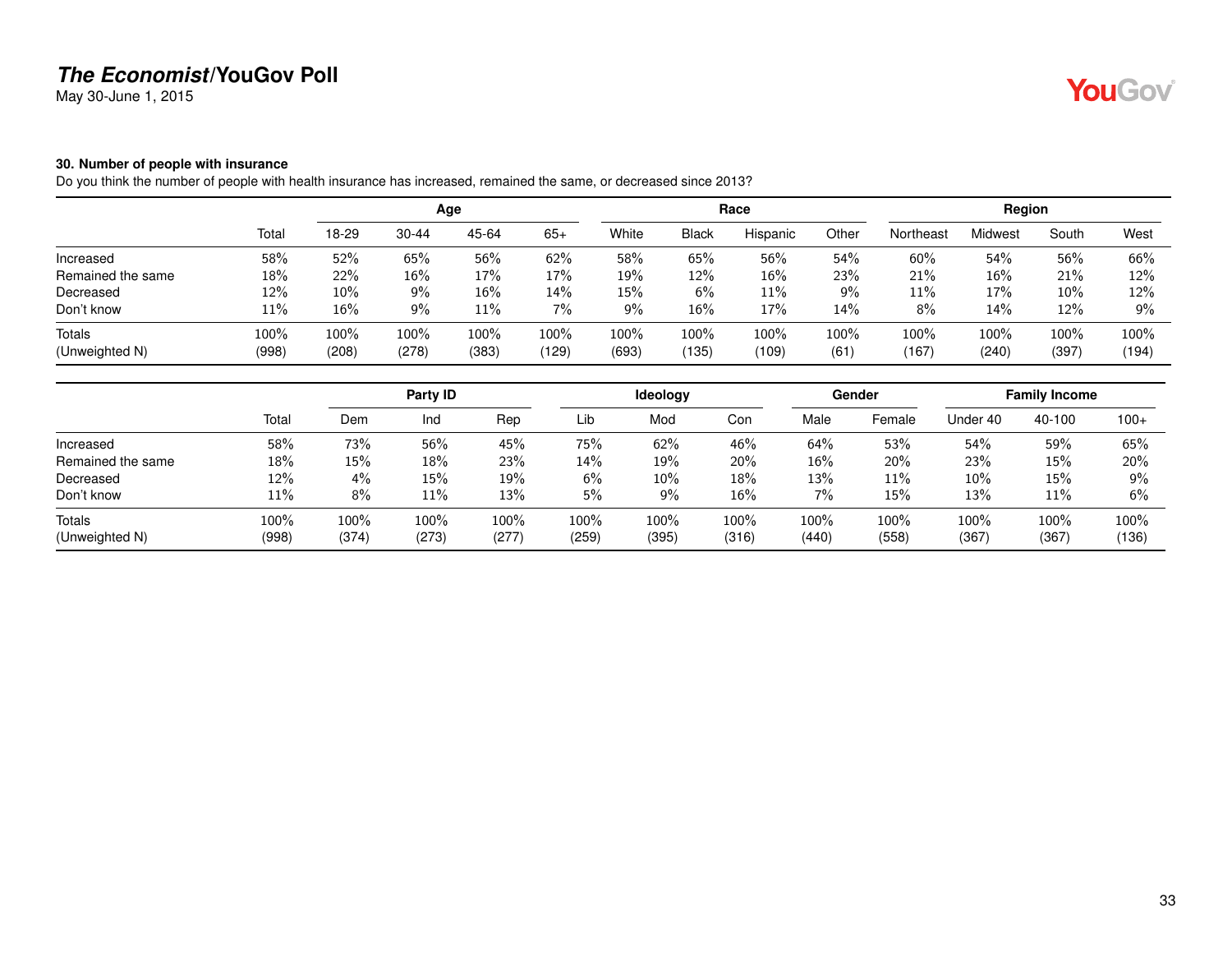## 30. Number of people with insurance

Do you think the number of people with health insurance has increased, remained the same, or decreased since 2013?

| | | Age | | | | Race | | | | Region | | | |
|---|---|---|---|---|---|---|---|---|---|---|---|---|---|
| | Total | 18-29 | 30-44 | 45-64 | 65+ | White | Black | Hispanic | Other | Northeast | Midwest | South | West |
| Increased | 58% | 52% | 65% | 56% | 62% | 58% | 65% | 56% | 54% | 60% | 54% | 56% | 66% |
| Remained the same | 18% | 22% | 16% | 17% | 17% | 19% | 12% | 16% | 23% | 21% | 16% | 21% | 12% |
| Decreased | 12% | 10% | 9% | 16% | 14% | 15% | 6% | 11% | 9% | 11% | 17% | 10% | 12% |
| Don't know | 11% | 16% | 9% | 11% | 7% | 9% | 16% | 17% | 14% | 8% | 14% | 12% | 9% |
| Totals | 100% | 100% | 100% | 100% | 100% | 100% | 100% | 100% | 100% | 100% | 100% | 100% | 100% |
| (Unweighted N) | (998) | (208) | (278) | (383) | (129) | (693) | (135) | (109) | (61) | (167) | (240) | (397) | (194) |

| | | Party ID | | | Ideology | | | Gender | | Family Income | | |
|---|---|---|---|---|---|---|---|---|---|---|---|---|
| | Total | Dem | Ind | Rep | Lib | Mod | Con | Male | Female | Under 40 | 40-100 | 100+ |
| Increased | 58% | 73% | 56% | 45% | 75% | 62% | 46% | 64% | 53% | 54% | 59% | 65% |
| Remained the same | 18% | 15% | 18% | 23% | 14% | 19% | 20% | 16% | 20% | 23% | 15% | 20% |
| Decreased | 12% | 4% | 15% | 19% | 6% | 10% | 18% | 13% | 11% | 10% | 15% | 9% |
| Don't know | 11% | 8% | 11% | 13% | 5% | 9% | 16% | 7% | 15% | 13% | 11% | 6% |
| Totals | 100% | 100% | 100% | 100% | 100% | 100% | 100% | 100% | 100% | 100% | 100% | 100% |
| (Unweighted N) | (998) | (374) | (273) | (277) | (259) | (395) | (316) | (440) | (558) | (367) | (367) | (136) |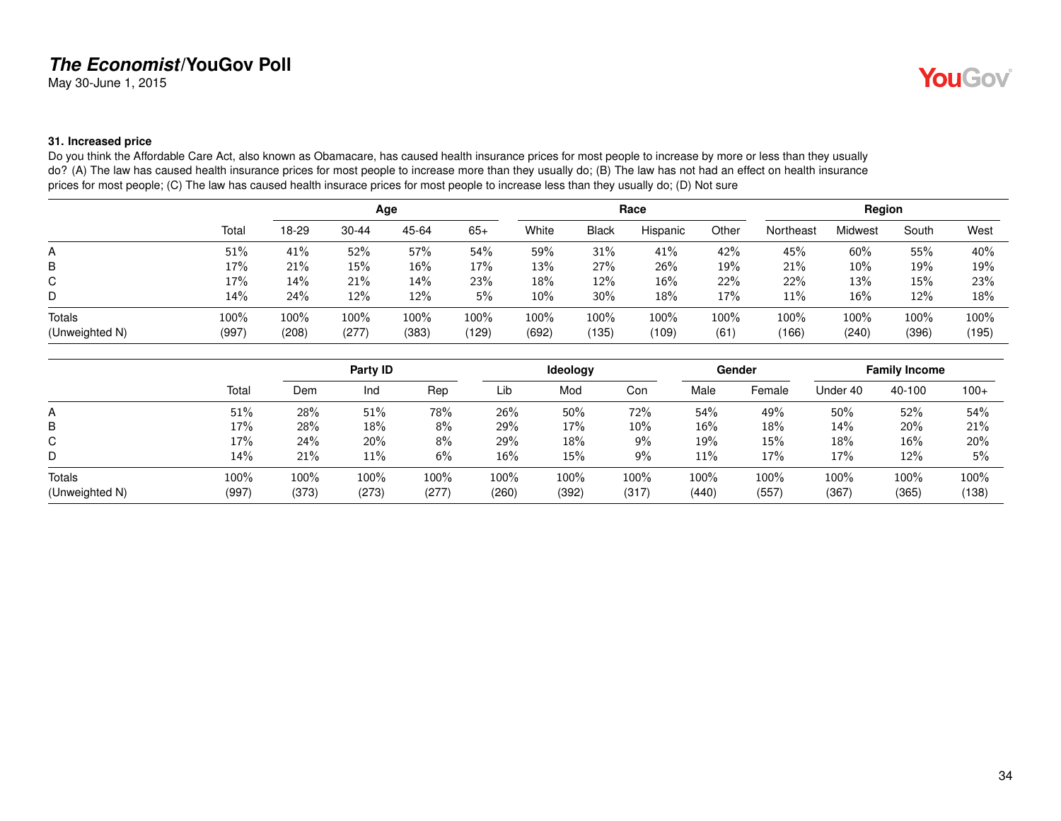# *The Economist*/YouGov Poll

May 30-June 1, 2015

### 31. Increased price

Do you think the Affordable Care Act, also known as Obamacare, has caused health insurance prices for most people to increase by more or less than they usually do? (A) The law has caused health insurance prices for most people to increase more than they usually do; (B) The law has not had an effect on health insurance prices for most people; (C) The law has caused health insurace prices for most people to increase less than they usually do; (D) Not sure

| | | Age | | | | Race | | | | Region | | | |
|---|---|---|---|---|---|---|---|---|---|---|---|---|---|
| | Total | 18-29 | 30-44 | 45-64 | 65+ | White | Black | Hispanic | Other | Northeast | Midwest | South | West |
| A | 51% | 41% | 52% | 57% | 54% | 59% | 31% | 41% | 42% | 45% | 60% | 55% | 40% |
| B | 17% | 21% | 15% | 16% | 17% | 13% | 27% | 26% | 19% | 21% | 10% | 19% | 19% |
| C | 17% | 14% | 21% | 14% | 23% | 18% | 12% | 16% | 22% | 22% | 13% | 15% | 23% |
| D | 14% | 24% | 12% | 12% | 5% | 10% | 30% | 18% | 17% | 11% | 16% | 12% | 18% |
| Totals | 100% | 100% | 100% | 100% | 100% | 100% | 100% | 100% | 100% | 100% | 100% | 100% | 100% |
| (Unweighted N) | (997) | (208) | (277) | (383) | (129) | (692) | (135) | (109) | (61) | (166) | (240) | (396) | (195) |

| | | Party ID | | | Ideology | | | Gender | | Family Income | | |
|---|---|---|---|---|---|---|---|---|---|---|---|---|
| | Total | Dem | Ind | Rep | Lib | Mod | Con | Male | Female | Under 40 | 40-100 | 100+ |
| A | 51% | 28% | 51% | 78% | 26% | 50% | 72% | 54% | 49% | 50% | 52% | 54% |
| B | 17% | 28% | 18% | 8% | 29% | 17% | 10% | 16% | 18% | 14% | 20% | 21% |
| C | 17% | 24% | 20% | 8% | 29% | 18% | 9% | 19% | 15% | 18% | 16% | 20% |
| D | 14% | 21% | 11% | 6% | 16% | 15% | 9% | 11% | 17% | 17% | 12% | 5% |
| Totals | 100% | 100% | 100% | 100% | 100% | 100% | 100% | 100% | 100% | 100% | 100% | 100% |
| (Unweighted N) | (997) | (373) | (273) | (277) | (260) | (392) | (317) | (440) | (557) | (367) | (365) | (138) |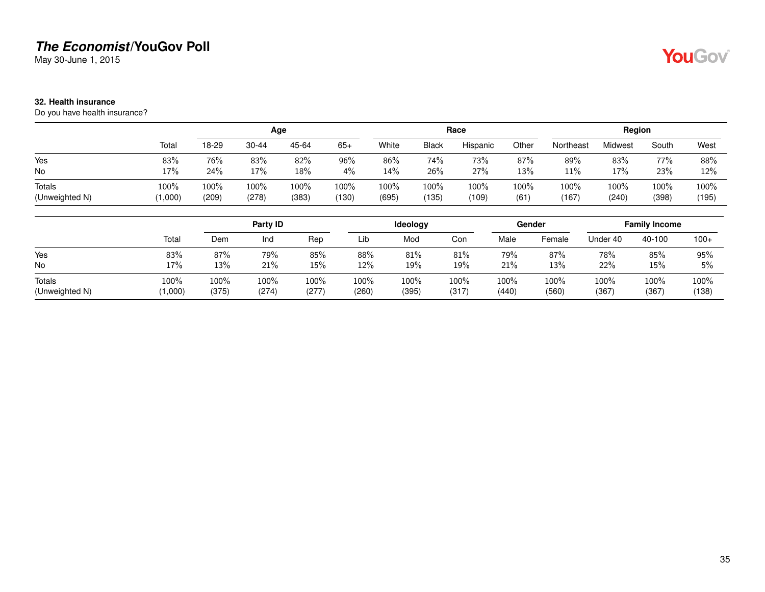**The Economist/YouGov Poll**
May 30-June 1, 2015

**32. Health insurance**
Do you have health insurance?

| | | Age | | | | Race | | | | Region | | | |
|---|---|---|---|---|---|---|---|---|---|---|---|---|---|
| | Total | 18-29 | 30-44 | 45-64 | 65+ | White | Black | Hispanic | Other | Northeast | Midwest | South | West |
| Yes | 83% | 76% | 83% | 82% | 96% | 86% | 74% | 73% | 87% | 89% | 83% | 77% | 88% |
| No | 17% | 24% | 17% | 18% | 4% | 14% | 26% | 27% | 13% | 11% | 17% | 23% | 12% |
| Totals | 100% | 100% | 100% | 100% | 100% | 100% | 100% | 100% | 100% | 100% | 100% | 100% | 100% |
| (Unweighted N) | (1,000) | (209) | (278) | (383) | (130) | (695) | (135) | (109) | (61) | (167) | (240) | (398) | (195) |

| | | Party ID | | | Ideology | | | Gender | | Family Income | | |
|---|---|---|---|---|---|---|---|---|---|---|---|---|
| | Total | Dem | Ind | Rep | Lib | Mod | Con | Male | Female | Under 40 | 40-100 | 100+ |
| Yes | 83% | 87% | 79% | 85% | 88% | 81% | 81% | 79% | 87% | 78% | 85% | 95% |
| No | 17% | 13% | 21% | 15% | 12% | 19% | 19% | 21% | 13% | 22% | 15% | 5% |
| Totals | 100% | 100% | 100% | 100% | 100% | 100% | 100% | 100% | 100% | 100% | 100% | 100% |
| (Unweighted N) | (1,000) | (375) | (274) | (277) | (260) | (395) | (317) | (440) | (560) | (367) | (367) | (138) |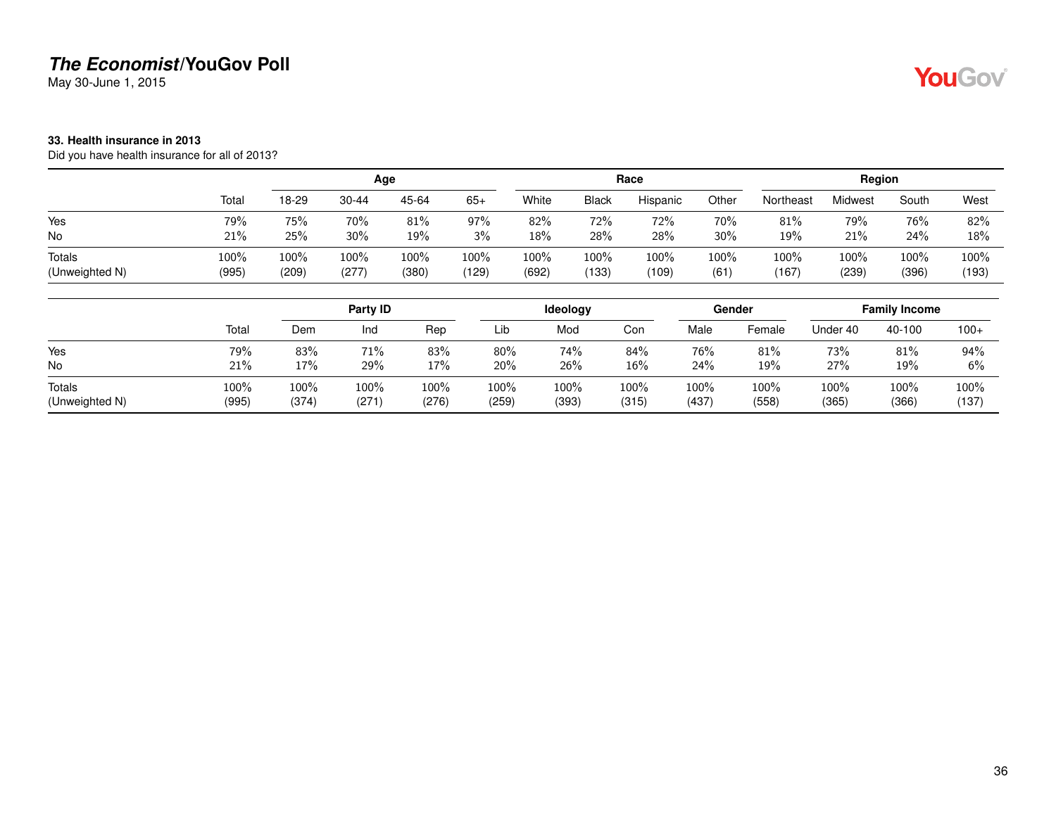**The Economist/YouGov Poll**
May 30-June 1, 2015

**33. Health insurance in 2013**
Did you have health insurance for all of 2013?

| | | Age | | | | Race | | | | Region | | | |
|---|---|---|---|---|---|---|---|---|---|---|---|---|---|
| | Total | 18-29 | 30-44 | 45-64 | 65+ | White | Black | Hispanic | Other | Northeast | Midwest | South | West |
| Yes | 79% | 75% | 70% | 81% | 97% | 82% | 72% | 72% | 70% | 81% | 79% | 76% | 82% |
| No | 21% | 25% | 30% | 19% | 3% | 18% | 28% | 28% | 30% | 19% | 21% | 24% | 18% |
| Totals | 100% | 100% | 100% | 100% | 100% | 100% | 100% | 100% | 100% | 100% | 100% | 100% | 100% |
| (Unweighted N) | (995) | (209) | (277) | (380) | (129) | (692) | (133) | (109) | (61) | (167) | (239) | (396) | (193) |

| | | Party ID | | | Ideology | | | Gender | | Family Income | | |
|---|---|---|---|---|---|---|---|---|---|---|---|---|
| | Total | Dem | Ind | Rep | Lib | Mod | Con | Male | Female | Under 40 | 40-100 | 100+ |
| Yes | 79% | 83% | 71% | 83% | 80% | 74% | 84% | 76% | 81% | 73% | 81% | 94% |
| No | 21% | 17% | 29% | 17% | 20% | 26% | 16% | 24% | 19% | 27% | 19% | 6% |
| Totals | 100% | 100% | 100% | 100% | 100% | 100% | 100% | 100% | 100% | 100% | 100% | 100% |
| (Unweighted N) | (995) | (374) | (271) | (276) | (259) | (393) | (315) | (437) | (558) | (365) | (366) | (137) |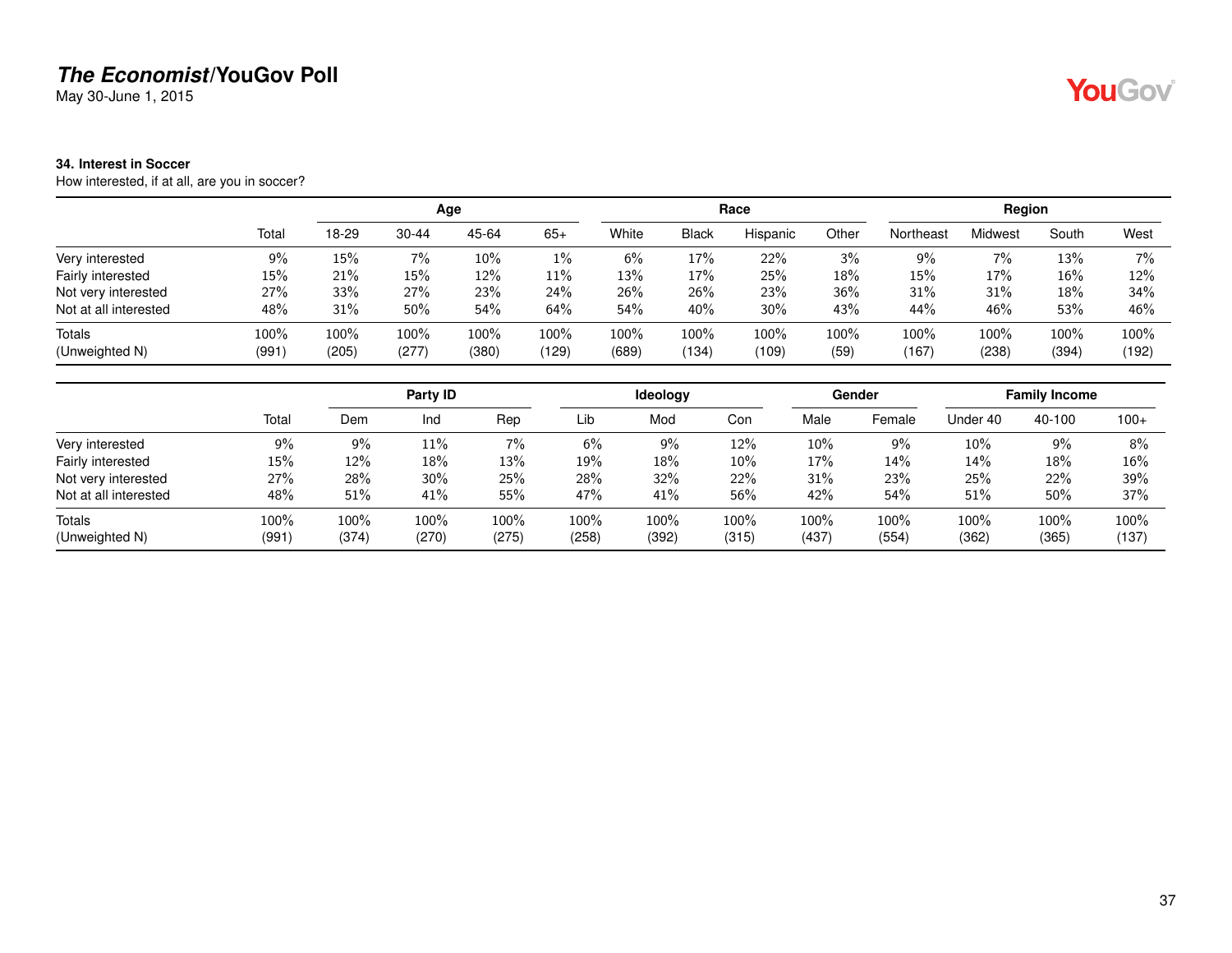# *The Economist*/YouGov Poll

May 30-June 1, 2015

**34. Interest in Soccer**

How interested, if at all, are you in soccer?

| | | Age | | | | Race | | | | Region | | | |
|---|---|---|---|---|---|---|---|---|---|---|---|---|---|
| | Total | 18-29 | 30-44 | 45-64 | 65+ | White | Black | Hispanic | Other | Northeast | Midwest | South | West |
| Very interested | 9% | 15% | 7% | 10% | 1% | 6% | 17% | 22% | 3% | 9% | 7% | 13% | 7% |
| Fairly interested | 15% | 21% | 15% | 12% | 11% | 13% | 17% | 25% | 18% | 15% | 17% | 16% | 12% |
| Not very interested | 27% | 33% | 27% | 23% | 24% | 26% | 26% | 23% | 36% | 31% | 31% | 18% | 34% |
| Not at all interested | 48% | 31% | 50% | 54% | 64% | 54% | 40% | 30% | 43% | 44% | 46% | 53% | 46% |
| Totals | 100% | 100% | 100% | 100% | 100% | 100% | 100% | 100% | 100% | 100% | 100% | 100% | 100% |
| (Unweighted N) | (991) | (205) | (277) | (380) | (129) | (689) | (134) | (109) | (59) | (167) | (238) | (394) | (192) |

| | | Party ID | | | Ideology | | | Gender | | Family Income | | |
|---|---|---|---|---|---|---|---|---|---|---|---|---|
| | Total | Dem | Ind | Rep | Lib | Mod | Con | Male | Female | Under 40 | 40-100 | 100+ |
| Very interested | 9% | 9% | 11% | 7% | 6% | 9% | 12% | 10% | 9% | 10% | 9% | 8% |
| Fairly interested | 15% | 12% | 18% | 13% | 19% | 18% | 10% | 17% | 14% | 14% | 18% | 16% |
| Not very interested | 27% | 28% | 30% | 25% | 28% | 32% | 22% | 31% | 23% | 25% | 22% | 39% |
| Not at all interested | 48% | 51% | 41% | 55% | 47% | 41% | 56% | 42% | 54% | 51% | 50% | 37% |
| Totals | 100% | 100% | 100% | 100% | 100% | 100% | 100% | 100% | 100% | 100% | 100% | 100% |
| (Unweighted N) | (991) | (374) | (270) | (275) | (258) | (392) | (315) | (437) | (554) | (362) | (365) | (137) |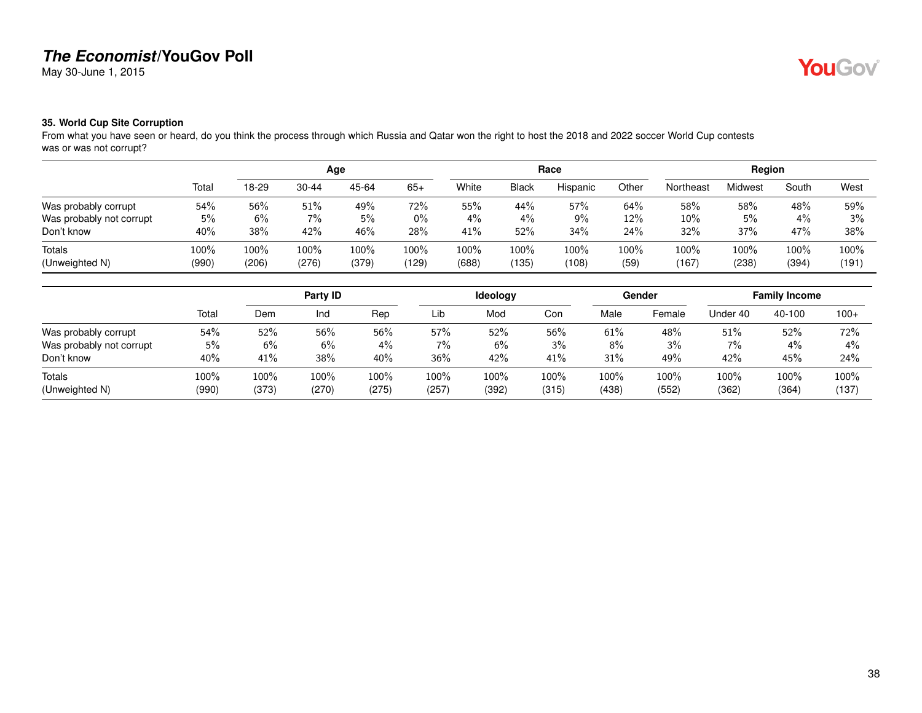### 35. World Cup Site Corruption

From what you have seen or heard, do you think the process through which Russia and Qatar won the right to host the 2018 and 2022 soccer World Cup contests was or was not corrupt?

| | | Age | | | | Race | | | | Region | | | |
|---|---|---|---|---|---|---|---|---|---|---|---|---|---|
| | Total | 18-29 | 30-44 | 45-64 | 65+ | White | Black | Hispanic | Other | Northeast | Midwest | South | West |
| Was probably corrupt | 54% | 56% | 51% | 49% | 72% | 55% | 44% | 57% | 64% | 58% | 58% | 48% | 59% |
| Was probably not corrupt | 5% | 6% | 7% | 5% | 0% | 4% | 4% | 9% | 12% | 10% | 5% | 4% | 3% |
| Don't know | 40% | 38% | 42% | 46% | 28% | 41% | 52% | 34% | 24% | 32% | 37% | 47% | 38% |
| Totals | 100% | 100% | 100% | 100% | 100% | 100% | 100% | 100% | 100% | 100% | 100% | 100% | 100% |
| (Unweighted N) | (990) | (206) | (276) | (379) | (129) | (688) | (135) | (108) | (59) | (167) | (238) | (394) | (191) |

| | | Party ID | | | Ideology | | | Gender | | Family Income | | |
|---|---|---|---|---|---|---|---|---|---|---|---|---|
| | Total | Dem | Ind | Rep | Lib | Mod | Con | Male | Female | Under 40 | 40-100 | 100+ |
| Was probably corrupt | 54% | 52% | 56% | 56% | 57% | 52% | 56% | 61% | 48% | 51% | 52% | 72% |
| Was probably not corrupt | 5% | 6% | 6% | 4% | 7% | 6% | 3% | 8% | 3% | 7% | 4% | 4% |
| Don't know | 40% | 41% | 38% | 40% | 36% | 42% | 41% | 31% | 49% | 42% | 45% | 24% |
| Totals | 100% | 100% | 100% | 100% | 100% | 100% | 100% | 100% | 100% | 100% | 100% | 100% |
| (Unweighted N) | (990) | (373) | (270) | (275) | (257) | (392) | (315) | (438) | (552) | (362) | (364) | (137) |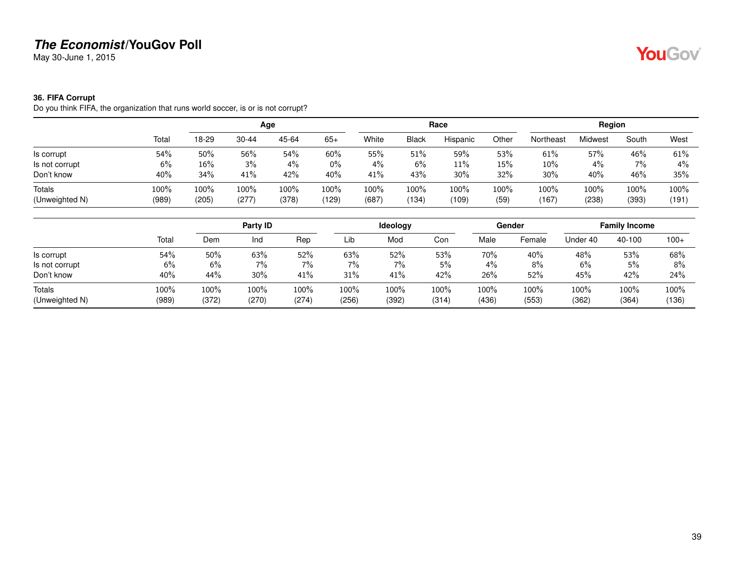**The Economist/YouGov Poll**

May 30-June 1, 2015

### 36. FIFA Corrupt

Do you think FIFA, the organization that runs world soccer, is or is not corrupt?

| | | Age | | | | Race | | | | Region | | | |
|---|---|---|---|---|---|---|---|---|---|---|---|---|---|
| | Total | 18-29 | 30-44 | 45-64 | 65+ | White | Black | Hispanic | Other | Northeast | Midwest | South | West |
| Is corrupt | 54% | 50% | 56% | 54% | 60% | 55% | 51% | 59% | 53% | 61% | 57% | 46% | 61% |
| Is not corrupt | 6% | 16% | 3% | 4% | 0% | 4% | 6% | 11% | 15% | 10% | 4% | 7% | 4% |
| Don't know | 40% | 34% | 41% | 42% | 40% | 41% | 43% | 30% | 32% | 30% | 40% | 46% | 35% |
| Totals | 100% | 100% | 100% | 100% | 100% | 100% | 100% | 100% | 100% | 100% | 100% | 100% | 100% |
| (Unweighted N) | (989) | (205) | (277) | (378) | (129) | (687) | (134) | (109) | (59) | (167) | (238) | (393) | (191) |

| | | Party ID | | | Ideology | | | Gender | | Family Income | | |
|---|---|---|---|---|---|---|---|---|---|---|---|---|
| | Total | Dem | Ind | Rep | Lib | Mod | Con | Male | Female | Under 40 | 40-100 | 100+ |
| Is corrupt | 54% | 50% | 63% | 52% | 63% | 52% | 53% | 70% | 40% | 48% | 53% | 68% |
| Is not corrupt | 6% | 6% | 7% | 7% | 7% | 7% | 5% | 4% | 8% | 6% | 5% | 8% |
| Don't know | 40% | 44% | 30% | 41% | 31% | 41% | 42% | 26% | 52% | 45% | 42% | 24% |
| Totals | 100% | 100% | 100% | 100% | 100% | 100% | 100% | 100% | 100% | 100% | 100% | 100% |
| (Unweighted N) | (989) | (372) | (270) | (274) | (256) | (392) | (314) | (436) | (553) | (362) | (364) | (136) |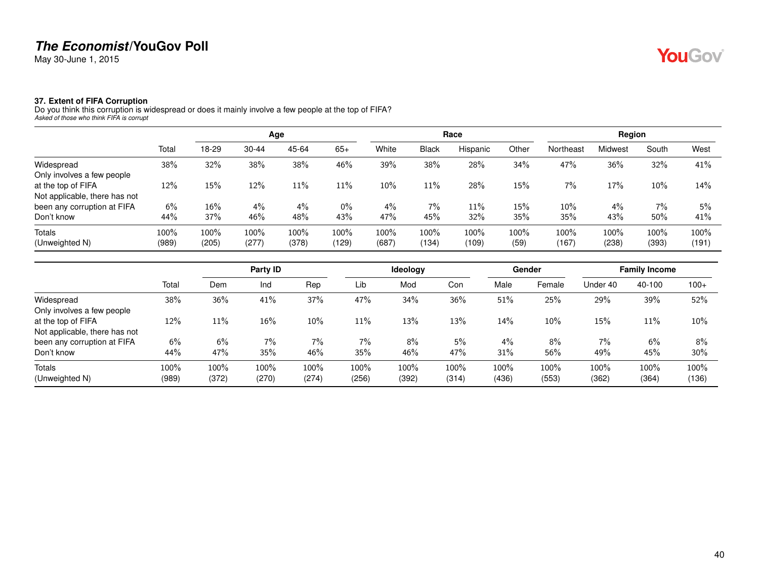**The Economist/YouGov Poll**
May 30-June 1, 2015

### 37. Extent of FIFA Corruption

Do you think this corruption is widespread or does it mainly involve a few people at the top of FIFA?
*Asked of those who think FIFA is corrupt*

| | | Age | | | | Race | | | | Region | | | |
|---|---|---|---|---|---|---|---|---|---|---|---|---|---|
| | Total | 18-29 | 30-44 | 45-64 | 65+ | White | Black | Hispanic | Other | Northeast | Midwest | South | West |
| Widespread | 38% | 32% | 38% | 38% | 46% | 39% | 38% | 28% | 34% | 47% | 36% | 32% | 41% |
| Only involves a few people at the top of FIFA | 12% | 15% | 12% | 11% | 11% | 10% | 11% | 28% | 15% | 7% | 17% | 10% | 14% |
| Not applicable, there has not been any corruption at FIFA | 6% | 16% | 4% | 4% | 0% | 4% | 7% | 11% | 15% | 10% | 4% | 7% | 5% |
| Don't know | 44% | 37% | 46% | 48% | 43% | 47% | 45% | 32% | 35% | 35% | 43% | 50% | 41% |
| Totals | 100% | 100% | 100% | 100% | 100% | 100% | 100% | 100% | 100% | 100% | 100% | 100% | 100% |
| (Unweighted N) | (989) | (205) | (277) | (378) | (129) | (687) | (134) | (109) | (59) | (167) | (238) | (393) | (191) |

| | | Party ID | | | Ideology | | | Gender | | Family Income | | |
|---|---|---|---|---|---|---|---|---|---|---|---|---|
| | Total | Dem | Ind | Rep | Lib | Mod | Con | Male | Female | Under 40 | 40-100 | 100+ |
| Widespread | 38% | 36% | 41% | 37% | 47% | 34% | 36% | 51% | 25% | 29% | 39% | 52% |
| Only involves a few people at the top of FIFA | 12% | 11% | 16% | 10% | 11% | 13% | 13% | 14% | 10% | 15% | 11% | 10% |
| Not applicable, there has not been any corruption at FIFA | 6% | 6% | 7% | 7% | 7% | 8% | 5% | 4% | 8% | 7% | 6% | 8% |
| Don't know | 44% | 47% | 35% | 46% | 35% | 46% | 47% | 31% | 56% | 49% | 45% | 30% |
| Totals | 100% | 100% | 100% | 100% | 100% | 100% | 100% | 100% | 100% | 100% | 100% | 100% |
| (Unweighted N) | (989) | (372) | (270) | (274) | (256) | (392) | (314) | (436) | (553) | (362) | (364) | (136) |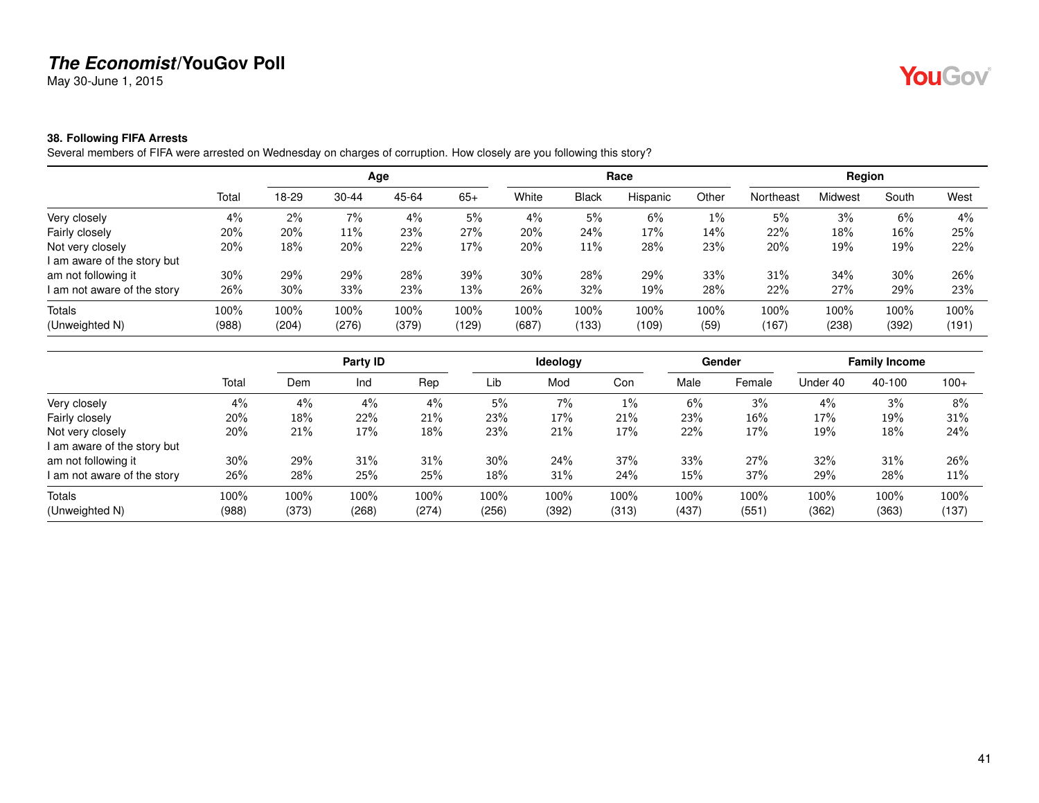# The Economist/YouGov Poll

May 30-June 1, 2015

### 38. Following FIFA Arrests

Several members of FIFA were arrested on Wednesday on charges of corruption. How closely are you following this story?

| | | Age | | | | Race | | | | Region | | | |
|---|---|---|---|---|---|---|---|---|---|---|---|---|---|
| | Total | 18-29 | 30-44 | 45-64 | 65+ | White | Black | Hispanic | Other | Northeast | Midwest | South | West |
| Very closely | 4% | 2% | 7% | 4% | 5% | 4% | 5% | 6% | 1% | 5% | 3% | 6% | 4% |
| Fairly closely | 20% | 20% | 11% | 23% | 27% | 20% | 24% | 17% | 14% | 22% | 18% | 16% | 25% |
| Not very closely | 20% | 18% | 20% | 22% | 17% | 20% | 11% | 28% | 23% | 20% | 19% | 19% | 22% |
| I am aware of the story but am not following it | 30% | 29% | 29% | 28% | 39% | 30% | 28% | 29% | 33% | 31% | 34% | 30% | 26% |
| I am not aware of the story | 26% | 30% | 33% | 23% | 13% | 26% | 32% | 19% | 28% | 22% | 27% | 29% | 23% |
| Totals | 100% | 100% | 100% | 100% | 100% | 100% | 100% | 100% | 100% | 100% | 100% | 100% | 100% |
| (Unweighted N) | (988) | (204) | (276) | (379) | (129) | (687) | (133) | (109) | (59) | (167) | (238) | (392) | (191) |

| | | Party ID | | | Ideology | | | Gender | | Family Income | | |
|---|---|---|---|---|---|---|---|---|---|---|---|---|
| | Total | Dem | Ind | Rep | Lib | Mod | Con | Male | Female | Under 40 | 40-100 | 100+ |
| Very closely | 4% | 4% | 4% | 4% | 5% | 7% | 1% | 6% | 3% | 4% | 3% | 8% |
| Fairly closely | 20% | 18% | 22% | 21% | 23% | 17% | 21% | 23% | 16% | 17% | 19% | 31% |
| Not very closely | 20% | 21% | 17% | 18% | 23% | 21% | 17% | 22% | 17% | 19% | 18% | 24% |
| I am aware of the story but am not following it | 30% | 29% | 31% | 31% | 30% | 24% | 37% | 33% | 27% | 32% | 31% | 26% |
| I am not aware of the story | 26% | 28% | 25% | 25% | 18% | 31% | 24% | 15% | 37% | 29% | 28% | 11% |
| Totals | 100% | 100% | 100% | 100% | 100% | 100% | 100% | 100% | 100% | 100% | 100% | 100% |
| (Unweighted N) | (988) | (373) | (268) | (274) | (256) | (392) | (313) | (437) | (551) | (362) | (363) | (137) |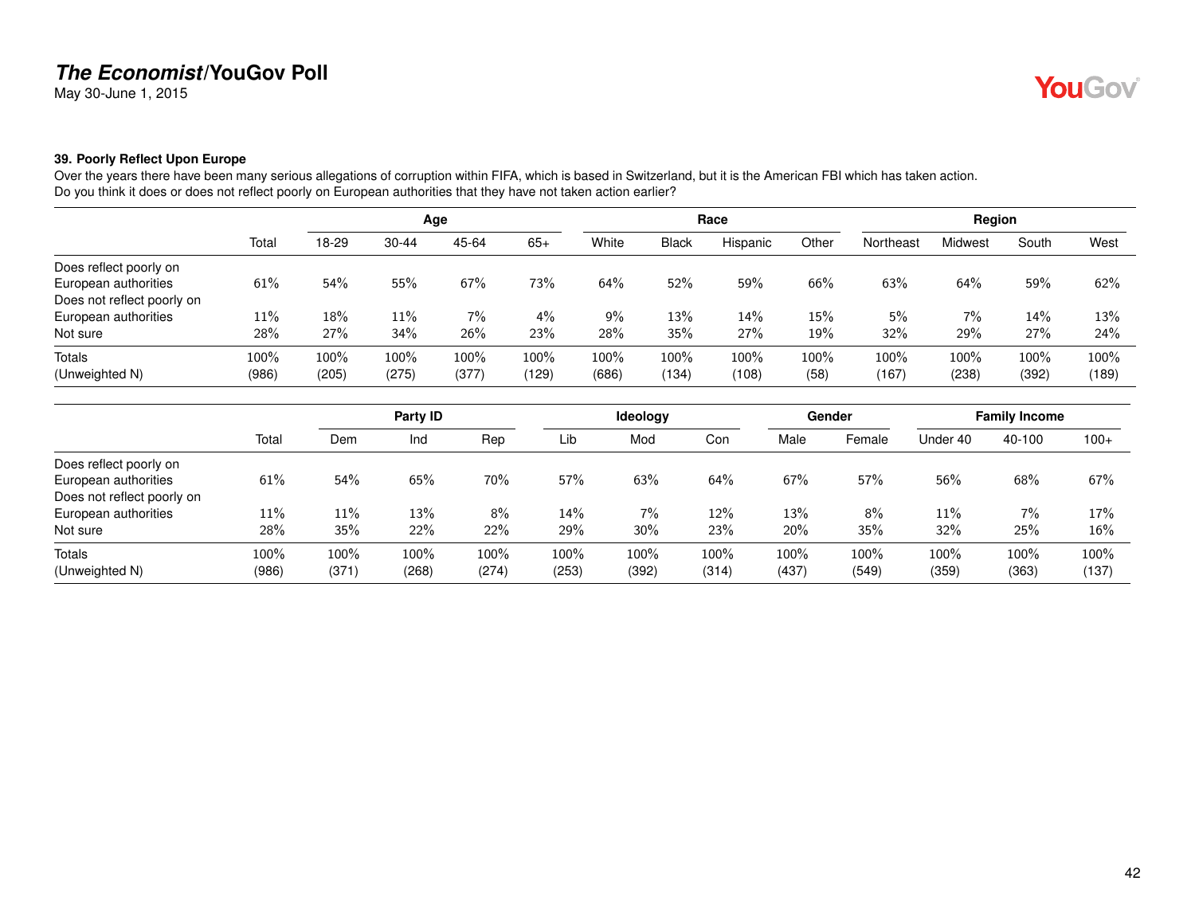# *The Economist*/YouGov Poll

May 30-June 1, 2015

### 39. Poorly Reflect Upon Europe

Over the years there have been many serious allegations of corruption within FIFA, which is based in Switzerland, but it is the American FBI which has taken action.
Do you think it does or does not reflect poorly on European authorities that they have not taken action earlier?

| | | Age | | | | Race | | | | Region | | | |
|---|---|---|---|---|---|---|---|---|---|---|---|---|---|
| | Total | 18-29 | 30-44 | 45-64 | 65+ | White | Black | Hispanic | Other | Northeast | Midwest | South | West |
| Does reflect poorly on European authorities | 61% | 54% | 55% | 67% | 73% | 64% | 52% | 59% | 66% | 63% | 64% | 59% | 62% |
| Does not reflect poorly on European authorities | 11% | 18% | 11% | 7% | 4% | 9% | 13% | 14% | 15% | 5% | 7% | 14% | 13% |
| Not sure | 28% | 27% | 34% | 26% | 23% | 28% | 35% | 27% | 19% | 32% | 29% | 27% | 24% |
| Totals | 100% | 100% | 100% | 100% | 100% | 100% | 100% | 100% | 100% | 100% | 100% | 100% | 100% |
| (Unweighted N) | (986) | (205) | (275) | (377) | (129) | (686) | (134) | (108) | (58) | (167) | (238) | (392) | (189) |

| | | Party ID | | | Ideology | | | Gender | | Family Income | | |
|---|---|---|---|---|---|---|---|---|---|---|---|---|
| | Total | Dem | Ind | Rep | Lib | Mod | Con | Male | Female | Under 40 | 40-100 | 100+ |
| Does reflect poorly on European authorities | 61% | 54% | 65% | 70% | 57% | 63% | 64% | 67% | 57% | 56% | 68% | 67% |
| Does not reflect poorly on European authorities | 11% | 11% | 13% | 8% | 14% | 7% | 12% | 13% | 8% | 11% | 7% | 17% |
| Not sure | 28% | 35% | 22% | 22% | 29% | 30% | 23% | 20% | 35% | 32% | 25% | 16% |
| Totals | 100% | 100% | 100% | 100% | 100% | 100% | 100% | 100% | 100% | 100% | 100% | 100% |
| (Unweighted N) | (986) | (371) | (268) | (274) | (253) | (392) | (314) | (437) | (549) | (359) | (363) | (137) |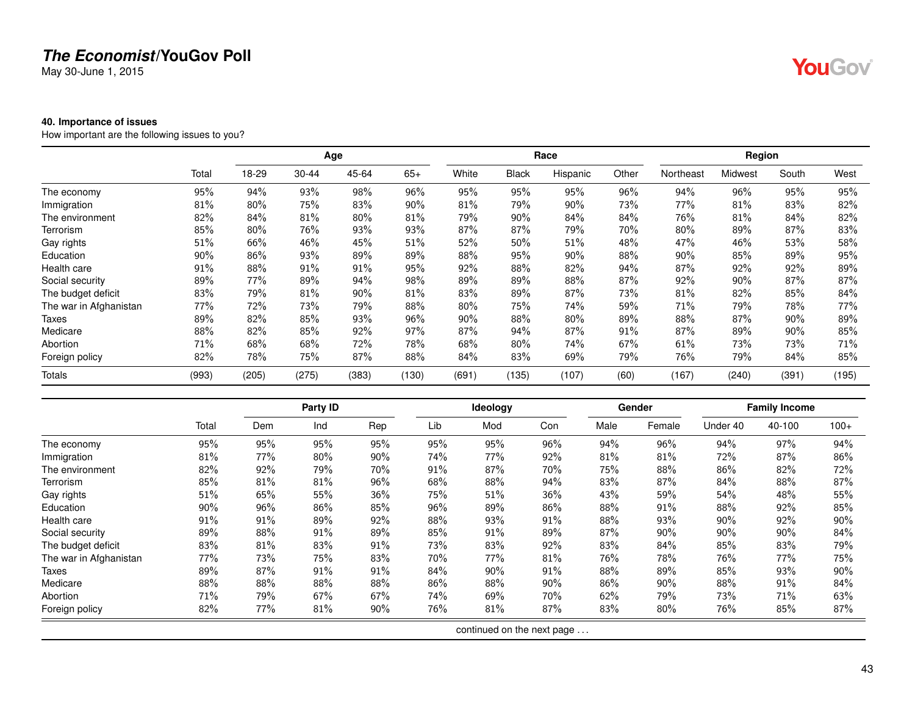**40. Importance of issues**

How important are the following issues to you?

| | Total | Age | | | | Race | | | | Region | | | |
|---|---|---|---|---|---|---|---|---|---|---|---|---|---|
| | | 18-29 | 30-44 | 45-64 | 65+ | White | Black | Hispanic | Other | Northeast | Midwest | South | West |
| The economy | 95% | 94% | 93% | 98% | 96% | 95% | 95% | 95% | 96% | 94% | 96% | 95% | 95% |
| Immigration | 81% | 80% | 75% | 83% | 90% | 81% | 79% | 90% | 73% | 77% | 81% | 83% | 82% |
| The environment | 82% | 84% | 81% | 80% | 81% | 79% | 90% | 84% | 84% | 76% | 81% | 84% | 82% |
| Terrorism | 85% | 80% | 76% | 93% | 93% | 87% | 87% | 79% | 70% | 80% | 89% | 87% | 83% |
| Gay rights | 51% | 66% | 46% | 45% | 51% | 52% | 50% | 51% | 48% | 47% | 46% | 53% | 58% |
| Education | 90% | 86% | 93% | 89% | 89% | 88% | 95% | 90% | 88% | 90% | 85% | 89% | 95% |
| Health care | 91% | 88% | 91% | 91% | 95% | 92% | 88% | 82% | 94% | 87% | 92% | 92% | 89% |
| Social security | 89% | 77% | 89% | 94% | 98% | 89% | 89% | 88% | 87% | 92% | 90% | 87% | 87% |
| The budget deficit | 83% | 79% | 81% | 90% | 81% | 83% | 89% | 87% | 73% | 81% | 82% | 85% | 84% |
| The war in Afghanistan | 77% | 72% | 73% | 79% | 88% | 80% | 75% | 74% | 59% | 71% | 79% | 78% | 77% |
| Taxes | 89% | 82% | 85% | 93% | 96% | 90% | 88% | 80% | 89% | 88% | 87% | 90% | 89% |
| Medicare | 88% | 82% | 85% | 92% | 97% | 87% | 94% | 87% | 91% | 87% | 89% | 90% | 85% |
| Abortion | 71% | 68% | 68% | 72% | 78% | 68% | 80% | 74% | 67% | 61% | 73% | 73% | 71% |
| Foreign policy | 82% | 78% | 75% | 87% | 88% | 84% | 83% | 69% | 79% | 76% | 79% | 84% | 85% |
| Totals | (993) | (205) | (275) | (383) | (130) | (691) | (135) | (107) | (60) | (167) | (240) | (391) | (195) |

| | Total | Party ID | | | Ideology | | | Gender | | Family Income | | |
|---|---|---|---|---|---|---|---|---|---|---|---|---|
| | | Dem | Ind | Rep | Lib | Mod | Con | Male | Female | Under 40 | 40-100 | 100+ |
| The economy | 95% | 95% | 95% | 95% | 95% | 95% | 96% | 94% | 96% | 94% | 97% | 94% |
| Immigration | 81% | 77% | 80% | 90% | 74% | 77% | 92% | 81% | 81% | 72% | 87% | 86% |
| The environment | 82% | 92% | 79% | 70% | 91% | 87% | 70% | 75% | 88% | 86% | 82% | 72% |
| Terrorism | 85% | 81% | 81% | 96% | 68% | 88% | 94% | 83% | 87% | 84% | 88% | 87% |
| Gay rights | 51% | 65% | 55% | 36% | 75% | 51% | 36% | 43% | 59% | 54% | 48% | 55% |
| Education | 90% | 96% | 86% | 85% | 96% | 89% | 86% | 88% | 91% | 88% | 92% | 85% |
| Health care | 91% | 91% | 89% | 92% | 88% | 93% | 91% | 88% | 93% | 90% | 92% | 90% |
| Social security | 89% | 88% | 91% | 89% | 85% | 91% | 89% | 87% | 90% | 90% | 90% | 84% |
| The budget deficit | 83% | 81% | 83% | 91% | 73% | 83% | 92% | 83% | 84% | 85% | 83% | 79% |
| The war in Afghanistan | 77% | 73% | 75% | 83% | 70% | 77% | 81% | 76% | 78% | 76% | 77% | 75% |
| Taxes | 89% | 87% | 91% | 91% | 84% | 90% | 91% | 88% | 89% | 85% | 93% | 90% |
| Medicare | 88% | 88% | 88% | 88% | 86% | 88% | 90% | 86% | 90% | 88% | 91% | 84% |
| Abortion | 71% | 79% | 67% | 67% | 74% | 69% | 70% | 62% | 79% | 73% | 71% | 63% |
| Foreign policy | 82% | 77% | 81% | 90% | 76% | 81% | 87% | 83% | 80% | 76% | 85% | 87% |

continued on the next page . . .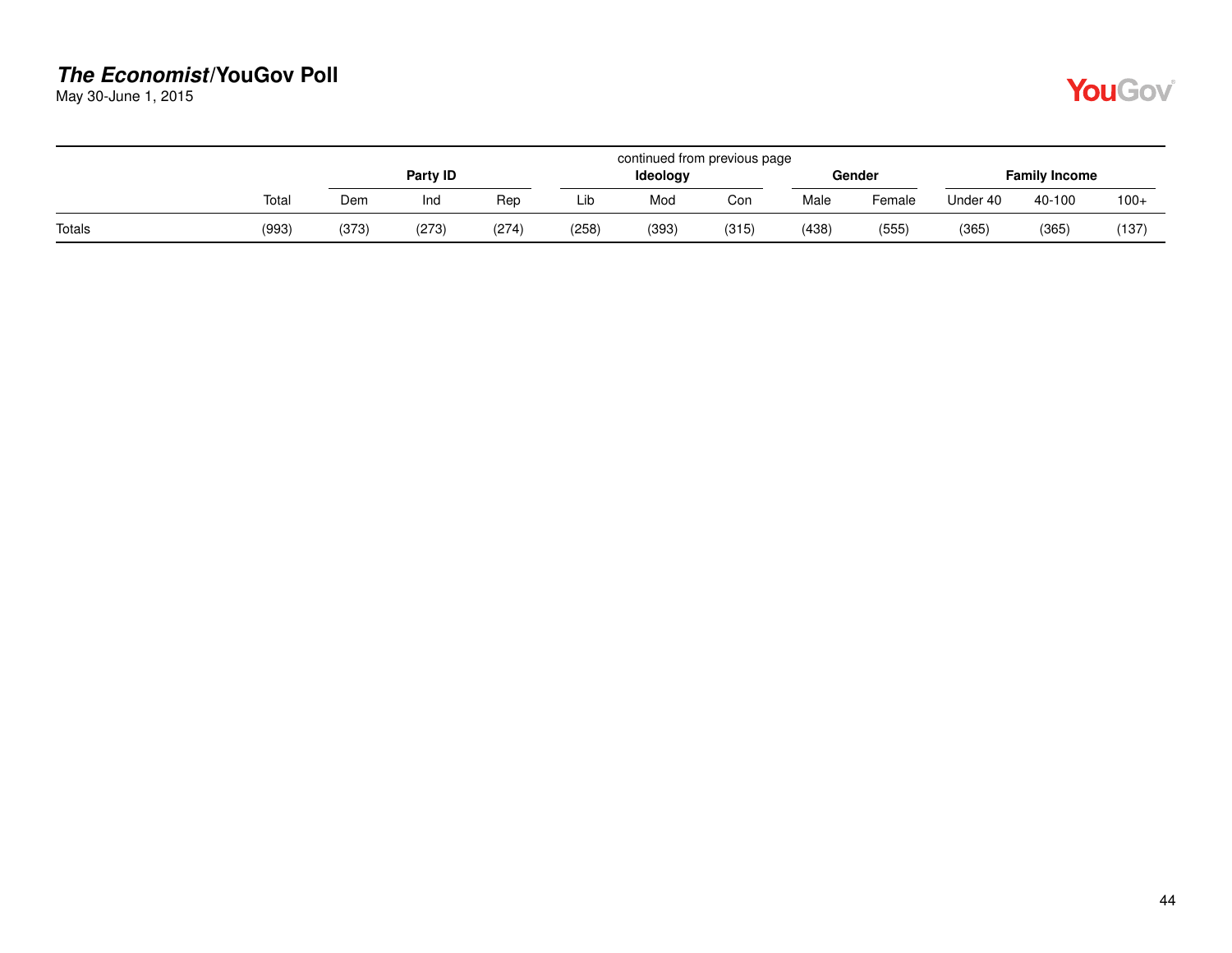continued from previous page

| | | Party ID | | | Ideology | | | Gender | | Family Income | | |
|---|---|---|---|---|---|---|---|---|---|---|---|---|
| | Total | Dem | Ind | Rep | Lib | Mod | Con | Male | Female | Under 40 | 40-100 | 100+ |
| Totals | (993) | (373) | (273) | (274) | (258) | (393) | (315) | (438) | (555) | (365) | (365) | (137) |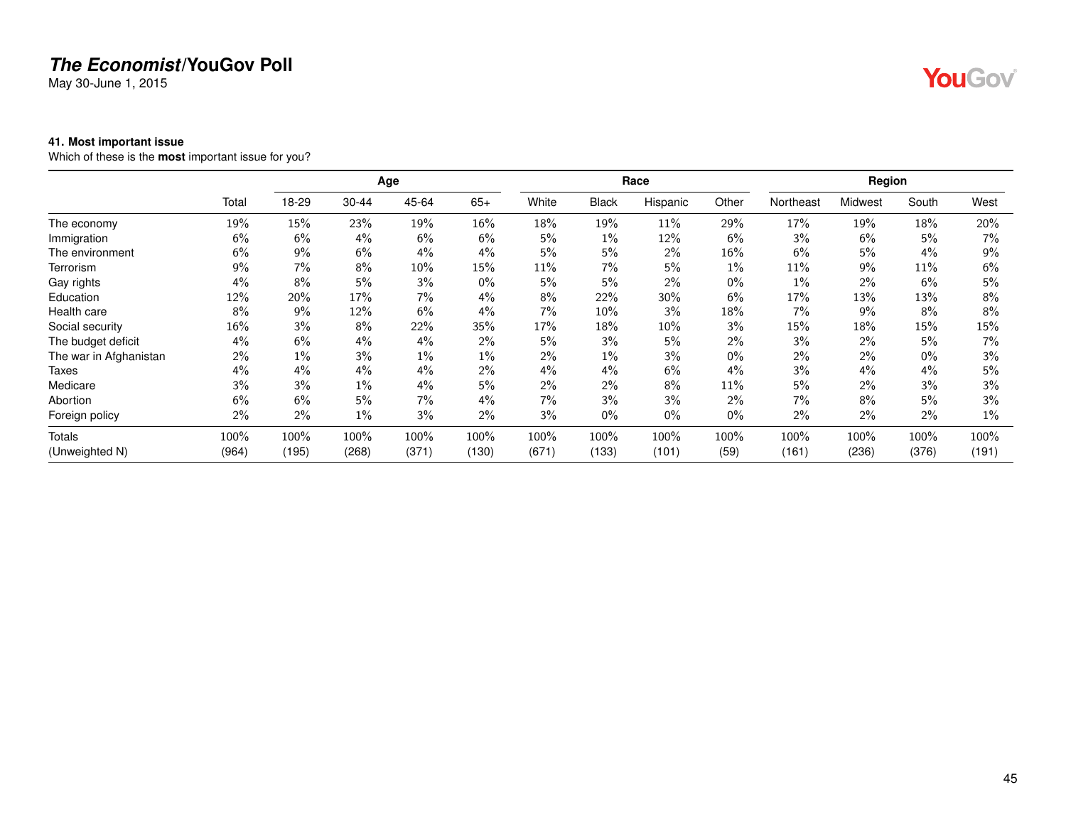**The Economist/YouGov Poll**
May 30-June 1, 2015

**41. Most important issue**
Which of these is the **most** important issue for you?

| | Total | Age | | | | Race | | | | Region | | | |
|---|---|---|---|---|---|---|---|---|---|---|---|---|---|
| | | 18-29 | 30-44 | 45-64 | 65+ | White | Black | Hispanic | Other | Northeast | Midwest | South | West |
| The economy | 19% | 15% | 23% | 19% | 16% | 18% | 19% | 11% | 29% | 17% | 19% | 18% | 20% |
| Immigration | 6% | 6% | 4% | 6% | 6% | 5% | 1% | 12% | 6% | 3% | 6% | 5% | 7% |
| The environment | 6% | 9% | 6% | 4% | 4% | 5% | 5% | 2% | 16% | 6% | 5% | 4% | 9% |
| Terrorism | 9% | 7% | 8% | 10% | 15% | 11% | 7% | 5% | 1% | 11% | 9% | 11% | 6% |
| Gay rights | 4% | 8% | 5% | 3% | 0% | 5% | 5% | 2% | 0% | 1% | 2% | 6% | 5% |
| Education | 12% | 20% | 17% | 7% | 4% | 8% | 22% | 30% | 6% | 17% | 13% | 13% | 8% |
| Health care | 8% | 9% | 12% | 6% | 4% | 7% | 10% | 3% | 18% | 7% | 9% | 8% | 8% |
| Social security | 16% | 3% | 8% | 22% | 35% | 17% | 18% | 10% | 3% | 15% | 18% | 15% | 15% |
| The budget deficit | 4% | 6% | 4% | 4% | 2% | 5% | 3% | 5% | 2% | 3% | 2% | 5% | 7% |
| The war in Afghanistan | 2% | 1% | 3% | 1% | 1% | 2% | 1% | 3% | 0% | 2% | 2% | 0% | 3% |
| Taxes | 4% | 4% | 4% | 4% | 2% | 4% | 4% | 6% | 4% | 3% | 4% | 4% | 5% |
| Medicare | 3% | 3% | 1% | 4% | 5% | 2% | 2% | 8% | 11% | 5% | 2% | 3% | 3% |
| Abortion | 6% | 6% | 5% | 7% | 4% | 7% | 3% | 3% | 2% | 7% | 8% | 5% | 3% |
| Foreign policy | 2% | 2% | 1% | 3% | 2% | 3% | 0% | 0% | 0% | 2% | 2% | 2% | 1% |
| Totals | 100% | 100% | 100% | 100% | 100% | 100% | 100% | 100% | 100% | 100% | 100% | 100% | 100% |
| (Unweighted N) | (964) | (195) | (268) | (371) | (130) | (671) | (133) | (101) | (59) | (161) | (236) | (376) | (191) |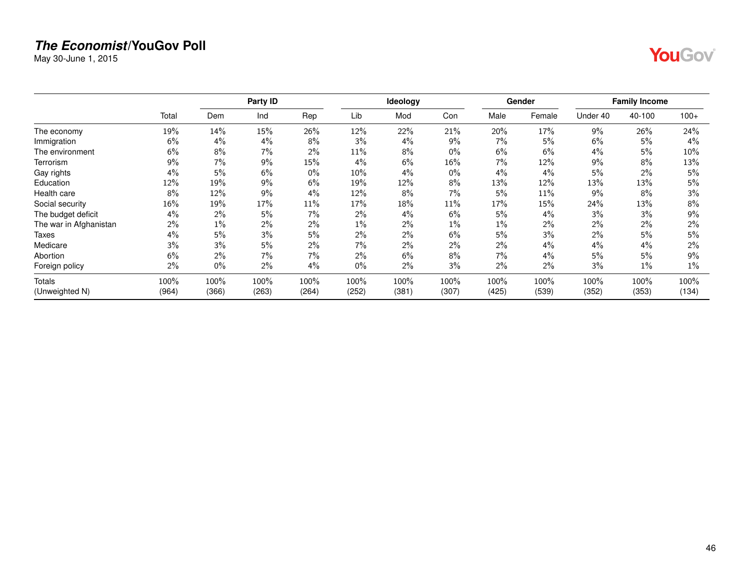# *The Economist*/YouGov Poll

May 30-June 1, 2015

| | | Party ID | | | Ideology | | | Gender | | Family Income | | |
|---|---|---|---|---|---|---|---|---|---|---|---|---|
| | Total | Dem | Ind | Rep | Lib | Mod | Con | Male | Female | Under 40 | 40-100 | 100+ |
| The economy | 19% | 14% | 15% | 26% | 12% | 22% | 21% | 20% | 17% | 9% | 26% | 24% |
| Immigration | 6% | 4% | 4% | 8% | 3% | 4% | 9% | 7% | 5% | 6% | 5% | 4% |
| The environment | 6% | 8% | 7% | 2% | 11% | 8% | 0% | 6% | 6% | 4% | 5% | 10% |
| Terrorism | 9% | 7% | 9% | 15% | 4% | 6% | 16% | 7% | 12% | 9% | 8% | 13% |
| Gay rights | 4% | 5% | 6% | 0% | 10% | 4% | 0% | 4% | 4% | 5% | 2% | 5% |
| Education | 12% | 19% | 9% | 6% | 19% | 12% | 8% | 13% | 12% | 13% | 13% | 5% |
| Health care | 8% | 12% | 9% | 4% | 12% | 8% | 7% | 5% | 11% | 9% | 8% | 3% |
| Social security | 16% | 19% | 17% | 11% | 17% | 18% | 11% | 17% | 15% | 24% | 13% | 8% |
| The budget deficit | 4% | 2% | 5% | 7% | 2% | 4% | 6% | 5% | 4% | 3% | 3% | 9% |
| The war in Afghanistan | 2% | 1% | 2% | 2% | 1% | 2% | 1% | 1% | 2% | 2% | 2% | 2% |
| Taxes | 4% | 5% | 3% | 5% | 2% | 2% | 6% | 5% | 3% | 2% | 5% | 5% |
| Medicare | 3% | 3% | 5% | 2% | 7% | 2% | 2% | 2% | 4% | 4% | 4% | 2% |
| Abortion | 6% | 2% | 7% | 7% | 2% | 6% | 8% | 7% | 4% | 5% | 5% | 9% |
| Foreign policy | 2% | 0% | 2% | 4% | 0% | 2% | 3% | 2% | 2% | 3% | 1% | 1% |
| Totals | 100% | 100% | 100% | 100% | 100% | 100% | 100% | 100% | 100% | 100% | 100% | 100% |
| (Unweighted N) | (964) | (366) | (263) | (264) | (252) | (381) | (307) | (425) | (539) | (352) | (353) | (134) |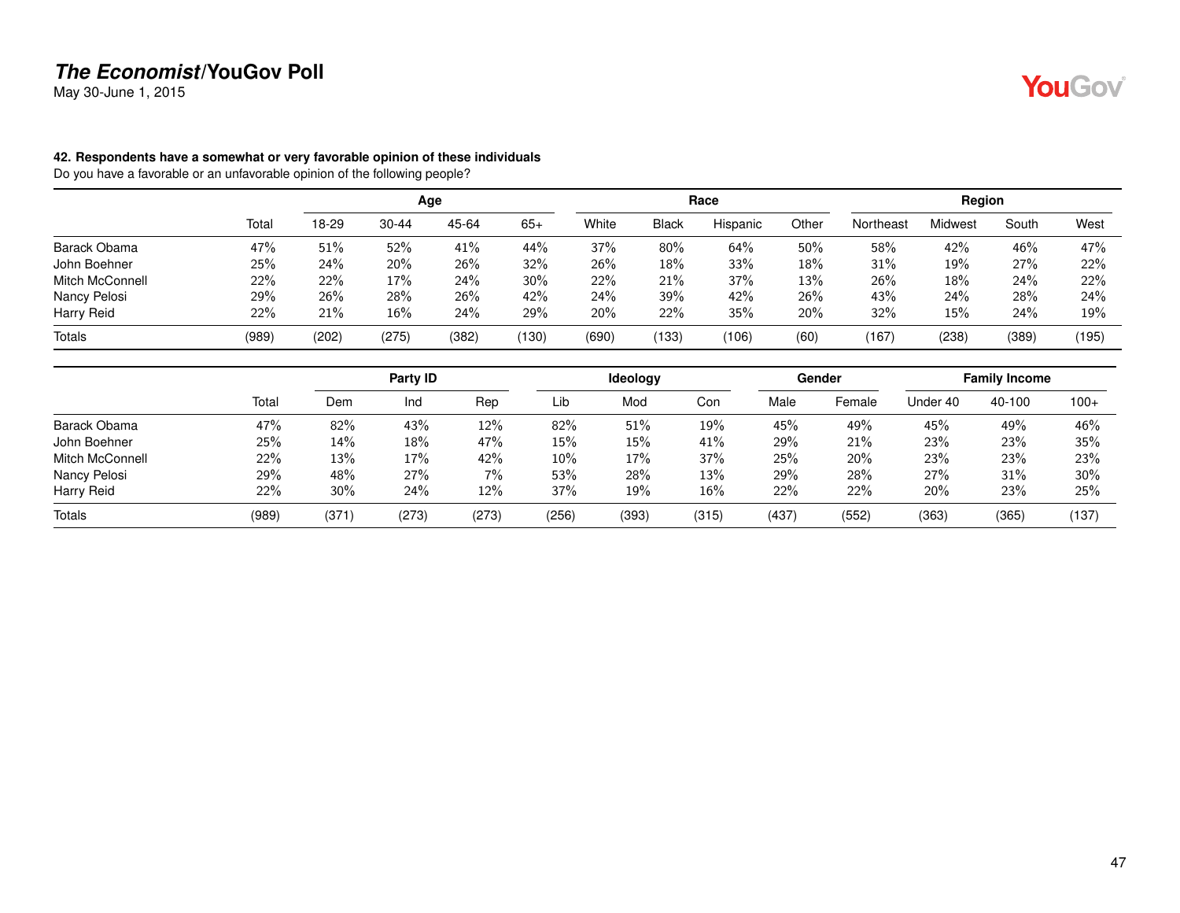**The Economist/YouGov Poll**
May 30-June 1, 2015

**42. Respondents have a somewhat or very favorable opinion of these individuals**
Do you have a favorable or an unfavorable opinion of the following people?

| | | Age | | | | Race | | | | Region | | | |
|---|---|---|---|---|---|---|---|---|---|---|---|---|---|
| | Total | 18-29 | 30-44 | 45-64 | 65+ | White | Black | Hispanic | Other | Northeast | Midwest | South | West |
| Barack Obama | 47% | 51% | 52% | 41% | 44% | 37% | 80% | 64% | 50% | 58% | 42% | 46% | 47% |
| John Boehner | 25% | 24% | 20% | 26% | 32% | 26% | 18% | 33% | 18% | 31% | 19% | 27% | 22% |
| Mitch McConnell | 22% | 22% | 17% | 24% | 30% | 22% | 21% | 37% | 13% | 26% | 18% | 24% | 22% |
| Nancy Pelosi | 29% | 26% | 28% | 26% | 42% | 24% | 39% | 42% | 26% | 43% | 24% | 28% | 24% |
| Harry Reid | 22% | 21% | 16% | 24% | 29% | 20% | 22% | 35% | 20% | 32% | 15% | 24% | 19% |
| Totals | (989) | (202) | (275) | (382) | (130) | (690) | (133) | (106) | (60) | (167) | (238) | (389) | (195) |

| | | Party ID | | | Ideology | | | Gender | | Family Income | | |
|---|---|---|---|---|---|---|---|---|---|---|---|---|
| | Total | Dem | Ind | Rep | Lib | Mod | Con | Male | Female | Under 40 | 40-100 | 100+ |
| Barack Obama | 47% | 82% | 43% | 12% | 82% | 51% | 19% | 45% | 49% | 45% | 49% | 46% |
| John Boehner | 25% | 14% | 18% | 47% | 15% | 15% | 41% | 29% | 21% | 23% | 23% | 35% |
| Mitch McConnell | 22% | 13% | 17% | 42% | 10% | 17% | 37% | 25% | 20% | 23% | 23% | 23% |
| Nancy Pelosi | 29% | 48% | 27% | 7% | 53% | 28% | 13% | 29% | 28% | 27% | 31% | 30% |
| Harry Reid | 22% | 30% | 24% | 12% | 37% | 19% | 16% | 22% | 22% | 20% | 23% | 25% |
| Totals | (989) | (371) | (273) | (273) | (256) | (393) | (315) | (437) | (552) | (363) | (365) | (137) |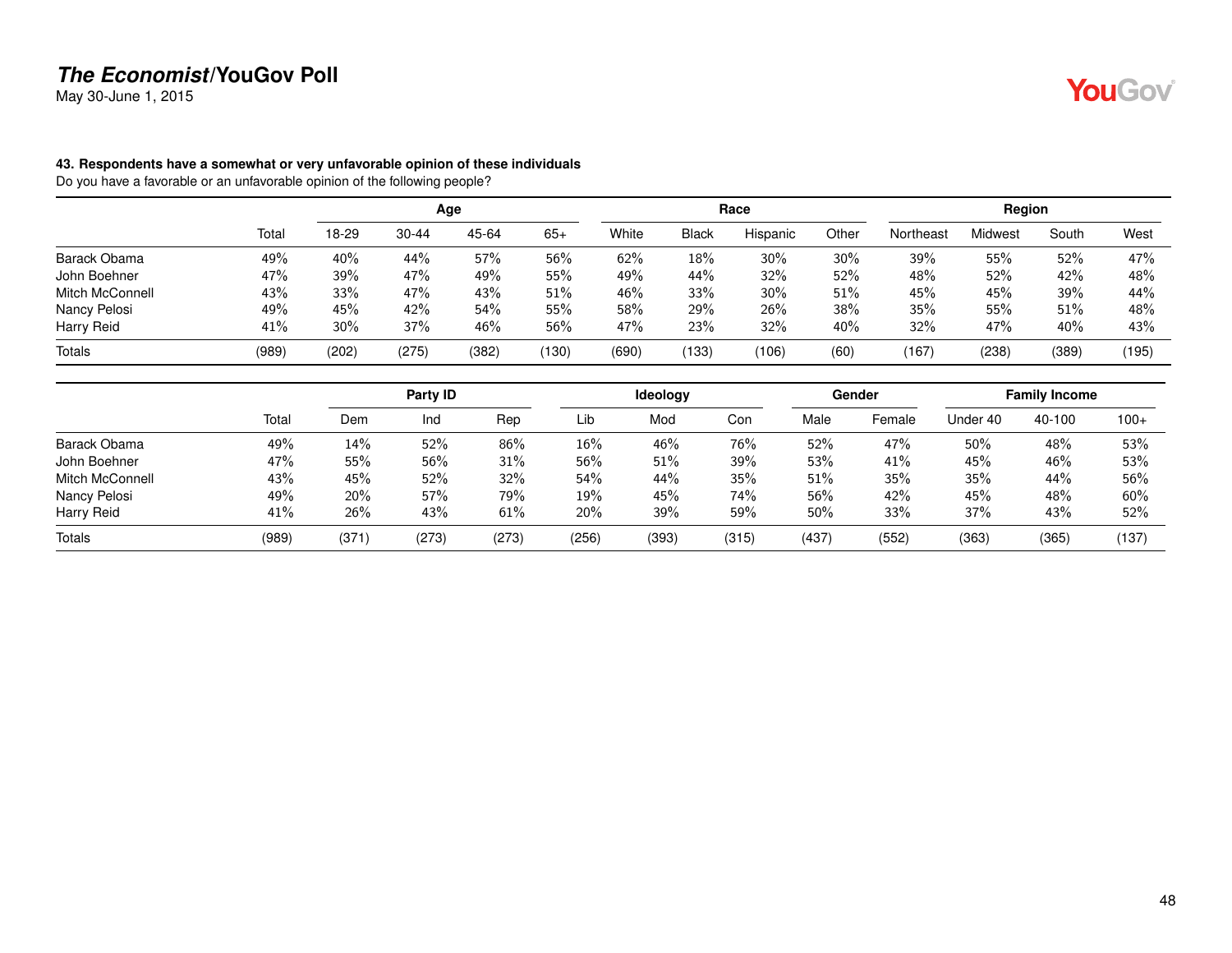## The Economist/YouGov Poll

May 30-June 1, 2015

### 43. Respondents have a somewhat or very unfavorable opinion of these individuals

Do you have a favorable or an unfavorable opinion of the following people?

| | Total | Age | | | | Race | | | | Region | | | |
|---|---|---|---|---|---|---|---|---|---|---|---|---|---|
| | | 18-29 | 30-44 | 45-64 | 65+ | White | Black | Hispanic | Other | Northeast | Midwest | South | West |
| Barack Obama | 49% | 40% | 44% | 57% | 56% | 62% | 18% | 30% | 30% | 39% | 55% | 52% | 47% |
| John Boehner | 47% | 39% | 47% | 49% | 55% | 49% | 44% | 32% | 52% | 48% | 52% | 42% | 48% |
| Mitch McConnell | 43% | 33% | 47% | 43% | 51% | 46% | 33% | 30% | 51% | 45% | 45% | 39% | 44% |
| Nancy Pelosi | 49% | 45% | 42% | 54% | 55% | 58% | 29% | 26% | 38% | 35% | 55% | 51% | 48% |
| Harry Reid | 41% | 30% | 37% | 46% | 56% | 47% | 23% | 32% | 40% | 32% | 47% | 40% | 43% |
| Totals | (989) | (202) | (275) | (382) | (130) | (690) | (133) | (106) | (60) | (167) | (238) | (389) | (195) |

| | Total | Party ID | | | Ideology | | | Gender | | Family Income | | |
|---|---|---|---|---|---|---|---|---|---|---|---|---|
| | | Dem | Ind | Rep | Lib | Mod | Con | Male | Female | Under 40 | 40-100 | 100+ |
| Barack Obama | 49% | 14% | 52% | 86% | 16% | 46% | 76% | 52% | 47% | 50% | 48% | 53% |
| John Boehner | 47% | 55% | 56% | 31% | 56% | 51% | 39% | 53% | 41% | 45% | 46% | 53% |
| Mitch McConnell | 43% | 45% | 52% | 32% | 54% | 44% | 35% | 51% | 35% | 35% | 44% | 56% |
| Nancy Pelosi | 49% | 20% | 57% | 79% | 19% | 45% | 74% | 56% | 42% | 45% | 48% | 60% |
| Harry Reid | 41% | 26% | 43% | 61% | 20% | 39% | 59% | 50% | 33% | 37% | 43% | 52% |
| Totals | (989) | (371) | (273) | (273) | (256) | (393) | (315) | (437) | (552) | (363) | (365) | (137) |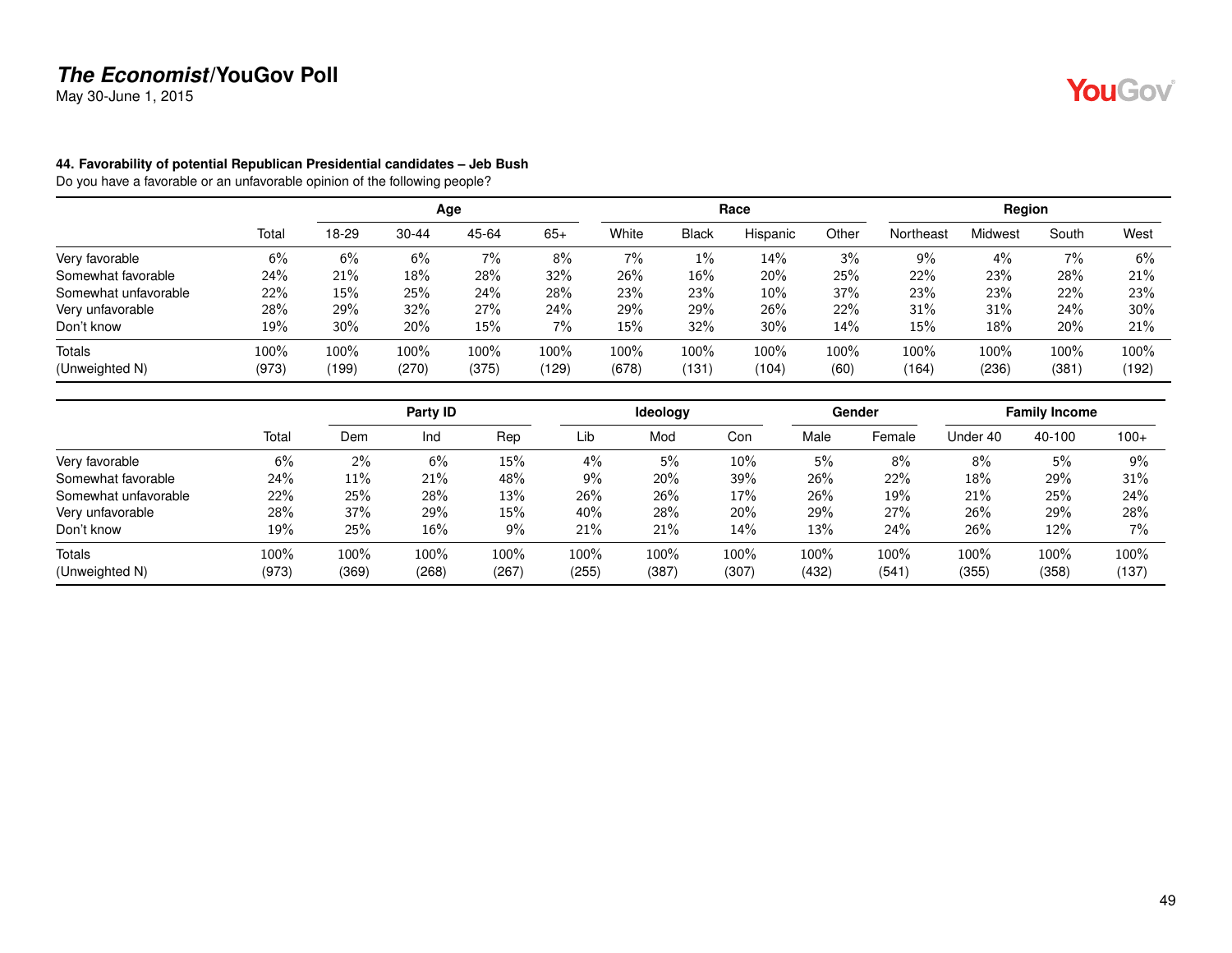**The Economist/YouGov Poll**
May 30-June 1, 2015

**44. Favorability of potential Republican Presidential candidates – Jeb Bush**
Do you have a favorable or an unfavorable opinion of the following people?

| | | Age | | | | Race | | | | Region | | | |
|---|---|---|---|---|---|---|---|---|---|---|---|---|---|
| | Total | 18-29 | 30-44 | 45-64 | 65+ | White | Black | Hispanic | Other | Northeast | Midwest | South | West |
| Very favorable | 6% | 6% | 6% | 7% | 8% | 7% | 1% | 14% | 3% | 9% | 4% | 7% | 6% |
| Somewhat favorable | 24% | 21% | 18% | 28% | 32% | 26% | 16% | 20% | 25% | 22% | 23% | 28% | 21% |
| Somewhat unfavorable | 22% | 15% | 25% | 24% | 28% | 23% | 23% | 10% | 37% | 23% | 23% | 22% | 23% |
| Very unfavorable | 28% | 29% | 32% | 27% | 24% | 29% | 29% | 26% | 22% | 31% | 31% | 24% | 30% |
| Don't know | 19% | 30% | 20% | 15% | 7% | 15% | 32% | 30% | 14% | 15% | 18% | 20% | 21% |
| Totals | 100% | 100% | 100% | 100% | 100% | 100% | 100% | 100% | 100% | 100% | 100% | 100% | 100% |
| (Unweighted N) | (973) | (199) | (270) | (375) | (129) | (678) | (131) | (104) | (60) | (164) | (236) | (381) | (192) |

| | | Party ID | | | Ideology | | | Gender | | Family Income | | |
|---|---|---|---|---|---|---|---|---|---|---|---|---|
| | Total | Dem | Ind | Rep | Lib | Mod | Con | Male | Female | Under 40 | 40-100 | 100+ |
| Very favorable | 6% | 2% | 6% | 15% | 4% | 5% | 10% | 5% | 8% | 8% | 5% | 9% |
| Somewhat favorable | 24% | 11% | 21% | 48% | 9% | 20% | 39% | 26% | 22% | 18% | 29% | 31% |
| Somewhat unfavorable | 22% | 25% | 28% | 13% | 26% | 26% | 17% | 26% | 19% | 21% | 25% | 24% |
| Very unfavorable | 28% | 37% | 29% | 15% | 40% | 28% | 20% | 29% | 27% | 26% | 29% | 28% |
| Don't know | 19% | 25% | 16% | 9% | 21% | 21% | 14% | 13% | 24% | 26% | 12% | 7% |
| Totals | 100% | 100% | 100% | 100% | 100% | 100% | 100% | 100% | 100% | 100% | 100% | 100% |
| (Unweighted N) | (973) | (369) | (268) | (267) | (255) | (387) | (307) | (432) | (541) | (355) | (358) | (137) |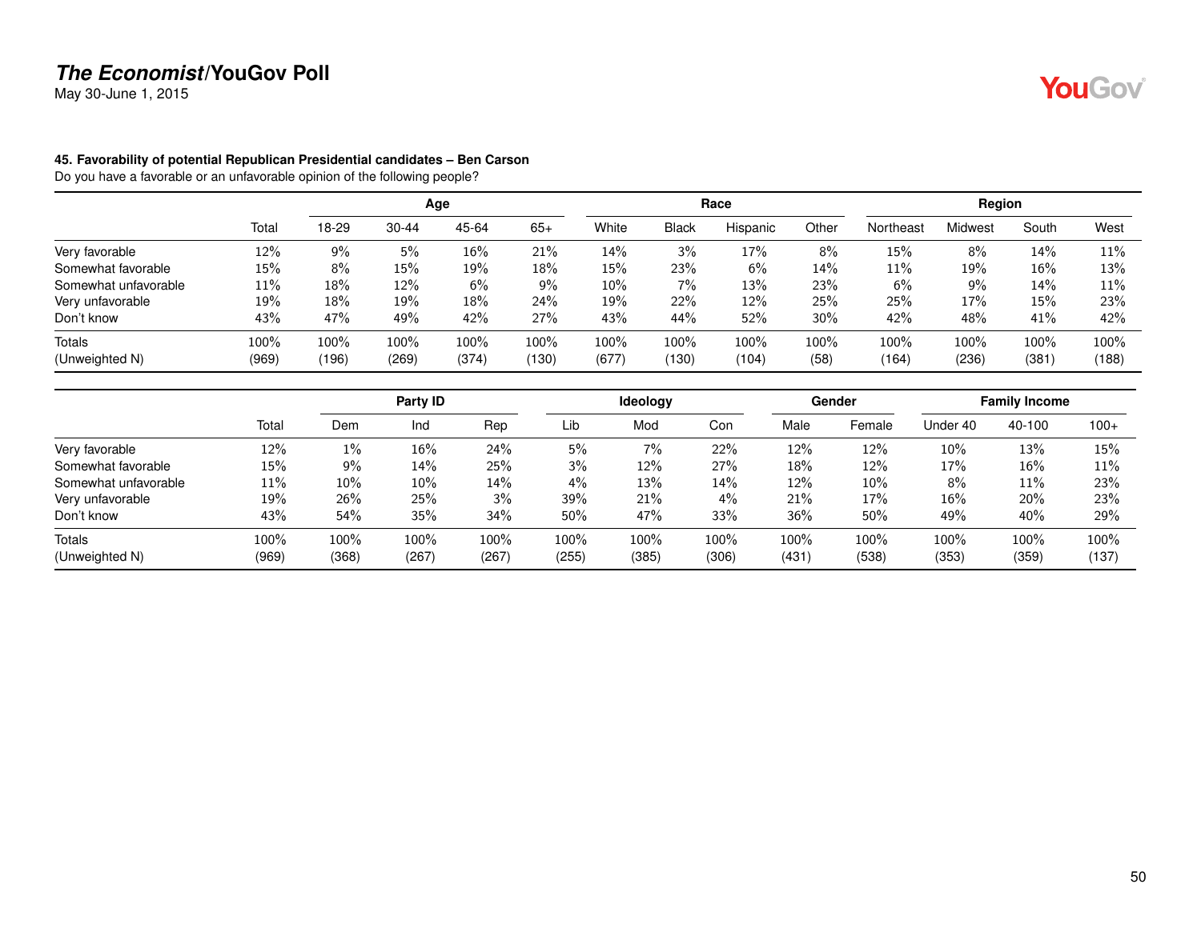**The Economist/YouGov Poll**
May 30-June 1, 2015

**45. Favorability of potential Republican Presidential candidates – Ben Carson**
Do you have a favorable or an unfavorable opinion of the following people?

| | Total | Age | | | | Race | | | | Region | | | |
|---|---|---|---|---|---|---|---|---|---|---|---|---|---|
| | | 18-29 | 30-44 | 45-64 | 65+ | White | Black | Hispanic | Other | Northeast | Midwest | South | West |
| Very favorable | 12% | 9% | 5% | 16% | 21% | 14% | 3% | 17% | 8% | 15% | 8% | 14% | 11% |
| Somewhat favorable | 15% | 8% | 15% | 19% | 18% | 15% | 23% | 6% | 14% | 11% | 19% | 16% | 13% |
| Somewhat unfavorable | 11% | 18% | 12% | 6% | 9% | 10% | 7% | 13% | 23% | 6% | 9% | 14% | 11% |
| Very unfavorable | 19% | 18% | 19% | 18% | 24% | 19% | 22% | 12% | 25% | 25% | 17% | 15% | 23% |
| Don't know | 43% | 47% | 49% | 42% | 27% | 43% | 44% | 52% | 30% | 42% | 48% | 41% | 42% |
| Totals | 100% | 100% | 100% | 100% | 100% | 100% | 100% | 100% | 100% | 100% | 100% | 100% | 100% |
| (Unweighted N) | (969) | (196) | (269) | (374) | (130) | (677) | (130) | (104) | (58) | (164) | (236) | (381) | (188) |

| | Total | Party ID | | | Ideology | | | Gender | | Family Income | | |
|---|---|---|---|---|---|---|---|---|---|---|---|---|
| | | Dem | Ind | Rep | Lib | Mod | Con | Male | Female | Under 40 | 40-100 | 100+ |
| Very favorable | 12% | 1% | 16% | 24% | 5% | 7% | 22% | 12% | 12% | 10% | 13% | 15% |
| Somewhat favorable | 15% | 9% | 14% | 25% | 3% | 12% | 27% | 18% | 12% | 17% | 16% | 11% |
| Somewhat unfavorable | 11% | 10% | 10% | 14% | 4% | 13% | 14% | 12% | 10% | 8% | 11% | 23% |
| Very unfavorable | 19% | 26% | 25% | 3% | 39% | 21% | 4% | 21% | 17% | 16% | 20% | 23% |
| Don't know | 43% | 54% | 35% | 34% | 50% | 47% | 33% | 36% | 50% | 49% | 40% | 29% |
| Totals | 100% | 100% | 100% | 100% | 100% | 100% | 100% | 100% | 100% | 100% | 100% | 100% |
| (Unweighted N) | (969) | (368) | (267) | (267) | (255) | (385) | (306) | (431) | (538) | (353) | (359) | (137) |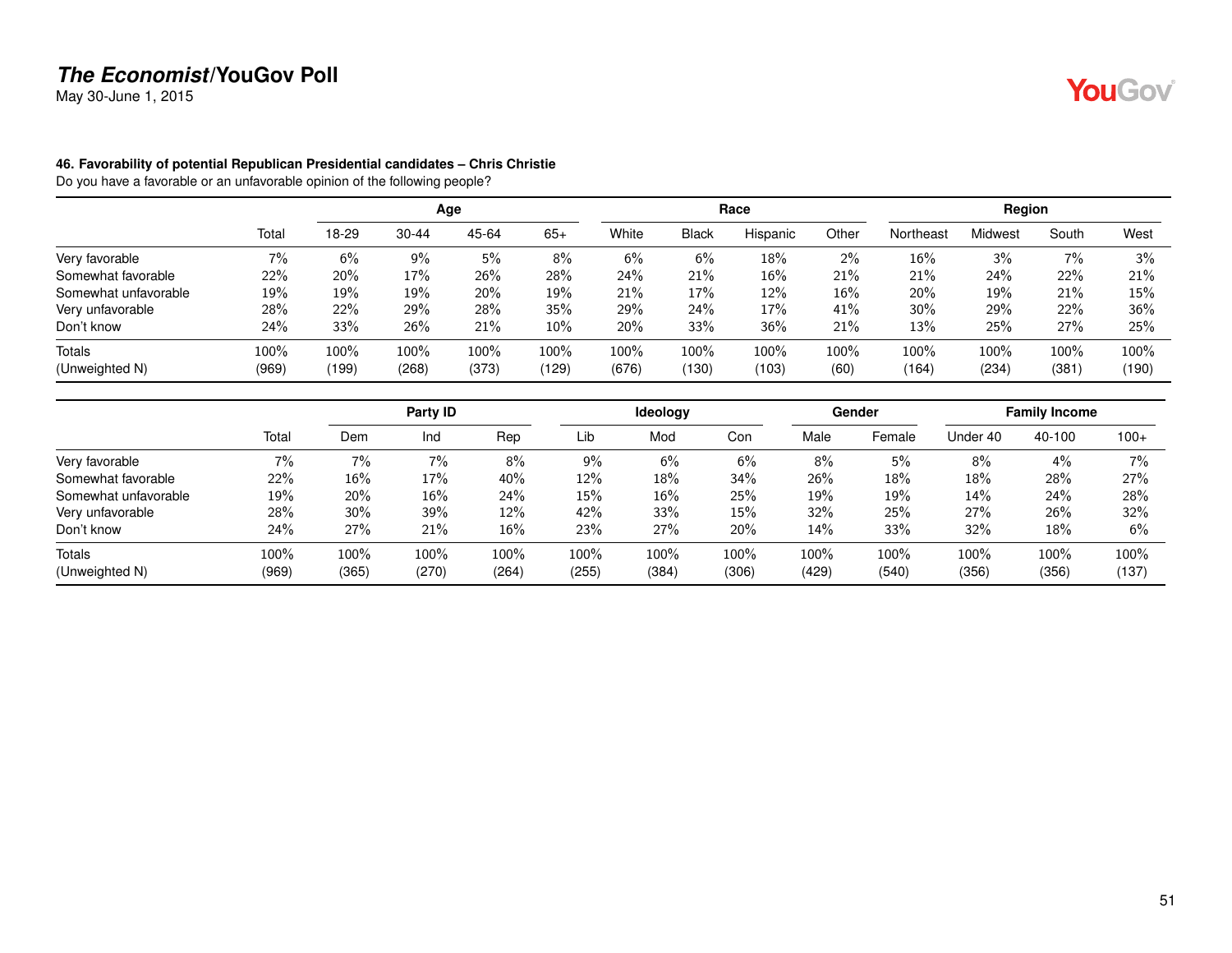**The Economist/YouGov Poll**
May 30-June 1, 2015

**46. Favorability of potential Republican Presidential candidates – Chris Christie**
Do you have a favorable or an unfavorable opinion of the following people?

| | | Age | | | | Race | | | | Region | | | |
|---|---|---|---|---|---|---|---|---|---|---|---|---|---|
| | Total | 18-29 | 30-44 | 45-64 | 65+ | White | Black | Hispanic | Other | Northeast | Midwest | South | West |
| Very favorable | 7% | 6% | 9% | 5% | 8% | 6% | 6% | 18% | 2% | 16% | 3% | 7% | 3% |
| Somewhat favorable | 22% | 20% | 17% | 26% | 28% | 24% | 21% | 16% | 21% | 21% | 24% | 22% | 21% |
| Somewhat unfavorable | 19% | 19% | 19% | 20% | 19% | 21% | 17% | 12% | 16% | 20% | 19% | 21% | 15% |
| Very unfavorable | 28% | 22% | 29% | 28% | 35% | 29% | 24% | 17% | 41% | 30% | 29% | 22% | 36% |
| Don't know | 24% | 33% | 26% | 21% | 10% | 20% | 33% | 36% | 21% | 13% | 25% | 27% | 25% |
| Totals | 100% | 100% | 100% | 100% | 100% | 100% | 100% | 100% | 100% | 100% | 100% | 100% | 100% |
| (Unweighted N) | (969) | (199) | (268) | (373) | (129) | (676) | (130) | (103) | (60) | (164) | (234) | (381) | (190) |

| | | Party ID | | | Ideology | | | Gender | | Family Income | | |
|---|---|---|---|---|---|---|---|---|---|---|---|---|
| | Total | Dem | Ind | Rep | Lib | Mod | Con | Male | Female | Under 40 | 40-100 | 100+ |
| Very favorable | 7% | 7% | 7% | 8% | 9% | 6% | 6% | 8% | 5% | 8% | 4% | 7% |
| Somewhat favorable | 22% | 16% | 17% | 40% | 12% | 18% | 34% | 26% | 18% | 18% | 28% | 27% |
| Somewhat unfavorable | 19% | 20% | 16% | 24% | 15% | 16% | 25% | 19% | 19% | 14% | 24% | 28% |
| Very unfavorable | 28% | 30% | 39% | 12% | 42% | 33% | 15% | 32% | 25% | 27% | 26% | 32% |
| Don't know | 24% | 27% | 21% | 16% | 23% | 27% | 20% | 14% | 33% | 32% | 18% | 6% |
| Totals | 100% | 100% | 100% | 100% | 100% | 100% | 100% | 100% | 100% | 100% | 100% | 100% |
| (Unweighted N) | (969) | (365) | (270) | (264) | (255) | (384) | (306) | (429) | (540) | (356) | (356) | (137) |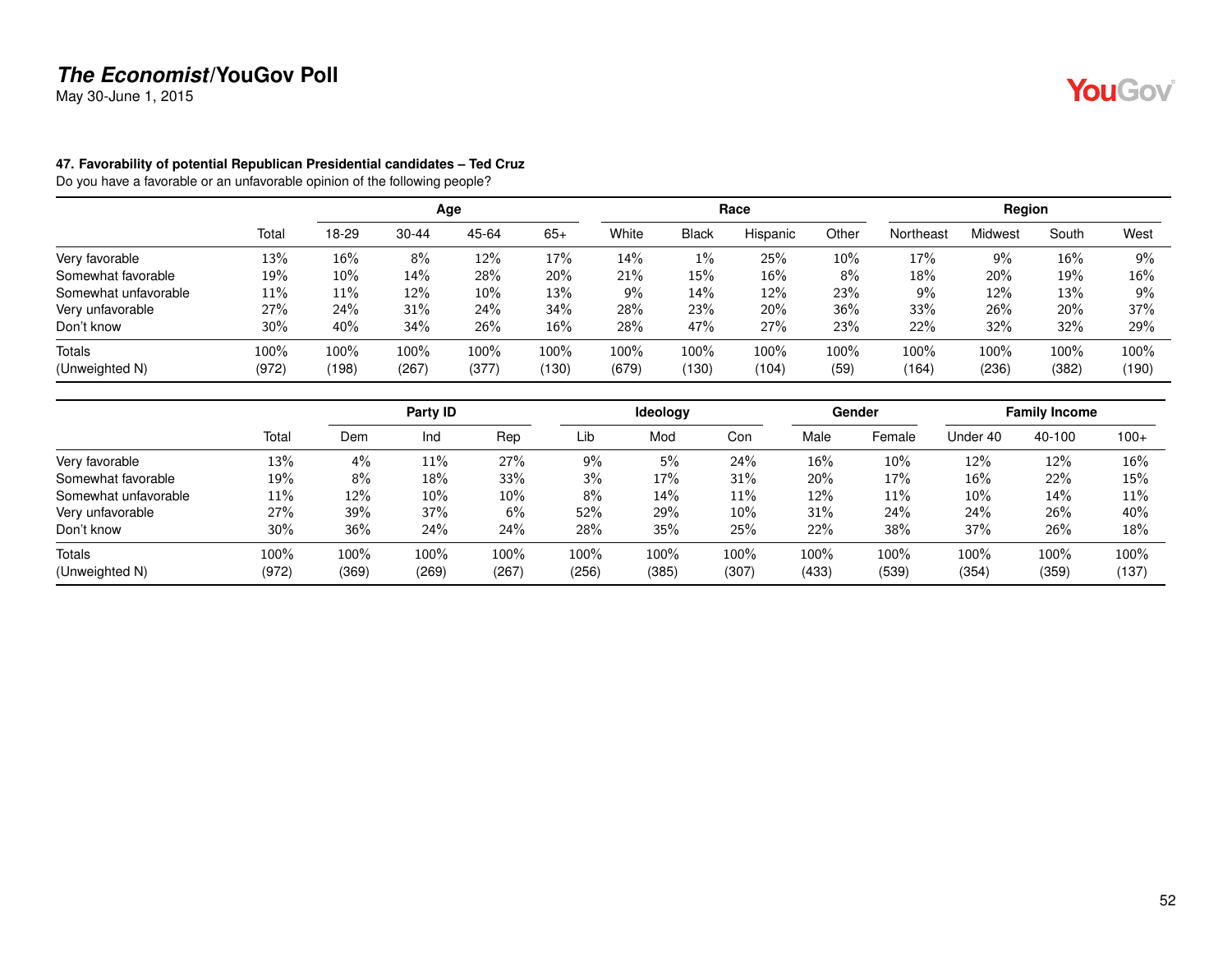**47. Favorability of potential Republican Presidential candidates – Ted Cruz**
Do you have a favorable or an unfavorable opinion of the following people?

| | Total | Age | | | | Race | | | | Region | | | |
|---|---|---|---|---|---|---|---|---|---|---|---|---|---|
| | | 18-29 | 30-44 | 45-64 | 65+ | White | Black | Hispanic | Other | Northeast | Midwest | South | West |
| Very favorable | 13% | 16% | 8% | 12% | 17% | 14% | 1% | 25% | 10% | 17% | 9% | 16% | 9% |
| Somewhat favorable | 19% | 10% | 14% | 28% | 20% | 21% | 15% | 16% | 8% | 18% | 20% | 19% | 16% |
| Somewhat unfavorable | 11% | 11% | 12% | 10% | 13% | 9% | 14% | 12% | 23% | 9% | 12% | 13% | 9% |
| Very unfavorable | 27% | 24% | 31% | 24% | 34% | 28% | 23% | 20% | 36% | 33% | 26% | 20% | 37% |
| Don't know | 30% | 40% | 34% | 26% | 16% | 28% | 47% | 27% | 23% | 22% | 32% | 32% | 29% |
| Totals | 100% | 100% | 100% | 100% | 100% | 100% | 100% | 100% | 100% | 100% | 100% | 100% | 100% |
| (Unweighted N) | (972) | (198) | (267) | (377) | (130) | (679) | (130) | (104) | (59) | (164) | (236) | (382) | (190) |

| | Total | Party ID | | | Ideology | | | Gender | | Family Income | | |
|---|---|---|---|---|---|---|---|---|---|---|---|---|
| | | Dem | Ind | Rep | Lib | Mod | Con | Male | Female | Under 40 | 40-100 | 100+ |
| Very favorable | 13% | 4% | 11% | 27% | 9% | 5% | 24% | 16% | 10% | 12% | 12% | 16% |
| Somewhat favorable | 19% | 8% | 18% | 33% | 3% | 17% | 31% | 20% | 17% | 16% | 22% | 15% |
| Somewhat unfavorable | 11% | 12% | 10% | 10% | 8% | 14% | 11% | 12% | 11% | 10% | 14% | 11% |
| Very unfavorable | 27% | 39% | 37% | 6% | 52% | 29% | 10% | 31% | 24% | 24% | 26% | 40% |
| Don't know | 30% | 36% | 24% | 24% | 28% | 35% | 25% | 22% | 38% | 37% | 26% | 18% |
| Totals | 100% | 100% | 100% | 100% | 100% | 100% | 100% | 100% | 100% | 100% | 100% | 100% |
| (Unweighted N) | (972) | (369) | (269) | (267) | (256) | (385) | (307) | (433) | (539) | (354) | (359) | (137) |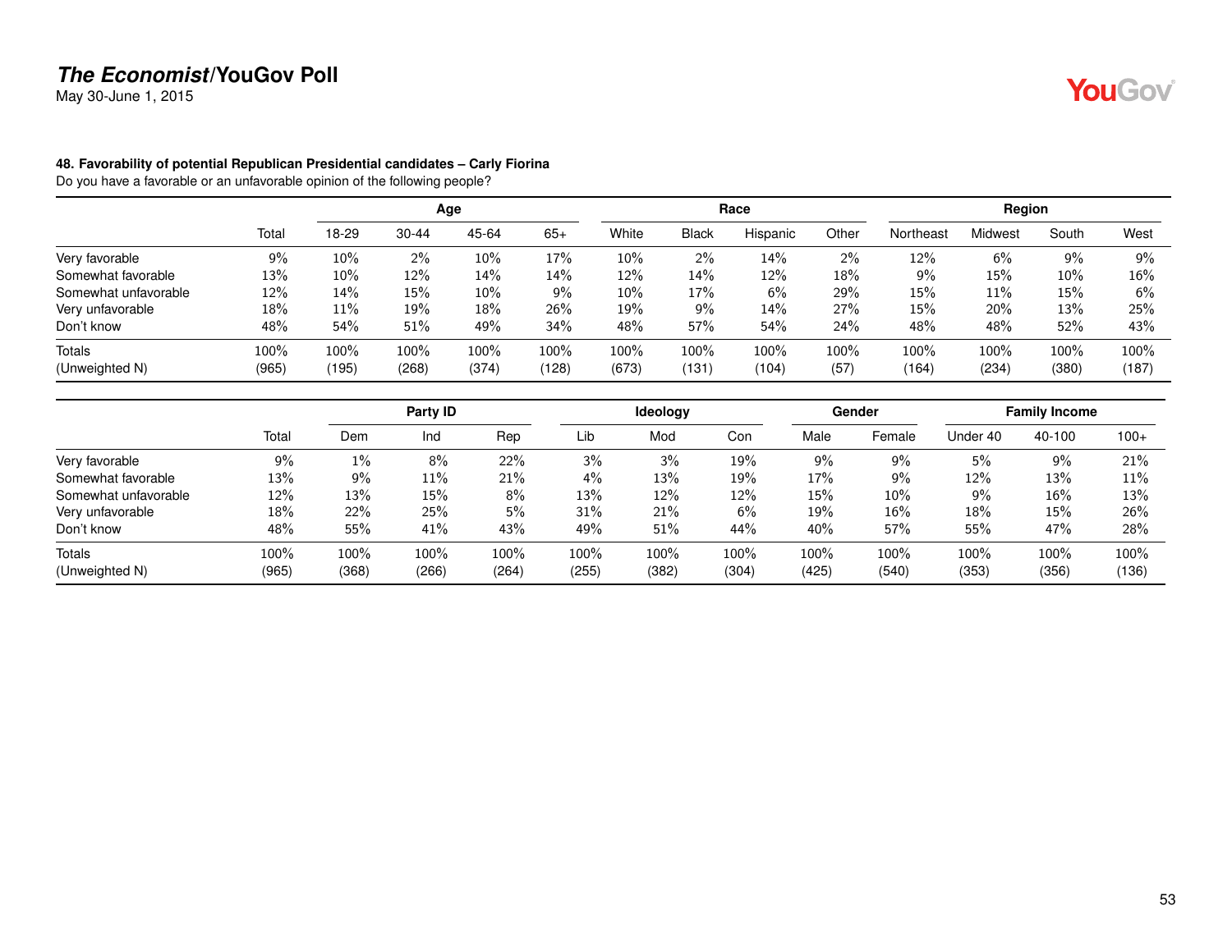**The Economist/YouGov Poll**

May 30-June 1, 2015

**48. Favorability of potential Republican Presidential candidates – Carly Fiorina**

Do you have a favorable or an unfavorable opinion of the following people?

| | | Age | | | | Race | | | | Region | | | |
|---|---|---|---|---|---|---|---|---|---|---|---|---|---|
| | Total | 18-29 | 30-44 | 45-64 | 65+ | White | Black | Hispanic | Other | Northeast | Midwest | South | West |
| Very favorable | 9% | 10% | 2% | 10% | 17% | 10% | 2% | 14% | 2% | 12% | 6% | 9% | 9% |
| Somewhat favorable | 13% | 10% | 12% | 14% | 14% | 12% | 14% | 12% | 18% | 9% | 15% | 10% | 16% |
| Somewhat unfavorable | 12% | 14% | 15% | 10% | 9% | 10% | 17% | 6% | 29% | 15% | 11% | 15% | 6% |
| Very unfavorable | 18% | 11% | 19% | 18% | 26% | 19% | 9% | 14% | 27% | 15% | 20% | 13% | 25% |
| Don't know | 48% | 54% | 51% | 49% | 34% | 48% | 57% | 54% | 24% | 48% | 48% | 52% | 43% |
| Totals | 100% | 100% | 100% | 100% | 100% | 100% | 100% | 100% | 100% | 100% | 100% | 100% | 100% |
| (Unweighted N) | (965) | (195) | (268) | (374) | (128) | (673) | (131) | (104) | (57) | (164) | (234) | (380) | (187) |

| | | Party ID | | | Ideology | | | Gender | | Family Income | | |
|---|---|---|---|---|---|---|---|---|---|---|---|---|
| | Total | Dem | Ind | Rep | Lib | Mod | Con | Male | Female | Under 40 | 40-100 | 100+ |
| Very favorable | 9% | 1% | 8% | 22% | 3% | 3% | 19% | 9% | 9% | 5% | 9% | 21% |
| Somewhat favorable | 13% | 9% | 11% | 21% | 4% | 13% | 19% | 17% | 9% | 12% | 13% | 11% |
| Somewhat unfavorable | 12% | 13% | 15% | 8% | 13% | 12% | 12% | 15% | 10% | 9% | 16% | 13% |
| Very unfavorable | 18% | 22% | 25% | 5% | 31% | 21% | 6% | 19% | 16% | 18% | 15% | 26% |
| Don't know | 48% | 55% | 41% | 43% | 49% | 51% | 44% | 40% | 57% | 55% | 47% | 28% |
| Totals | 100% | 100% | 100% | 100% | 100% | 100% | 100% | 100% | 100% | 100% | 100% | 100% |
| (Unweighted N) | (965) | (368) | (266) | (264) | (255) | (382) | (304) | (425) | (540) | (353) | (356) | (136) |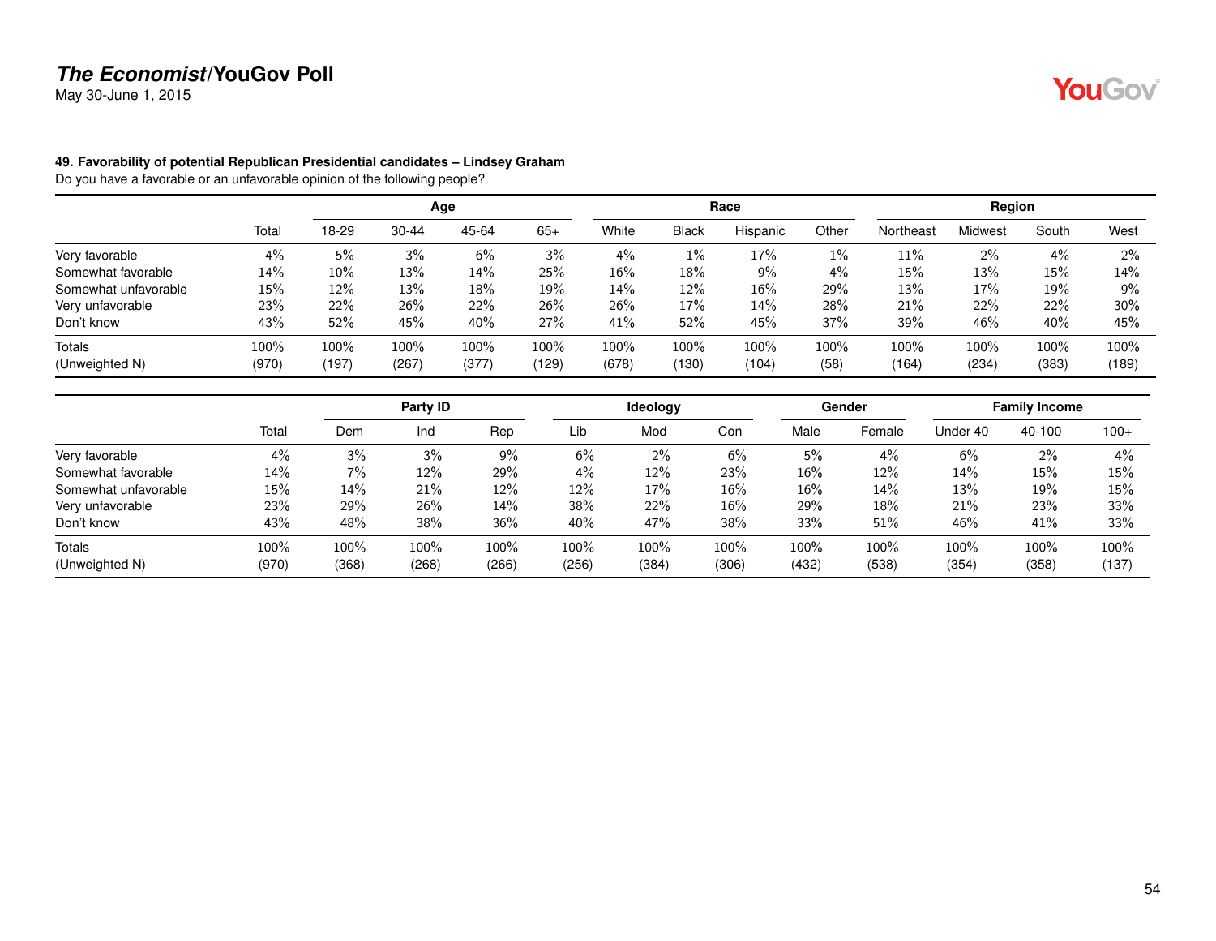**The Economist/YouGov Poll**
May 30-June 1, 2015

**49. Favorability of potential Republican Presidential candidates – Lindsey Graham**
Do you have a favorable or an unfavorable opinion of the following people?

| | Total | Age | | | | Race | | | | Region | | | |
|---|---|---|---|---|---|---|---|---|---|---|---|---|---|
| | | 18-29 | 30-44 | 45-64 | 65+ | White | Black | Hispanic | Other | Northeast | Midwest | South | West |
| Very favorable | 4% | 5% | 3% | 6% | 3% | 4% | 1% | 17% | 1% | 11% | 2% | 4% | 2% |
| Somewhat favorable | 14% | 10% | 13% | 14% | 25% | 16% | 18% | 9% | 4% | 15% | 13% | 15% | 14% |
| Somewhat unfavorable | 15% | 12% | 13% | 18% | 19% | 14% | 12% | 16% | 29% | 13% | 17% | 19% | 9% |
| Very unfavorable | 23% | 22% | 26% | 22% | 26% | 26% | 17% | 14% | 28% | 21% | 22% | 22% | 30% |
| Don't know | 43% | 52% | 45% | 40% | 27% | 41% | 52% | 45% | 37% | 39% | 46% | 40% | 45% |
| Totals | 100% | 100% | 100% | 100% | 100% | 100% | 100% | 100% | 100% | 100% | 100% | 100% | 100% |
| (Unweighted N) | (970) | (197) | (267) | (377) | (129) | (678) | (130) | (104) | (58) | (164) | (234) | (383) | (189) |

| | Total | Party ID | | | Ideology | | | Gender | | Family Income | | |
|---|---|---|---|---|---|---|---|---|---|---|---|---|
| | | Dem | Ind | Rep | Lib | Mod | Con | Male | Female | Under 40 | 40-100 | 100+ |
| Very favorable | 4% | 3% | 3% | 9% | 6% | 2% | 6% | 5% | 4% | 6% | 2% | 4% |
| Somewhat favorable | 14% | 7% | 12% | 29% | 4% | 12% | 23% | 16% | 12% | 14% | 15% | 15% |
| Somewhat unfavorable | 15% | 14% | 21% | 12% | 12% | 17% | 16% | 16% | 14% | 13% | 19% | 15% |
| Very unfavorable | 23% | 29% | 26% | 14% | 38% | 22% | 16% | 29% | 18% | 21% | 23% | 33% |
| Don't know | 43% | 48% | 38% | 36% | 40% | 47% | 38% | 33% | 51% | 46% | 41% | 33% |
| Totals | 100% | 100% | 100% | 100% | 100% | 100% | 100% | 100% | 100% | 100% | 100% | 100% |
| (Unweighted N) | (970) | (368) | (268) | (266) | (256) | (384) | (306) | (432) | (538) | (354) | (358) | (137) |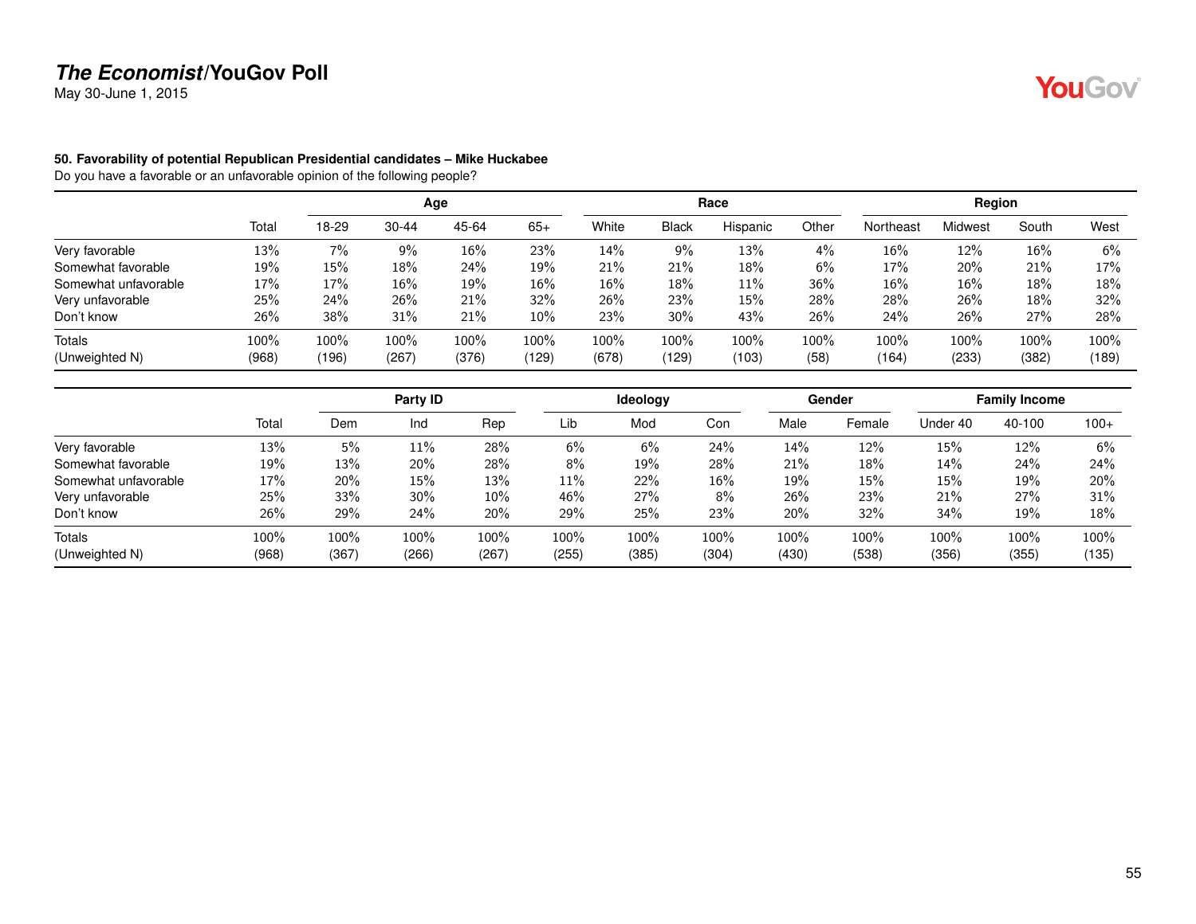# *The Economist*/YouGov Poll

May 30-June 1, 2015

**50. Favorability of potential Republican Presidential candidates – Mike Huckabee**
Do you have a favorable or an unfavorable opinion of the following people?

| | | Age | | | | Race | | | | Region | | | |
|---|---|---|---|---|---|---|---|---|---|---|---|---|---|
| | Total | 18-29 | 30-44 | 45-64 | 65+ | White | Black | Hispanic | Other | Northeast | Midwest | South | West |
| Very favorable | 13% | 7% | 9% | 16% | 23% | 14% | 9% | 13% | 4% | 16% | 12% | 16% | 6% |
| Somewhat favorable | 19% | 15% | 18% | 24% | 19% | 21% | 21% | 18% | 6% | 17% | 20% | 21% | 17% |
| Somewhat unfavorable | 17% | 17% | 16% | 19% | 16% | 16% | 18% | 11% | 36% | 16% | 16% | 18% | 18% |
| Very unfavorable | 25% | 24% | 26% | 21% | 32% | 26% | 23% | 15% | 28% | 28% | 26% | 18% | 32% |
| Don't know | 26% | 38% | 31% | 21% | 10% | 23% | 30% | 43% | 26% | 24% | 26% | 27% | 28% |
| Totals | 100% | 100% | 100% | 100% | 100% | 100% | 100% | 100% | 100% | 100% | 100% | 100% | 100% |
| (Unweighted N) | (968) | (196) | (267) | (376) | (129) | (678) | (129) | (103) | (58) | (164) | (233) | (382) | (189) |

| | | Party ID | | | Ideology | | | Gender | | Family Income | | |
|---|---|---|---|---|---|---|---|---|---|---|---|---|
| | Total | Dem | Ind | Rep | Lib | Mod | Con | Male | Female | Under 40 | 40-100 | 100+ |
| Very favorable | 13% | 5% | 11% | 28% | 6% | 6% | 24% | 14% | 12% | 15% | 12% | 6% |
| Somewhat favorable | 19% | 13% | 20% | 28% | 8% | 19% | 28% | 21% | 18% | 14% | 24% | 24% |
| Somewhat unfavorable | 17% | 20% | 15% | 13% | 11% | 22% | 16% | 19% | 15% | 15% | 19% | 20% |
| Very unfavorable | 25% | 33% | 30% | 10% | 46% | 27% | 8% | 26% | 23% | 21% | 27% | 31% |
| Don't know | 26% | 29% | 24% | 20% | 29% | 25% | 23% | 20% | 32% | 34% | 19% | 18% |
| Totals | 100% | 100% | 100% | 100% | 100% | 100% | 100% | 100% | 100% | 100% | 100% | 100% |
| (Unweighted N) | (968) | (367) | (266) | (267) | (255) | (385) | (304) | (430) | (538) | (356) | (355) | (135) |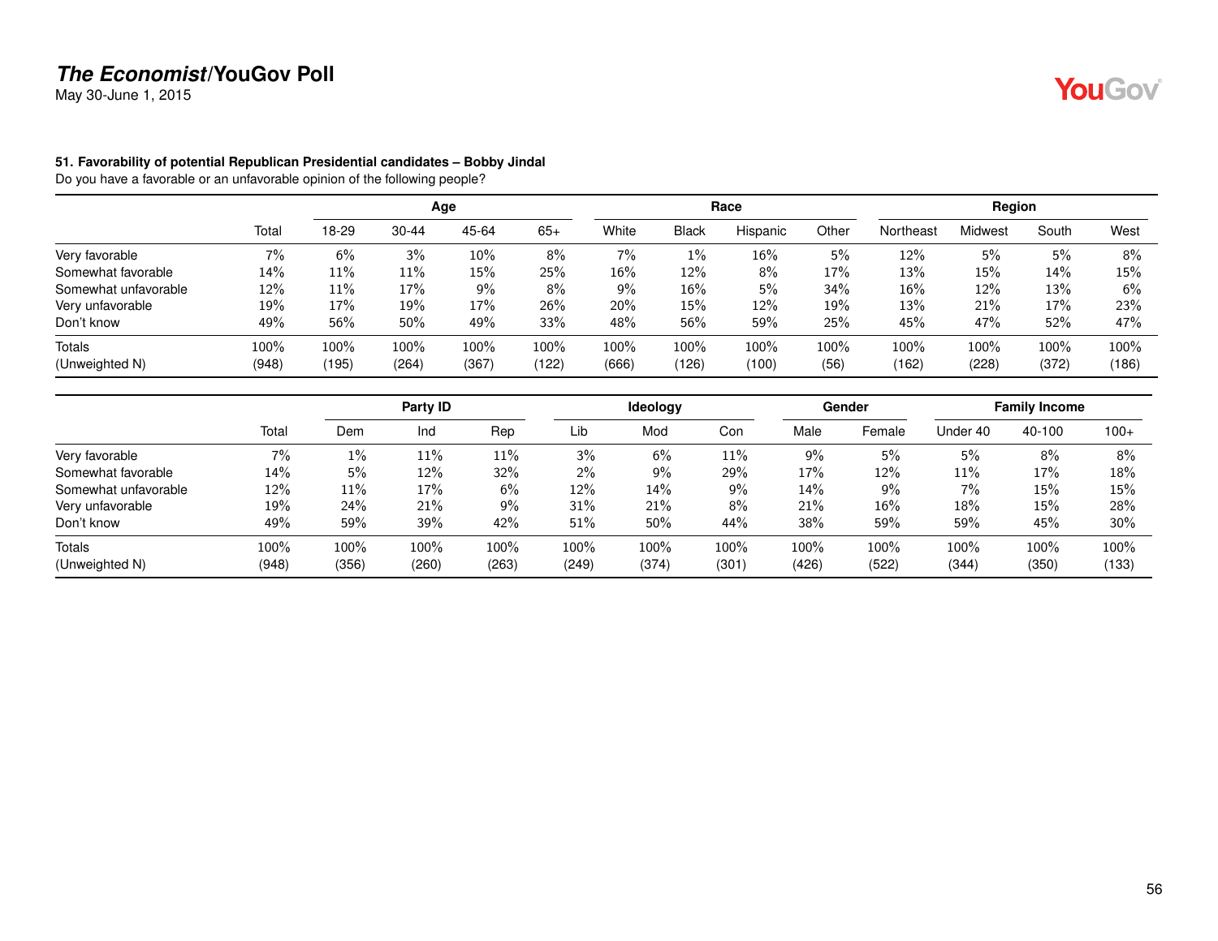**The Economist/YouGov Poll**
May 30-June 1, 2015

**51. Favorability of potential Republican Presidential candidates – Bobby Jindal**
Do you have a favorable or an unfavorable opinion of the following people?

| | Total | Age | | | | Race | | | | Region | | | |
|---|---|---|---|---|---|---|---|---|---|---|---|---|---|
| | | 18-29 | 30-44 | 45-64 | 65+ | White | Black | Hispanic | Other | Northeast | Midwest | South | West |
| Very favorable | 7% | 6% | 3% | 10% | 8% | 7% | 1% | 16% | 5% | 12% | 5% | 5% | 8% |
| Somewhat favorable | 14% | 11% | 11% | 15% | 25% | 16% | 12% | 8% | 17% | 13% | 15% | 14% | 15% |
| Somewhat unfavorable | 12% | 11% | 17% | 9% | 8% | 9% | 16% | 5% | 34% | 16% | 12% | 13% | 6% |
| Very unfavorable | 19% | 17% | 19% | 17% | 26% | 20% | 15% | 12% | 19% | 13% | 21% | 17% | 23% |
| Don't know | 49% | 56% | 50% | 49% | 33% | 48% | 56% | 59% | 25% | 45% | 47% | 52% | 47% |
| Totals | 100% | 100% | 100% | 100% | 100% | 100% | 100% | 100% | 100% | 100% | 100% | 100% | 100% |
| (Unweighted N) | (948) | (195) | (264) | (367) | (122) | (666) | (126) | (100) | (56) | (162) | (228) | (372) | (186) |

| | Total | Party ID | | | Ideology | | | Gender | | Family Income | | |
|---|---|---|---|---|---|---|---|---|---|---|---|---|
| | | Dem | Ind | Rep | Lib | Mod | Con | Male | Female | Under 40 | 40-100 | 100+ |
| Very favorable | 7% | 1% | 11% | 11% | 3% | 6% | 11% | 9% | 5% | 5% | 8% | 8% |
| Somewhat favorable | 14% | 5% | 12% | 32% | 2% | 9% | 29% | 17% | 12% | 11% | 17% | 18% |
| Somewhat unfavorable | 12% | 11% | 17% | 6% | 12% | 14% | 9% | 14% | 9% | 7% | 15% | 15% |
| Very unfavorable | 19% | 24% | 21% | 9% | 31% | 21% | 8% | 21% | 16% | 18% | 15% | 28% |
| Don't know | 49% | 59% | 39% | 42% | 51% | 50% | 44% | 38% | 59% | 59% | 45% | 30% |
| Totals | 100% | 100% | 100% | 100% | 100% | 100% | 100% | 100% | 100% | 100% | 100% | 100% |
| (Unweighted N) | (948) | (356) | (260) | (263) | (249) | (374) | (301) | (426) | (522) | (344) | (350) | (133) |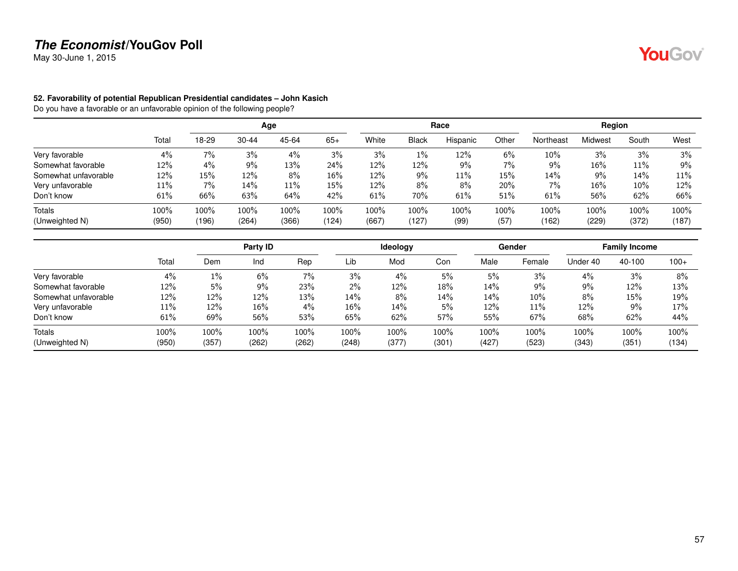**The Economist/YouGov Poll**
May 30-June 1, 2015

### 52. Favorability of potential Republican Presidential candidates – John Kasich

Do you have a favorable or an unfavorable opinion of the following people?

| | | Age | | | | Race | | | | Region | | | |
|---|---|---|---|---|---|---|---|---|---|---|---|---|---|
| | Total | 18-29 | 30-44 | 45-64 | 65+ | White | Black | Hispanic | Other | Northeast | Midwest | South | West |
| Very favorable | 4% | 7% | 3% | 4% | 3% | 3% | 1% | 12% | 6% | 10% | 3% | 3% | 3% |
| Somewhat favorable | 12% | 4% | 9% | 13% | 24% | 12% | 12% | 9% | 7% | 9% | 16% | 11% | 9% |
| Somewhat unfavorable | 12% | 15% | 12% | 8% | 16% | 12% | 9% | 11% | 15% | 14% | 9% | 14% | 11% |
| Very unfavorable | 11% | 7% | 14% | 11% | 15% | 12% | 8% | 8% | 20% | 7% | 16% | 10% | 12% |
| Don't know | 61% | 66% | 63% | 64% | 42% | 61% | 70% | 61% | 51% | 61% | 56% | 62% | 66% |
| Totals | 100% | 100% | 100% | 100% | 100% | 100% | 100% | 100% | 100% | 100% | 100% | 100% | 100% |
| (Unweighted N) | (950) | (196) | (264) | (366) | (124) | (667) | (127) | (99) | (57) | (162) | (229) | (372) | (187) |

| | | Party ID | | | Ideology | | | Gender | | Family Income | | |
|---|---|---|---|---|---|---|---|---|---|---|---|---|
| | Total | Dem | Ind | Rep | Lib | Mod | Con | Male | Female | Under 40 | 40-100 | 100+ |
| Very favorable | 4% | 1% | 6% | 7% | 3% | 4% | 5% | 5% | 3% | 4% | 3% | 8% |
| Somewhat favorable | 12% | 5% | 9% | 23% | 2% | 12% | 18% | 14% | 9% | 9% | 12% | 13% |
| Somewhat unfavorable | 12% | 12% | 12% | 13% | 14% | 8% | 14% | 14% | 10% | 8% | 15% | 19% |
| Very unfavorable | 11% | 12% | 16% | 4% | 16% | 14% | 5% | 12% | 11% | 12% | 9% | 17% |
| Don't know | 61% | 69% | 56% | 53% | 65% | 62% | 57% | 55% | 67% | 68% | 62% | 44% |
| Totals | 100% | 100% | 100% | 100% | 100% | 100% | 100% | 100% | 100% | 100% | 100% | 100% |
| (Unweighted N) | (950) | (357) | (262) | (262) | (248) | (377) | (301) | (427) | (523) | (343) | (351) | (134) |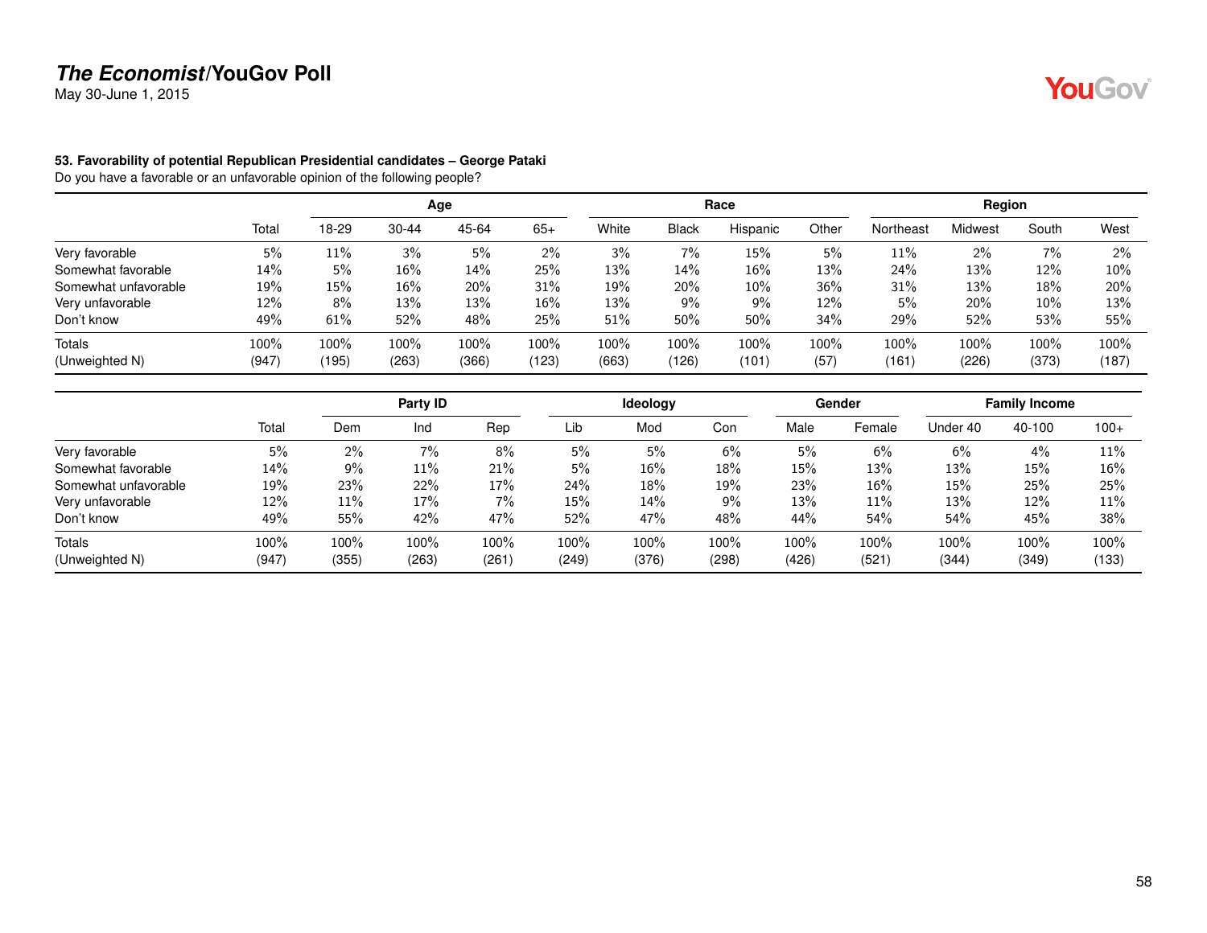**The Economist/YouGov Poll**
May 30-June 1, 2015

**53. Favorability of potential Republican Presidential candidates – George Pataki**
Do you have a favorable or an unfavorable opinion of the following people?

| | Total | Age | | | | Race | | | | Region | | | |
|---|---|---|---|---|---|---|---|---|---|---|---|---|---|
| | | 18-29 | 30-44 | 45-64 | 65+ | White | Black | Hispanic | Other | Northeast | Midwest | South | West |
| Very favorable | 5% | 11% | 3% | 5% | 2% | 3% | 7% | 15% | 5% | 11% | 2% | 7% | 2% |
| Somewhat favorable | 14% | 5% | 16% | 14% | 25% | 13% | 14% | 16% | 13% | 24% | 13% | 12% | 10% |
| Somewhat unfavorable | 19% | 15% | 16% | 20% | 31% | 19% | 20% | 10% | 36% | 31% | 13% | 18% | 20% |
| Very unfavorable | 12% | 8% | 13% | 13% | 16% | 13% | 9% | 9% | 12% | 5% | 20% | 10% | 13% |
| Don't know | 49% | 61% | 52% | 48% | 25% | 51% | 50% | 50% | 34% | 29% | 52% | 53% | 55% |
| Totals | 100% | 100% | 100% | 100% | 100% | 100% | 100% | 100% | 100% | 100% | 100% | 100% | 100% |
| (Unweighted N) | (947) | (195) | (263) | (366) | (123) | (663) | (126) | (101) | (57) | (161) | (226) | (373) | (187) |

| | Total | Party ID | | | Ideology | | | Gender | | Family Income | | |
|---|---|---|---|---|---|---|---|---|---|---|---|---|
| | | Dem | Ind | Rep | Lib | Mod | Con | Male | Female | Under 40 | 40-100 | 100+ |
| Very favorable | 5% | 2% | 7% | 8% | 5% | 5% | 6% | 5% | 6% | 6% | 4% | 11% |
| Somewhat favorable | 14% | 9% | 11% | 21% | 5% | 16% | 18% | 15% | 13% | 13% | 15% | 16% |
| Somewhat unfavorable | 19% | 23% | 22% | 17% | 24% | 18% | 19% | 23% | 16% | 15% | 25% | 25% |
| Very unfavorable | 12% | 11% | 17% | 7% | 15% | 14% | 9% | 13% | 11% | 13% | 12% | 11% |
| Don't know | 49% | 55% | 42% | 47% | 52% | 47% | 48% | 44% | 54% | 54% | 45% | 38% |
| Totals | 100% | 100% | 100% | 100% | 100% | 100% | 100% | 100% | 100% | 100% | 100% | 100% |
| (Unweighted N) | (947) | (355) | (263) | (261) | (249) | (376) | (298) | (426) | (521) | (344) | (349) | (133) |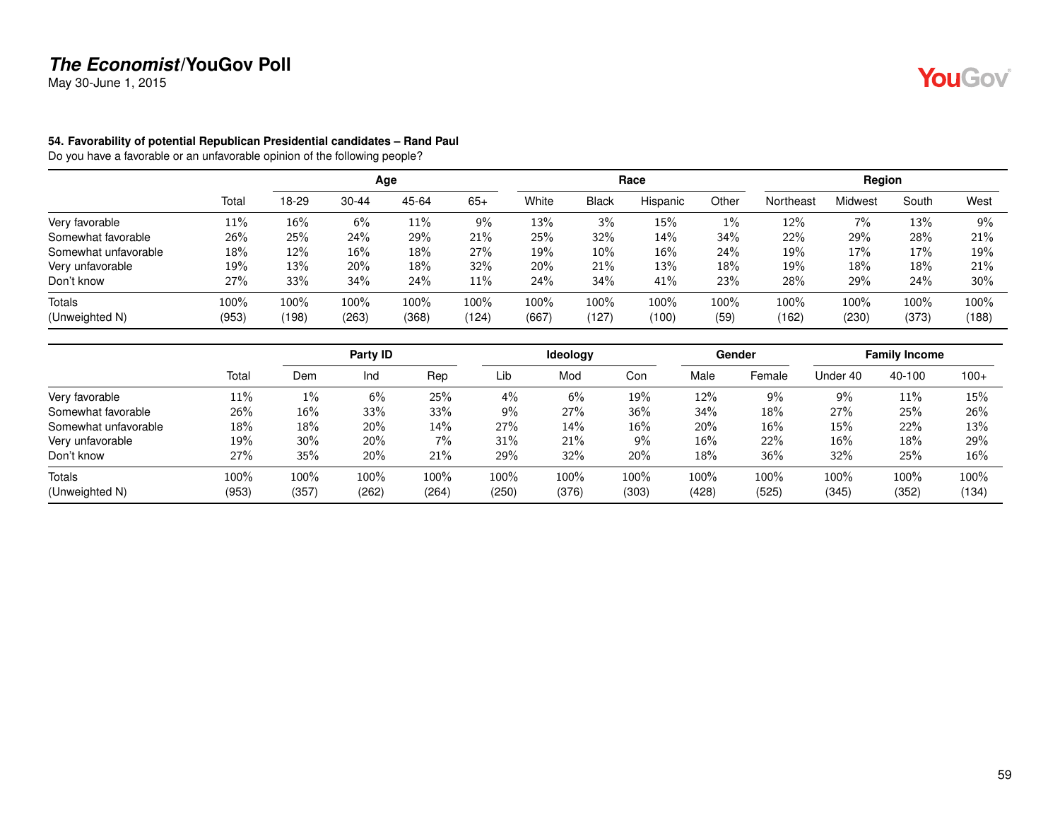# *The Economist*/YouGov Poll

May 30-June 1, 2015

**54. Favorability of potential Republican Presidential candidates – Rand Paul**

Do you have a favorable or an unfavorable opinion of the following people?

| | | Age | | | | Race | | | | Region | | | |
|---|---|---|---|---|---|---|---|---|---|---|---|---|---|
| | Total | 18-29 | 30-44 | 45-64 | 65+ | White | Black | Hispanic | Other | Northeast | Midwest | South | West |
| Very favorable | 11% | 16% | 6% | 11% | 9% | 13% | 3% | 15% | 1% | 12% | 7% | 13% | 9% |
| Somewhat favorable | 26% | 25% | 24% | 29% | 21% | 25% | 32% | 14% | 34% | 22% | 29% | 28% | 21% |
| Somewhat unfavorable | 18% | 12% | 16% | 18% | 27% | 19% | 10% | 16% | 24% | 19% | 17% | 17% | 19% |
| Very unfavorable | 19% | 13% | 20% | 18% | 32% | 20% | 21% | 13% | 18% | 19% | 18% | 18% | 21% |
| Don't know | 27% | 33% | 34% | 24% | 11% | 24% | 34% | 41% | 23% | 28% | 29% | 24% | 30% |
| Totals | 100% | 100% | 100% | 100% | 100% | 100% | 100% | 100% | 100% | 100% | 100% | 100% | 100% |
| (Unweighted N) | (953) | (198) | (263) | (368) | (124) | (667) | (127) | (100) | (59) | (162) | (230) | (373) | (188) |

| | | Party ID | | | Ideology | | | Gender | | Family Income | | |
|---|---|---|---|---|---|---|---|---|---|---|---|---|
| | Total | Dem | Ind | Rep | Lib | Mod | Con | Male | Female | Under 40 | 40-100 | 100+ |
| Very favorable | 11% | 1% | 6% | 25% | 4% | 6% | 19% | 12% | 9% | 9% | 11% | 15% |
| Somewhat favorable | 26% | 16% | 33% | 33% | 9% | 27% | 36% | 34% | 18% | 27% | 25% | 26% |
| Somewhat unfavorable | 18% | 18% | 20% | 14% | 27% | 14% | 16% | 20% | 16% | 15% | 22% | 13% |
| Very unfavorable | 19% | 30% | 20% | 7% | 31% | 21% | 9% | 16% | 22% | 16% | 18% | 29% |
| Don't know | 27% | 35% | 20% | 21% | 29% | 32% | 20% | 18% | 36% | 32% | 25% | 16% |
| Totals | 100% | 100% | 100% | 100% | 100% | 100% | 100% | 100% | 100% | 100% | 100% | 100% |
| (Unweighted N) | (953) | (357) | (262) | (264) | (250) | (376) | (303) | (428) | (525) | (345) | (352) | (134) |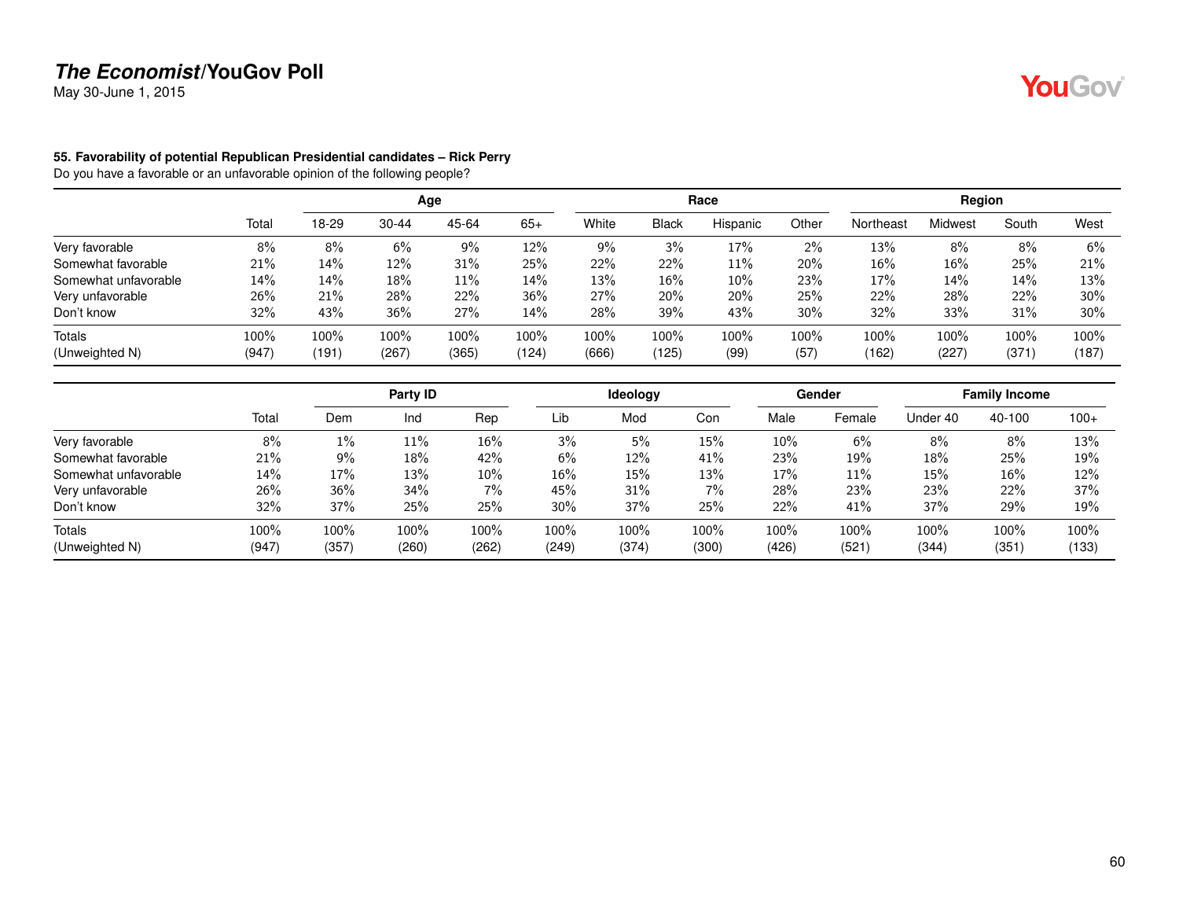**55. Favorability of potential Republican Presidential candidates – Rick Perry**
Do you have a favorable or an unfavorable opinion of the following people?

| | Total | Age | | | | Race | | | | Region | | | |
|---|---|---|---|---|---|---|---|---|---|---|---|---|---|
| | | 18-29 | 30-44 | 45-64 | 65+ | White | Black | Hispanic | Other | Northeast | Midwest | South | West |
| Very favorable | 8% | 8% | 6% | 9% | 12% | 9% | 3% | 17% | 2% | 13% | 8% | 8% | 6% |
| Somewhat favorable | 21% | 14% | 12% | 31% | 25% | 22% | 22% | 11% | 20% | 16% | 16% | 25% | 21% |
| Somewhat unfavorable | 14% | 14% | 18% | 11% | 14% | 13% | 16% | 10% | 23% | 17% | 14% | 14% | 13% |
| Very unfavorable | 26% | 21% | 28% | 22% | 36% | 27% | 20% | 20% | 25% | 22% | 28% | 22% | 30% |
| Don't know | 32% | 43% | 36% | 27% | 14% | 28% | 39% | 43% | 30% | 32% | 33% | 31% | 30% |
| Totals | 100% | 100% | 100% | 100% | 100% | 100% | 100% | 100% | 100% | 100% | 100% | 100% | 100% |
| (Unweighted N) | (947) | (191) | (267) | (365) | (124) | (666) | (125) | (99) | (57) | (162) | (227) | (371) | (187) |

| | Total | Party ID | | | Ideology | | | Gender | | Family Income | | |
|---|---|---|---|---|---|---|---|---|---|---|---|---|
| | | Dem | Ind | Rep | Lib | Mod | Con | Male | Female | Under 40 | 40-100 | 100+ |
| Very favorable | 8% | 1% | 11% | 16% | 3% | 5% | 15% | 10% | 6% | 8% | 8% | 13% |
| Somewhat favorable | 21% | 9% | 18% | 42% | 6% | 12% | 41% | 23% | 19% | 18% | 25% | 19% |
| Somewhat unfavorable | 14% | 17% | 13% | 10% | 16% | 15% | 13% | 17% | 11% | 15% | 16% | 12% |
| Very unfavorable | 26% | 36% | 34% | 7% | 45% | 31% | 7% | 28% | 23% | 23% | 22% | 37% |
| Don't know | 32% | 37% | 25% | 25% | 30% | 37% | 25% | 22% | 41% | 37% | 29% | 19% |
| Totals | 100% | 100% | 100% | 100% | 100% | 100% | 100% | 100% | 100% | 100% | 100% | 100% |
| (Unweighted N) | (947) | (357) | (260) | (262) | (249) | (374) | (300) | (426) | (521) | (344) | (351) | (133) |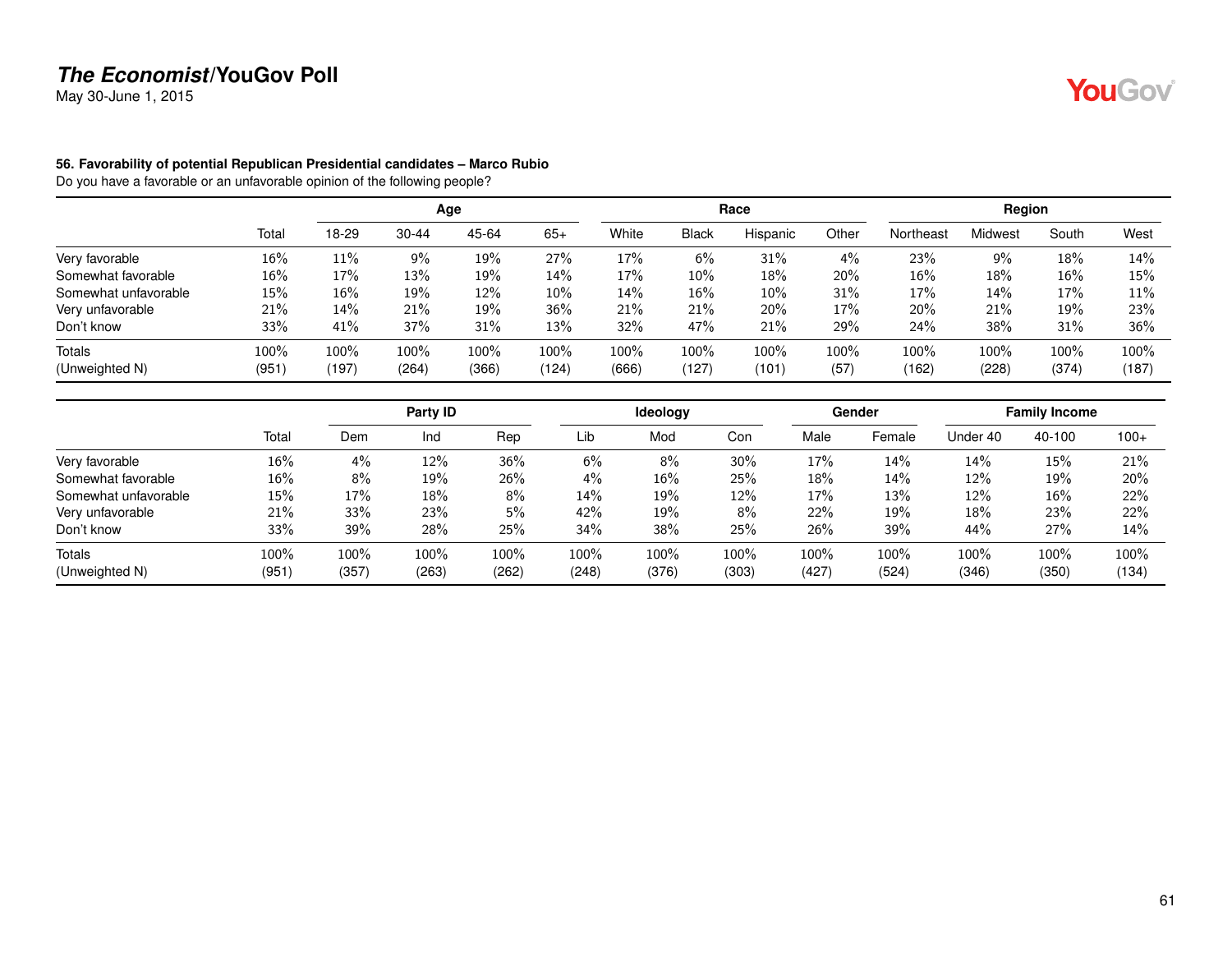# *The Economist*/YouGov Poll

May 30-June 1, 2015

**56. Favorability of potential Republican Presidential candidates – Marco Rubio**

Do you have a favorable or an unfavorable opinion of the following people?

| | | Age | | | | Race | | | | Region | | | |
|---|---|---|---|---|---|---|---|---|---|---|---|---|---|
| | Total | 18-29 | 30-44 | 45-64 | 65+ | White | Black | Hispanic | Other | Northeast | Midwest | South | West |
| Very favorable | 16% | 11% | 9% | 19% | 27% | 17% | 6% | 31% | 4% | 23% | 9% | 18% | 14% |
| Somewhat favorable | 16% | 17% | 13% | 19% | 14% | 17% | 10% | 18% | 20% | 16% | 18% | 16% | 15% |
| Somewhat unfavorable | 15% | 16% | 19% | 12% | 10% | 14% | 16% | 10% | 31% | 17% | 14% | 17% | 11% |
| Very unfavorable | 21% | 14% | 21% | 19% | 36% | 21% | 21% | 20% | 17% | 20% | 21% | 19% | 23% |
| Don't know | 33% | 41% | 37% | 31% | 13% | 32% | 47% | 21% | 29% | 24% | 38% | 31% | 36% |
| Totals | 100% | 100% | 100% | 100% | 100% | 100% | 100% | 100% | 100% | 100% | 100% | 100% | 100% |
| (Unweighted N) | (951) | (197) | (264) | (366) | (124) | (666) | (127) | (101) | (57) | (162) | (228) | (374) | (187) |

| | | Party ID | | | Ideology | | | Gender | | Family Income | | |
|---|---|---|---|---|---|---|---|---|---|---|---|---|
| | Total | Dem | Ind | Rep | Lib | Mod | Con | Male | Female | Under 40 | 40-100 | 100+ |
| Very favorable | 16% | 4% | 12% | 36% | 6% | 8% | 30% | 17% | 14% | 14% | 15% | 21% |
| Somewhat favorable | 16% | 8% | 19% | 26% | 4% | 16% | 25% | 18% | 14% | 12% | 19% | 20% |
| Somewhat unfavorable | 15% | 17% | 18% | 8% | 14% | 19% | 12% | 17% | 13% | 12% | 16% | 22% |
| Very unfavorable | 21% | 33% | 23% | 5% | 42% | 19% | 8% | 22% | 19% | 18% | 23% | 22% |
| Don't know | 33% | 39% | 28% | 25% | 34% | 38% | 25% | 26% | 39% | 44% | 27% | 14% |
| Totals | 100% | 100% | 100% | 100% | 100% | 100% | 100% | 100% | 100% | 100% | 100% | 100% |
| (Unweighted N) | (951) | (357) | (263) | (262) | (248) | (376) | (303) | (427) | (524) | (346) | (350) | (134) |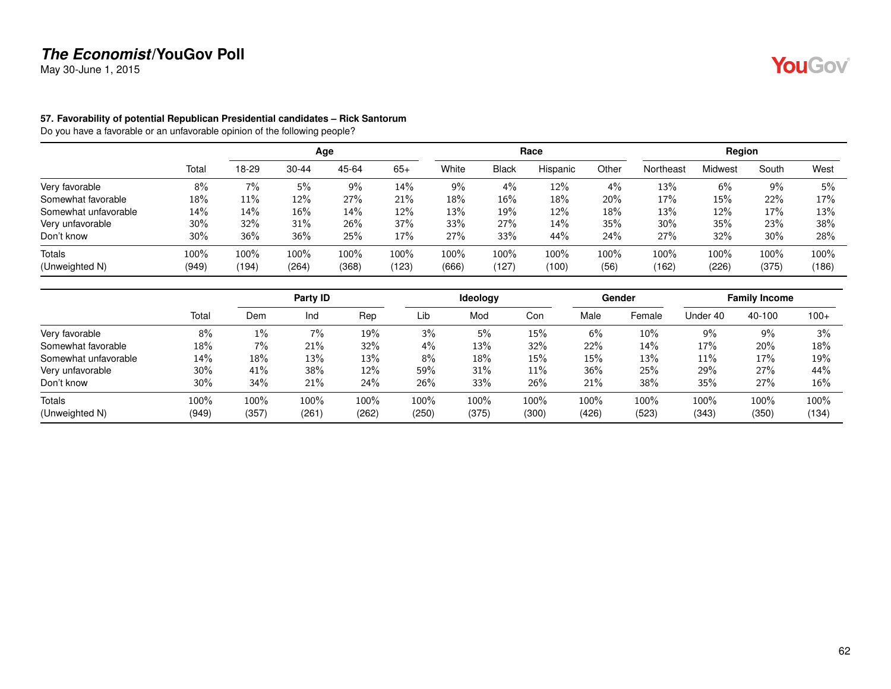### 57. Favorability of potential Republican Presidential candidates – Rick Santorum

Do you have a favorable or an unfavorable opinion of the following people?

| | Total | Age | | | | Race | | | | Region | | | |
|---|---|---|---|---|---|---|---|---|---|---|---|---|---|
| | | 18-29 | 30-44 | 45-64 | 65+ | White | Black | Hispanic | Other | Northeast | Midwest | South | West |
| Very favorable | 8% | 7% | 5% | 9% | 14% | 9% | 4% | 12% | 4% | 13% | 6% | 9% | 5% |
| Somewhat favorable | 18% | 11% | 12% | 27% | 21% | 18% | 16% | 18% | 20% | 17% | 15% | 22% | 17% |
| Somewhat unfavorable | 14% | 14% | 16% | 14% | 12% | 13% | 19% | 12% | 18% | 13% | 12% | 17% | 13% |
| Very unfavorable | 30% | 32% | 31% | 26% | 37% | 33% | 27% | 14% | 35% | 30% | 35% | 23% | 38% |
| Don't know | 30% | 36% | 36% | 25% | 17% | 27% | 33% | 44% | 24% | 27% | 32% | 30% | 28% |
| Totals | 100% | 100% | 100% | 100% | 100% | 100% | 100% | 100% | 100% | 100% | 100% | 100% | 100% |
| (Unweighted N) | (949) | (194) | (264) | (368) | (123) | (666) | (127) | (100) | (56) | (162) | (226) | (375) | (186) |

| | Total | Party ID | | | Ideology | | | Gender | | Family Income | | |
|---|---|---|---|---|---|---|---|---|---|---|---|---|
| | | Dem | Ind | Rep | Lib | Mod | Con | Male | Female | Under 40 | 40-100 | 100+ |
| Very favorable | 8% | 1% | 7% | 19% | 3% | 5% | 15% | 6% | 10% | 9% | 9% | 3% |
| Somewhat favorable | 18% | 7% | 21% | 32% | 4% | 13% | 32% | 22% | 14% | 17% | 20% | 18% |
| Somewhat unfavorable | 14% | 18% | 13% | 13% | 8% | 18% | 15% | 15% | 13% | 11% | 17% | 19% |
| Very unfavorable | 30% | 41% | 38% | 12% | 59% | 31% | 11% | 36% | 25% | 29% | 27% | 44% |
| Don't know | 30% | 34% | 21% | 24% | 26% | 33% | 26% | 21% | 38% | 35% | 27% | 16% |
| Totals | 100% | 100% | 100% | 100% | 100% | 100% | 100% | 100% | 100% | 100% | 100% | 100% |
| (Unweighted N) | (949) | (357) | (261) | (262) | (250) | (375) | (300) | (426) | (523) | (343) | (350) | (134) |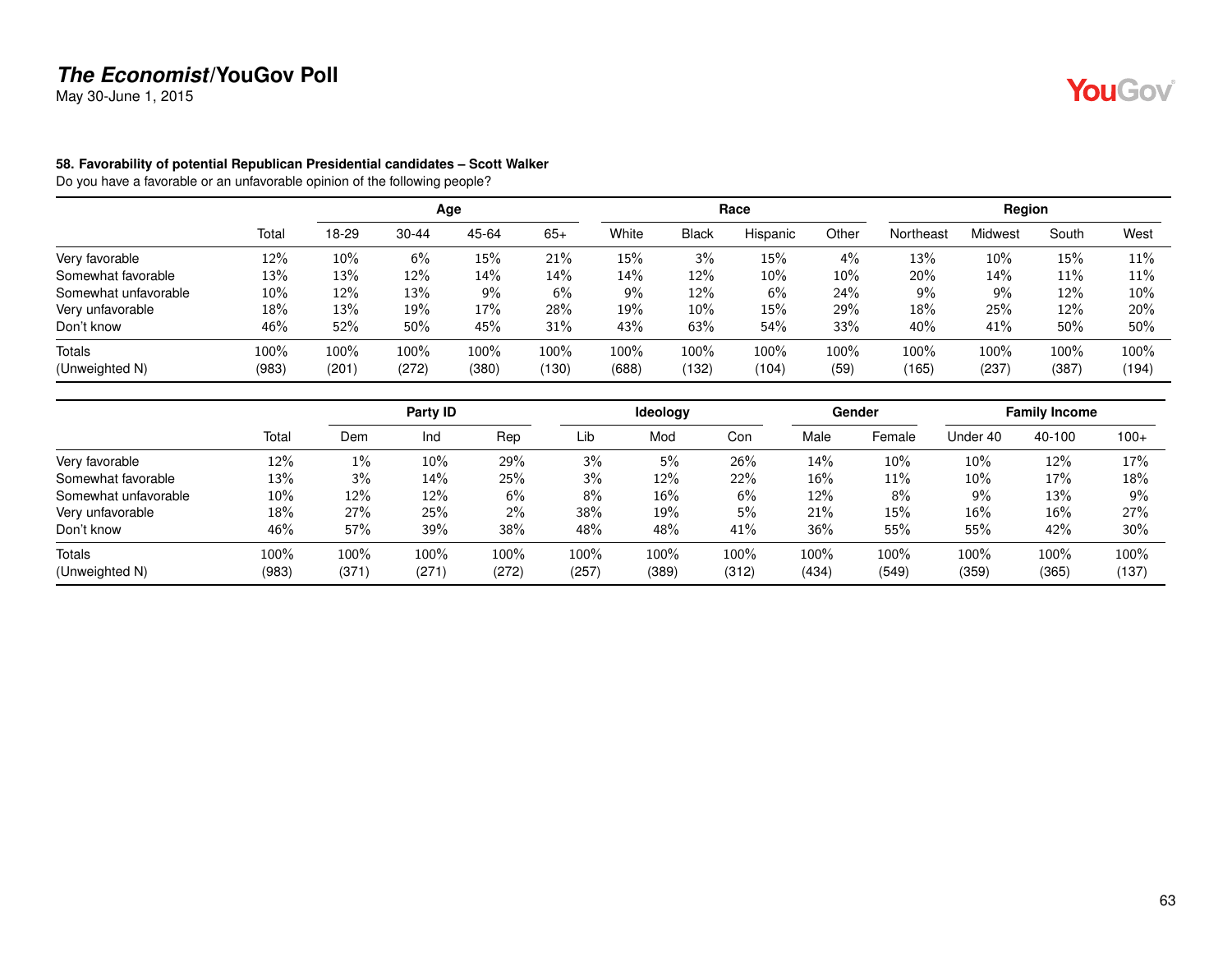**The Economist/YouGov Poll**

May 30-June 1, 2015

**58. Favorability of potential Republican Presidential candidates – Scott Walker**

Do you have a favorable or an unfavorable opinion of the following people?

| | | Age | | | | Race | | | | Region | | | |
|---|---|---|---|---|---|---|---|---|---|---|---|---|---|
| | Total | 18-29 | 30-44 | 45-64 | 65+ | White | Black | Hispanic | Other | Northeast | Midwest | South | West |
| Very favorable | 12% | 10% | 6% | 15% | 21% | 15% | 3% | 15% | 4% | 13% | 10% | 15% | 11% |
| Somewhat favorable | 13% | 13% | 12% | 14% | 14% | 14% | 12% | 10% | 10% | 20% | 14% | 11% | 11% |
| Somewhat unfavorable | 10% | 12% | 13% | 9% | 6% | 9% | 12% | 6% | 24% | 9% | 9% | 12% | 10% |
| Very unfavorable | 18% | 13% | 19% | 17% | 28% | 19% | 10% | 15% | 29% | 18% | 25% | 12% | 20% |
| Don't know | 46% | 52% | 50% | 45% | 31% | 43% | 63% | 54% | 33% | 40% | 41% | 50% | 50% |
| Totals | 100% | 100% | 100% | 100% | 100% | 100% | 100% | 100% | 100% | 100% | 100% | 100% | 100% |
| (Unweighted N) | (983) | (201) | (272) | (380) | (130) | (688) | (132) | (104) | (59) | (165) | (237) | (387) | (194) |

| | | Party ID | | | Ideology | | | Gender | | Family Income | | |
|---|---|---|---|---|---|---|---|---|---|---|---|---|
| | Total | Dem | Ind | Rep | Lib | Mod | Con | Male | Female | Under 40 | 40-100 | 100+ |
| Very favorable | 12% | 1% | 10% | 29% | 3% | 5% | 26% | 14% | 10% | 10% | 12% | 17% |
| Somewhat favorable | 13% | 3% | 14% | 25% | 3% | 12% | 22% | 16% | 11% | 10% | 17% | 18% |
| Somewhat unfavorable | 10% | 12% | 12% | 6% | 8% | 16% | 6% | 12% | 8% | 9% | 13% | 9% |
| Very unfavorable | 18% | 27% | 25% | 2% | 38% | 19% | 5% | 21% | 15% | 16% | 16% | 27% |
| Don't know | 46% | 57% | 39% | 38% | 48% | 48% | 41% | 36% | 55% | 55% | 42% | 30% |
| Totals | 100% | 100% | 100% | 100% | 100% | 100% | 100% | 100% | 100% | 100% | 100% | 100% |
| (Unweighted N) | (983) | (371) | (271) | (272) | (257) | (389) | (312) | (434) | (549) | (359) | (365) | (137) |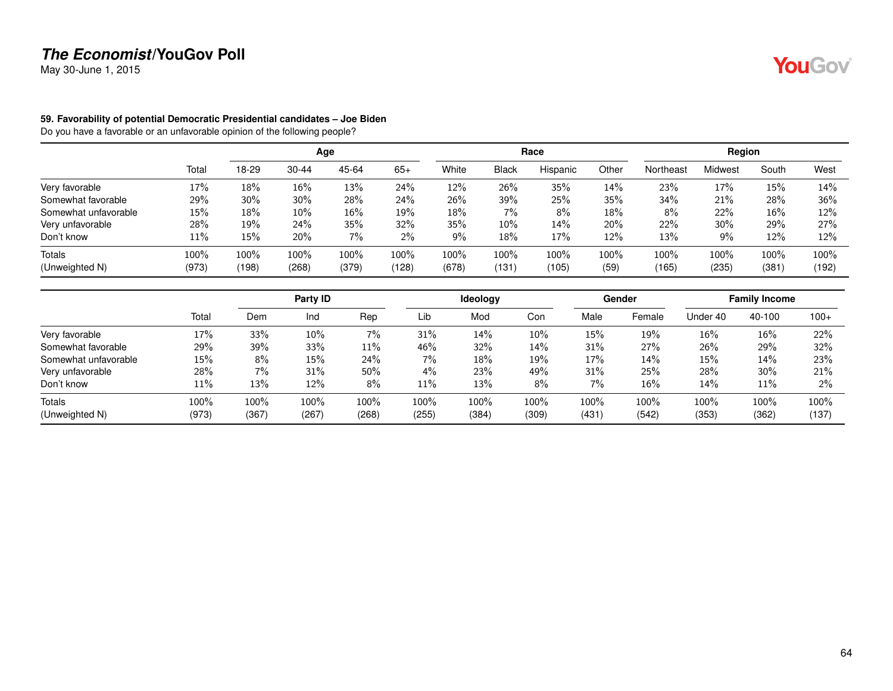**59. Favorability of potential Democratic Presidential candidates – Joe Biden**
Do you have a favorable or an unfavorable opinion of the following people?

| | Total | Age | | | | Race | | | | Region | | | |
|---|---|---|---|---|---|---|---|---|---|---|---|---|---|
| | | 18-29 | 30-44 | 45-64 | 65+ | White | Black | Hispanic | Other | Northeast | Midwest | South | West |
| Very favorable | 17% | 18% | 16% | 13% | 24% | 12% | 26% | 35% | 14% | 23% | 17% | 15% | 14% |
| Somewhat favorable | 29% | 30% | 30% | 28% | 24% | 26% | 39% | 25% | 35% | 34% | 21% | 28% | 36% |
| Somewhat unfavorable | 15% | 18% | 10% | 16% | 19% | 18% | 7% | 8% | 18% | 8% | 22% | 16% | 12% |
| Very unfavorable | 28% | 19% | 24% | 35% | 32% | 35% | 10% | 14% | 20% | 22% | 30% | 29% | 27% |
| Don't know | 11% | 15% | 20% | 7% | 2% | 9% | 18% | 17% | 12% | 13% | 9% | 12% | 12% |
| Totals | 100% | 100% | 100% | 100% | 100% | 100% | 100% | 100% | 100% | 100% | 100% | 100% | 100% |
| (Unweighted N) | (973) | (198) | (268) | (379) | (128) | (678) | (131) | (105) | (59) | (165) | (235) | (381) | (192) |

| | Total | Party ID | | | Ideology | | | Gender | | Family Income | | |
|---|---|---|---|---|---|---|---|---|---|---|---|---|
| | | Dem | Ind | Rep | Lib | Mod | Con | Male | Female | Under 40 | 40-100 | 100+ |
| Very favorable | 17% | 33% | 10% | 7% | 31% | 14% | 10% | 15% | 19% | 16% | 16% | 22% |
| Somewhat favorable | 29% | 39% | 33% | 11% | 46% | 32% | 14% | 31% | 27% | 26% | 29% | 32% |
| Somewhat unfavorable | 15% | 8% | 15% | 24% | 7% | 18% | 19% | 17% | 14% | 15% | 14% | 23% |
| Very unfavorable | 28% | 7% | 31% | 50% | 4% | 23% | 49% | 31% | 25% | 28% | 30% | 21% |
| Don't know | 11% | 13% | 12% | 8% | 11% | 13% | 8% | 7% | 16% | 14% | 11% | 2% |
| Totals | 100% | 100% | 100% | 100% | 100% | 100% | 100% | 100% | 100% | 100% | 100% | 100% |
| (Unweighted N) | (973) | (367) | (267) | (268) | (255) | (384) | (309) | (431) | (542) | (353) | (362) | (137) |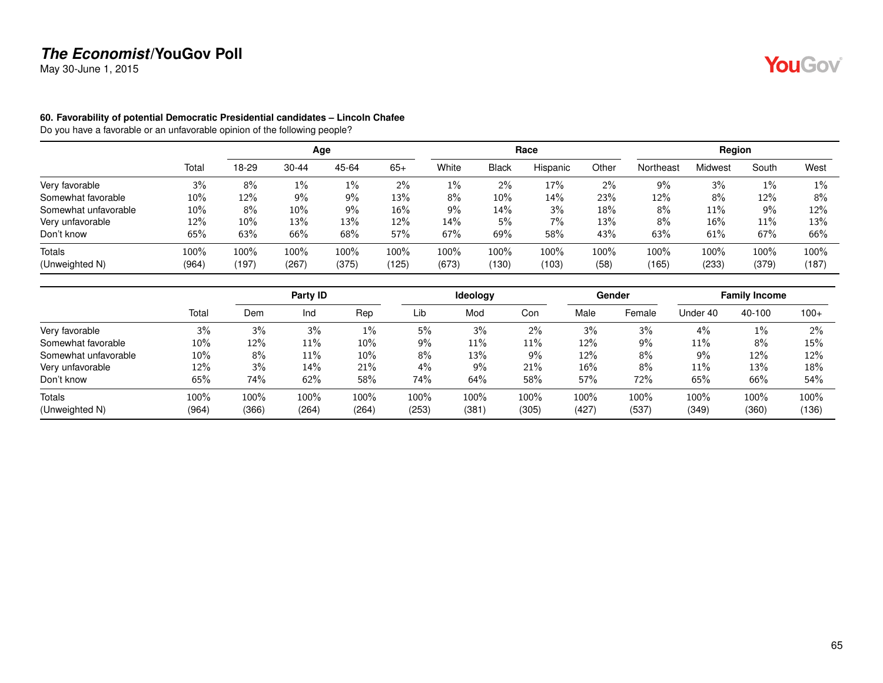**The Economist/YouGov Poll**
May 30-June 1, 2015

**60. Favorability of potential Democratic Presidential candidates – Lincoln Chafee**
Do you have a favorable or an unfavorable opinion of the following people?

| | | Age | | | | Race | | | | Region | | | |
|---|---|---|---|---|---|---|---|---|---|---|---|---|---|
| | Total | 18-29 | 30-44 | 45-64 | 65+ | White | Black | Hispanic | Other | Northeast | Midwest | South | West |
| Very favorable | 3% | 8% | 1% | 1% | 2% | 1% | 2% | 17% | 2% | 9% | 3% | 1% | 1% |
| Somewhat favorable | 10% | 12% | 9% | 9% | 13% | 8% | 10% | 14% | 23% | 12% | 8% | 12% | 8% |
| Somewhat unfavorable | 10% | 8% | 10% | 9% | 16% | 9% | 14% | 3% | 18% | 8% | 11% | 9% | 12% |
| Very unfavorable | 12% | 10% | 13% | 13% | 12% | 14% | 5% | 7% | 13% | 8% | 16% | 11% | 13% |
| Don't know | 65% | 63% | 66% | 68% | 57% | 67% | 69% | 58% | 43% | 63% | 61% | 67% | 66% |
| Totals | 100% | 100% | 100% | 100% | 100% | 100% | 100% | 100% | 100% | 100% | 100% | 100% | 100% |
| (Unweighted N) | (964) | (197) | (267) | (375) | (125) | (673) | (130) | (103) | (58) | (165) | (233) | (379) | (187) |

| | | Party ID | | | Ideology | | | Gender | | Family Income | | |
|---|---|---|---|---|---|---|---|---|---|---|---|---|
| | Total | Dem | Ind | Rep | Lib | Mod | Con | Male | Female | Under 40 | 40-100 | 100+ |
| Very favorable | 3% | 3% | 3% | 1% | 5% | 3% | 2% | 3% | 3% | 4% | 1% | 2% |
| Somewhat favorable | 10% | 12% | 11% | 10% | 9% | 11% | 11% | 12% | 9% | 11% | 8% | 15% |
| Somewhat unfavorable | 10% | 8% | 11% | 10% | 8% | 13% | 9% | 12% | 8% | 9% | 12% | 12% |
| Very unfavorable | 12% | 3% | 14% | 21% | 4% | 9% | 21% | 16% | 8% | 11% | 13% | 18% |
| Don't know | 65% | 74% | 62% | 58% | 74% | 64% | 58% | 57% | 72% | 65% | 66% | 54% |
| Totals | 100% | 100% | 100% | 100% | 100% | 100% | 100% | 100% | 100% | 100% | 100% | 100% |
| (Unweighted N) | (964) | (366) | (264) | (264) | (253) | (381) | (305) | (427) | (537) | (349) | (360) | (136) |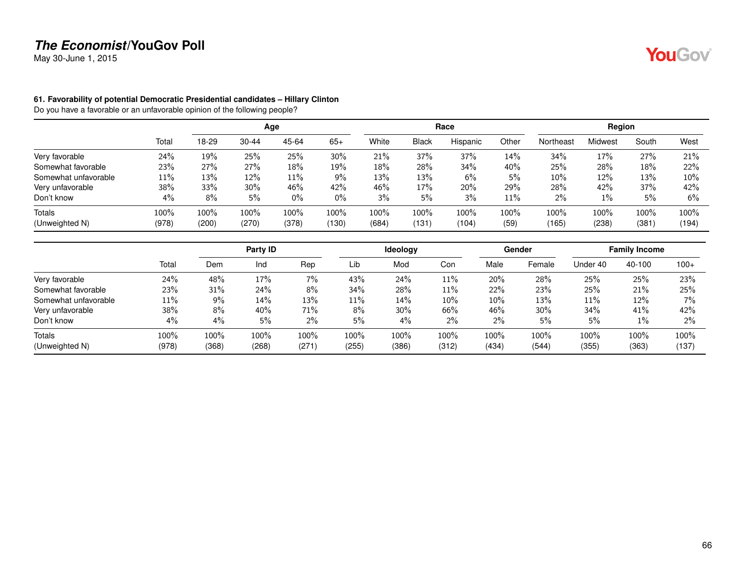## *The Economist*/YouGov Poll

May 30-June 1, 2015

### 61. Favorability of potential Democratic Presidential candidates – Hillary Clinton

Do you have a favorable or an unfavorable opinion of the following people?

| | Total | Age | | | | Race | | | | Region | | | |
|---|---|---|---|---|---|---|---|---|---|---|---|---|---|
| | | 18-29 | 30-44 | 45-64 | 65+ | White | Black | Hispanic | Other | Northeast | Midwest | South | West |
| Very favorable | 24% | 19% | 25% | 25% | 30% | 21% | 37% | 37% | 14% | 34% | 17% | 27% | 21% |
| Somewhat favorable | 23% | 27% | 27% | 18% | 19% | 18% | 28% | 34% | 40% | 25% | 28% | 18% | 22% |
| Somewhat unfavorable | 11% | 13% | 12% | 11% | 9% | 13% | 13% | 6% | 5% | 10% | 12% | 13% | 10% |
| Very unfavorable | 38% | 33% | 30% | 46% | 42% | 46% | 17% | 20% | 29% | 28% | 42% | 37% | 42% |
| Don't know | 4% | 8% | 5% | 0% | 0% | 3% | 5% | 3% | 11% | 2% | 1% | 5% | 6% |
| Totals | 100% | 100% | 100% | 100% | 100% | 100% | 100% | 100% | 100% | 100% | 100% | 100% | 100% |
| (Unweighted N) | (978) | (200) | (270) | (378) | (130) | (684) | (131) | (104) | (59) | (165) | (238) | (381) | (194) |

| | Total | Party ID | | | Ideology | | | Gender | | Family Income | | |
|---|---|---|---|---|---|---|---|---|---|---|---|---|
| | | Dem | Ind | Rep | Lib | Mod | Con | Male | Female | Under 40 | 40-100 | 100+ |
| Very favorable | 24% | 48% | 17% | 7% | 43% | 24% | 11% | 20% | 28% | 25% | 25% | 23% |
| Somewhat favorable | 23% | 31% | 24% | 8% | 34% | 28% | 11% | 22% | 23% | 25% | 21% | 25% |
| Somewhat unfavorable | 11% | 9% | 14% | 13% | 11% | 14% | 10% | 10% | 13% | 11% | 12% | 7% |
| Very unfavorable | 38% | 8% | 40% | 71% | 8% | 30% | 66% | 46% | 30% | 34% | 41% | 42% |
| Don't know | 4% | 4% | 5% | 2% | 5% | 4% | 2% | 2% | 5% | 5% | 1% | 2% |
| Totals | 100% | 100% | 100% | 100% | 100% | 100% | 100% | 100% | 100% | 100% | 100% | 100% |
| (Unweighted N) | (978) | (368) | (268) | (271) | (255) | (386) | (312) | (434) | (544) | (355) | (363) | (137) |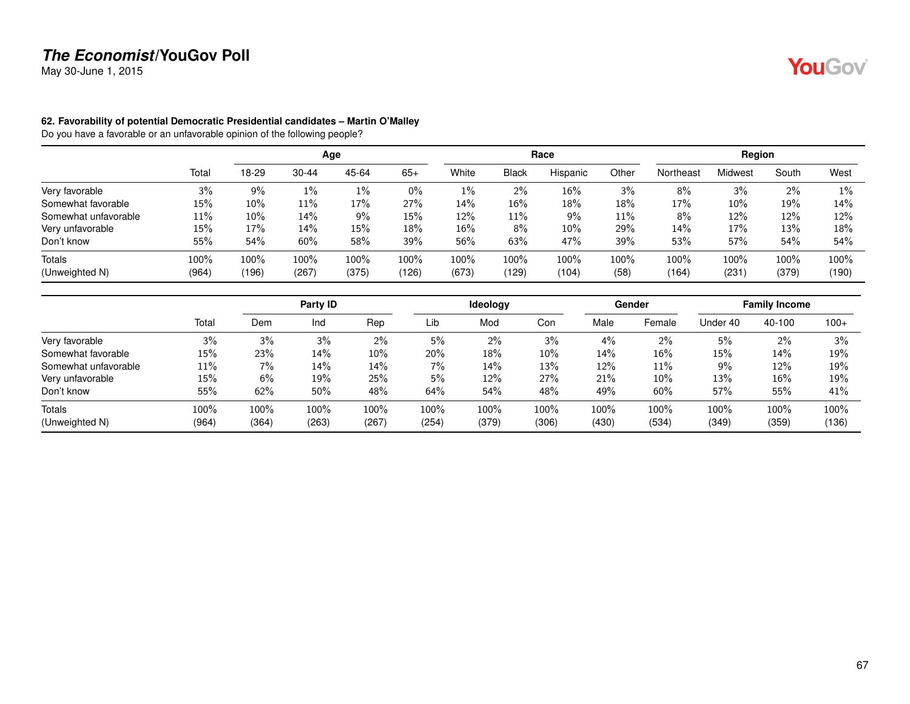## The Economist/YouGov Poll

May 30-June 1, 2015

### 62. Favorability of potential Democratic Presidential candidates – Martin O'Malley

Do you have a favorable or an unfavorable opinion of the following people?

| | | Age | | | | Race | | | | Region | | | |
|---|---|---|---|---|---|---|---|---|---|---|---|---|---|
| | Total | 18-29 | 30-44 | 45-64 | 65+ | White | Black | Hispanic | Other | Northeast | Midwest | South | West |
| Very favorable | 3% | 9% | 1% | 1% | 0% | 1% | 2% | 16% | 3% | 8% | 3% | 2% | 1% |
| Somewhat favorable | 15% | 10% | 11% | 17% | 27% | 14% | 16% | 18% | 18% | 17% | 10% | 19% | 14% |
| Somewhat unfavorable | 11% | 10% | 14% | 9% | 15% | 12% | 11% | 9% | 11% | 8% | 12% | 12% | 12% |
| Very unfavorable | 15% | 17% | 14% | 15% | 18% | 16% | 8% | 10% | 29% | 14% | 17% | 13% | 18% |
| Don't know | 55% | 54% | 60% | 58% | 39% | 56% | 63% | 47% | 39% | 53% | 57% | 54% | 54% |
| Totals | 100% | 100% | 100% | 100% | 100% | 100% | 100% | 100% | 100% | 100% | 100% | 100% | 100% |
| (Unweighted N) | (964) | (196) | (267) | (375) | (126) | (673) | (129) | (104) | (58) | (164) | (231) | (379) | (190) |

| | | Party ID | | | Ideology | | | Gender | | Family Income | | |
|---|---|---|---|---|---|---|---|---|---|---|---|---|
| | Total | Dem | Ind | Rep | Lib | Mod | Con | Male | Female | Under 40 | 40-100 | 100+ |
| Very favorable | 3% | 3% | 3% | 2% | 5% | 2% | 3% | 4% | 2% | 5% | 2% | 3% |
| Somewhat favorable | 15% | 23% | 14% | 10% | 20% | 18% | 10% | 14% | 16% | 15% | 14% | 19% |
| Somewhat unfavorable | 11% | 7% | 14% | 14% | 7% | 14% | 13% | 12% | 11% | 9% | 12% | 19% |
| Very unfavorable | 15% | 6% | 19% | 25% | 5% | 12% | 27% | 21% | 10% | 13% | 16% | 19% |
| Don't know | 55% | 62% | 50% | 48% | 64% | 54% | 48% | 49% | 60% | 57% | 55% | 41% |
| Totals | 100% | 100% | 100% | 100% | 100% | 100% | 100% | 100% | 100% | 100% | 100% | 100% |
| (Unweighted N) | (964) | (364) | (263) | (267) | (254) | (379) | (306) | (430) | (534) | (349) | (359) | (136) |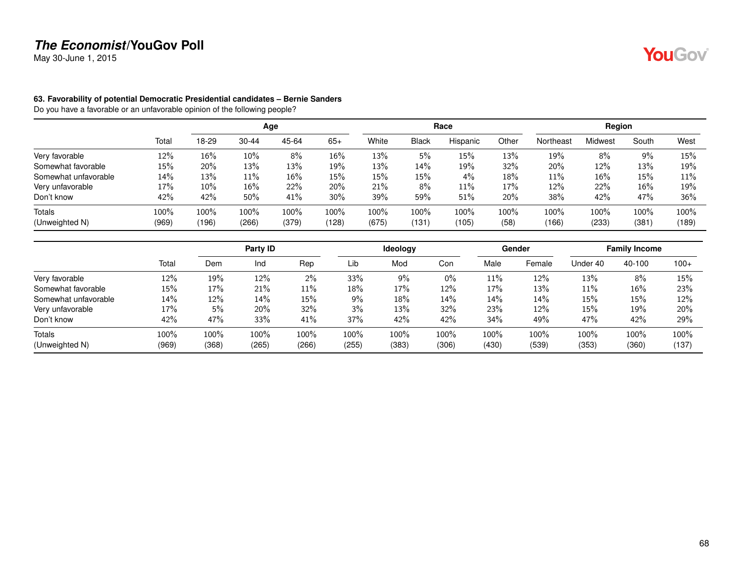## The Economist/YouGov Poll

May 30-June 1, 2015

### 63. Favorability of potential Democratic Presidential candidates – Bernie Sanders

Do you have a favorable or an unfavorable opinion of the following people?

| | | Age | | | | Race | | | | Region | | | |
|---|---|---|---|---|---|---|---|---|---|---|---|---|---|
| | Total | 18-29 | 30-44 | 45-64 | 65+ | White | Black | Hispanic | Other | Northeast | Midwest | South | West |
| Very favorable | 12% | 16% | 10% | 8% | 16% | 13% | 5% | 15% | 13% | 19% | 8% | 9% | 15% |
| Somewhat favorable | 15% | 20% | 13% | 13% | 19% | 13% | 14% | 19% | 32% | 20% | 12% | 13% | 19% |
| Somewhat unfavorable | 14% | 13% | 11% | 16% | 15% | 15% | 15% | 4% | 18% | 11% | 16% | 15% | 11% |
| Very unfavorable | 17% | 10% | 16% | 22% | 20% | 21% | 8% | 11% | 17% | 12% | 22% | 16% | 19% |
| Don't know | 42% | 42% | 50% | 41% | 30% | 39% | 59% | 51% | 20% | 38% | 42% | 47% | 36% |
| Totals | 100% | 100% | 100% | 100% | 100% | 100% | 100% | 100% | 100% | 100% | 100% | 100% | 100% |
| (Unweighted N) | (969) | (196) | (266) | (379) | (128) | (675) | (131) | (105) | (58) | (166) | (233) | (381) | (189) |

| | | Party ID | | | Ideology | | | Gender | | Family Income | | |
|---|---|---|---|---|---|---|---|---|---|---|---|---|
| | Total | Dem | Ind | Rep | Lib | Mod | Con | Male | Female | Under 40 | 40-100 | 100+ |
| Very favorable | 12% | 19% | 12% | 2% | 33% | 9% | 0% | 11% | 12% | 13% | 8% | 15% |
| Somewhat favorable | 15% | 17% | 21% | 11% | 18% | 17% | 12% | 17% | 13% | 11% | 16% | 23% |
| Somewhat unfavorable | 14% | 12% | 14% | 15% | 9% | 18% | 14% | 14% | 14% | 15% | 15% | 12% |
| Very unfavorable | 17% | 5% | 20% | 32% | 3% | 13% | 32% | 23% | 12% | 15% | 19% | 20% |
| Don't know | 42% | 47% | 33% | 41% | 37% | 42% | 42% | 34% | 49% | 47% | 42% | 29% |
| Totals | 100% | 100% | 100% | 100% | 100% | 100% | 100% | 100% | 100% | 100% | 100% | 100% |
| (Unweighted N) | (969) | (368) | (265) | (266) | (255) | (383) | (306) | (430) | (539) | (353) | (360) | (137) |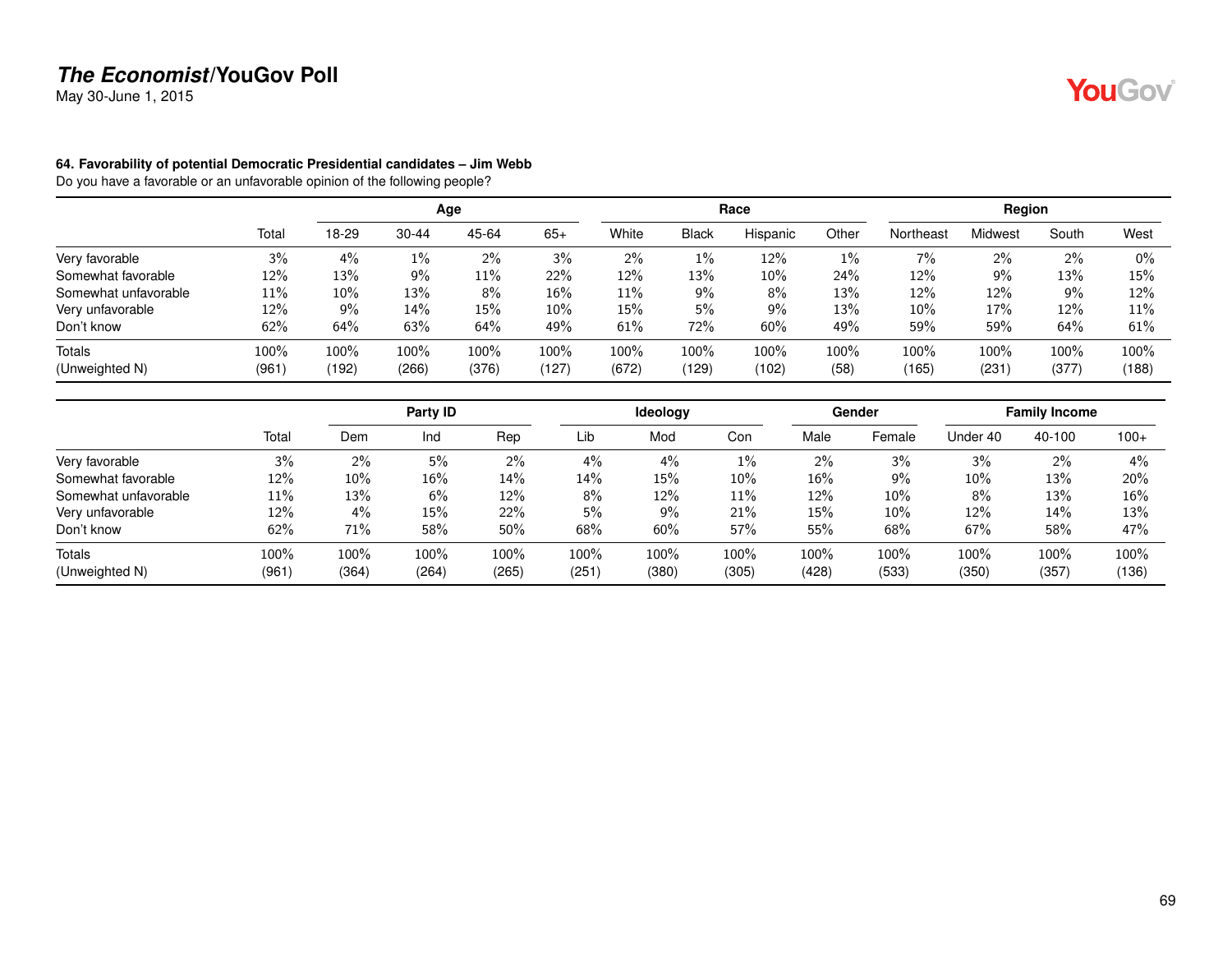***The Economist*/YouGov Poll**
May 30-June 1, 2015

**64. Favorability of potential Democratic Presidential candidates – Jim Webb**
Do you have a favorable or an unfavorable opinion of the following people?

| | | Age | | | | Race | | | | Region | | | |
|---|---|---|---|---|---|---|---|---|---|---|---|---|---|
| | Total | 18-29 | 30-44 | 45-64 | 65+ | White | Black | Hispanic | Other | Northeast | Midwest | South | West |
| Very favorable | 3% | 4% | 1% | 2% | 3% | 2% | 1% | 12% | 1% | 7% | 2% | 2% | 0% |
| Somewhat favorable | 12% | 13% | 9% | 11% | 22% | 12% | 13% | 10% | 24% | 12% | 9% | 13% | 15% |
| Somewhat unfavorable | 11% | 10% | 13% | 8% | 16% | 11% | 9% | 8% | 13% | 12% | 12% | 9% | 12% |
| Very unfavorable | 12% | 9% | 14% | 15% | 10% | 15% | 5% | 9% | 13% | 10% | 17% | 12% | 11% |
| Don't know | 62% | 64% | 63% | 64% | 49% | 61% | 72% | 60% | 49% | 59% | 59% | 64% | 61% |
| Totals | 100% | 100% | 100% | 100% | 100% | 100% | 100% | 100% | 100% | 100% | 100% | 100% | 100% |
| (Unweighted N) | (961) | (192) | (266) | (376) | (127) | (672) | (129) | (102) | (58) | (165) | (231) | (377) | (188) |

| | | Party ID | | | Ideology | | | Gender | | Family Income | | |
|---|---|---|---|---|---|---|---|---|---|---|---|---|
| | Total | Dem | Ind | Rep | Lib | Mod | Con | Male | Female | Under 40 | 40-100 | 100+ |
| Very favorable | 3% | 2% | 5% | 2% | 4% | 4% | 1% | 2% | 3% | 3% | 2% | 4% |
| Somewhat favorable | 12% | 10% | 16% | 14% | 14% | 15% | 10% | 16% | 9% | 10% | 13% | 20% |
| Somewhat unfavorable | 11% | 13% | 6% | 12% | 8% | 12% | 11% | 12% | 10% | 8% | 13% | 16% |
| Very unfavorable | 12% | 4% | 15% | 22% | 5% | 9% | 21% | 15% | 10% | 12% | 14% | 13% |
| Don't know | 62% | 71% | 58% | 50% | 68% | 60% | 57% | 55% | 68% | 67% | 58% | 47% |
| Totals | 100% | 100% | 100% | 100% | 100% | 100% | 100% | 100% | 100% | 100% | 100% | 100% |
| (Unweighted N) | (961) | (364) | (264) | (265) | (251) | (380) | (305) | (428) | (533) | (350) | (357) | (136) |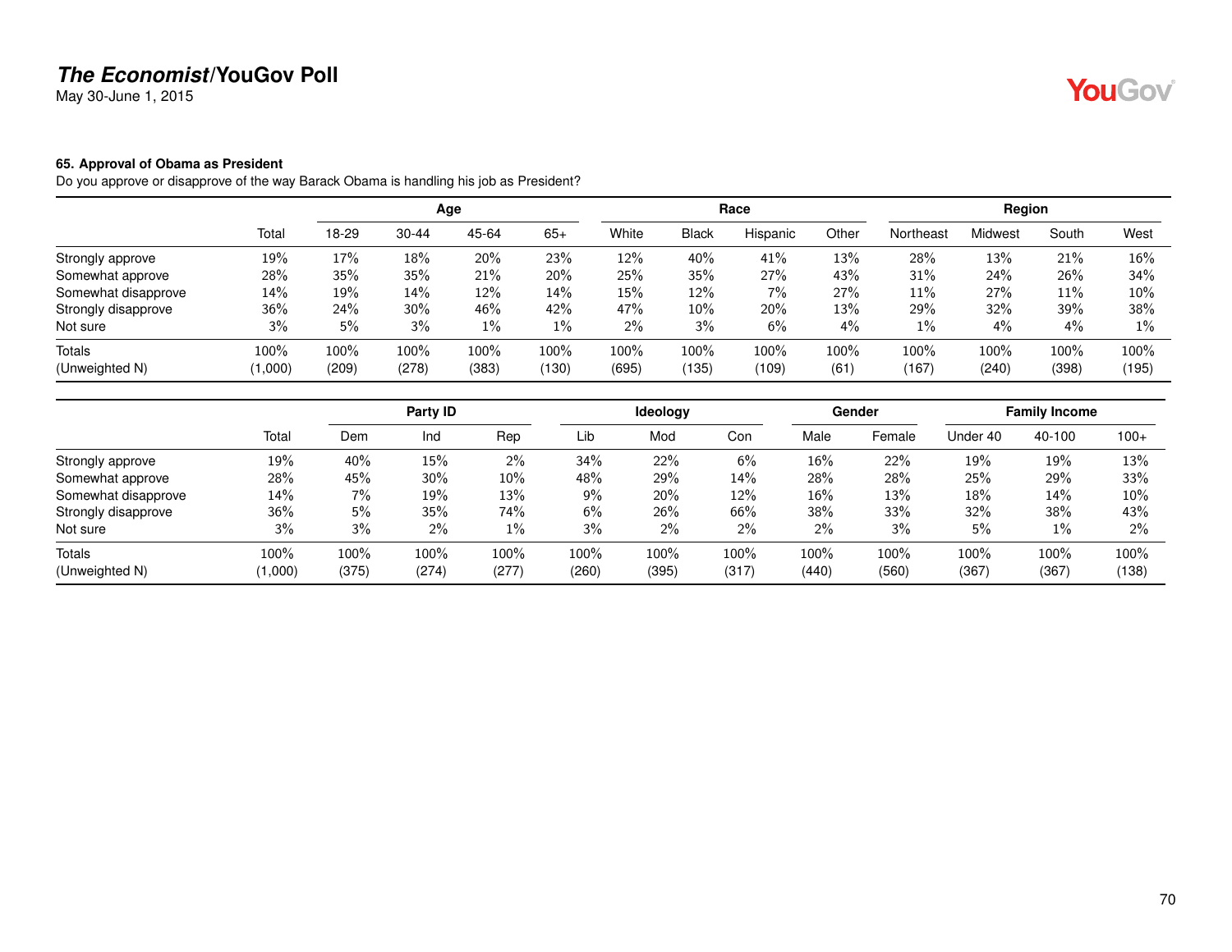**The Economist/YouGov Poll**
May 30-June 1, 2015

**65. Approval of Obama as President**
Do you approve or disapprove of the way Barack Obama is handling his job as President?

| | | Age | | | | Race | | | | Region | | | |
|---|---|---|---|---|---|---|---|---|---|---|---|---|---|
| | Total | 18-29 | 30-44 | 45-64 | 65+ | White | Black | Hispanic | Other | Northeast | Midwest | South | West |
| Strongly approve | 19% | 17% | 18% | 20% | 23% | 12% | 40% | 41% | 13% | 28% | 13% | 21% | 16% |
| Somewhat approve | 28% | 35% | 35% | 21% | 20% | 25% | 35% | 27% | 43% | 31% | 24% | 26% | 34% |
| Somewhat disapprove | 14% | 19% | 14% | 12% | 14% | 15% | 12% | 7% | 27% | 11% | 27% | 11% | 10% |
| Strongly disapprove | 36% | 24% | 30% | 46% | 42% | 47% | 10% | 20% | 13% | 29% | 32% | 39% | 38% |
| Not sure | 3% | 5% | 3% | 1% | 1% | 2% | 3% | 6% | 4% | 1% | 4% | 4% | 1% |
| Totals | 100% | 100% | 100% | 100% | 100% | 100% | 100% | 100% | 100% | 100% | 100% | 100% | 100% |
| (Unweighted N) | (1,000) | (209) | (278) | (383) | (130) | (695) | (135) | (109) | (61) | (167) | (240) | (398) | (195) |

| | | Party ID | | | Ideology | | | Gender | | Family Income | | |
|---|---|---|---|---|---|---|---|---|---|---|---|---|
| | Total | Dem | Ind | Rep | Lib | Mod | Con | Male | Female | Under 40 | 40-100 | 100+ |
| Strongly approve | 19% | 40% | 15% | 2% | 34% | 22% | 6% | 16% | 22% | 19% | 19% | 13% |
| Somewhat approve | 28% | 45% | 30% | 10% | 48% | 29% | 14% | 28% | 28% | 25% | 29% | 33% |
| Somewhat disapprove | 14% | 7% | 19% | 13% | 9% | 20% | 12% | 16% | 13% | 18% | 14% | 10% |
| Strongly disapprove | 36% | 5% | 35% | 74% | 6% | 26% | 66% | 38% | 33% | 32% | 38% | 43% |
| Not sure | 3% | 3% | 2% | 1% | 3% | 2% | 2% | 2% | 3% | 5% | 1% | 2% |
| Totals | 100% | 100% | 100% | 100% | 100% | 100% | 100% | 100% | 100% | 100% | 100% | 100% |
| (Unweighted N) | (1,000) | (375) | (274) | (277) | (260) | (395) | (317) | (440) | (560) | (367) | (367) | (138) |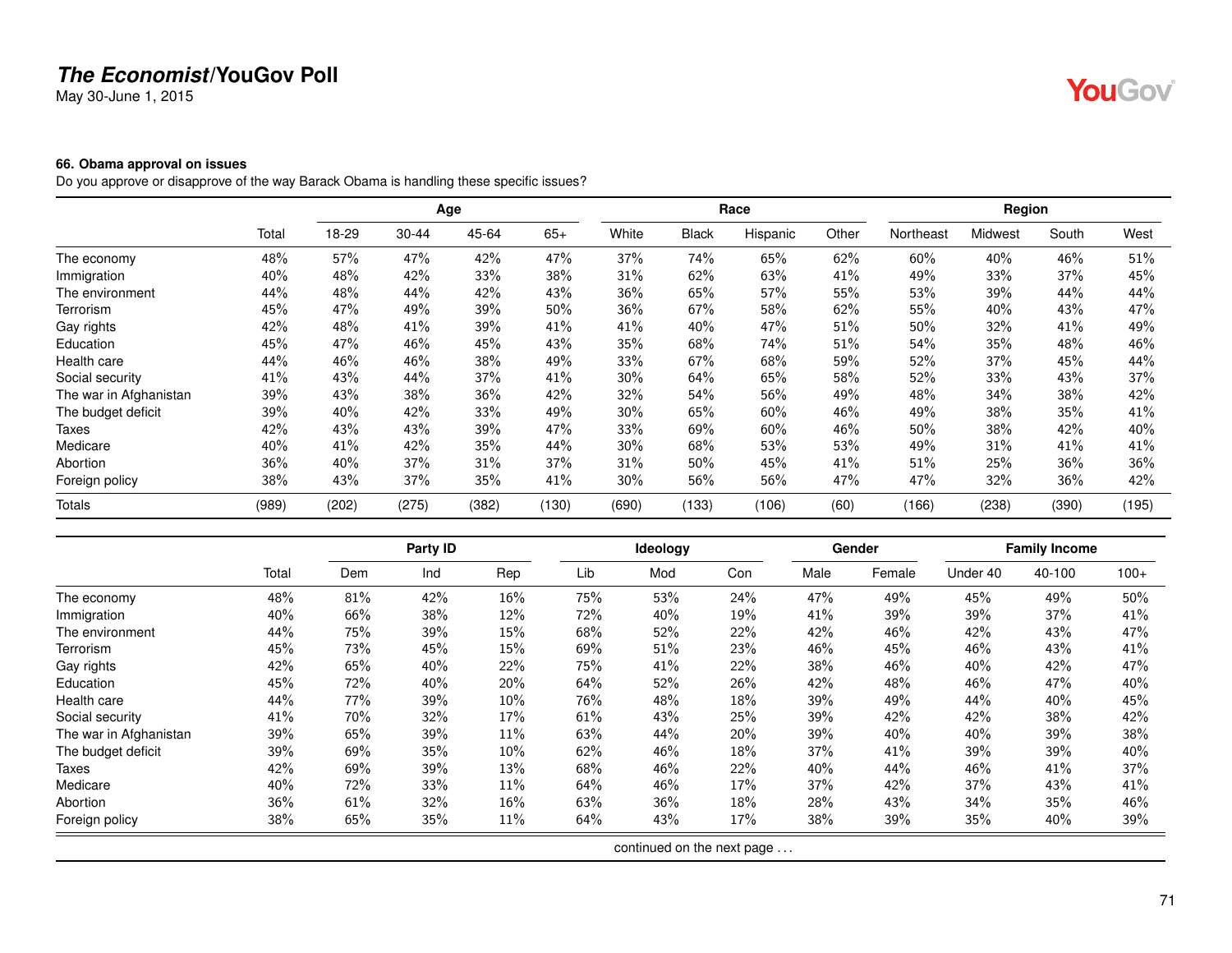**The Economist/YouGov Poll**

May 30-June 1, 2015

**66. Obama approval on issues**

Do you approve or disapprove of the way Barack Obama is handling these specific issues?

| | | Age | | | | Race | | | | Region | | | |
|---|---|---|---|---|---|---|---|---|---|---|---|---|---|
| | Total | 18-29 | 30-44 | 45-64 | 65+ | White | Black | Hispanic | Other | Northeast | Midwest | South | West |
| The economy | 48% | 57% | 47% | 42% | 47% | 37% | 74% | 65% | 62% | 60% | 40% | 46% | 51% |
| Immigration | 40% | 48% | 42% | 33% | 38% | 31% | 62% | 63% | 41% | 49% | 33% | 37% | 45% |
| The environment | 44% | 48% | 44% | 42% | 43% | 36% | 65% | 57% | 55% | 53% | 39% | 44% | 44% |
| Terrorism | 45% | 47% | 49% | 39% | 50% | 36% | 67% | 58% | 62% | 55% | 40% | 43% | 47% |
| Gay rights | 42% | 48% | 41% | 39% | 41% | 41% | 40% | 47% | 51% | 50% | 32% | 41% | 49% |
| Education | 45% | 47% | 46% | 45% | 43% | 35% | 68% | 74% | 51% | 54% | 35% | 48% | 46% |
| Health care | 44% | 46% | 46% | 38% | 49% | 33% | 67% | 68% | 59% | 52% | 37% | 45% | 44% |
| Social security | 41% | 43% | 44% | 37% | 41% | 30% | 64% | 65% | 58% | 52% | 33% | 43% | 37% |
| The war in Afghanistan | 39% | 43% | 38% | 36% | 42% | 32% | 54% | 56% | 49% | 48% | 34% | 38% | 42% |
| The budget deficit | 39% | 40% | 42% | 33% | 49% | 30% | 65% | 60% | 46% | 49% | 38% | 35% | 41% |
| Taxes | 42% | 43% | 43% | 39% | 47% | 33% | 69% | 60% | 46% | 50% | 38% | 42% | 40% |
| Medicare | 40% | 41% | 42% | 35% | 44% | 30% | 68% | 53% | 53% | 49% | 31% | 41% | 41% |
| Abortion | 36% | 40% | 37% | 31% | 37% | 31% | 50% | 45% | 41% | 51% | 25% | 36% | 36% |
| Foreign policy | 38% | 43% | 37% | 35% | 41% | 30% | 56% | 56% | 47% | 47% | 32% | 36% | 42% |
| Totals | (989) | (202) | (275) | (382) | (130) | (690) | (133) | (106) | (60) | (166) | (238) | (390) | (195) |

| | | Party ID | | | Ideology | | | Gender | | Family Income | | |
|---|---|---|---|---|---|---|---|---|---|---|---|---|
| | Total | Dem | Ind | Rep | Lib | Mod | Con | Male | Female | Under 40 | 40-100 | 100+ |
| The economy | 48% | 81% | 42% | 16% | 75% | 53% | 24% | 47% | 49% | 45% | 49% | 50% |
| Immigration | 40% | 66% | 38% | 12% | 72% | 40% | 19% | 41% | 39% | 39% | 37% | 41% |
| The environment | 44% | 75% | 39% | 15% | 68% | 52% | 22% | 42% | 46% | 42% | 43% | 47% |
| Terrorism | 45% | 73% | 45% | 15% | 69% | 51% | 23% | 46% | 45% | 46% | 43% | 41% |
| Gay rights | 42% | 65% | 40% | 22% | 75% | 41% | 22% | 38% | 46% | 40% | 42% | 47% |
| Education | 45% | 72% | 40% | 20% | 64% | 52% | 26% | 42% | 48% | 46% | 47% | 40% |
| Health care | 44% | 77% | 39% | 10% | 76% | 48% | 18% | 39% | 49% | 44% | 40% | 45% |
| Social security | 41% | 70% | 32% | 17% | 61% | 43% | 25% | 39% | 42% | 42% | 38% | 42% |
| The war in Afghanistan | 39% | 65% | 39% | 11% | 63% | 44% | 20% | 39% | 40% | 40% | 39% | 38% |
| The budget deficit | 39% | 69% | 35% | 10% | 62% | 46% | 18% | 37% | 41% | 39% | 39% | 40% |
| Taxes | 42% | 69% | 39% | 13% | 68% | 46% | 22% | 40% | 44% | 46% | 41% | 37% |
| Medicare | 40% | 72% | 33% | 11% | 64% | 46% | 17% | 37% | 42% | 37% | 43% | 41% |
| Abortion | 36% | 61% | 32% | 16% | 63% | 36% | 18% | 28% | 43% | 34% | 35% | 46% |
| Foreign policy | 38% | 65% | 35% | 11% | 64% | 43% | 17% | 38% | 39% | 35% | 40% | 39% |

continued on the next page . . .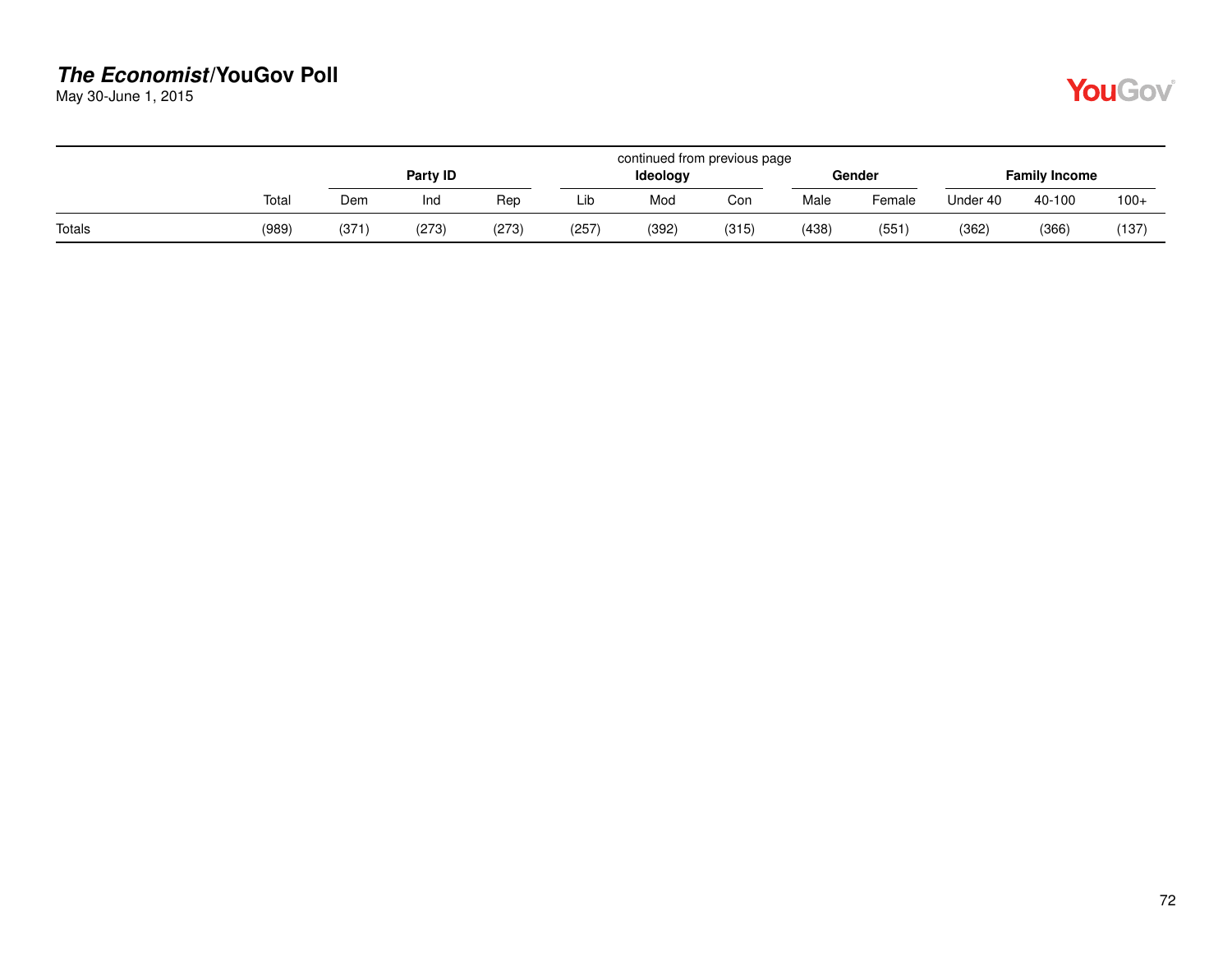continued from previous page

| | | Party ID | | | Ideology | | | Gender | | Family Income | | |
|---|---|---|---|---|---|---|---|---|---|---|---|---|
| | Total | Dem | Ind | Rep | Lib | Mod | Con | Male | Female | Under 40 | 40-100 | 100+ |
| Totals | (989) | (371) | (273) | (273) | (257) | (392) | (315) | (438) | (551) | (362) | (366) | (137) |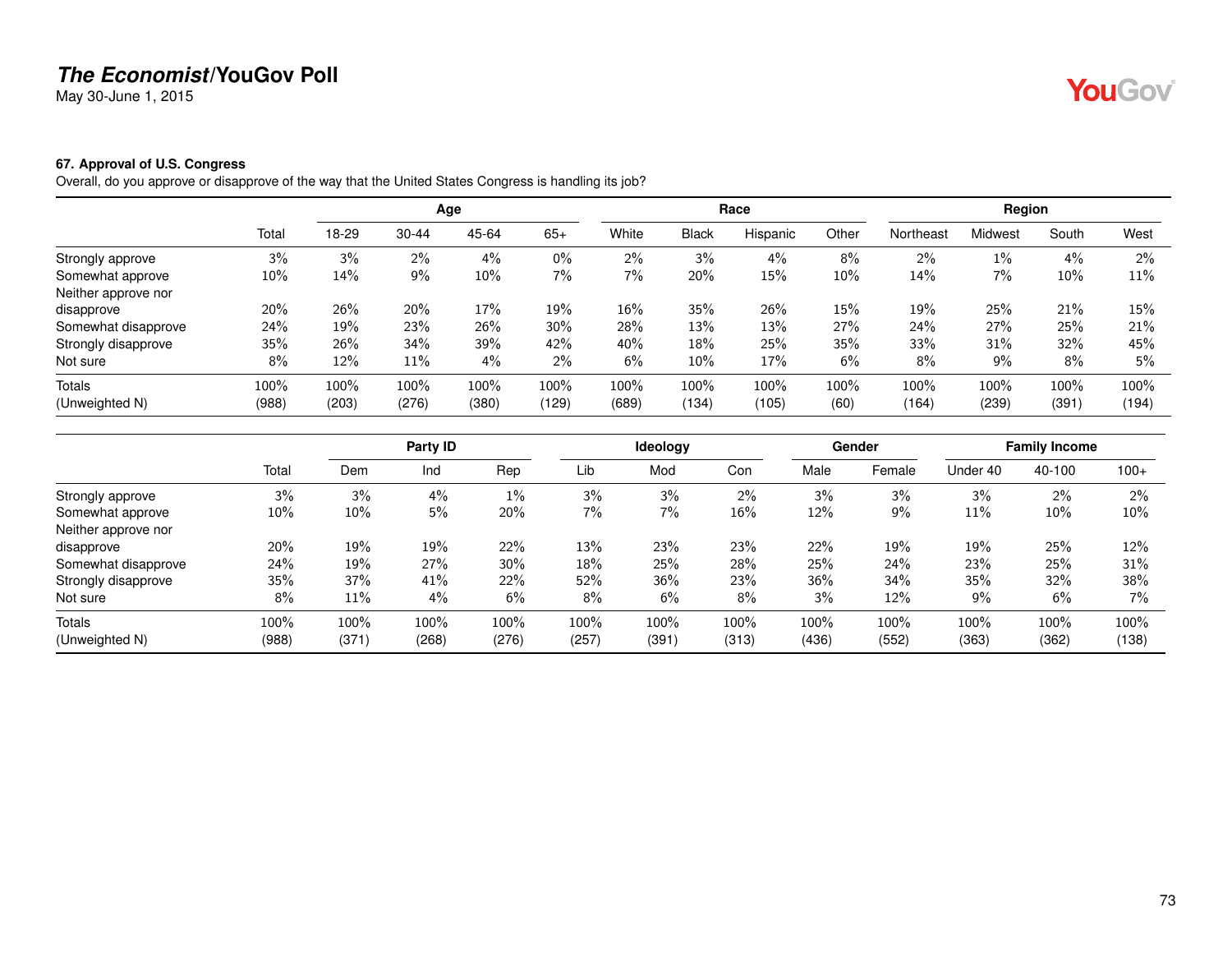## The Economist/YouGov Poll

May 30-June 1, 2015

### 67. Approval of U.S. Congress

Overall, do you approve or disapprove of the way that the United States Congress is handling its job?

| | | Age | | | | Race | | | | Region | | | |
|---|---|---|---|---|---|---|---|---|---|---|---|---|---|
| | Total | 18-29 | 30-44 | 45-64 | 65+ | White | Black | Hispanic | Other | Northeast | Midwest | South | West |
| Strongly approve | 3% | 3% | 2% | 4% | 0% | 2% | 3% | 4% | 8% | 2% | 1% | 4% | 2% |
| Somewhat approve | 10% | 14% | 9% | 10% | 7% | 7% | 20% | 15% | 10% | 14% | 7% | 10% | 11% |
| Neither approve nor disapprove | 20% | 26% | 20% | 17% | 19% | 16% | 35% | 26% | 15% | 19% | 25% | 21% | 15% |
| Somewhat disapprove | 24% | 19% | 23% | 26% | 30% | 28% | 13% | 13% | 27% | 24% | 27% | 25% | 21% |
| Strongly disapprove | 35% | 26% | 34% | 39% | 42% | 40% | 18% | 25% | 35% | 33% | 31% | 32% | 45% |
| Not sure | 8% | 12% | 11% | 4% | 2% | 6% | 10% | 17% | 6% | 8% | 9% | 8% | 5% |
| Totals | 100% | 100% | 100% | 100% | 100% | 100% | 100% | 100% | 100% | 100% | 100% | 100% | 100% |
| (Unweighted N) | (988) | (203) | (276) | (380) | (129) | (689) | (134) | (105) | (60) | (164) | (239) | (391) | (194) |

| | | Party ID | | | Ideology | | | Gender | | Family Income | | |
|---|---|---|---|---|---|---|---|---|---|---|---|---|
| | Total | Dem | Ind | Rep | Lib | Mod | Con | Male | Female | Under 40 | 40-100 | 100+ |
| Strongly approve | 3% | 3% | 4% | 1% | 3% | 3% | 2% | 3% | 3% | 3% | 2% | 2% |
| Somewhat approve | 10% | 10% | 5% | 20% | 7% | 7% | 16% | 12% | 9% | 11% | 10% | 10% |
| Neither approve nor disapprove | 20% | 19% | 19% | 22% | 13% | 23% | 23% | 22% | 19% | 19% | 25% | 12% |
| Somewhat disapprove | 24% | 19% | 27% | 30% | 18% | 25% | 28% | 25% | 24% | 23% | 25% | 31% |
| Strongly disapprove | 35% | 37% | 41% | 22% | 52% | 36% | 23% | 36% | 34% | 35% | 32% | 38% |
| Not sure | 8% | 11% | 4% | 6% | 8% | 6% | 8% | 3% | 12% | 9% | 6% | 7% |
| Totals | 100% | 100% | 100% | 100% | 100% | 100% | 100% | 100% | 100% | 100% | 100% | 100% |
| (Unweighted N) | (988) | (371) | (268) | (276) | (257) | (391) | (313) | (436) | (552) | (363) | (362) | (138) |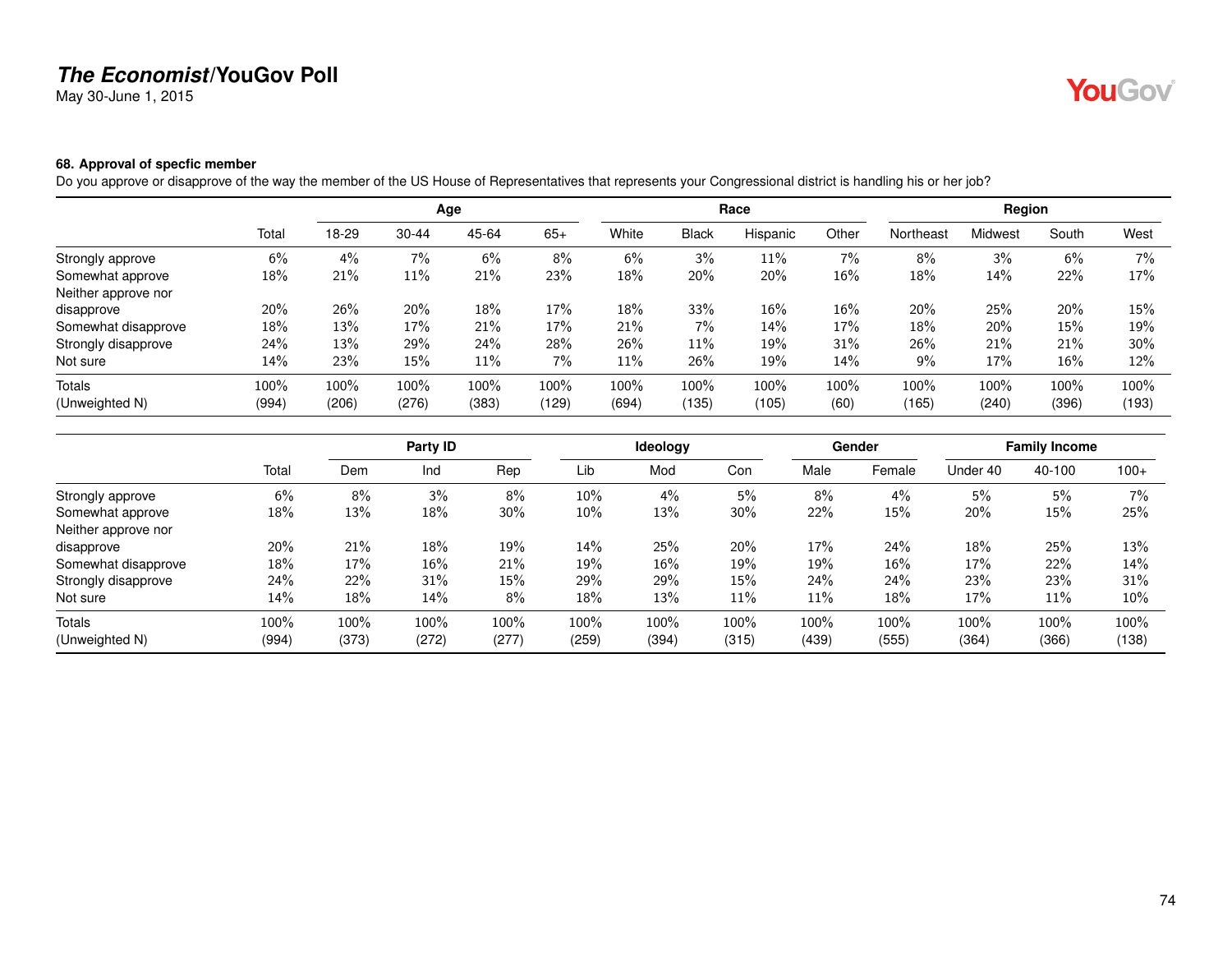# The Economist/YouGov Poll

May 30-June 1, 2015

### 68. Approval of specfic member

Do you approve or disapprove of the way the member of the US House of Representatives that represents your Congressional district is handling his or her job?

| | | Age | | | | Race | | | | Region | | | |
|---|---|---|---|---|---|---|---|---|---|---|---|---|---|
| | Total | 18-29 | 30-44 | 45-64 | 65+ | White | Black | Hispanic | Other | Northeast | Midwest | South | West |
| Strongly approve | 6% | 4% | 7% | 6% | 8% | 6% | 3% | 11% | 7% | 8% | 3% | 6% | 7% |
| Somewhat approve | 18% | 21% | 11% | 21% | 23% | 18% | 20% | 20% | 16% | 18% | 14% | 22% | 17% |
| Neither approve nor disapprove | 20% | 26% | 20% | 18% | 17% | 18% | 33% | 16% | 16% | 20% | 25% | 20% | 15% |
| Somewhat disapprove | 18% | 13% | 17% | 21% | 17% | 21% | 7% | 14% | 17% | 18% | 20% | 15% | 19% |
| Strongly disapprove | 24% | 13% | 29% | 24% | 28% | 26% | 11% | 19% | 31% | 26% | 21% | 21% | 30% |
| Not sure | 14% | 23% | 15% | 11% | 7% | 11% | 26% | 19% | 14% | 9% | 17% | 16% | 12% |
| Totals | 100% | 100% | 100% | 100% | 100% | 100% | 100% | 100% | 100% | 100% | 100% | 100% | 100% |
| (Unweighted N) | (994) | (206) | (276) | (383) | (129) | (694) | (135) | (105) | (60) | (165) | (240) | (396) | (193) |

| | | Party ID | | | Ideology | | | Gender | | Family Income | | |
|---|---|---|---|---|---|---|---|---|---|---|---|---|
| | Total | Dem | Ind | Rep | Lib | Mod | Con | Male | Female | Under 40 | 40-100 | 100+ |
| Strongly approve | 6% | 8% | 3% | 8% | 10% | 4% | 5% | 8% | 4% | 5% | 5% | 7% |
| Somewhat approve | 18% | 13% | 18% | 30% | 10% | 13% | 30% | 22% | 15% | 20% | 15% | 25% |
| Neither approve nor disapprove | 20% | 21% | 18% | 19% | 14% | 25% | 20% | 17% | 24% | 18% | 25% | 13% |
| Somewhat disapprove | 18% | 17% | 16% | 21% | 19% | 16% | 19% | 19% | 16% | 17% | 22% | 14% |
| Strongly disapprove | 24% | 22% | 31% | 15% | 29% | 29% | 15% | 24% | 24% | 23% | 23% | 31% |
| Not sure | 14% | 18% | 14% | 8% | 18% | 13% | 11% | 11% | 18% | 17% | 11% | 10% |
| Totals | 100% | 100% | 100% | 100% | 100% | 100% | 100% | 100% | 100% | 100% | 100% | 100% |
| (Unweighted N) | (994) | (373) | (272) | (277) | (259) | (394) | (315) | (439) | (555) | (364) | (366) | (138) |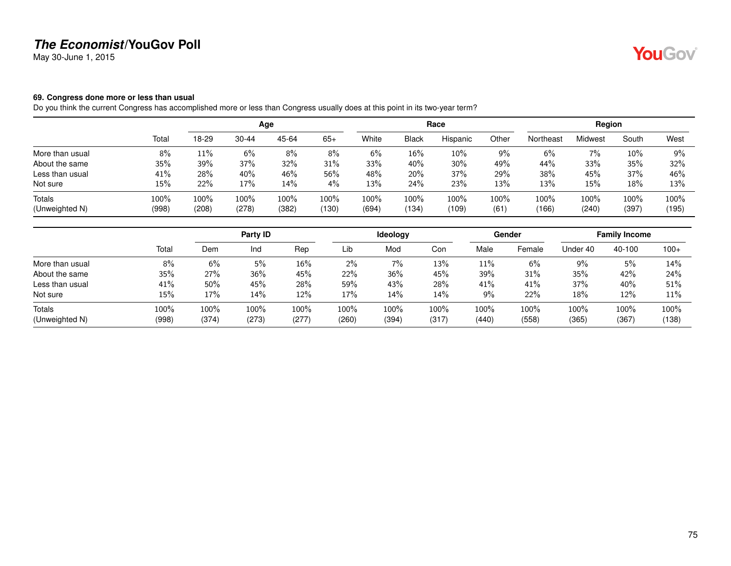**The Economist/YouGov Poll**

May 30-June 1, 2015

### 69. Congress done more or less than usual

Do you think the current Congress has accomplished more or less than Congress usually does at this point in its two-year term?

| | | Age | | | | Race | | | | Region | | | |
|---|---|---|---|---|---|---|---|---|---|---|---|---|---|
| | Total | 18-29 | 30-44 | 45-64 | 65+ | White | Black | Hispanic | Other | Northeast | Midwest | South | West |
| More than usual | 8% | 11% | 6% | 8% | 8% | 6% | 16% | 10% | 9% | 6% | 7% | 10% | 9% |
| About the same | 35% | 39% | 37% | 32% | 31% | 33% | 40% | 30% | 49% | 44% | 33% | 35% | 32% |
| Less than usual | 41% | 28% | 40% | 46% | 56% | 48% | 20% | 37% | 29% | 38% | 45% | 37% | 46% |
| Not sure | 15% | 22% | 17% | 14% | 4% | 13% | 24% | 23% | 13% | 13% | 15% | 18% | 13% |
| Totals | 100% | 100% | 100% | 100% | 100% | 100% | 100% | 100% | 100% | 100% | 100% | 100% | 100% |
| (Unweighted N) | (998) | (208) | (278) | (382) | (130) | (694) | (134) | (109) | (61) | (166) | (240) | (397) | (195) |

| | | Party ID | | | Ideology | | | Gender | | Family Income | | |
|---|---|---|---|---|---|---|---|---|---|---|---|---|
| | Total | Dem | Ind | Rep | Lib | Mod | Con | Male | Female | Under 40 | 40-100 | 100+ |
| More than usual | 8% | 6% | 5% | 16% | 2% | 7% | 13% | 11% | 6% | 9% | 5% | 14% |
| About the same | 35% | 27% | 36% | 45% | 22% | 36% | 45% | 39% | 31% | 35% | 42% | 24% |
| Less than usual | 41% | 50% | 45% | 28% | 59% | 43% | 28% | 41% | 41% | 37% | 40% | 51% |
| Not sure | 15% | 17% | 14% | 12% | 17% | 14% | 14% | 9% | 22% | 18% | 12% | 11% |
| Totals | 100% | 100% | 100% | 100% | 100% | 100% | 100% | 100% | 100% | 100% | 100% | 100% |
| (Unweighted N) | (998) | (374) | (273) | (277) | (260) | (394) | (317) | (440) | (558) | (365) | (367) | (138) |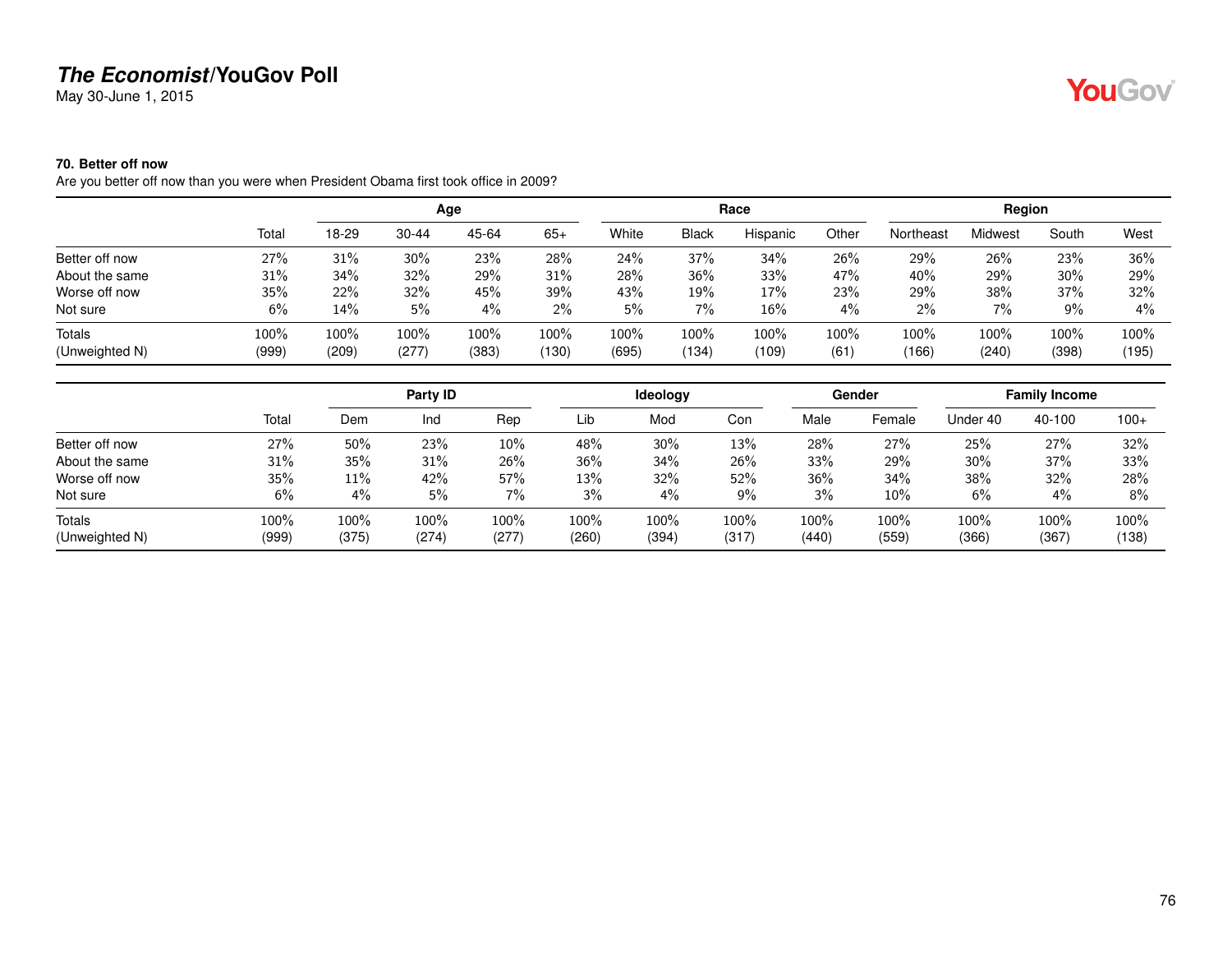**The Economist/YouGov Poll**
May 30-June 1, 2015

### 70. Better off now

Are you better off now than you were when President Obama first took office in 2009?

| | | Age | | | | Race | | | | Region | | | |
|---|---|---|---|---|---|---|---|---|---|---|---|---|---|
| | Total | 18-29 | 30-44 | 45-64 | 65+ | White | Black | Hispanic | Other | Northeast | Midwest | South | West |
| Better off now | 27% | 31% | 30% | 23% | 28% | 24% | 37% | 34% | 26% | 29% | 26% | 23% | 36% |
| About the same | 31% | 34% | 32% | 29% | 31% | 28% | 36% | 33% | 47% | 40% | 29% | 30% | 29% |
| Worse off now | 35% | 22% | 32% | 45% | 39% | 43% | 19% | 17% | 23% | 29% | 38% | 37% | 32% |
| Not sure | 6% | 14% | 5% | 4% | 2% | 5% | 7% | 16% | 4% | 2% | 7% | 9% | 4% |
| Totals | 100% | 100% | 100% | 100% | 100% | 100% | 100% | 100% | 100% | 100% | 100% | 100% | 100% |
| (Unweighted N) | (999) | (209) | (277) | (383) | (130) | (695) | (134) | (109) | (61) | (166) | (240) | (398) | (195) |

| | | Party ID | | | Ideology | | | Gender | | Family Income | | |
|---|---|---|---|---|---|---|---|---|---|---|---|---|
| | Total | Dem | Ind | Rep | Lib | Mod | Con | Male | Female | Under 40 | 40-100 | 100+ |
| Better off now | 27% | 50% | 23% | 10% | 48% | 30% | 13% | 28% | 27% | 25% | 27% | 32% |
| About the same | 31% | 35% | 31% | 26% | 36% | 34% | 26% | 33% | 29% | 30% | 37% | 33% |
| Worse off now | 35% | 11% | 42% | 57% | 13% | 32% | 52% | 36% | 34% | 38% | 32% | 28% |
| Not sure | 6% | 4% | 5% | 7% | 3% | 4% | 9% | 3% | 10% | 6% | 4% | 8% |
| Totals | 100% | 100% | 100% | 100% | 100% | 100% | 100% | 100% | 100% | 100% | 100% | 100% |
| (Unweighted N) | (999) | (375) | (274) | (277) | (260) | (394) | (317) | (440) | (559) | (366) | (367) | (138) |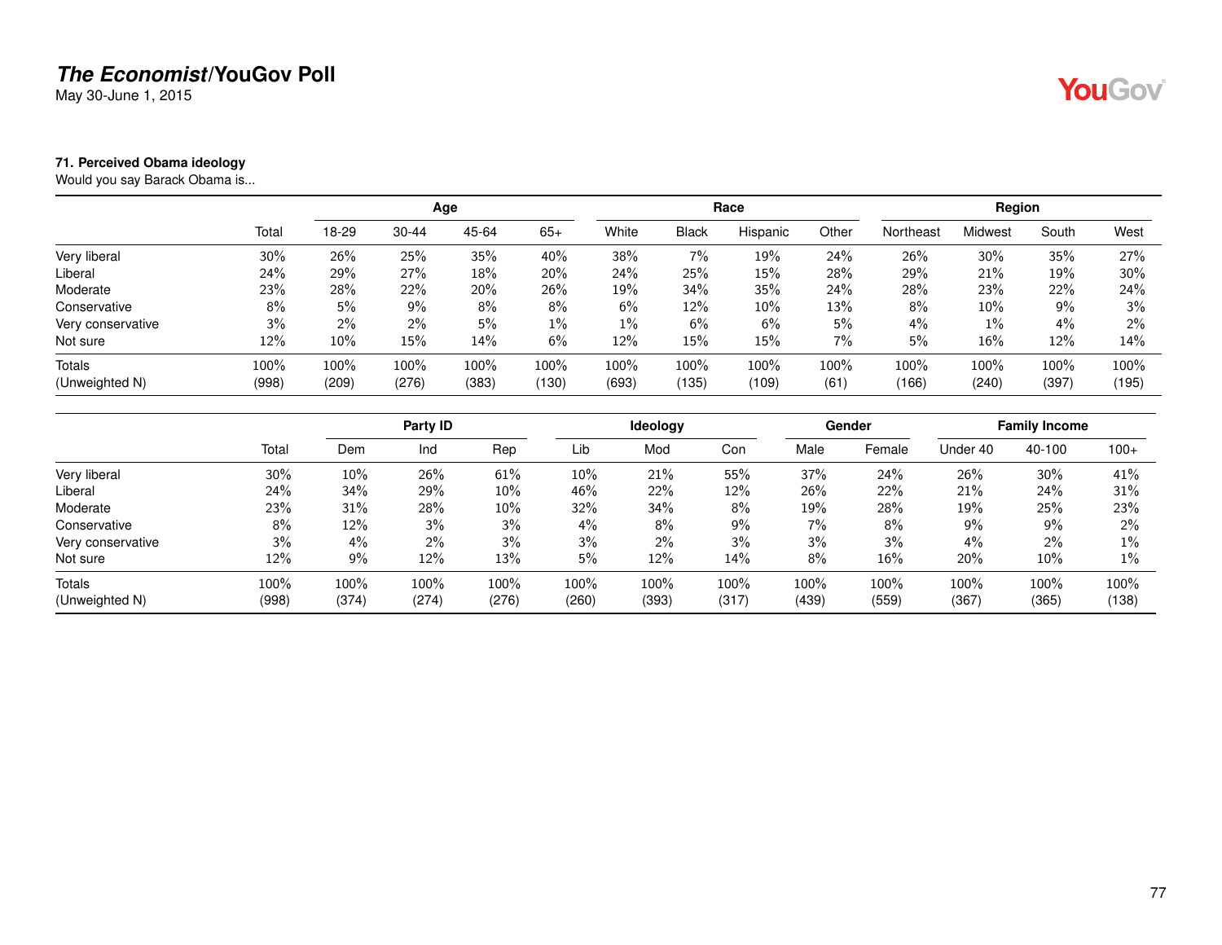# *The Economist*/YouGov Poll

May 30-June 1, 2015

**71. Perceived Obama ideology**

Would you say Barack Obama is...

| | | Age | | | | Race | | | | Region | | | |
|---|---|---|---|---|---|---|---|---|---|---|---|---|---|
| | Total | 18-29 | 30-44 | 45-64 | 65+ | White | Black | Hispanic | Other | Northeast | Midwest | South | West |
| Very liberal | 30% | 26% | 25% | 35% | 40% | 38% | 7% | 19% | 24% | 26% | 30% | 35% | 27% |
| Liberal | 24% | 29% | 27% | 18% | 20% | 24% | 25% | 15% | 28% | 29% | 21% | 19% | 30% |
| Moderate | 23% | 28% | 22% | 20% | 26% | 19% | 34% | 35% | 24% | 28% | 23% | 22% | 24% |
| Conservative | 8% | 5% | 9% | 8% | 8% | 6% | 12% | 10% | 13% | 8% | 10% | 9% | 3% |
| Very conservative | 3% | 2% | 2% | 5% | 1% | 1% | 6% | 6% | 5% | 4% | 1% | 4% | 2% |
| Not sure | 12% | 10% | 15% | 14% | 6% | 12% | 15% | 15% | 7% | 5% | 16% | 12% | 14% |
| Totals | 100% | 100% | 100% | 100% | 100% | 100% | 100% | 100% | 100% | 100% | 100% | 100% | 100% |
| (Unweighted N) | (998) | (209) | (276) | (383) | (130) | (693) | (135) | (109) | (61) | (166) | (240) | (397) | (195) |

| | | Party ID | | | Ideology | | | Gender | | Family Income | | |
|---|---|---|---|---|---|---|---|---|---|---|---|---|
| | Total | Dem | Ind | Rep | Lib | Mod | Con | Male | Female | Under 40 | 40-100 | 100+ |
| Very liberal | 30% | 10% | 26% | 61% | 10% | 21% | 55% | 37% | 24% | 26% | 30% | 41% |
| Liberal | 24% | 34% | 29% | 10% | 46% | 22% | 12% | 26% | 22% | 21% | 24% | 31% |
| Moderate | 23% | 31% | 28% | 10% | 32% | 34% | 8% | 19% | 28% | 19% | 25% | 23% |
| Conservative | 8% | 12% | 3% | 3% | 4% | 8% | 9% | 7% | 8% | 9% | 9% | 2% |
| Very conservative | 3% | 4% | 2% | 3% | 3% | 2% | 3% | 3% | 3% | 4% | 2% | 1% |
| Not sure | 12% | 9% | 12% | 13% | 5% | 12% | 14% | 8% | 16% | 20% | 10% | 1% |
| Totals | 100% | 100% | 100% | 100% | 100% | 100% | 100% | 100% | 100% | 100% | 100% | 100% |
| (Unweighted N) | (998) | (374) | (274) | (276) | (260) | (393) | (317) | (439) | (559) | (367) | (365) | (138) |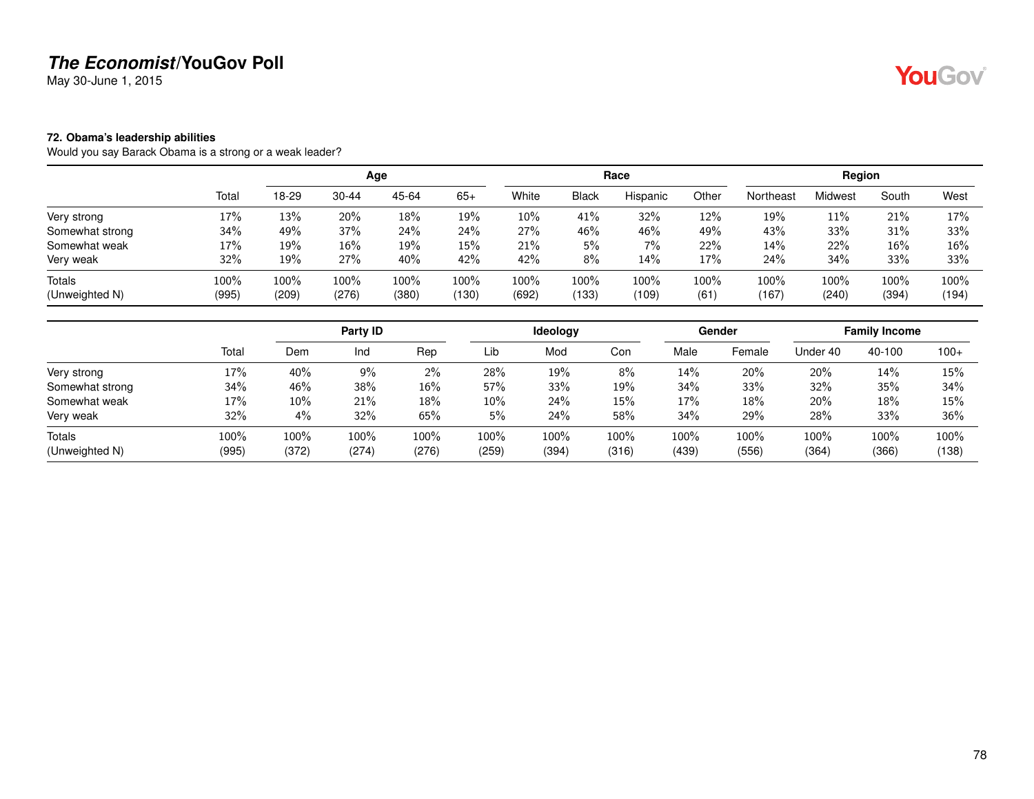**The Economist/YouGov Poll**
May 30-June 1, 2015

**72. Obama's leadership abilities**
Would you say Barack Obama is a strong or a weak leader?

| | | Age | | | | Race | | | | Region | | | |
|---|---|---|---|---|---|---|---|---|---|---|---|---|---|
| | Total | 18-29 | 30-44 | 45-64 | 65+ | White | Black | Hispanic | Other | Northeast | Midwest | South | West |
| Very strong | 17% | 13% | 20% | 18% | 19% | 10% | 41% | 32% | 12% | 19% | 11% | 21% | 17% |
| Somewhat strong | 34% | 49% | 37% | 24% | 24% | 27% | 46% | 46% | 49% | 43% | 33% | 31% | 33% |
| Somewhat weak | 17% | 19% | 16% | 19% | 15% | 21% | 5% | 7% | 22% | 14% | 22% | 16% | 16% |
| Very weak | 32% | 19% | 27% | 40% | 42% | 42% | 8% | 14% | 17% | 24% | 34% | 33% | 33% |
| Totals | 100% | 100% | 100% | 100% | 100% | 100% | 100% | 100% | 100% | 100% | 100% | 100% | 100% |
| (Unweighted N) | (995) | (209) | (276) | (380) | (130) | (692) | (133) | (109) | (61) | (167) | (240) | (394) | (194) |

| | | Party ID | | | Ideology | | | Gender | | Family Income | | |
|---|---|---|---|---|---|---|---|---|---|---|---|---|
| | Total | Dem | Ind | Rep | Lib | Mod | Con | Male | Female | Under 40 | 40-100 | 100+ |
| Very strong | 17% | 40% | 9% | 2% | 28% | 19% | 8% | 14% | 20% | 20% | 14% | 15% |
| Somewhat strong | 34% | 46% | 38% | 16% | 57% | 33% | 19% | 34% | 33% | 32% | 35% | 34% |
| Somewhat weak | 17% | 10% | 21% | 18% | 10% | 24% | 15% | 17% | 18% | 20% | 18% | 15% |
| Very weak | 32% | 4% | 32% | 65% | 5% | 24% | 58% | 34% | 29% | 28% | 33% | 36% |
| Totals | 100% | 100% | 100% | 100% | 100% | 100% | 100% | 100% | 100% | 100% | 100% | 100% |
| (Unweighted N) | (995) | (372) | (274) | (276) | (259) | (394) | (316) | (439) | (556) | (364) | (366) | (138) |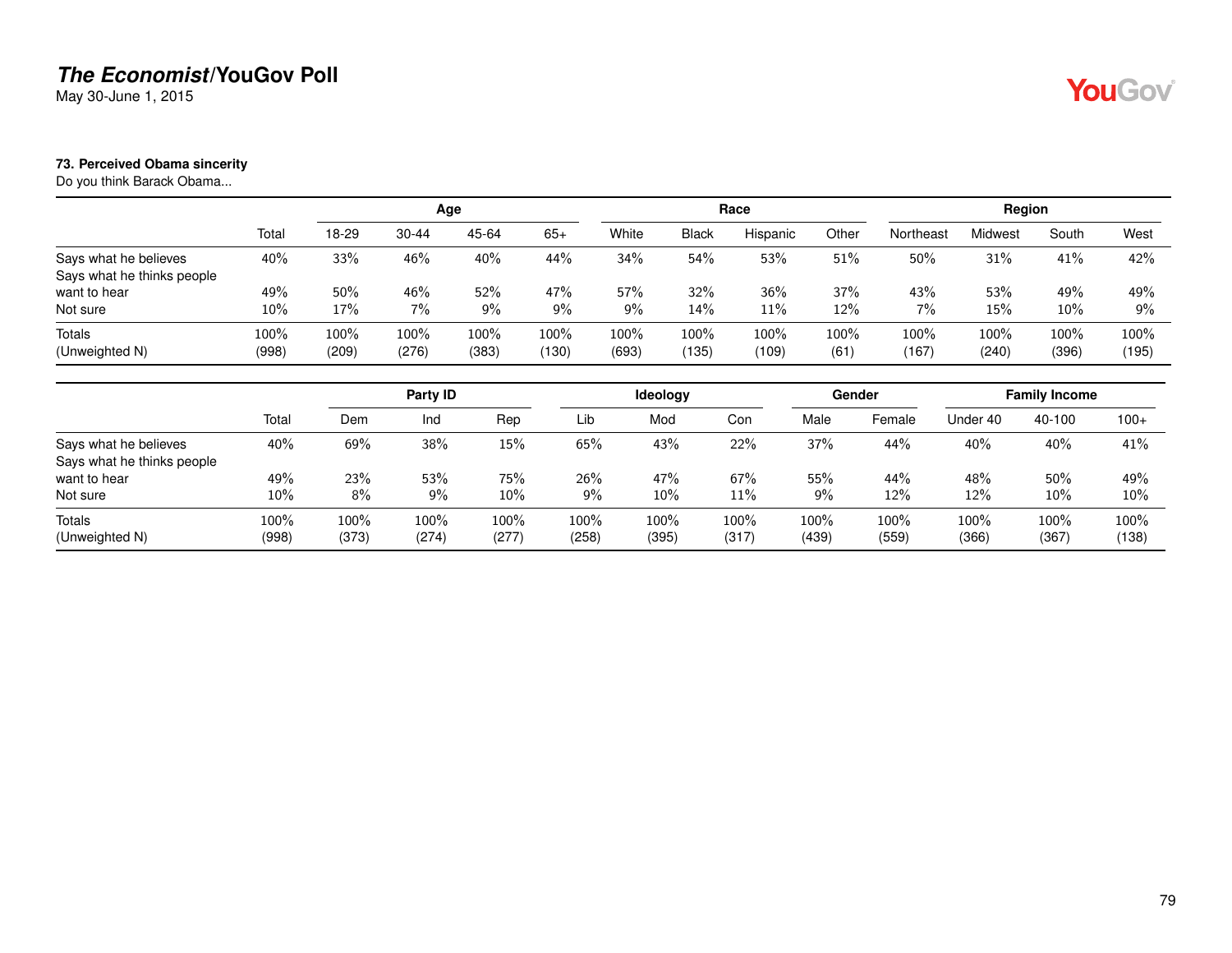**The Economist/YouGov Poll**
May 30-June 1, 2015

### 73. Perceived Obama sincerity

Do you think Barack Obama...

| | Total | Age | | | | Race | | | | Region | | | |
|---|---|---|---|---|---|---|---|---|---|---|---|---|---|
| | | 18-29 | 30-44 | 45-64 | 65+ | White | Black | Hispanic | Other | Northeast | Midwest | South | West |
| Says what he believes | 40% | 33% | 46% | 40% | 44% | 34% | 54% | 53% | 51% | 50% | 31% | 41% | 42% |
| Says what he thinks people want to hear | 49% | 50% | 46% | 52% | 47% | 57% | 32% | 36% | 37% | 43% | 53% | 49% | 49% |
| Not sure | 10% | 17% | 7% | 9% | 9% | 9% | 14% | 11% | 12% | 7% | 15% | 10% | 9% |
| Totals | 100% | 100% | 100% | 100% | 100% | 100% | 100% | 100% | 100% | 100% | 100% | 100% | 100% |
| (Unweighted N) | (998) | (209) | (276) | (383) | (130) | (693) | (135) | (109) | (61) | (167) | (240) | (396) | (195) |

| | Total | Party ID | | | Ideology | | | Gender | | Family Income | | |
|---|---|---|---|---|---|---|---|---|---|---|---|---|
| | | Dem | Ind | Rep | Lib | Mod | Con | Male | Female | Under 40 | 40-100 | 100+ |
| Says what he believes | 40% | 69% | 38% | 15% | 65% | 43% | 22% | 37% | 44% | 40% | 40% | 41% |
| Says what he thinks people want to hear | 49% | 23% | 53% | 75% | 26% | 47% | 67% | 55% | 44% | 48% | 50% | 49% |
| Not sure | 10% | 8% | 9% | 10% | 9% | 10% | 11% | 9% | 12% | 12% | 10% | 10% |
| Totals | 100% | 100% | 100% | 100% | 100% | 100% | 100% | 100% | 100% | 100% | 100% | 100% |
| (Unweighted N) | (998) | (373) | (274) | (277) | (258) | (395) | (317) | (439) | (559) | (366) | (367) | (138) |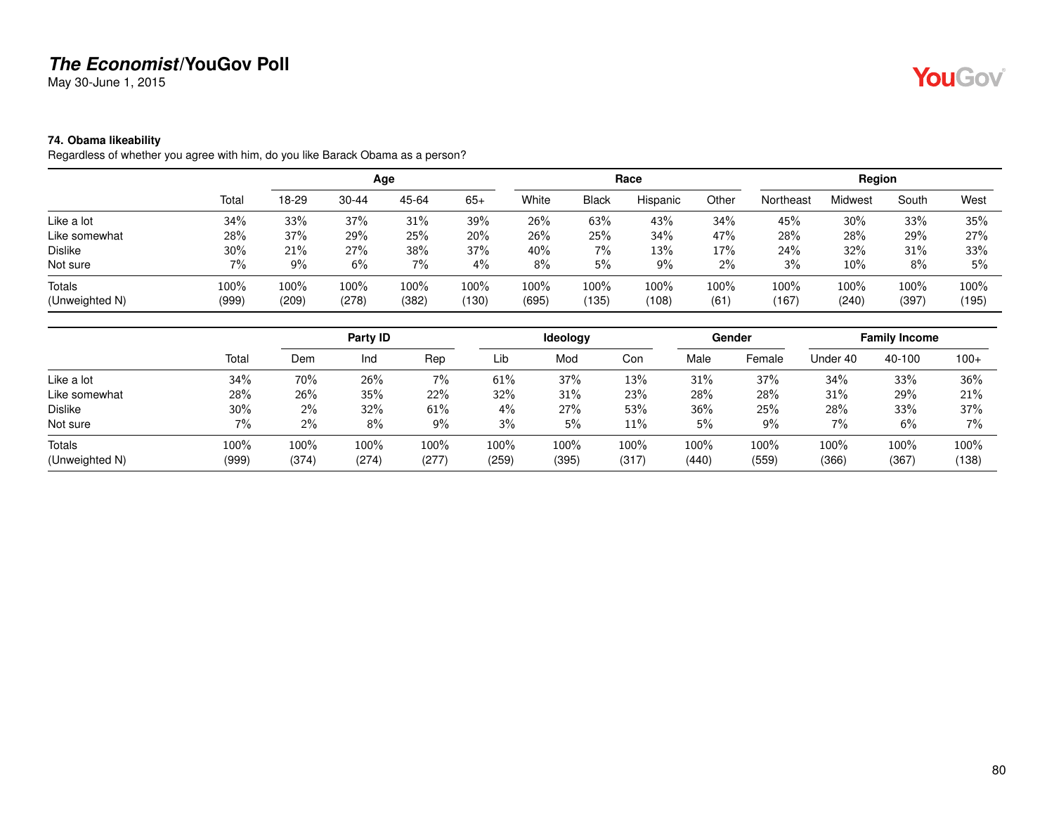**The Economist/YouGov Poll**
May 30-June 1, 2015

### 74. Obama likeability

Regardless of whether you agree with him, do you like Barack Obama as a person?

| | | Age | | | | Race | | | | Region | | | |
|---|---|---|---|---|---|---|---|---|---|---|---|---|---|
| | Total | 18-29 | 30-44 | 45-64 | 65+ | White | Black | Hispanic | Other | Northeast | Midwest | South | West |
| Like a lot | 34% | 33% | 37% | 31% | 39% | 26% | 63% | 43% | 34% | 45% | 30% | 33% | 35% |
| Like somewhat | 28% | 37% | 29% | 25% | 20% | 26% | 25% | 34% | 47% | 28% | 28% | 29% | 27% |
| Dislike | 30% | 21% | 27% | 38% | 37% | 40% | 7% | 13% | 17% | 24% | 32% | 31% | 33% |
| Not sure | 7% | 9% | 6% | 7% | 4% | 8% | 5% | 9% | 2% | 3% | 10% | 8% | 5% |
| Totals | 100% | 100% | 100% | 100% | 100% | 100% | 100% | 100% | 100% | 100% | 100% | 100% | 100% |
| (Unweighted N) | (999) | (209) | (278) | (382) | (130) | (695) | (135) | (108) | (61) | (167) | (240) | (397) | (195) |

| | | Party ID | | | Ideology | | | Gender | | Family Income | | |
|---|---|---|---|---|---|---|---|---|---|---|---|---|
| | Total | Dem | Ind | Rep | Lib | Mod | Con | Male | Female | Under 40 | 40-100 | 100+ |
| Like a lot | 34% | 70% | 26% | 7% | 61% | 37% | 13% | 31% | 37% | 34% | 33% | 36% |
| Like somewhat | 28% | 26% | 35% | 22% | 32% | 31% | 23% | 28% | 28% | 31% | 29% | 21% |
| Dislike | 30% | 2% | 32% | 61% | 4% | 27% | 53% | 36% | 25% | 28% | 33% | 37% |
| Not sure | 7% | 2% | 8% | 9% | 3% | 5% | 11% | 5% | 9% | 7% | 6% | 7% |
| Totals | 100% | 100% | 100% | 100% | 100% | 100% | 100% | 100% | 100% | 100% | 100% | 100% |
| (Unweighted N) | (999) | (374) | (274) | (277) | (259) | (395) | (317) | (440) | (559) | (366) | (367) | (138) |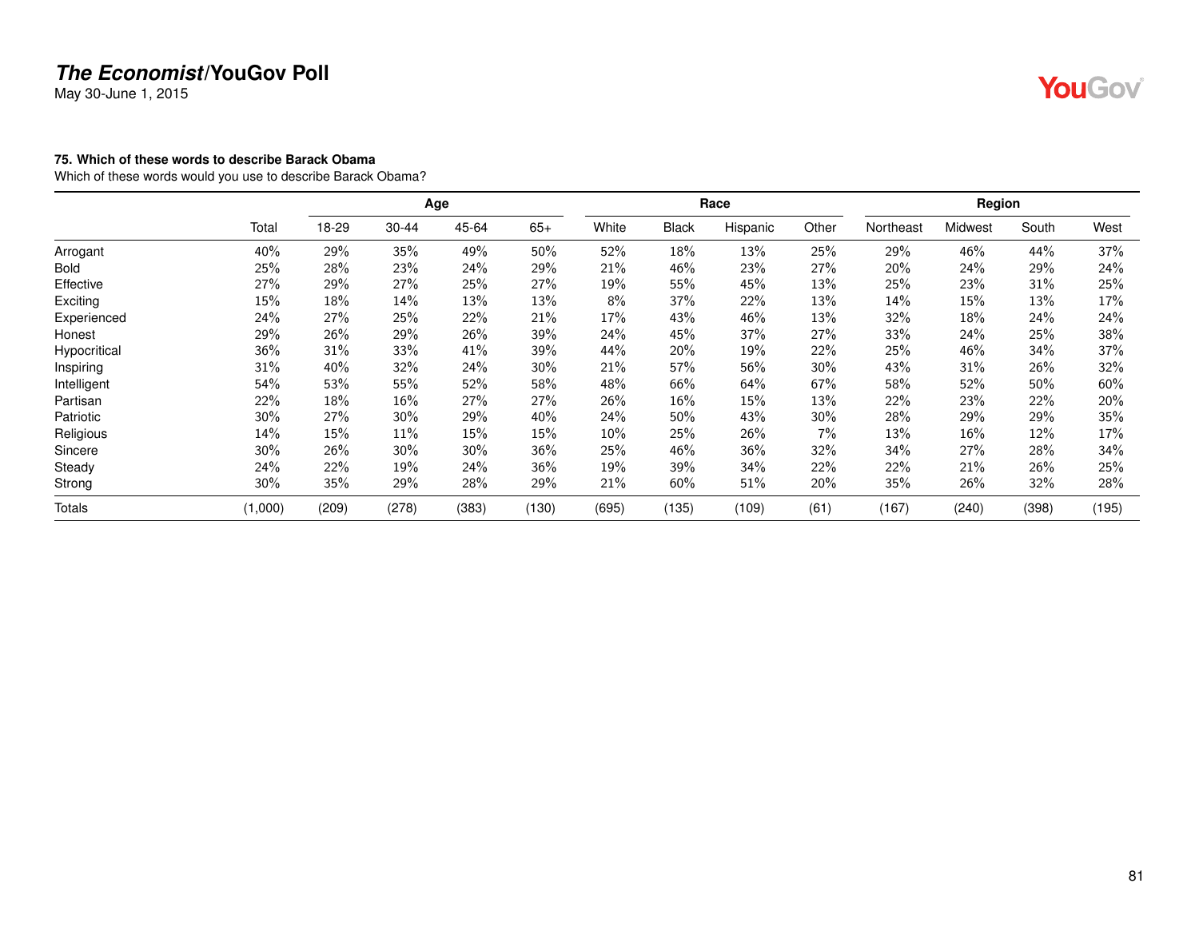## 75. Which of these words to describe Barack Obama

Which of these words would you use to describe Barack Obama?

| | | Age | | | | Race | | | | Region | | | |
|---|---|---|---|---|---|---|---|---|---|---|---|---|---|
| | Total | 18-29 | 30-44 | 45-64 | 65+ | White | Black | Hispanic | Other | Northeast | Midwest | South | West |
| Arrogant | 40% | 29% | 35% | 49% | 50% | 52% | 18% | 13% | 25% | 29% | 46% | 44% | 37% |
| Bold | 25% | 28% | 23% | 24% | 29% | 21% | 46% | 23% | 27% | 20% | 24% | 29% | 24% |
| Effective | 27% | 29% | 27% | 25% | 27% | 19% | 55% | 45% | 13% | 25% | 23% | 31% | 25% |
| Exciting | 15% | 18% | 14% | 13% | 13% | 8% | 37% | 22% | 13% | 14% | 15% | 13% | 17% |
| Experienced | 24% | 27% | 25% | 22% | 21% | 17% | 43% | 46% | 13% | 32% | 18% | 24% | 24% |
| Honest | 29% | 26% | 29% | 26% | 39% | 24% | 45% | 37% | 27% | 33% | 24% | 25% | 38% |
| Hypocritical | 36% | 31% | 33% | 41% | 39% | 44% | 20% | 19% | 22% | 25% | 46% | 34% | 37% |
| Inspiring | 31% | 40% | 32% | 24% | 30% | 21% | 57% | 56% | 30% | 43% | 31% | 26% | 32% |
| Intelligent | 54% | 53% | 55% | 52% | 58% | 48% | 66% | 64% | 67% | 58% | 52% | 50% | 60% |
| Partisan | 22% | 18% | 16% | 27% | 27% | 26% | 16% | 15% | 13% | 22% | 23% | 22% | 20% |
| Patriotic | 30% | 27% | 30% | 29% | 40% | 24% | 50% | 43% | 30% | 28% | 29% | 29% | 35% |
| Religious | 14% | 15% | 11% | 15% | 15% | 10% | 25% | 26% | 7% | 13% | 16% | 12% | 17% |
| Sincere | 30% | 26% | 30% | 30% | 36% | 25% | 46% | 36% | 32% | 34% | 27% | 28% | 34% |
| Steady | 24% | 22% | 19% | 24% | 36% | 19% | 39% | 34% | 22% | 22% | 21% | 26% | 25% |
| Strong | 30% | 35% | 29% | 28% | 29% | 21% | 60% | 51% | 20% | 35% | 26% | 32% | 28% |
| Totals | (1,000) | (209) | (278) | (383) | (130) | (695) | (135) | (109) | (61) | (167) | (240) | (398) | (195) |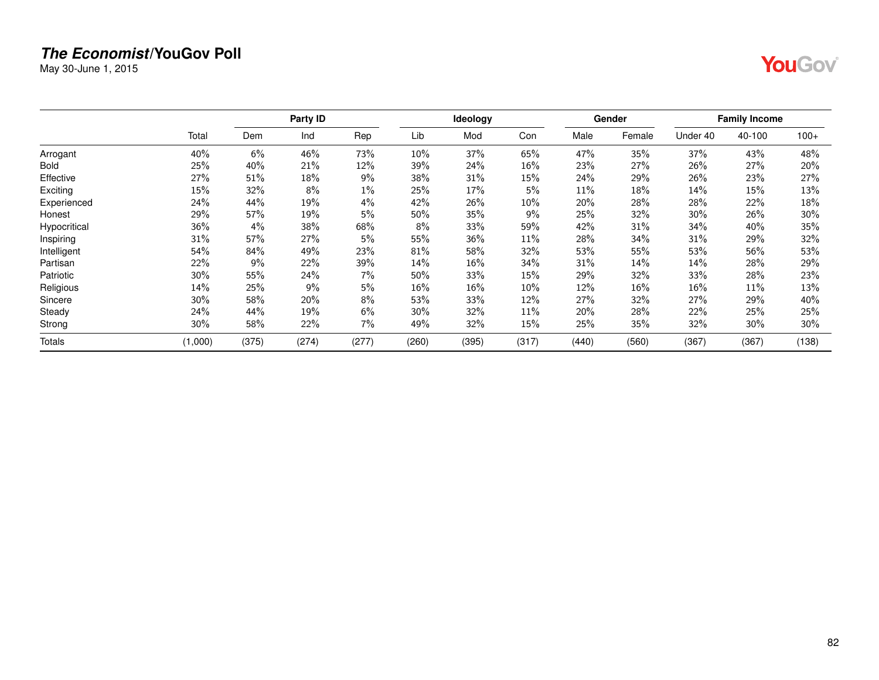# *The Economist*/YouGov Poll

May 30-June 1, 2015

| | Total | Party ID | | | Ideology | | | Gender | | Family Income | | |
|---|---|---|---|---|---|---|---|---|---|---|---|---|
| | | Dem | Ind | Rep | Lib | Mod | Con | Male | Female | Under 40 | 40-100 | 100+ |
| Arrogant | 40% | 6% | 46% | 73% | 10% | 37% | 65% | 47% | 35% | 37% | 43% | 48% |
| Bold | 25% | 40% | 21% | 12% | 39% | 24% | 16% | 23% | 27% | 26% | 27% | 20% |
| Effective | 27% | 51% | 18% | 9% | 38% | 31% | 15% | 24% | 29% | 26% | 23% | 27% |
| Exciting | 15% | 32% | 8% | 1% | 25% | 17% | 5% | 11% | 18% | 14% | 15% | 13% |
| Experienced | 24% | 44% | 19% | 4% | 42% | 26% | 10% | 20% | 28% | 28% | 22% | 18% |
| Honest | 29% | 57% | 19% | 5% | 50% | 35% | 9% | 25% | 32% | 30% | 26% | 30% |
| Hypocritical | 36% | 4% | 38% | 68% | 8% | 33% | 59% | 42% | 31% | 34% | 40% | 35% |
| Inspiring | 31% | 57% | 27% | 5% | 55% | 36% | 11% | 28% | 34% | 31% | 29% | 32% |
| Intelligent | 54% | 84% | 49% | 23% | 81% | 58% | 32% | 53% | 55% | 53% | 56% | 53% |
| Partisan | 22% | 9% | 22% | 39% | 14% | 16% | 34% | 31% | 14% | 14% | 28% | 29% |
| Patriotic | 30% | 55% | 24% | 7% | 50% | 33% | 15% | 29% | 32% | 33% | 28% | 23% |
| Religious | 14% | 25% | 9% | 5% | 16% | 16% | 10% | 12% | 16% | 16% | 11% | 13% |
| Sincere | 30% | 58% | 20% | 8% | 53% | 33% | 12% | 27% | 32% | 27% | 29% | 40% |
| Steady | 24% | 44% | 19% | 6% | 30% | 32% | 11% | 20% | 28% | 22% | 25% | 25% |
| Strong | 30% | 58% | 22% | 7% | 49% | 32% | 15% | 25% | 35% | 32% | 30% | 30% |
| Totals | (1,000) | (375) | (274) | (277) | (260) | (395) | (317) | (440) | (560) | (367) | (367) | (138) |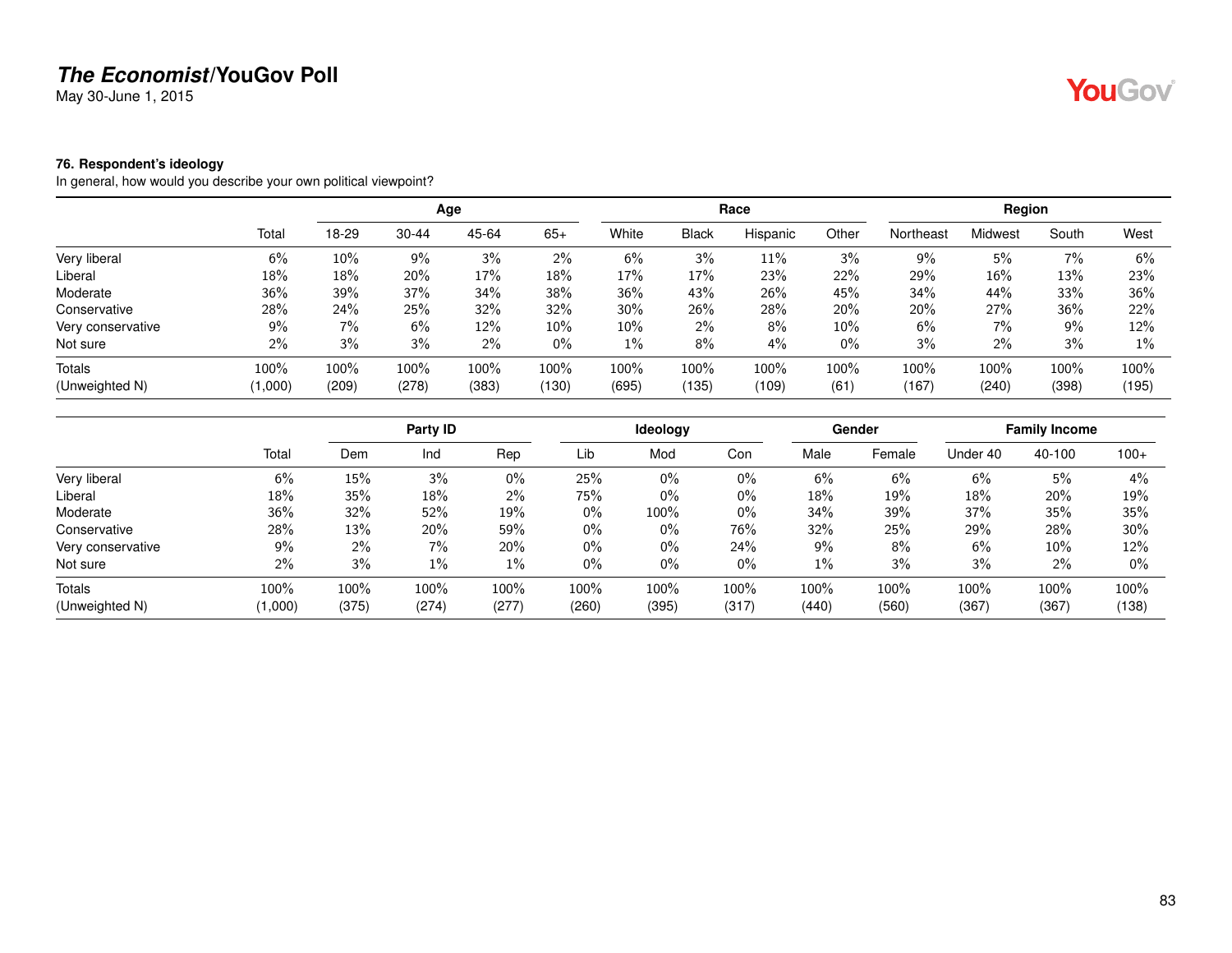**The Economist/YouGov Poll**
May 30-June 1, 2015

**76. Respondent's ideology**
In general, how would you describe your own political viewpoint?

| | | Age | | | | Race | | | | Region | | | |
|---|---|---|---|---|---|---|---|---|---|---|---|---|---|
| | Total | 18-29 | 30-44 | 45-64 | 65+ | White | Black | Hispanic | Other | Northeast | Midwest | South | West |
| Very liberal | 6% | 10% | 9% | 3% | 2% | 6% | 3% | 11% | 3% | 9% | 5% | 7% | 6% |
| Liberal | 18% | 18% | 20% | 17% | 18% | 17% | 17% | 23% | 22% | 29% | 16% | 13% | 23% |
| Moderate | 36% | 39% | 37% | 34% | 38% | 36% | 43% | 26% | 45% | 34% | 44% | 33% | 36% |
| Conservative | 28% | 24% | 25% | 32% | 32% | 30% | 26% | 28% | 20% | 20% | 27% | 36% | 22% |
| Very conservative | 9% | 7% | 6% | 12% | 10% | 10% | 2% | 8% | 10% | 6% | 7% | 9% | 12% |
| Not sure | 2% | 3% | 3% | 2% | 0% | 1% | 8% | 4% | 0% | 3% | 2% | 3% | 1% |
| Totals | 100% | 100% | 100% | 100% | 100% | 100% | 100% | 100% | 100% | 100% | 100% | 100% | 100% |
| (Unweighted N) | (1,000) | (209) | (278) | (383) | (130) | (695) | (135) | (109) | (61) | (167) | (240) | (398) | (195) |

| | | Party ID | | | Ideology | | | Gender | | Family Income | | |
|---|---|---|---|---|---|---|---|---|---|---|---|---|
| | Total | Dem | Ind | Rep | Lib | Mod | Con | Male | Female | Under 40 | 40-100 | 100+ |
| Very liberal | 6% | 15% | 3% | 0% | 25% | 0% | 0% | 6% | 6% | 6% | 5% | 4% |
| Liberal | 18% | 35% | 18% | 2% | 75% | 0% | 0% | 18% | 19% | 18% | 20% | 19% |
| Moderate | 36% | 32% | 52% | 19% | 0% | 100% | 0% | 34% | 39% | 37% | 35% | 35% |
| Conservative | 28% | 13% | 20% | 59% | 0% | 0% | 76% | 32% | 25% | 29% | 28% | 30% |
| Very conservative | 9% | 2% | 7% | 20% | 0% | 0% | 24% | 9% | 8% | 6% | 10% | 12% |
| Not sure | 2% | 3% | 1% | 1% | 0% | 0% | 0% | 1% | 3% | 3% | 2% | 0% |
| Totals | 100% | 100% | 100% | 100% | 100% | 100% | 100% | 100% | 100% | 100% | 100% | 100% |
| (Unweighted N) | (1,000) | (375) | (274) | (277) | (260) | (395) | (317) | (440) | (560) | (367) | (367) | (138) |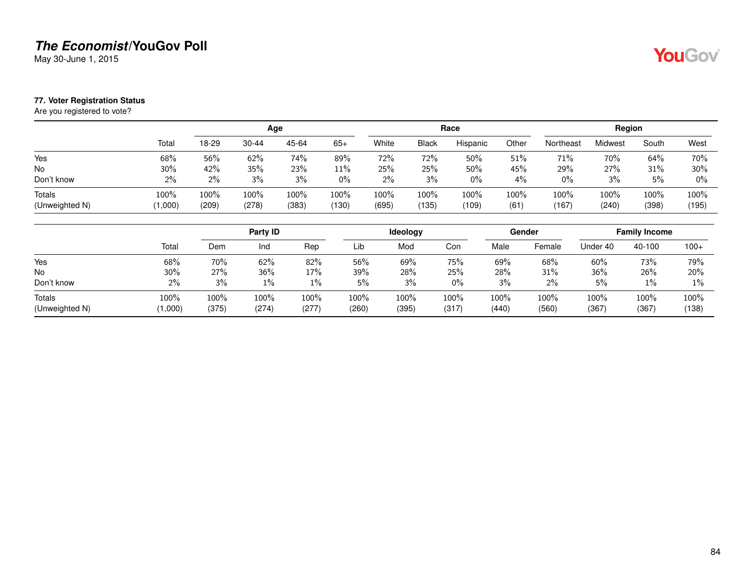# *The Economist*/YouGov Poll

May 30-June 1, 2015

**77. Voter Registration Status**

Are you registered to vote?

| | | Age | | | | Race | | | | Region | | | |
|---|---|---|---|---|---|---|---|---|---|---|---|---|---|
| | Total | 18-29 | 30-44 | 45-64 | 65+ | White | Black | Hispanic | Other | Northeast | Midwest | South | West |
| Yes | 68% | 56% | 62% | 74% | 89% | 72% | 72% | 50% | 51% | 71% | 70% | 64% | 70% |
| No | 30% | 42% | 35% | 23% | 11% | 25% | 25% | 50% | 45% | 29% | 27% | 31% | 30% |
| Don't know | 2% | 2% | 3% | 3% | 0% | 2% | 3% | 0% | 4% | 0% | 3% | 5% | 0% |
| Totals | 100% | 100% | 100% | 100% | 100% | 100% | 100% | 100% | 100% | 100% | 100% | 100% | 100% |
| (Unweighted N) | (1,000) | (209) | (278) | (383) | (130) | (695) | (135) | (109) | (61) | (167) | (240) | (398) | (195) |

| | | Party ID | | | Ideology | | | Gender | | Family Income | | |
|---|---|---|---|---|---|---|---|---|---|---|---|---|
| | Total | Dem | Ind | Rep | Lib | Mod | Con | Male | Female | Under 40 | 40-100 | 100+ |
| Yes | 68% | 70% | 62% | 82% | 56% | 69% | 75% | 69% | 68% | 60% | 73% | 79% |
| No | 30% | 27% | 36% | 17% | 39% | 28% | 25% | 28% | 31% | 36% | 26% | 20% |
| Don't know | 2% | 3% | 1% | 1% | 5% | 3% | 0% | 3% | 2% | 5% | 1% | 1% |
| Totals | 100% | 100% | 100% | 100% | 100% | 100% | 100% | 100% | 100% | 100% | 100% | 100% |
| (Unweighted N) | (1,000) | (375) | (274) | (277) | (260) | (395) | (317) | (440) | (560) | (367) | (367) | (138) |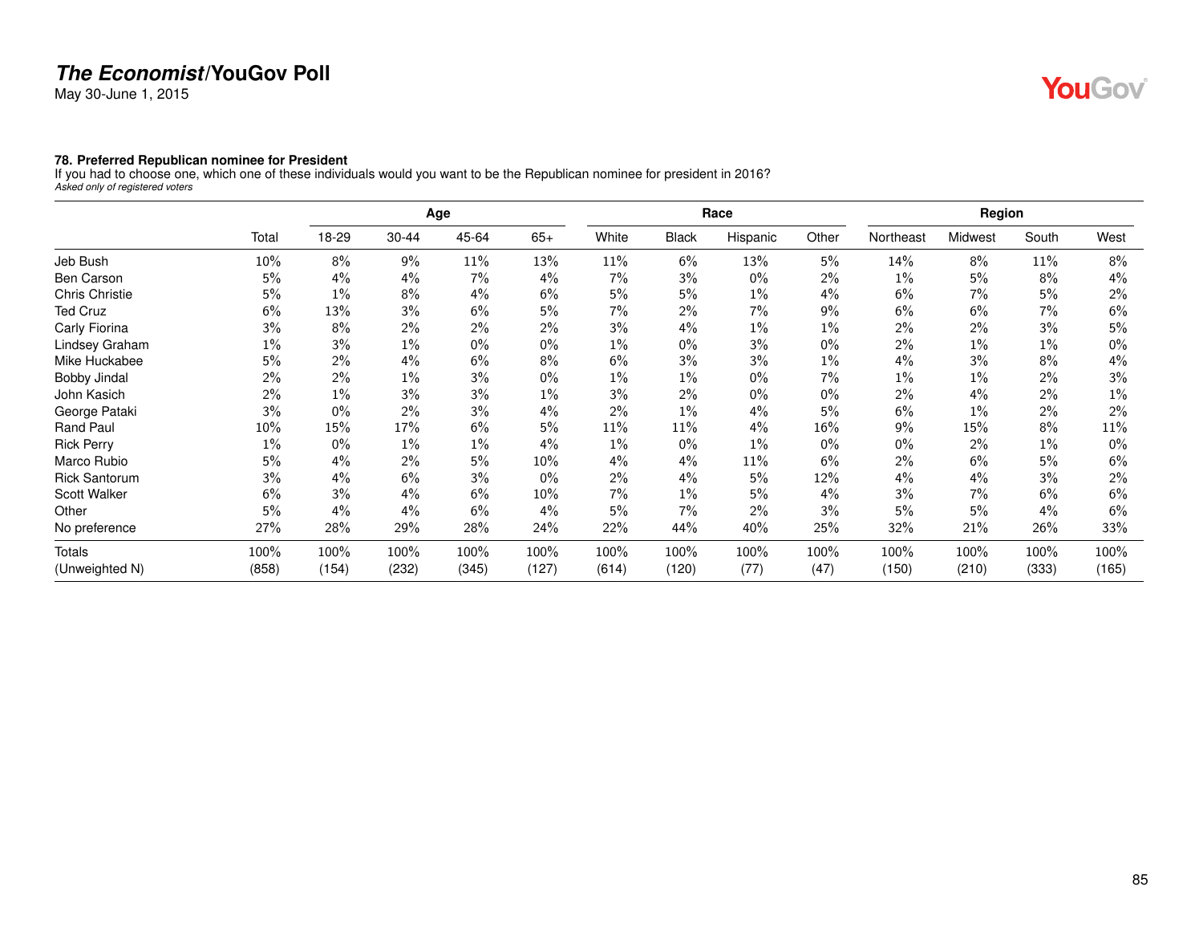**The Economist/YouGov Poll**
May 30-June 1, 2015

**78. Preferred Republican nominee for President**
If you had to choose one, which one of these individuals would you want to be the Republican nominee for president in 2016?
*Asked only of registered voters*

| | | Age | | | | Race | | | | Region | | | |
|---|---|---|---|---|---|---|---|---|---|---|---|---|---|
| | Total | 18-29 | 30-44 | 45-64 | 65+ | White | Black | Hispanic | Other | Northeast | Midwest | South | West |
| Jeb Bush | 10% | 8% | 9% | 11% | 13% | 11% | 6% | 13% | 5% | 14% | 8% | 11% | 8% |
| Ben Carson | 5% | 4% | 4% | 7% | 4% | 7% | 3% | 0% | 2% | 1% | 5% | 8% | 4% |
| Chris Christie | 5% | 1% | 8% | 4% | 6% | 5% | 5% | 1% | 4% | 6% | 7% | 5% | 2% |
| Ted Cruz | 6% | 13% | 3% | 6% | 5% | 7% | 2% | 7% | 9% | 6% | 6% | 7% | 6% |
| Carly Fiorina | 3% | 8% | 2% | 2% | 2% | 3% | 4% | 1% | 1% | 2% | 2% | 3% | 5% |
| Lindsey Graham | 1% | 3% | 1% | 0% | 0% | 1% | 0% | 3% | 0% | 2% | 1% | 1% | 0% |
| Mike Huckabee | 5% | 2% | 4% | 6% | 8% | 6% | 3% | 3% | 1% | 4% | 3% | 8% | 4% |
| Bobby Jindal | 2% | 2% | 1% | 3% | 0% | 1% | 1% | 0% | 7% | 1% | 1% | 2% | 3% |
| John Kasich | 2% | 1% | 3% | 3% | 1% | 3% | 2% | 0% | 0% | 2% | 4% | 2% | 1% |
| George Pataki | 3% | 0% | 2% | 3% | 4% | 2% | 1% | 4% | 5% | 6% | 1% | 2% | 2% |
| Rand Paul | 10% | 15% | 17% | 6% | 5% | 11% | 11% | 4% | 16% | 9% | 15% | 8% | 11% |
| Rick Perry | 1% | 0% | 1% | 1% | 4% | 1% | 0% | 1% | 0% | 0% | 2% | 1% | 0% |
| Marco Rubio | 5% | 4% | 2% | 5% | 10% | 4% | 4% | 11% | 6% | 2% | 6% | 5% | 6% |
| Rick Santorum | 3% | 4% | 6% | 3% | 0% | 2% | 4% | 5% | 12% | 4% | 4% | 3% | 2% |
| Scott Walker | 6% | 3% | 4% | 6% | 10% | 7% | 1% | 5% | 4% | 3% | 7% | 6% | 6% |
| Other | 5% | 4% | 4% | 6% | 4% | 5% | 7% | 2% | 3% | 5% | 5% | 4% | 6% |
| No preference | 27% | 28% | 29% | 28% | 24% | 22% | 44% | 40% | 25% | 32% | 21% | 26% | 33% |
| Totals | 100% | 100% | 100% | 100% | 100% | 100% | 100% | 100% | 100% | 100% | 100% | 100% | 100% |
| (Unweighted N) | (858) | (154) | (232) | (345) | (127) | (614) | (120) | (77) | (47) | (150) | (210) | (333) | (165) |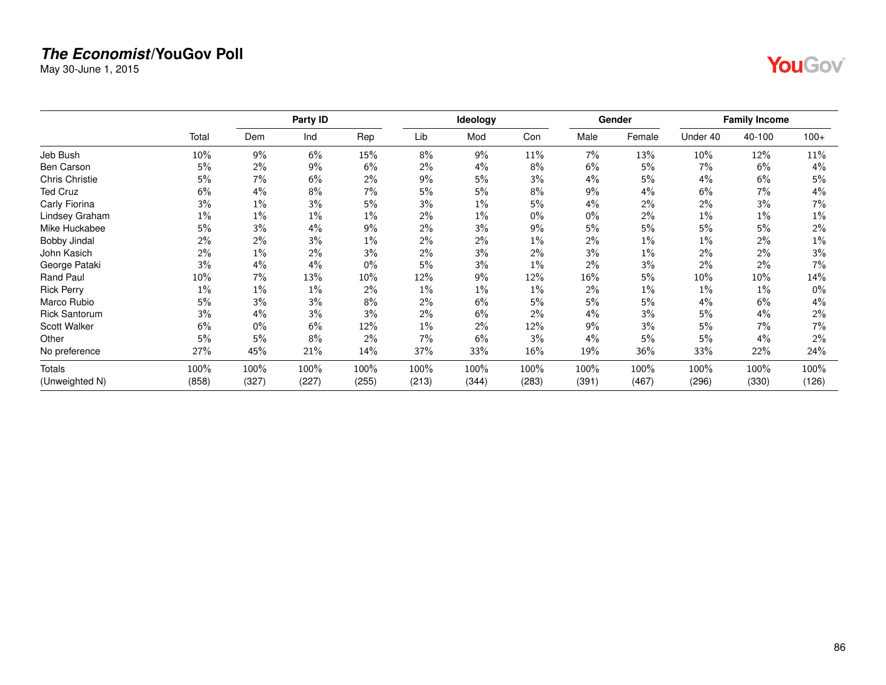# *The Economist*/YouGov Poll

May 30-June 1, 2015

| | Total | Party ID | | | Ideology | | | Gender | | Family Income | | |
|---|---|---|---|---|---|---|---|---|---|---|---|---|
| | | Dem | Ind | Rep | Lib | Mod | Con | Male | Female | Under 40 | 40-100 | 100+ |
| Jeb Bush | 10% | 9% | 6% | 15% | 8% | 9% | 11% | 7% | 13% | 10% | 12% | 11% |
| Ben Carson | 5% | 2% | 9% | 6% | 2% | 4% | 8% | 6% | 5% | 7% | 6% | 4% |
| Chris Christie | 5% | 7% | 6% | 2% | 9% | 5% | 3% | 4% | 5% | 4% | 6% | 5% |
| Ted Cruz | 6% | 4% | 8% | 7% | 5% | 5% | 8% | 9% | 4% | 6% | 7% | 4% |
| Carly Fiorina | 3% | 1% | 3% | 5% | 3% | 1% | 5% | 4% | 2% | 2% | 3% | 7% |
| Lindsey Graham | 1% | 1% | 1% | 1% | 2% | 1% | 0% | 0% | 2% | 1% | 1% | 1% |
| Mike Huckabee | 5% | 3% | 4% | 9% | 2% | 3% | 9% | 5% | 5% | 5% | 5% | 2% |
| Bobby Jindal | 2% | 2% | 3% | 1% | 2% | 2% | 1% | 2% | 1% | 1% | 2% | 1% |
| John Kasich | 2% | 1% | 2% | 3% | 2% | 3% | 2% | 3% | 1% | 2% | 2% | 3% |
| George Pataki | 3% | 4% | 4% | 0% | 5% | 3% | 1% | 2% | 3% | 2% | 2% | 7% |
| Rand Paul | 10% | 7% | 13% | 10% | 12% | 9% | 12% | 16% | 5% | 10% | 10% | 14% |
| Rick Perry | 1% | 1% | 1% | 2% | 1% | 1% | 1% | 2% | 1% | 1% | 1% | 0% |
| Marco Rubio | 5% | 3% | 3% | 8% | 2% | 6% | 5% | 5% | 5% | 4% | 6% | 4% |
| Rick Santorum | 3% | 4% | 3% | 3% | 2% | 6% | 2% | 4% | 3% | 5% | 4% | 2% |
| Scott Walker | 6% | 0% | 6% | 12% | 1% | 2% | 12% | 9% | 3% | 5% | 7% | 7% |
| Other | 5% | 5% | 8% | 2% | 7% | 6% | 3% | 4% | 5% | 5% | 4% | 2% |
| No preference | 27% | 45% | 21% | 14% | 37% | 33% | 16% | 19% | 36% | 33% | 22% | 24% |
| Totals | 100% | 100% | 100% | 100% | 100% | 100% | 100% | 100% | 100% | 100% | 100% | 100% |
| (Unweighted N) | (858) | (327) | (227) | (255) | (213) | (344) | (283) | (391) | (467) | (296) | (330) | (126) |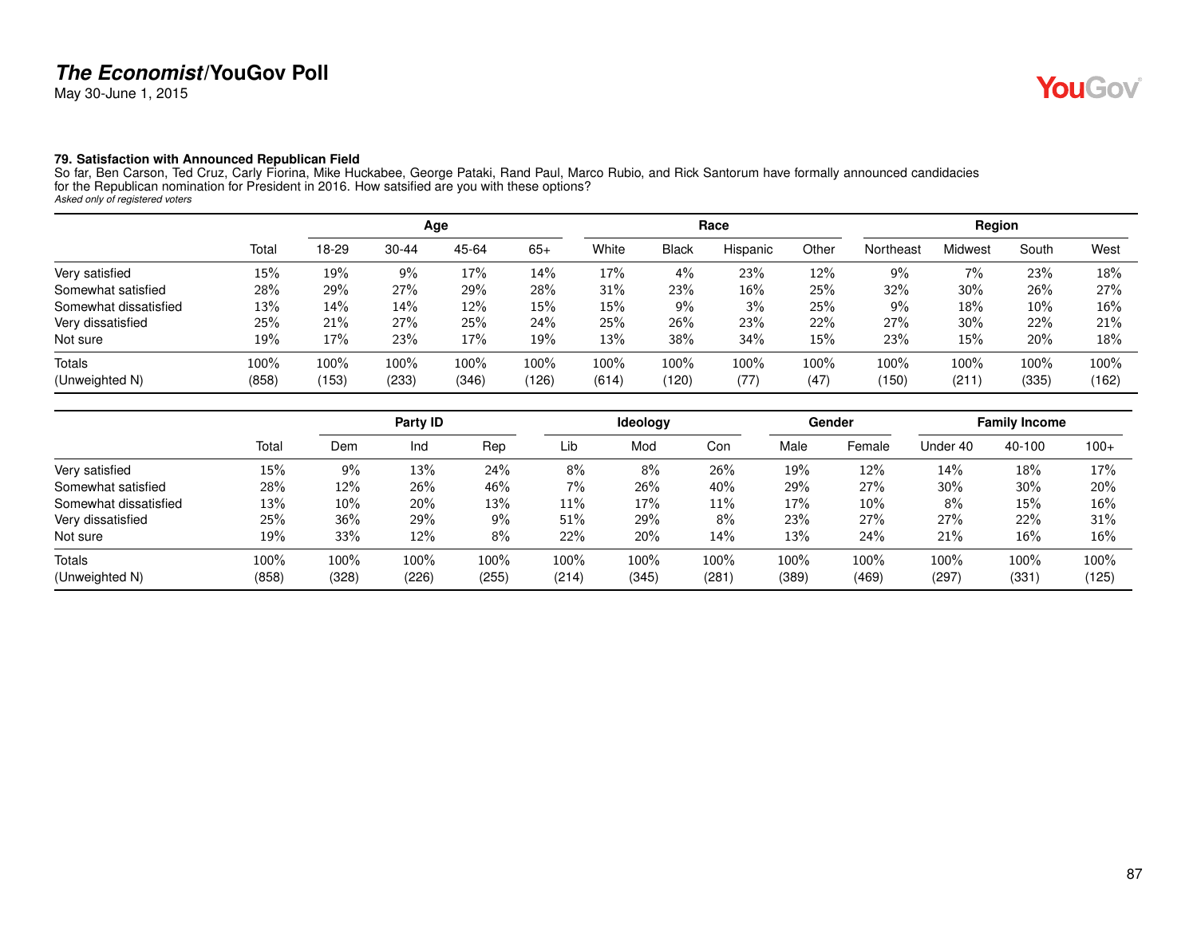### 79. Satisfaction with Announced Republican Field

So far, Ben Carson, Ted Cruz, Carly Fiorina, Mike Huckabee, George Pataki, Rand Paul, Marco Rubio, and Rick Santorum have formally announced candidacies for the Republican nomination for President in 2016. How satsified are you with these options?

*Asked only of registered voters*

| | | Age | | | | Race | | | | Region | | | |
|---|---|---|---|---|---|---|---|---|---|---|---|---|---|
| | Total | 18-29 | 30-44 | 45-64 | 65+ | White | Black | Hispanic | Other | Northeast | Midwest | South | West |
| Very satisfied | 15% | 19% | 9% | 17% | 14% | 17% | 4% | 23% | 12% | 9% | 7% | 23% | 18% |
| Somewhat satisfied | 28% | 29% | 27% | 29% | 28% | 31% | 23% | 16% | 25% | 32% | 30% | 26% | 27% |
| Somewhat dissatisfied | 13% | 14% | 14% | 12% | 15% | 15% | 9% | 3% | 25% | 9% | 18% | 10% | 16% |
| Very dissatisfied | 25% | 21% | 27% | 25% | 24% | 25% | 26% | 23% | 22% | 27% | 30% | 22% | 21% |
| Not sure | 19% | 17% | 23% | 17% | 19% | 13% | 38% | 34% | 15% | 23% | 15% | 20% | 18% |
| Totals | 100% | 100% | 100% | 100% | 100% | 100% | 100% | 100% | 100% | 100% | 100% | 100% | 100% |
| (Unweighted N) | (858) | (153) | (233) | (346) | (126) | (614) | (120) | (77) | (47) | (150) | (211) | (335) | (162) |

| | | Party ID | | | Ideology | | | Gender | | Family Income | | |
|---|---|---|---|---|---|---|---|---|---|---|---|---|
| | Total | Dem | Ind | Rep | Lib | Mod | Con | Male | Female | Under 40 | 40-100 | 100+ |
| Very satisfied | 15% | 9% | 13% | 24% | 8% | 8% | 26% | 19% | 12% | 14% | 18% | 17% |
| Somewhat satisfied | 28% | 12% | 26% | 46% | 7% | 26% | 40% | 29% | 27% | 30% | 30% | 20% |
| Somewhat dissatisfied | 13% | 10% | 20% | 13% | 11% | 17% | 11% | 17% | 10% | 8% | 15% | 16% |
| Very dissatisfied | 25% | 36% | 29% | 9% | 51% | 29% | 8% | 23% | 27% | 27% | 22% | 31% |
| Not sure | 19% | 33% | 12% | 8% | 22% | 20% | 14% | 13% | 24% | 21% | 16% | 16% |
| Totals | 100% | 100% | 100% | 100% | 100% | 100% | 100% | 100% | 100% | 100% | 100% | 100% |
| (Unweighted N) | (858) | (328) | (226) | (255) | (214) | (345) | (281) | (389) | (469) | (297) | (331) | (125) |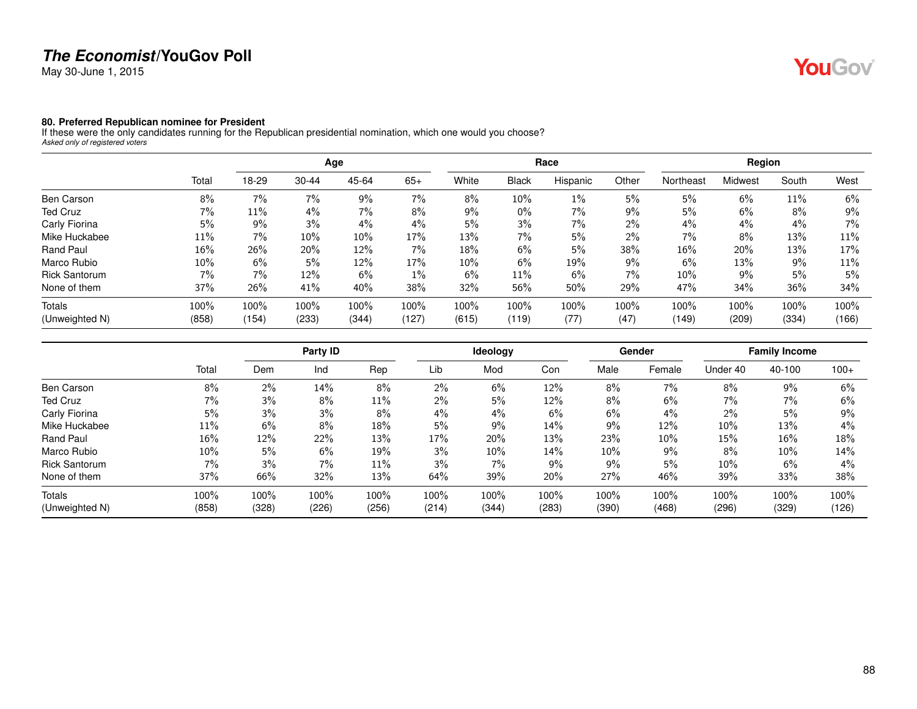# The Economist/YouGov Poll

May 30-June 1, 2015

### 80. Preferred Republican nominee for President

If these were the only candidates running for the Republican presidential nomination, which one would you choose?
*Asked only of registered voters*

| | | Age | | | | Race | | | | Region | | | |
|---|---|---|---|---|---|---|---|---|---|---|---|---|---|
| | Total | 18-29 | 30-44 | 45-64 | 65+ | White | Black | Hispanic | Other | Northeast | Midwest | South | West |
| Ben Carson | 8% | 7% | 7% | 9% | 7% | 8% | 10% | 1% | 5% | 5% | 6% | 11% | 6% |
| Ted Cruz | 7% | 11% | 4% | 7% | 8% | 9% | 0% | 7% | 9% | 5% | 6% | 8% | 9% |
| Carly Fiorina | 5% | 9% | 3% | 4% | 4% | 5% | 3% | 7% | 2% | 4% | 4% | 4% | 7% |
| Mike Huckabee | 11% | 7% | 10% | 10% | 17% | 13% | 7% | 5% | 2% | 7% | 8% | 13% | 11% |
| Rand Paul | 16% | 26% | 20% | 12% | 7% | 18% | 6% | 5% | 38% | 16% | 20% | 13% | 17% |
| Marco Rubio | 10% | 6% | 5% | 12% | 17% | 10% | 6% | 19% | 9% | 6% | 13% | 9% | 11% |
| Rick Santorum | 7% | 7% | 12% | 6% | 1% | 6% | 11% | 6% | 7% | 10% | 9% | 5% | 5% |
| None of them | 37% | 26% | 41% | 40% | 38% | 32% | 56% | 50% | 29% | 47% | 34% | 36% | 34% |
| Totals | 100% | 100% | 100% | 100% | 100% | 100% | 100% | 100% | 100% | 100% | 100% | 100% | 100% |
| (Unweighted N) | (858) | (154) | (233) | (344) | (127) | (615) | (119) | (77) | (47) | (149) | (209) | (334) | (166) |

| | | Party ID | | | Ideology | | | Gender | | Family Income | | |
|---|---|---|---|---|---|---|---|---|---|---|---|---|
| | Total | Dem | Ind | Rep | Lib | Mod | Con | Male | Female | Under 40 | 40-100 | 100+ |
| Ben Carson | 8% | 2% | 14% | 8% | 2% | 6% | 12% | 8% | 7% | 8% | 9% | 6% |
| Ted Cruz | 7% | 3% | 8% | 11% | 2% | 5% | 12% | 8% | 6% | 7% | 7% | 6% |
| Carly Fiorina | 5% | 3% | 3% | 8% | 4% | 4% | 6% | 6% | 4% | 2% | 5% | 9% |
| Mike Huckabee | 11% | 6% | 8% | 18% | 5% | 9% | 14% | 9% | 12% | 10% | 13% | 4% |
| Rand Paul | 16% | 12% | 22% | 13% | 17% | 20% | 13% | 23% | 10% | 15% | 16% | 18% |
| Marco Rubio | 10% | 5% | 6% | 19% | 3% | 10% | 14% | 10% | 9% | 8% | 10% | 14% |
| Rick Santorum | 7% | 3% | 7% | 11% | 3% | 7% | 9% | 9% | 5% | 10% | 6% | 4% |
| None of them | 37% | 66% | 32% | 13% | 64% | 39% | 20% | 27% | 46% | 39% | 33% | 38% |
| Totals | 100% | 100% | 100% | 100% | 100% | 100% | 100% | 100% | 100% | 100% | 100% | 100% |
| (Unweighted N) | (858) | (328) | (226) | (256) | (214) | (344) | (283) | (390) | (468) | (296) | (329) | (126) |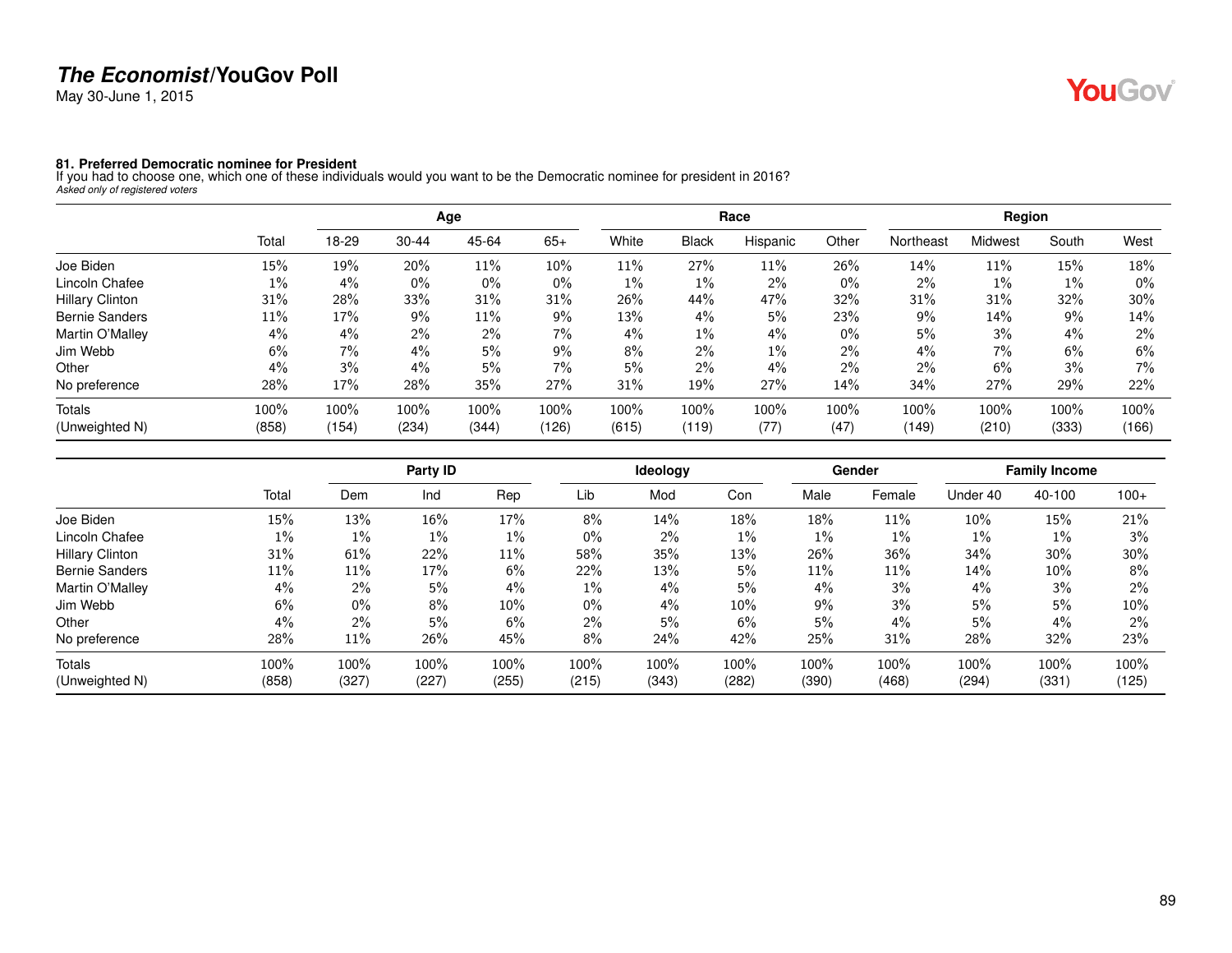## The Economist/YouGov Poll

May 30-June 1, 2015

### 81. Preferred Democratic nominee for President

If you had to choose one, which one of these individuals would you want to be the Democratic nominee for president in 2016?

*Asked only of registered voters*

| | | Age | | | | Race | | | | Region | | | |
|---|---|---|---|---|---|---|---|---|---|---|---|---|---|
| | Total | 18-29 | 30-44 | 45-64 | 65+ | White | Black | Hispanic | Other | Northeast | Midwest | South | West |
| Joe Biden | 15% | 19% | 20% | 11% | 10% | 11% | 27% | 11% | 26% | 14% | 11% | 15% | 18% |
| Lincoln Chafee | 1% | 4% | 0% | 0% | 0% | 1% | 1% | 2% | 0% | 2% | 1% | 1% | 0% |
| Hillary Clinton | 31% | 28% | 33% | 31% | 31% | 26% | 44% | 47% | 32% | 31% | 31% | 32% | 30% |
| Bernie Sanders | 11% | 17% | 9% | 11% | 9% | 13% | 4% | 5% | 23% | 9% | 14% | 9% | 14% |
| Martin O'Malley | 4% | 4% | 2% | 2% | 7% | 4% | 1% | 4% | 0% | 5% | 3% | 4% | 2% |
| Jim Webb | 6% | 7% | 4% | 5% | 9% | 8% | 2% | 1% | 2% | 4% | 7% | 6% | 6% |
| Other | 4% | 3% | 4% | 5% | 7% | 5% | 2% | 4% | 2% | 2% | 6% | 3% | 7% |
| No preference | 28% | 17% | 28% | 35% | 27% | 31% | 19% | 27% | 14% | 34% | 27% | 29% | 22% |
| Totals | 100% | 100% | 100% | 100% | 100% | 100% | 100% | 100% | 100% | 100% | 100% | 100% | 100% |
| (Unweighted N) | (858) | (154) | (234) | (344) | (126) | (615) | (119) | (77) | (47) | (149) | (210) | (333) | (166) |

| | | Party ID | | | Ideology | | | Gender | | Family Income | | |
|---|---|---|---|---|---|---|---|---|---|---|---|---|
| | Total | Dem | Ind | Rep | Lib | Mod | Con | Male | Female | Under 40 | 40-100 | 100+ |
| Joe Biden | 15% | 13% | 16% | 17% | 8% | 14% | 18% | 18% | 11% | 10% | 15% | 21% |
| Lincoln Chafee | 1% | 1% | 1% | 1% | 0% | 2% | 1% | 1% | 1% | 1% | 1% | 3% |
| Hillary Clinton | 31% | 61% | 22% | 11% | 58% | 35% | 13% | 26% | 36% | 34% | 30% | 30% |
| Bernie Sanders | 11% | 11% | 17% | 6% | 22% | 13% | 5% | 11% | 11% | 14% | 10% | 8% |
| Martin O'Malley | 4% | 2% | 5% | 4% | 1% | 4% | 5% | 4% | 3% | 4% | 3% | 2% |
| Jim Webb | 6% | 0% | 8% | 10% | 0% | 4% | 10% | 9% | 3% | 5% | 5% | 10% |
| Other | 4% | 2% | 5% | 6% | 2% | 5% | 6% | 5% | 4% | 5% | 4% | 2% |
| No preference | 28% | 11% | 26% | 45% | 8% | 24% | 42% | 25% | 31% | 28% | 32% | 23% |
| Totals | 100% | 100% | 100% | 100% | 100% | 100% | 100% | 100% | 100% | 100% | 100% | 100% |
| (Unweighted N) | (858) | (327) | (227) | (255) | (215) | (343) | (282) | (390) | (468) | (294) | (331) | (125) |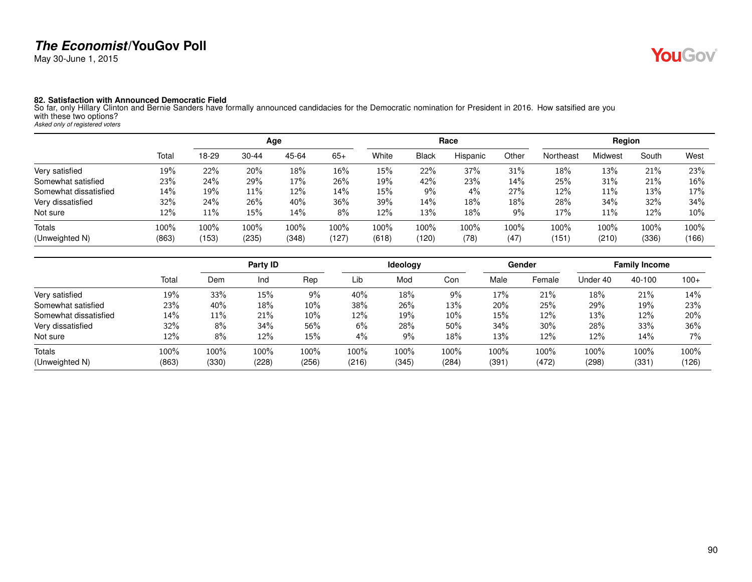### 82. Satisfaction with Announced Democratic Field

So far, only Hillary Clinton and Bernie Sanders have formally announced candidacies for the Democratic nomination for President in 2016. How satsified are you with these two options?

*Asked only of registered voters*

| | Total | Age | | | | Race | | | | Region | | | |
|---|---|---|---|---|---|---|---|---|---|---|---|---|---|
| | | 18-29 | 30-44 | 45-64 | 65+ | White | Black | Hispanic | Other | Northeast | Midwest | South | West |
| Very satisfied | 19% | 22% | 20% | 18% | 16% | 15% | 22% | 37% | 31% | 18% | 13% | 21% | 23% |
| Somewhat satisfied | 23% | 24% | 29% | 17% | 26% | 19% | 42% | 23% | 14% | 25% | 31% | 21% | 16% |
| Somewhat dissatisfied | 14% | 19% | 11% | 12% | 14% | 15% | 9% | 4% | 27% | 12% | 11% | 13% | 17% |
| Very dissatisfied | 32% | 24% | 26% | 40% | 36% | 39% | 14% | 18% | 18% | 28% | 34% | 32% | 34% |
| Not sure | 12% | 11% | 15% | 14% | 8% | 12% | 13% | 18% | 9% | 17% | 11% | 12% | 10% |
| Totals | 100% | 100% | 100% | 100% | 100% | 100% | 100% | 100% | 100% | 100% | 100% | 100% | 100% |
| (Unweighted N) | (863) | (153) | (235) | (348) | (127) | (618) | (120) | (78) | (47) | (151) | (210) | (336) | (166) |

| | Total | Party ID | | | Ideology | | | Gender | | Family Income | | |
|---|---|---|---|---|---|---|---|---|---|---|---|---|
| | | Dem | Ind | Rep | Lib | Mod | Con | Male | Female | Under 40 | 40-100 | 100+ |
| Very satisfied | 19% | 33% | 15% | 9% | 40% | 18% | 9% | 17% | 21% | 18% | 21% | 14% |
| Somewhat satisfied | 23% | 40% | 18% | 10% | 38% | 26% | 13% | 20% | 25% | 29% | 19% | 23% |
| Somewhat dissatisfied | 14% | 11% | 21% | 10% | 12% | 19% | 10% | 15% | 12% | 13% | 12% | 20% |
| Very dissatisfied | 32% | 8% | 34% | 56% | 6% | 28% | 50% | 34% | 30% | 28% | 33% | 36% |
| Not sure | 12% | 8% | 12% | 15% | 4% | 9% | 18% | 13% | 12% | 12% | 14% | 7% |
| Totals | 100% | 100% | 100% | 100% | 100% | 100% | 100% | 100% | 100% | 100% | 100% | 100% |
| (Unweighted N) | (863) | (330) | (228) | (256) | (216) | (345) | (284) | (391) | (472) | (298) | (331) | (126) |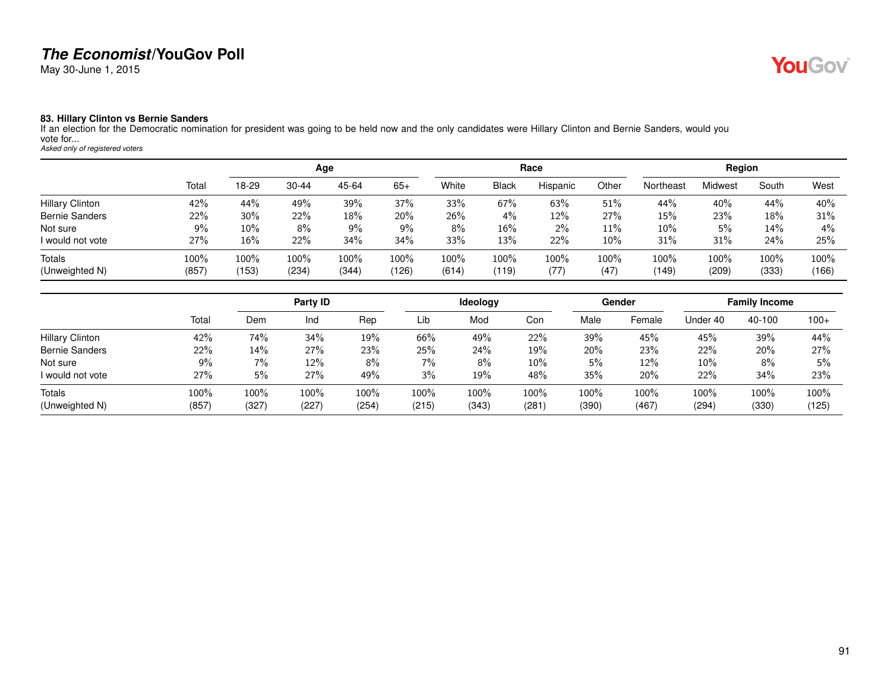# *The Economist*/YouGov Poll

May 30-June 1, 2015

### 83. Hillary Clinton vs Bernie Sanders

If an election for the Democratic nomination for president was going to be held now and the only candidates were Hillary Clinton and Bernie Sanders, would you vote for...

*Asked only of registered voters*

| | | Age | | | | Race | | | | Region | | | |
|---|---|---|---|---|---|---|---|---|---|---|---|---|---|
| | Total | 18-29 | 30-44 | 45-64 | 65+ | White | Black | Hispanic | Other | Northeast | Midwest | South | West |
| Hillary Clinton | 42% | 44% | 49% | 39% | 37% | 33% | 67% | 63% | 51% | 44% | 40% | 44% | 40% |
| Bernie Sanders | 22% | 30% | 22% | 18% | 20% | 26% | 4% | 12% | 27% | 15% | 23% | 18% | 31% |
| Not sure | 9% | 10% | 8% | 9% | 9% | 8% | 16% | 2% | 11% | 10% | 5% | 14% | 4% |
| I would not vote | 27% | 16% | 22% | 34% | 34% | 33% | 13% | 22% | 10% | 31% | 31% | 24% | 25% |
| Totals | 100% | 100% | 100% | 100% | 100% | 100% | 100% | 100% | 100% | 100% | 100% | 100% | 100% |
| (Unweighted N) | (857) | (153) | (234) | (344) | (126) | (614) | (119) | (77) | (47) | (149) | (209) | (333) | (166) |

| | | Party ID | | | Ideology | | | Gender | | Family Income | | |
|---|---|---|---|---|---|---|---|---|---|---|---|---|
| | Total | Dem | Ind | Rep | Lib | Mod | Con | Male | Female | Under 40 | 40-100 | 100+ |
| Hillary Clinton | 42% | 74% | 34% | 19% | 66% | 49% | 22% | 39% | 45% | 45% | 39% | 44% |
| Bernie Sanders | 22% | 14% | 27% | 23% | 25% | 24% | 19% | 20% | 23% | 22% | 20% | 27% |
| Not sure | 9% | 7% | 12% | 8% | 7% | 8% | 10% | 5% | 12% | 10% | 8% | 5% |
| I would not vote | 27% | 5% | 27% | 49% | 3% | 19% | 48% | 35% | 20% | 22% | 34% | 23% |
| Totals | 100% | 100% | 100% | 100% | 100% | 100% | 100% | 100% | 100% | 100% | 100% | 100% |
| (Unweighted N) | (857) | (327) | (227) | (254) | (215) | (343) | (281) | (390) | (467) | (294) | (330) | (125) |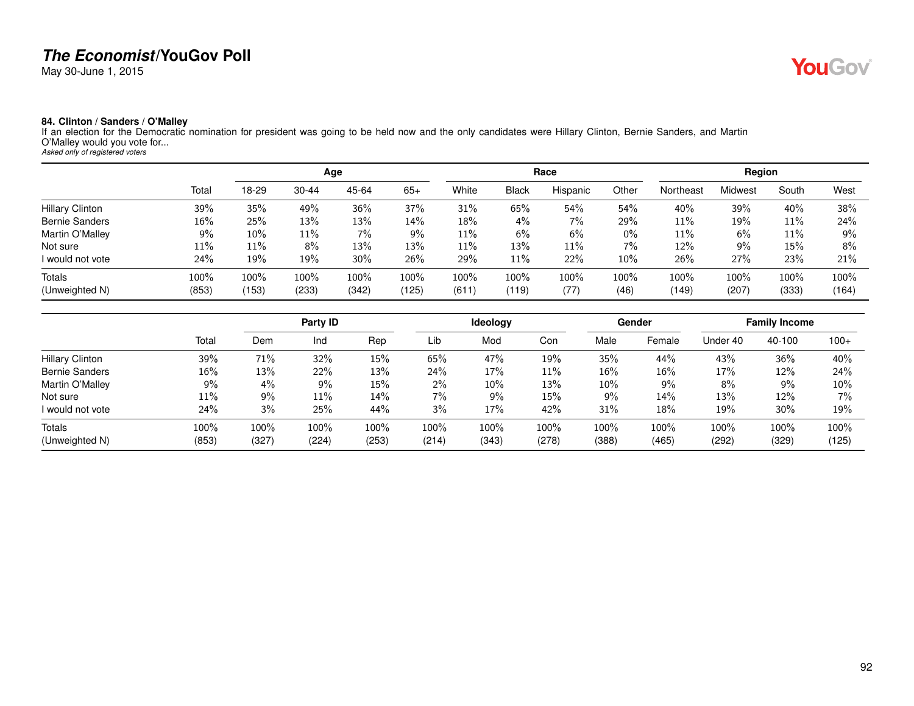**The Economist/YouGov Poll**

May 30-June 1, 2015

### 84. Clinton / Sanders / O'Malley

If an election for the Democratic nomination for president was going to be held now and the only candidates were Hillary Clinton, Bernie Sanders, and Martin O'Malley would you vote for...

*Asked only of registered voters*

| | | Age | | | | Race | | | | Region | | | |
|---|---|---|---|---|---|---|---|---|---|---|---|---|---|
| | Total | 18-29 | 30-44 | 45-64 | 65+ | White | Black | Hispanic | Other | Northeast | Midwest | South | West |
| Hillary Clinton | 39% | 35% | 49% | 36% | 37% | 31% | 65% | 54% | 54% | 40% | 39% | 40% | 38% |
| Bernie Sanders | 16% | 25% | 13% | 13% | 14% | 18% | 4% | 7% | 29% | 11% | 19% | 11% | 24% |
| Martin O'Malley | 9% | 10% | 11% | 7% | 9% | 11% | 6% | 6% | 0% | 11% | 6% | 11% | 9% |
| Not sure | 11% | 11% | 8% | 13% | 13% | 11% | 13% | 11% | 7% | 12% | 9% | 15% | 8% |
| I would not vote | 24% | 19% | 19% | 30% | 26% | 29% | 11% | 22% | 10% | 26% | 27% | 23% | 21% |
| Totals | 100% | 100% | 100% | 100% | 100% | 100% | 100% | 100% | 100% | 100% | 100% | 100% | 100% |
| (Unweighted N) | (853) | (153) | (233) | (342) | (125) | (611) | (119) | (77) | (46) | (149) | (207) | (333) | (164) |

| | | Party ID | | | Ideology | | | Gender | | Family Income | | |
|---|---|---|---|---|---|---|---|---|---|---|---|---|
| | Total | Dem | Ind | Rep | Lib | Mod | Con | Male | Female | Under 40 | 40-100 | 100+ |
| Hillary Clinton | 39% | 71% | 32% | 15% | 65% | 47% | 19% | 35% | 44% | 43% | 36% | 40% |
| Bernie Sanders | 16% | 13% | 22% | 13% | 24% | 17% | 11% | 16% | 16% | 17% | 12% | 24% |
| Martin O'Malley | 9% | 4% | 9% | 15% | 2% | 10% | 13% | 10% | 9% | 8% | 9% | 10% |
| Not sure | 11% | 9% | 11% | 14% | 7% | 9% | 15% | 9% | 14% | 13% | 12% | 7% |
| I would not vote | 24% | 3% | 25% | 44% | 3% | 17% | 42% | 31% | 18% | 19% | 30% | 19% |
| Totals | 100% | 100% | 100% | 100% | 100% | 100% | 100% | 100% | 100% | 100% | 100% | 100% |
| (Unweighted N) | (853) | (327) | (224) | (253) | (214) | (343) | (278) | (388) | (465) | (292) | (329) | (125) |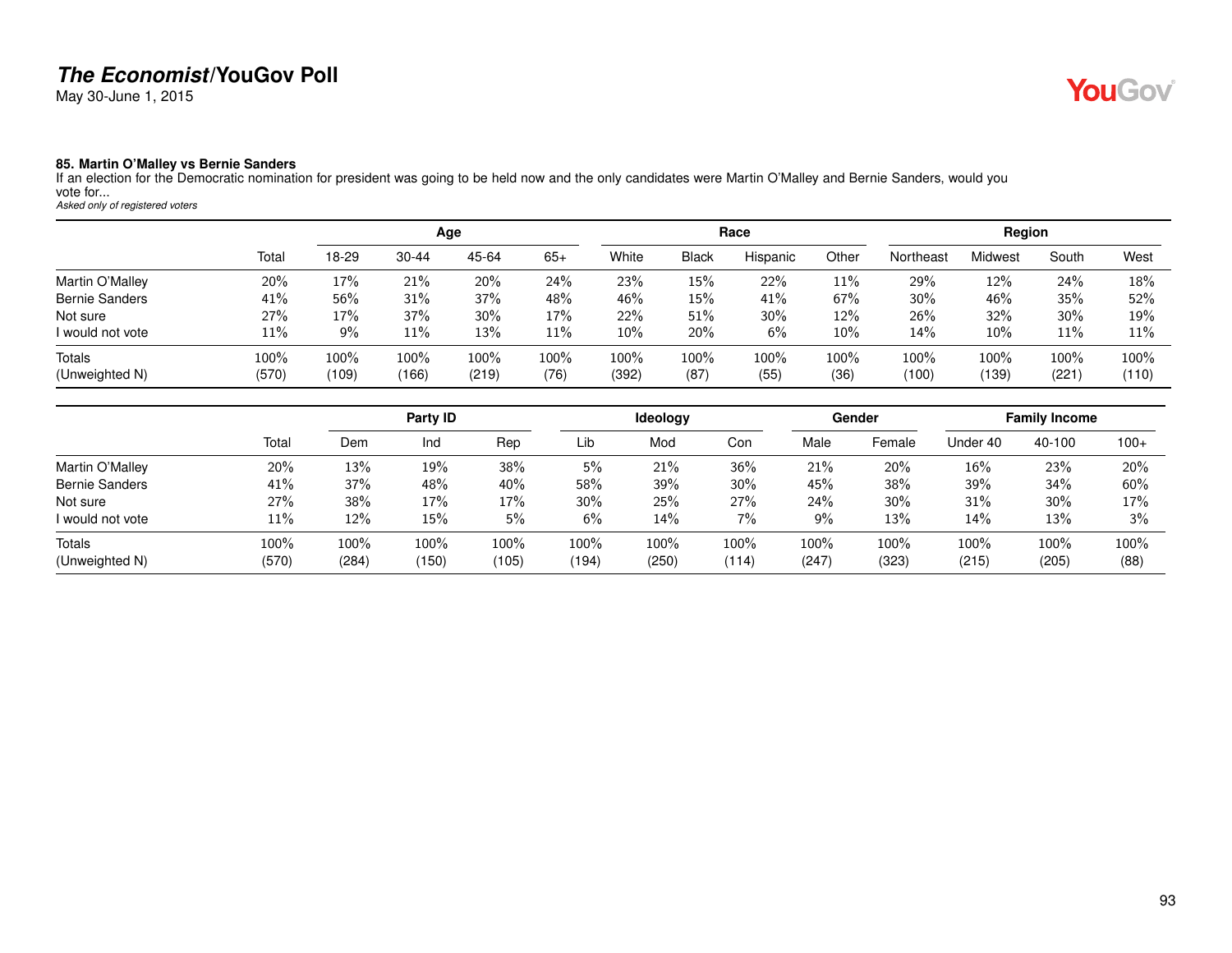## The Economist/YouGov Poll

May 30-June 1, 2015

### 85. Martin O'Malley vs Bernie Sanders

If an election for the Democratic nomination for president was going to be held now and the only candidates were Martin O'Malley and Bernie Sanders, would you vote for...

*Asked only of registered voters*

| | | Age | | | | Race | | | | Region | | | |
|---|---|---|---|---|---|---|---|---|---|---|---|---|---|
| | Total | 18-29 | 30-44 | 45-64 | 65+ | White | Black | Hispanic | Other | Northeast | Midwest | South | West |
| Martin O'Malley | 20% | 17% | 21% | 20% | 24% | 23% | 15% | 22% | 11% | 29% | 12% | 24% | 18% |
| Bernie Sanders | 41% | 56% | 31% | 37% | 48% | 46% | 15% | 41% | 67% | 30% | 46% | 35% | 52% |
| Not sure | 27% | 17% | 37% | 30% | 17% | 22% | 51% | 30% | 12% | 26% | 32% | 30% | 19% |
| I would not vote | 11% | 9% | 11% | 13% | 11% | 10% | 20% | 6% | 10% | 14% | 10% | 11% | 11% |
| Totals | 100% | 100% | 100% | 100% | 100% | 100% | 100% | 100% | 100% | 100% | 100% | 100% | 100% |
| (Unweighted N) | (570) | (109) | (166) | (219) | (76) | (392) | (87) | (55) | (36) | (100) | (139) | (221) | (110) |

| | | Party ID | | | Ideology | | | Gender | | Family Income | | |
|---|---|---|---|---|---|---|---|---|---|---|---|---|
| | Total | Dem | Ind | Rep | Lib | Mod | Con | Male | Female | Under 40 | 40-100 | 100+ |
| Martin O'Malley | 20% | 13% | 19% | 38% | 5% | 21% | 36% | 21% | 20% | 16% | 23% | 20% |
| Bernie Sanders | 41% | 37% | 48% | 40% | 58% | 39% | 30% | 45% | 38% | 39% | 34% | 60% |
| Not sure | 27% | 38% | 17% | 17% | 30% | 25% | 27% | 24% | 30% | 31% | 30% | 17% |
| I would not vote | 11% | 12% | 15% | 5% | 6% | 14% | 7% | 9% | 13% | 14% | 13% | 3% |
| Totals | 100% | 100% | 100% | 100% | 100% | 100% | 100% | 100% | 100% | 100% | 100% | 100% |
| (Unweighted N) | (570) | (284) | (150) | (105) | (194) | (250) | (114) | (247) | (323) | (215) | (205) | (88) |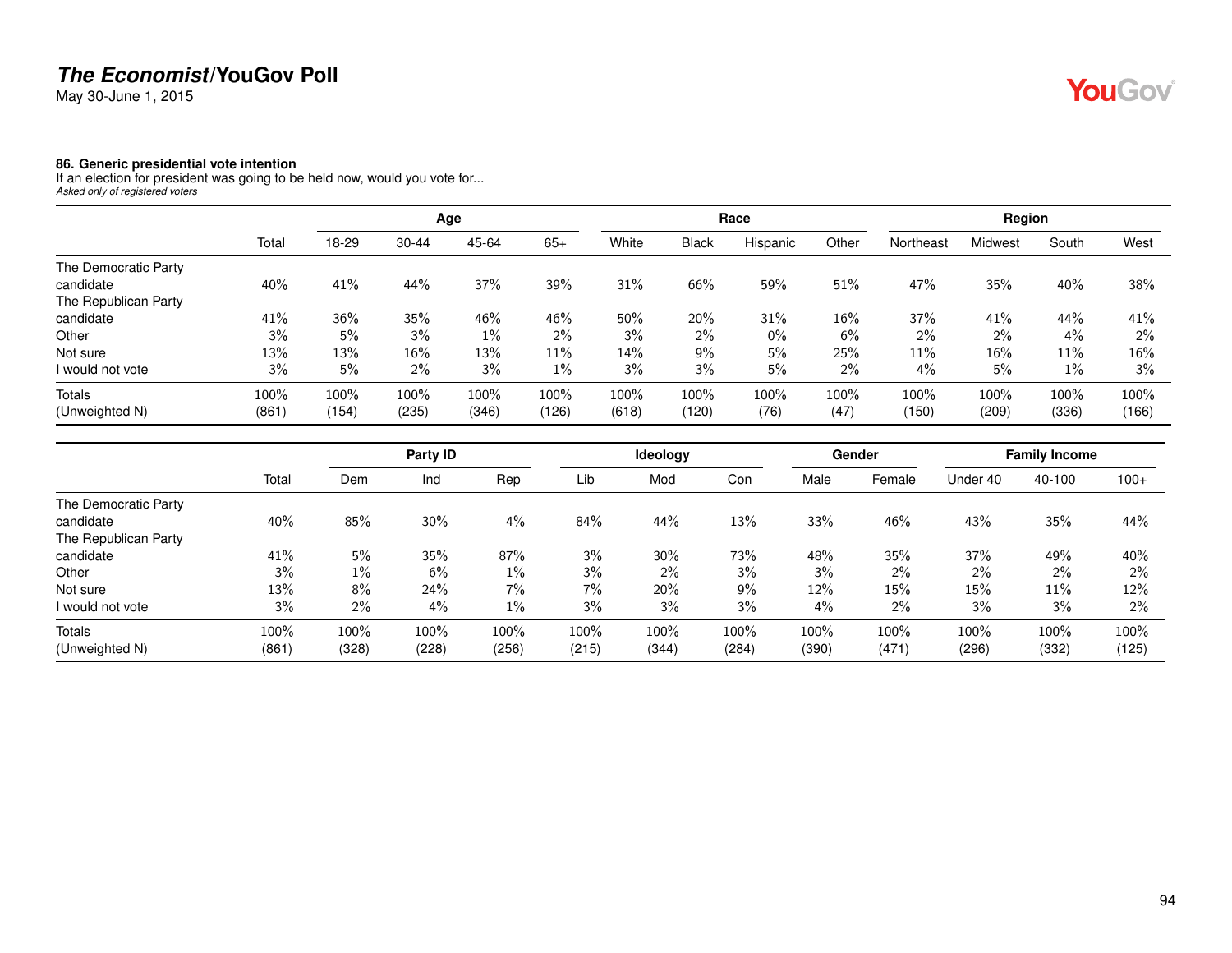**86. Generic presidential vote intention**

If an election for president was going to be held now, would you vote for...

*Asked only of registered voters*

| | Total | Age | | | | Race | | | | Region | | | |
|---|---|---|---|---|---|---|---|---|---|---|---|---|---|
| | | 18-29 | 30-44 | 45-64 | 65+ | White | Black | Hispanic | Other | Northeast | Midwest | South | West |
| The Democratic Party candidate | 40% | 41% | 44% | 37% | 39% | 31% | 66% | 59% | 51% | 47% | 35% | 40% | 38% |
| The Republican Party candidate | 41% | 36% | 35% | 46% | 46% | 50% | 20% | 31% | 16% | 37% | 41% | 44% | 41% |
| Other | 3% | 5% | 3% | 1% | 2% | 3% | 2% | 0% | 6% | 2% | 2% | 4% | 2% |
| Not sure | 13% | 13% | 16% | 13% | 11% | 14% | 9% | 5% | 25% | 11% | 16% | 11% | 16% |
| I would not vote | 3% | 5% | 2% | 3% | 1% | 3% | 3% | 5% | 2% | 4% | 5% | 1% | 3% |
| Totals | 100% | 100% | 100% | 100% | 100% | 100% | 100% | 100% | 100% | 100% | 100% | 100% | 100% |
| (Unweighted N) | (861) | (154) | (235) | (346) | (126) | (618) | (120) | (76) | (47) | (150) | (209) | (336) | (166) |

| | Total | Party ID | | | Ideology | | | Gender | | Family Income | | |
|---|---|---|---|---|---|---|---|---|---|---|---|---|
| | | Dem | Ind | Rep | Lib | Mod | Con | Male | Female | Under 40 | 40-100 | 100+ |
| The Democratic Party candidate | 40% | 85% | 30% | 4% | 84% | 44% | 13% | 33% | 46% | 43% | 35% | 44% |
| The Republican Party candidate | 41% | 5% | 35% | 87% | 3% | 30% | 73% | 48% | 35% | 37% | 49% | 40% |
| Other | 3% | 1% | 6% | 1% | 3% | 2% | 3% | 3% | 2% | 2% | 2% | 2% |
| Not sure | 13% | 8% | 24% | 7% | 7% | 20% | 9% | 12% | 15% | 15% | 11% | 12% |
| I would not vote | 3% | 2% | 4% | 1% | 3% | 3% | 3% | 4% | 2% | 3% | 3% | 2% |
| Totals | 100% | 100% | 100% | 100% | 100% | 100% | 100% | 100% | 100% | 100% | 100% | 100% |
| (Unweighted N) | (861) | (328) | (228) | (256) | (215) | (344) | (284) | (390) | (471) | (296) | (332) | (125) |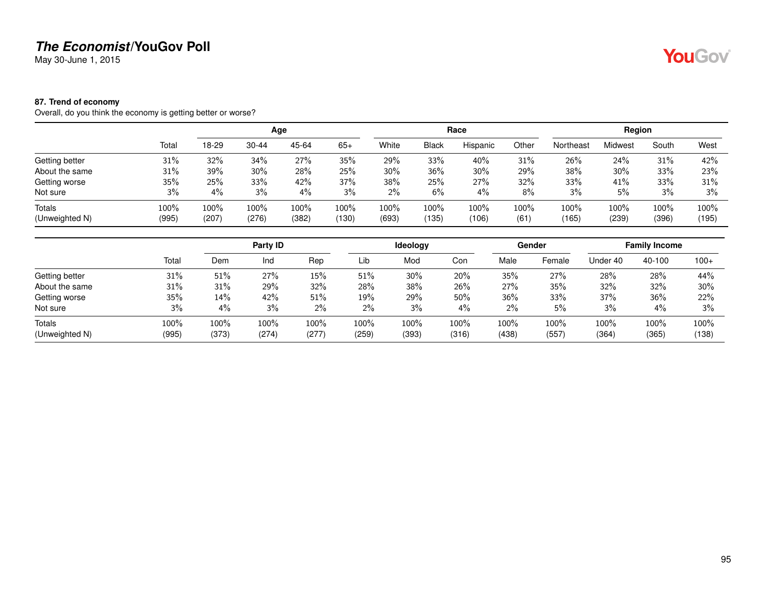# *The Economist*/YouGov Poll

May 30-June 1, 2015

### 87. Trend of economy

Overall, do you think the economy is getting better or worse?

| | | Age | | | | Race | | | | Region | | | |
|---|---|---|---|---|---|---|---|---|---|---|---|---|---|
| | Total | 18-29 | 30-44 | 45-64 | 65+ | White | Black | Hispanic | Other | Northeast | Midwest | South | West |
| Getting better | 31% | 32% | 34% | 27% | 35% | 29% | 33% | 40% | 31% | 26% | 24% | 31% | 42% |
| About the same | 31% | 39% | 30% | 28% | 25% | 30% | 36% | 30% | 29% | 38% | 30% | 33% | 23% |
| Getting worse | 35% | 25% | 33% | 42% | 37% | 38% | 25% | 27% | 32% | 33% | 41% | 33% | 31% |
| Not sure | 3% | 4% | 3% | 4% | 3% | 2% | 6% | 4% | 8% | 3% | 5% | 3% | 3% |
| Totals | 100% | 100% | 100% | 100% | 100% | 100% | 100% | 100% | 100% | 100% | 100% | 100% | 100% |
| (Unweighted N) | (995) | (207) | (276) | (382) | (130) | (693) | (135) | (106) | (61) | (165) | (239) | (396) | (195) |

| | | Party ID | | | Ideology | | | Gender | | Family Income | | |
|---|---|---|---|---|---|---|---|---|---|---|---|---|
| | Total | Dem | Ind | Rep | Lib | Mod | Con | Male | Female | Under 40 | 40-100 | 100+ |
| Getting better | 31% | 51% | 27% | 15% | 51% | 30% | 20% | 35% | 27% | 28% | 28% | 44% |
| About the same | 31% | 31% | 29% | 32% | 28% | 38% | 26% | 27% | 35% | 32% | 32% | 30% |
| Getting worse | 35% | 14% | 42% | 51% | 19% | 29% | 50% | 36% | 33% | 37% | 36% | 22% |
| Not sure | 3% | 4% | 3% | 2% | 2% | 3% | 4% | 2% | 5% | 3% | 4% | 3% |
| Totals | 100% | 100% | 100% | 100% | 100% | 100% | 100% | 100% | 100% | 100% | 100% | 100% |
| (Unweighted N) | (995) | (373) | (274) | (277) | (259) | (393) | (316) | (438) | (557) | (364) | (365) | (138) |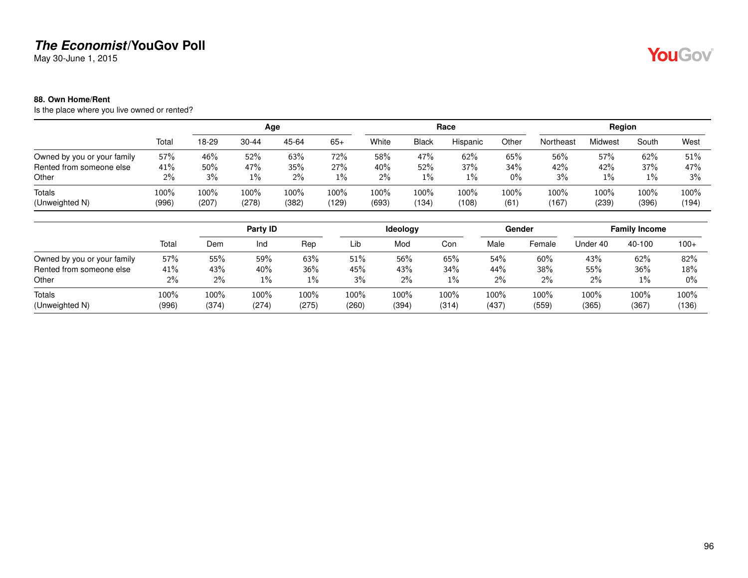# *The Economist*/YouGov Poll

May 30-June 1, 2015

**88. Own Home/Rent**
Is the place where you live owned or rented?

| | | Age | | | | Race | | | | Region | | | |
|---|---|---|---|---|---|---|---|---|---|---|---|---|---|
| | Total | 18-29 | 30-44 | 45-64 | 65+ | White | Black | Hispanic | Other | Northeast | Midwest | South | West |
| Owned by you or your family | 57% | 46% | 52% | 63% | 72% | 58% | 47% | 62% | 65% | 56% | 57% | 62% | 51% |
| Rented from someone else | 41% | 50% | 47% | 35% | 27% | 40% | 52% | 37% | 34% | 42% | 42% | 37% | 47% |
| Other | 2% | 3% | 1% | 2% | 1% | 2% | 1% | 1% | 0% | 3% | 1% | 1% | 3% |
| Totals | 100% | 100% | 100% | 100% | 100% | 100% | 100% | 100% | 100% | 100% | 100% | 100% | 100% |
| (Unweighted N) | (996) | (207) | (278) | (382) | (129) | (693) | (134) | (108) | (61) | (167) | (239) | (396) | (194) |

| | | Party ID | | | Ideology | | | Gender | | Family Income | | |
|---|---|---|---|---|---|---|---|---|---|---|---|---|
| | Total | Dem | Ind | Rep | Lib | Mod | Con | Male | Female | Under 40 | 40-100 | 100+ |
| Owned by you or your family | 57% | 55% | 59% | 63% | 51% | 56% | 65% | 54% | 60% | 43% | 62% | 82% |
| Rented from someone else | 41% | 43% | 40% | 36% | 45% | 43% | 34% | 44% | 38% | 55% | 36% | 18% |
| Other | 2% | 2% | 1% | 1% | 3% | 2% | 1% | 2% | 2% | 2% | 1% | 0% |
| Totals | 100% | 100% | 100% | 100% | 100% | 100% | 100% | 100% | 100% | 100% | 100% | 100% |
| (Unweighted N) | (996) | (374) | (274) | (275) | (260) | (394) | (314) | (437) | (559) | (365) | (367) | (136) |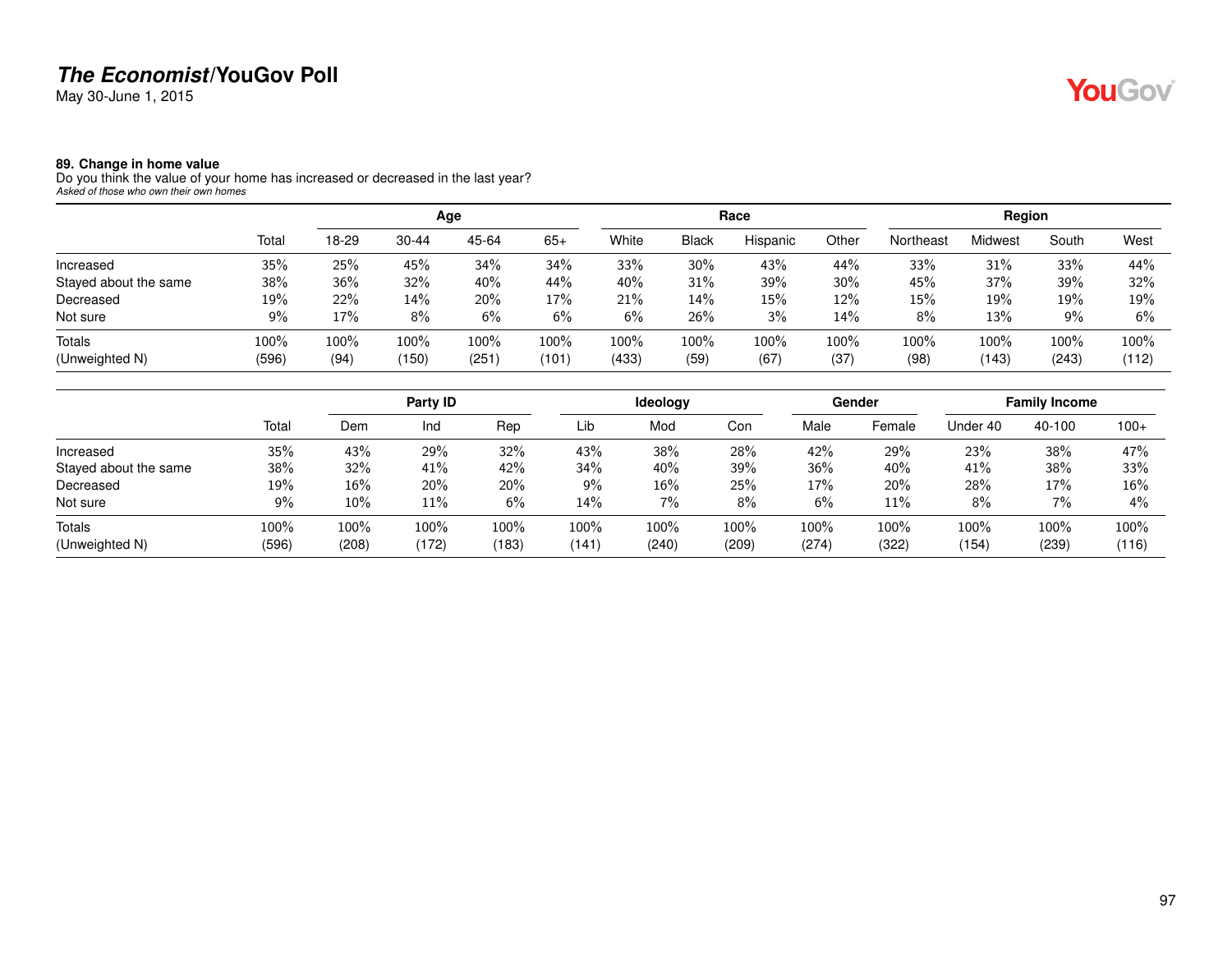# The Economist/YouGov Poll

May 30-June 1, 2015

### 89. Change in home value

Do you think the value of your home has increased or decreased in the last year?

*Asked of those who own their own homes*

| | | Age | | | | Race | | | | Region | | | |
|---|---|---|---|---|---|---|---|---|---|---|---|---|---|
| | Total | 18-29 | 30-44 | 45-64 | 65+ | White | Black | Hispanic | Other | Northeast | Midwest | South | West |
| Increased | 35% | 25% | 45% | 34% | 34% | 33% | 30% | 43% | 44% | 33% | 31% | 33% | 44% |
| Stayed about the same | 38% | 36% | 32% | 40% | 44% | 40% | 31% | 39% | 30% | 45% | 37% | 39% | 32% |
| Decreased | 19% | 22% | 14% | 20% | 17% | 21% | 14% | 15% | 12% | 15% | 19% | 19% | 19% |
| Not sure | 9% | 17% | 8% | 6% | 6% | 6% | 26% | 3% | 14% | 8% | 13% | 9% | 6% |
| Totals | 100% | 100% | 100% | 100% | 100% | 100% | 100% | 100% | 100% | 100% | 100% | 100% | 100% |
| (Unweighted N) | (596) | (94) | (150) | (251) | (101) | (433) | (59) | (67) | (37) | (98) | (143) | (243) | (112) |

| | | Party ID | | | Ideology | | | Gender | | Family Income | | |
|---|---|---|---|---|---|---|---|---|---|---|---|---|
| | Total | Dem | Ind | Rep | Lib | Mod | Con | Male | Female | Under 40 | 40-100 | 100+ |
| Increased | 35% | 43% | 29% | 32% | 43% | 38% | 28% | 42% | 29% | 23% | 38% | 47% |
| Stayed about the same | 38% | 32% | 41% | 42% | 34% | 40% | 39% | 36% | 40% | 41% | 38% | 33% |
| Decreased | 19% | 16% | 20% | 20% | 9% | 16% | 25% | 17% | 20% | 28% | 17% | 16% |
| Not sure | 9% | 10% | 11% | 6% | 14% | 7% | 8% | 6% | 11% | 8% | 7% | 4% |
| Totals | 100% | 100% | 100% | 100% | 100% | 100% | 100% | 100% | 100% | 100% | 100% | 100% |
| (Unweighted N) | (596) | (208) | (172) | (183) | (141) | (240) | (209) | (274) | (322) | (154) | (239) | (116) |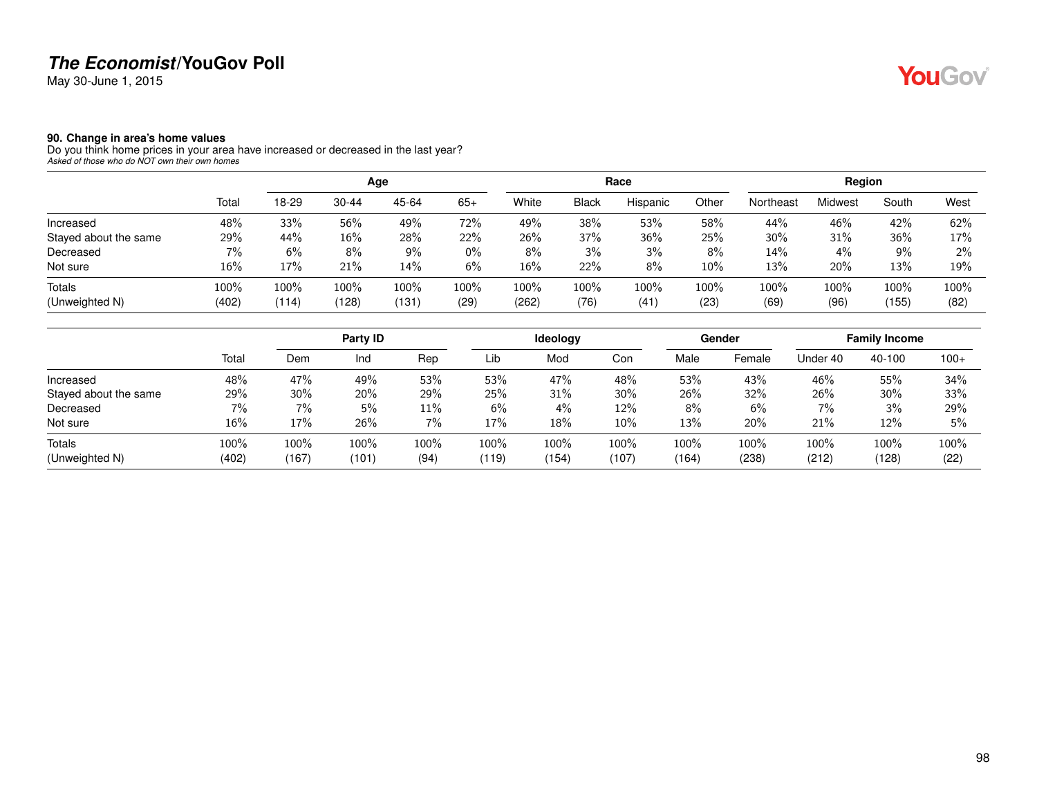**The Economist/YouGov Poll**
May 30-June 1, 2015

### 90. Change in area's home values

Do you think home prices in your area have increased or decreased in the last year?
*Asked of those who do NOT own their own homes*

| | | Age | | | | Race | | | | Region | | | |
|---|---|---|---|---|---|---|---|---|---|---|---|---|---|
| | Total | 18-29 | 30-44 | 45-64 | 65+ | White | Black | Hispanic | Other | Northeast | Midwest | South | West |
| Increased | 48% | 33% | 56% | 49% | 72% | 49% | 38% | 53% | 58% | 44% | 46% | 42% | 62% |
| Stayed about the same | 29% | 44% | 16% | 28% | 22% | 26% | 37% | 36% | 25% | 30% | 31% | 36% | 17% |
| Decreased | 7% | 6% | 8% | 9% | 0% | 8% | 3% | 3% | 8% | 14% | 4% | 9% | 2% |
| Not sure | 16% | 17% | 21% | 14% | 6% | 16% | 22% | 8% | 10% | 13% | 20% | 13% | 19% |
| Totals | 100% | 100% | 100% | 100% | 100% | 100% | 100% | 100% | 100% | 100% | 100% | 100% | 100% |
| (Unweighted N) | (402) | (114) | (128) | (131) | (29) | (262) | (76) | (41) | (23) | (69) | (96) | (155) | (82) |

| | | Party ID | | | Ideology | | | Gender | | Family Income | | |
|---|---|---|---|---|---|---|---|---|---|---|---|---|
| | Total | Dem | Ind | Rep | Lib | Mod | Con | Male | Female | Under 40 | 40-100 | 100+ |
| Increased | 48% | 47% | 49% | 53% | 53% | 47% | 48% | 53% | 43% | 46% | 55% | 34% |
| Stayed about the same | 29% | 30% | 20% | 29% | 25% | 31% | 30% | 26% | 32% | 26% | 30% | 33% |
| Decreased | 7% | 7% | 5% | 11% | 6% | 4% | 12% | 8% | 6% | 7% | 3% | 29% |
| Not sure | 16% | 17% | 26% | 7% | 17% | 18% | 10% | 13% | 20% | 21% | 12% | 5% |
| Totals | 100% | 100% | 100% | 100% | 100% | 100% | 100% | 100% | 100% | 100% | 100% | 100% |
| (Unweighted N) | (402) | (167) | (101) | (94) | (119) | (154) | (107) | (164) | (238) | (212) | (128) | (22) |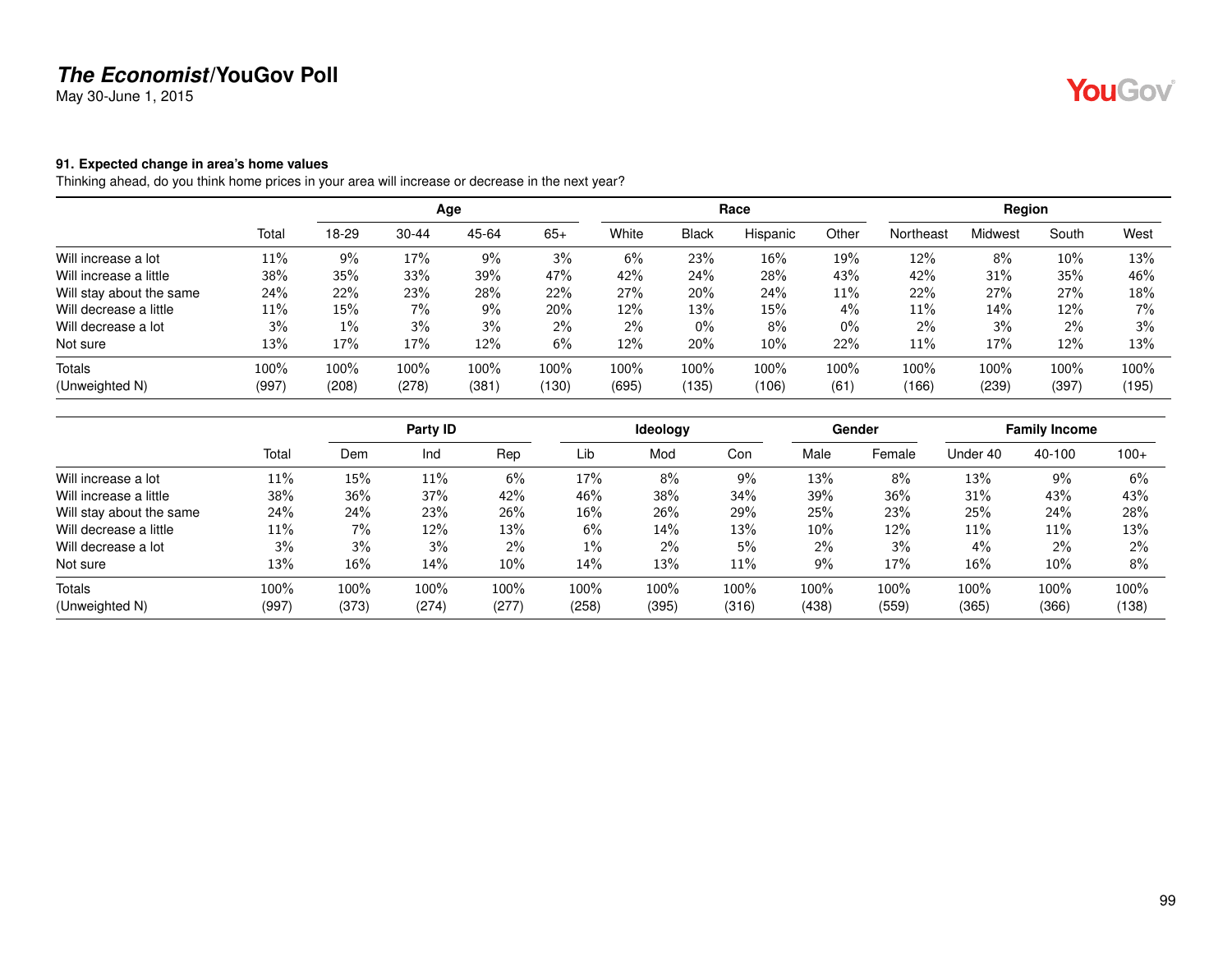# *The Economist*/YouGov Poll

May 30-June 1, 2015

### 91. Expected change in area's home values

Thinking ahead, do you think home prices in your area will increase or decrease in the next year?

| | | Age | | | | Race | | | | Region | | | |
|---|---|---|---|---|---|---|---|---|---|---|---|---|---|
| | Total | 18-29 | 30-44 | 45-64 | 65+ | White | Black | Hispanic | Other | Northeast | Midwest | South | West |
| Will increase a lot | 11% | 9% | 17% | 9% | 3% | 6% | 23% | 16% | 19% | 12% | 8% | 10% | 13% |
| Will increase a little | 38% | 35% | 33% | 39% | 47% | 42% | 24% | 28% | 43% | 42% | 31% | 35% | 46% |
| Will stay about the same | 24% | 22% | 23% | 28% | 22% | 27% | 20% | 24% | 11% | 22% | 27% | 27% | 18% |
| Will decrease a little | 11% | 15% | 7% | 9% | 20% | 12% | 13% | 15% | 4% | 11% | 14% | 12% | 7% |
| Will decrease a lot | 3% | 1% | 3% | 3% | 2% | 2% | 0% | 8% | 0% | 2% | 3% | 2% | 3% |
| Not sure | 13% | 17% | 17% | 12% | 6% | 12% | 20% | 10% | 22% | 11% | 17% | 12% | 13% |
| Totals | 100% | 100% | 100% | 100% | 100% | 100% | 100% | 100% | 100% | 100% | 100% | 100% | 100% |
| (Unweighted N) | (997) | (208) | (278) | (381) | (130) | (695) | (135) | (106) | (61) | (166) | (239) | (397) | (195) |

| | | Party ID | | | Ideology | | | Gender | | Family Income | | |
|---|---|---|---|---|---|---|---|---|---|---|---|---|
| | Total | Dem | Ind | Rep | Lib | Mod | Con | Male | Female | Under 40 | 40-100 | 100+ |
| Will increase a lot | 11% | 15% | 11% | 6% | 17% | 8% | 9% | 13% | 8% | 13% | 9% | 6% |
| Will increase a little | 38% | 36% | 37% | 42% | 46% | 38% | 34% | 39% | 36% | 31% | 43% | 43% |
| Will stay about the same | 24% | 24% | 23% | 26% | 16% | 26% | 29% | 25% | 23% | 25% | 24% | 28% |
| Will decrease a little | 11% | 7% | 12% | 13% | 6% | 14% | 13% | 10% | 12% | 11% | 11% | 13% |
| Will decrease a lot | 3% | 3% | 3% | 2% | 1% | 2% | 5% | 2% | 3% | 4% | 2% | 2% |
| Not sure | 13% | 16% | 14% | 10% | 14% | 13% | 11% | 9% | 17% | 16% | 10% | 8% |
| Totals | 100% | 100% | 100% | 100% | 100% | 100% | 100% | 100% | 100% | 100% | 100% | 100% |
| (Unweighted N) | (997) | (373) | (274) | (277) | (258) | (395) | (316) | (438) | (559) | (365) | (366) | (138) |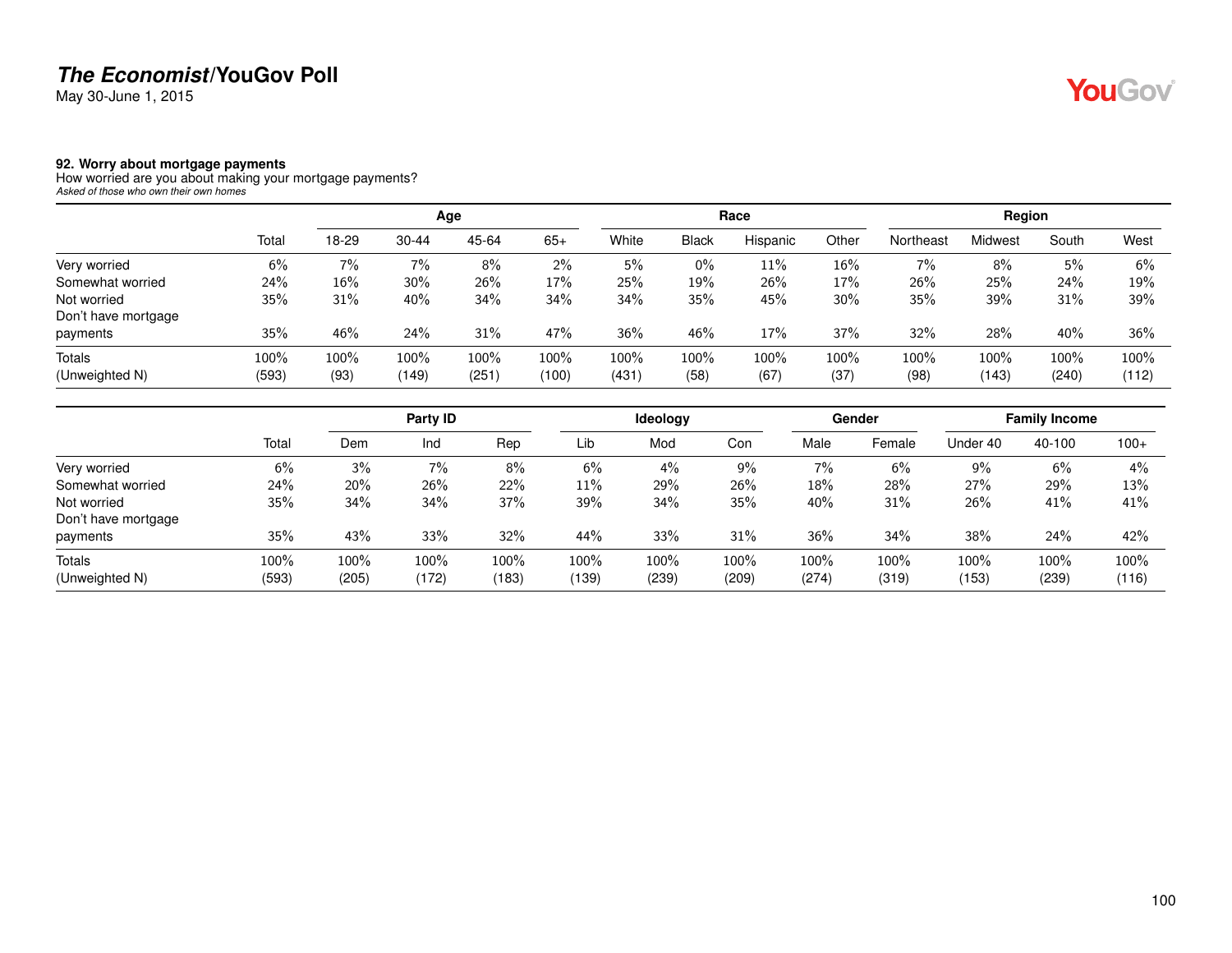## 92. Worry about mortgage payments

How worried are you about making your mortgage payments?

*Asked of those who own their own homes*

| | | Age | | | | Race | | | | Region | | | |
|---|---|---|---|---|---|---|---|---|---|---|---|---|---|
| | Total | 18-29 | 30-44 | 45-64 | 65+ | White | Black | Hispanic | Other | Northeast | Midwest | South | West |
| Very worried | 6% | 7% | 7% | 8% | 2% | 5% | 0% | 11% | 16% | 7% | 8% | 5% | 6% |
| Somewhat worried | 24% | 16% | 30% | 26% | 17% | 25% | 19% | 26% | 17% | 26% | 25% | 24% | 19% |
| Not worried | 35% | 31% | 40% | 34% | 34% | 34% | 35% | 45% | 30% | 35% | 39% | 31% | 39% |
| Don't have mortgage payments | 35% | 46% | 24% | 31% | 47% | 36% | 46% | 17% | 37% | 32% | 28% | 40% | 36% |
| Totals | 100% | 100% | 100% | 100% | 100% | 100% | 100% | 100% | 100% | 100% | 100% | 100% | 100% |
| (Unweighted N) | (593) | (93) | (149) | (251) | (100) | (431) | (58) | (67) | (37) | (98) | (143) | (240) | (112) |

| | | Party ID | | | Ideology | | | Gender | | Family Income | | |
|---|---|---|---|---|---|---|---|---|---|---|---|---|
| | Total | Dem | Ind | Rep | Lib | Mod | Con | Male | Female | Under 40 | 40-100 | 100+ |
| Very worried | 6% | 3% | 7% | 8% | 6% | 4% | 9% | 7% | 6% | 9% | 6% | 4% |
| Somewhat worried | 24% | 20% | 26% | 22% | 11% | 29% | 26% | 18% | 28% | 27% | 29% | 13% |
| Not worried | 35% | 34% | 34% | 37% | 39% | 34% | 35% | 40% | 31% | 26% | 41% | 41% |
| Don't have mortgage payments | 35% | 43% | 33% | 32% | 44% | 33% | 31% | 36% | 34% | 38% | 24% | 42% |
| Totals | 100% | 100% | 100% | 100% | 100% | 100% | 100% | 100% | 100% | 100% | 100% | 100% |
| (Unweighted N) | (593) | (205) | (172) | (183) | (139) | (239) | (209) | (274) | (319) | (153) | (239) | (116) |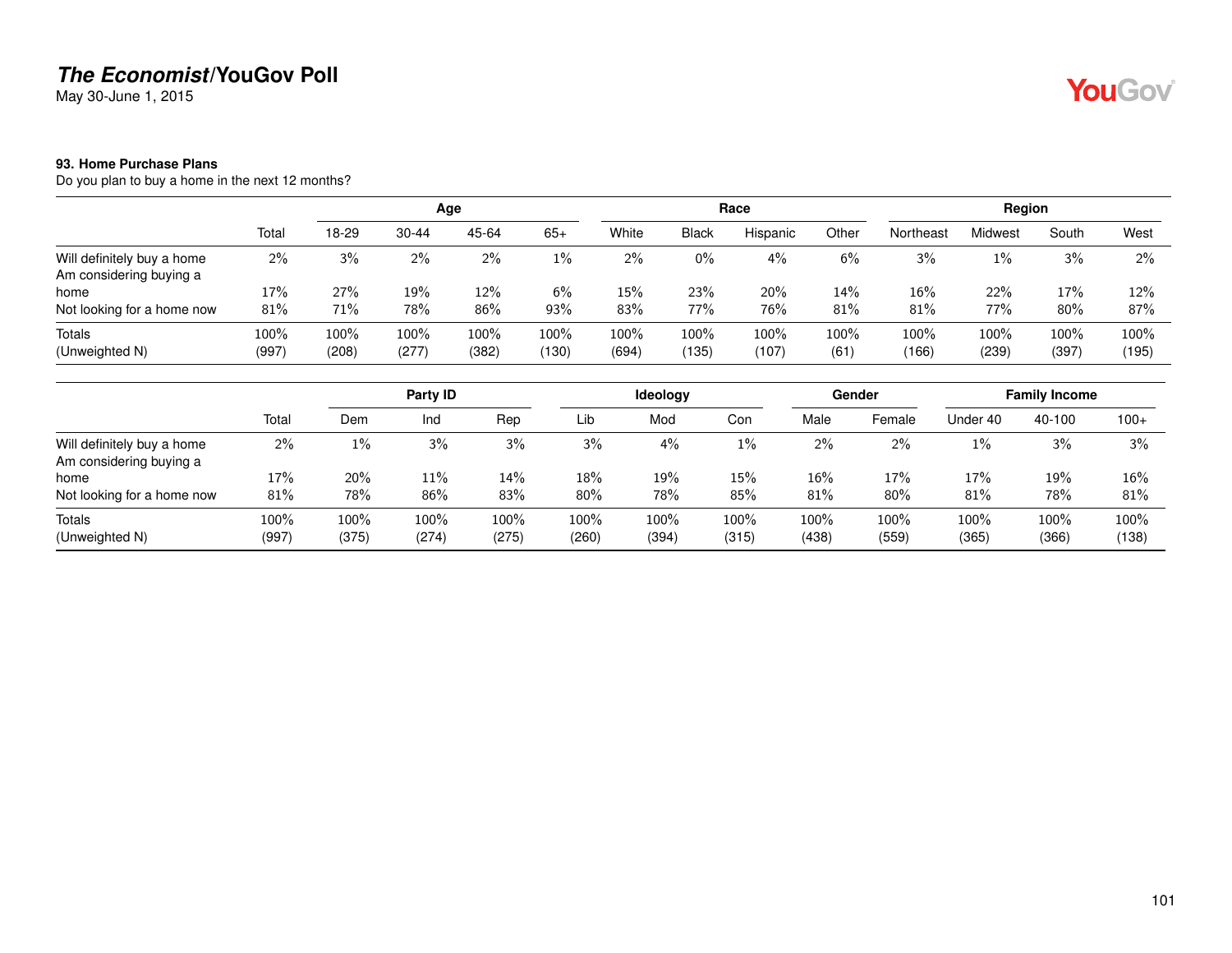## *The Economist*/YouGov Poll

May 30-June 1, 2015

**93. Home Purchase Plans**

Do you plan to buy a home in the next 12 months?

| | Total | Age | | | | Race | | | | Region | | | |
|---|---|---|---|---|---|---|---|---|---|---|---|---|---|
| | | 18-29 | 30-44 | 45-64 | 65+ | White | Black | Hispanic | Other | Northeast | Midwest | South | West |
| Will definitely buy a home | 2% | 3% | 2% | 2% | 1% | 2% | 0% | 4% | 6% | 3% | 1% | 3% | 2% |
| Am considering buying a home | 17% | 27% | 19% | 12% | 6% | 15% | 23% | 20% | 14% | 16% | 22% | 17% | 12% |
| Not looking for a home now | 81% | 71% | 78% | 86% | 93% | 83% | 77% | 76% | 81% | 81% | 77% | 80% | 87% |
| Totals | 100% | 100% | 100% | 100% | 100% | 100% | 100% | 100% | 100% | 100% | 100% | 100% | 100% |
| (Unweighted N) | (997) | (208) | (277) | (382) | (130) | (694) | (135) | (107) | (61) | (166) | (239) | (397) | (195) |

| | Total | Party ID | | | Ideology | | | Gender | | Family Income | | |
|---|---|---|---|---|---|---|---|---|---|---|---|---|
| | | Dem | Ind | Rep | Lib | Mod | Con | Male | Female | Under 40 | 40-100 | 100+ |
| Will definitely buy a home | 2% | 1% | 3% | 3% | 3% | 4% | 1% | 2% | 2% | 1% | 3% | 3% |
| Am considering buying a home | 17% | 20% | 11% | 14% | 18% | 19% | 15% | 16% | 17% | 17% | 19% | 16% |
| Not looking for a home now | 81% | 78% | 86% | 83% | 80% | 78% | 85% | 81% | 80% | 81% | 78% | 81% |
| Totals | 100% | 100% | 100% | 100% | 100% | 100% | 100% | 100% | 100% | 100% | 100% | 100% |
| (Unweighted N) | (997) | (375) | (274) | (275) | (260) | (394) | (315) | (438) | (559) | (365) | (366) | (138) |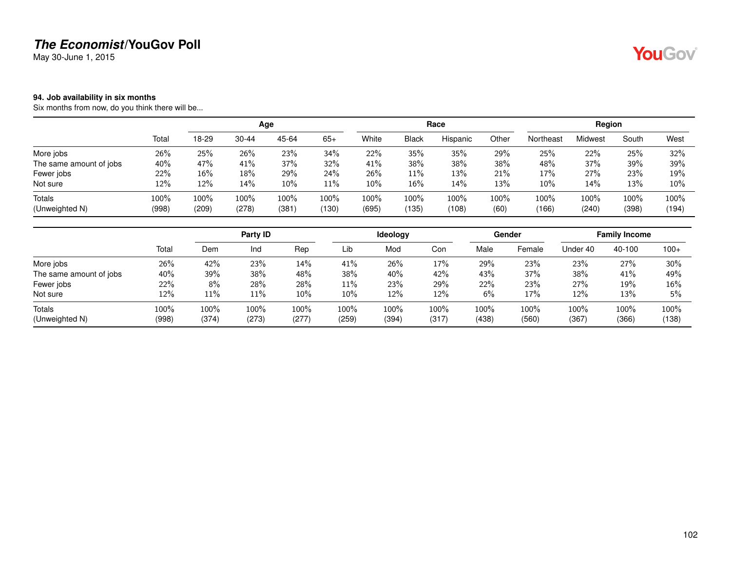## The Economist/YouGov Poll

May 30-June 1, 2015

### 94. Job availability in six months

Six months from now, do you think there will be...

| | | Age | | | | Race | | | | Region | | | |
|---|---|---|---|---|---|---|---|---|---|---|---|---|---|
| | Total | 18-29 | 30-44 | 45-64 | 65+ | White | Black | Hispanic | Other | Northeast | Midwest | South | West |
| More jobs | 26% | 25% | 26% | 23% | 34% | 22% | 35% | 35% | 29% | 25% | 22% | 25% | 32% |
| The same amount of jobs | 40% | 47% | 41% | 37% | 32% | 41% | 38% | 38% | 38% | 48% | 37% | 39% | 39% |
| Fewer jobs | 22% | 16% | 18% | 29% | 24% | 26% | 11% | 13% | 21% | 17% | 27% | 23% | 19% |
| Not sure | 12% | 12% | 14% | 10% | 11% | 10% | 16% | 14% | 13% | 10% | 14% | 13% | 10% |
| Totals | 100% | 100% | 100% | 100% | 100% | 100% | 100% | 100% | 100% | 100% | 100% | 100% | 100% |
| (Unweighted N) | (998) | (209) | (278) | (381) | (130) | (695) | (135) | (108) | (60) | (166) | (240) | (398) | (194) |

| | | Party ID | | | Ideology | | | Gender | | Family Income | | |
|---|---|---|---|---|---|---|---|---|---|---|---|---|
| | Total | Dem | Ind | Rep | Lib | Mod | Con | Male | Female | Under 40 | 40-100 | 100+ |
| More jobs | 26% | 42% | 23% | 14% | 41% | 26% | 17% | 29% | 23% | 23% | 27% | 30% |
| The same amount of jobs | 40% | 39% | 38% | 48% | 38% | 40% | 42% | 43% | 37% | 38% | 41% | 49% |
| Fewer jobs | 22% | 8% | 28% | 28% | 11% | 23% | 29% | 22% | 23% | 27% | 19% | 16% |
| Not sure | 12% | 11% | 11% | 10% | 10% | 12% | 12% | 6% | 17% | 12% | 13% | 5% |
| Totals | 100% | 100% | 100% | 100% | 100% | 100% | 100% | 100% | 100% | 100% | 100% | 100% |
| (Unweighted N) | (998) | (374) | (273) | (277) | (259) | (394) | (317) | (438) | (560) | (367) | (366) | (138) |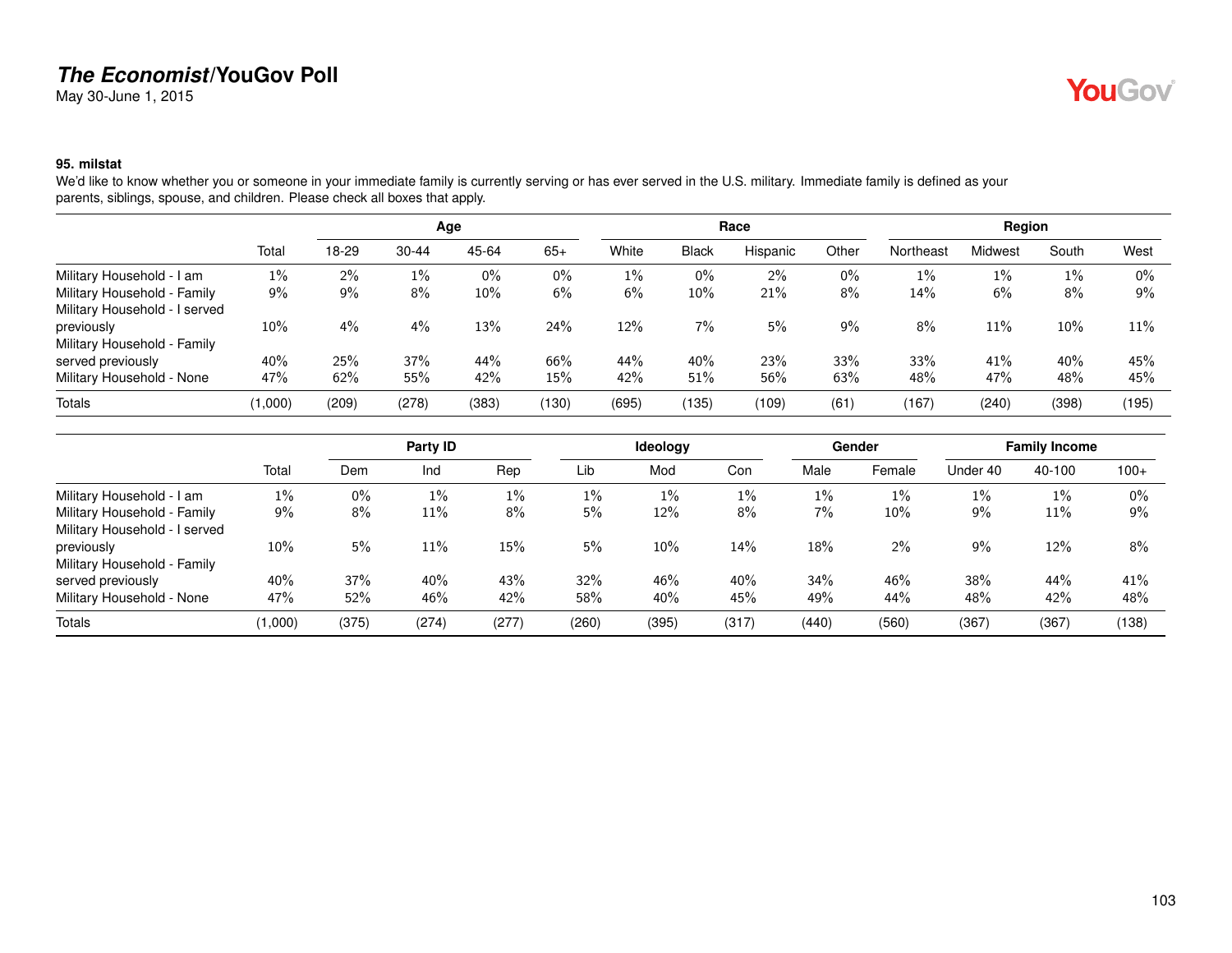### 95. milstat

We'd like to know whether you or someone in your immediate family is currently serving or has ever served in the U.S. military. Immediate family is defined as your parents, siblings, spouse, and children. Please check all boxes that apply.

| | Total | Age | | | | Race | | | | Region | | | |
|---|---|---|---|---|---|---|---|---|---|---|---|---|---|
| | | 18-29 | 30-44 | 45-64 | 65+ | White | Black | Hispanic | Other | Northeast | Midwest | South | West |
| Military Household - I am | 1% | 2% | 1% | 0% | 0% | 1% | 0% | 2% | 0% | 1% | 1% | 1% | 0% |
| Military Household - Family | 9% | 9% | 8% | 10% | 6% | 6% | 10% | 21% | 8% | 14% | 6% | 8% | 9% |
| Military Household - I served previously | 10% | 4% | 4% | 13% | 24% | 12% | 7% | 5% | 9% | 8% | 11% | 10% | 11% |
| Military Household - Family served previously | 40% | 25% | 37% | 44% | 66% | 44% | 40% | 23% | 33% | 33% | 41% | 40% | 45% |
| Military Household - None | 47% | 62% | 55% | 42% | 15% | 42% | 51% | 56% | 63% | 48% | 47% | 48% | 45% |
| Totals | (1,000) | (209) | (278) | (383) | (130) | (695) | (135) | (109) | (61) | (167) | (240) | (398) | (195) |

| | Total | Party ID | | | Ideology | | | Gender | | Family Income | | |
|---|---|---|---|---|---|---|---|---|---|---|---|---|
| | | Dem | Ind | Rep | Lib | Mod | Con | Male | Female | Under 40 | 40-100 | 100+ |
| Military Household - I am | 1% | 0% | 1% | 1% | 1% | 1% | 1% | 1% | 1% | 1% | 1% | 0% |
| Military Household - Family | 9% | 8% | 11% | 8% | 5% | 12% | 8% | 7% | 10% | 9% | 11% | 9% |
| Military Household - I served previously | 10% | 5% | 11% | 15% | 5% | 10% | 14% | 18% | 2% | 9% | 12% | 8% |
| Military Household - Family served previously | 40% | 37% | 40% | 43% | 32% | 46% | 40% | 34% | 46% | 38% | 44% | 41% |
| Military Household - None | 47% | 52% | 46% | 42% | 58% | 40% | 45% | 49% | 44% | 48% | 42% | 48% |
| Totals | (1,000) | (375) | (274) | (277) | (260) | (395) | (317) | (440) | (560) | (367) | (367) | (138) |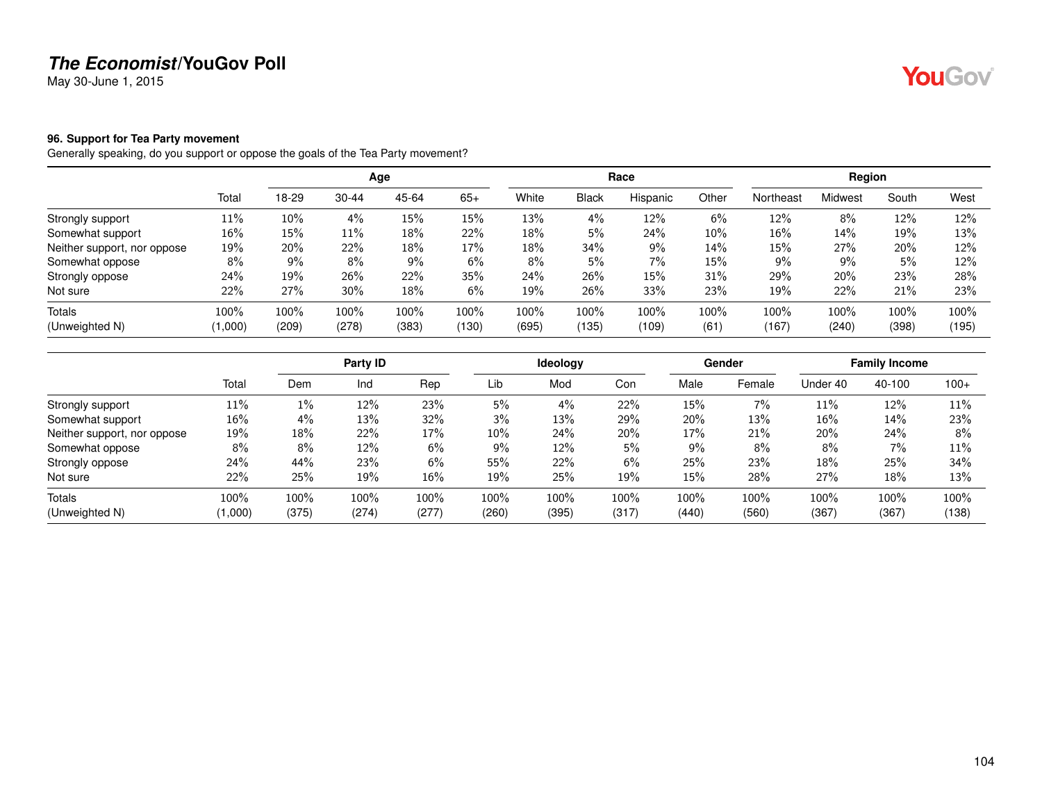**The Economist/YouGov Poll**
May 30-June 1, 2015

### 96. Support for Tea Party movement

Generally speaking, do you support or oppose the goals of the Tea Party movement?

| | | Age | | | | Race | | | | Region | | | |
|---|---|---|---|---|---|---|---|---|---|---|---|---|---|
| | Total | 18-29 | 30-44 | 45-64 | 65+ | White | Black | Hispanic | Other | Northeast | Midwest | South | West |
| Strongly support | 11% | 10% | 4% | 15% | 15% | 13% | 4% | 12% | 6% | 12% | 8% | 12% | 12% |
| Somewhat support | 16% | 15% | 11% | 18% | 22% | 18% | 5% | 24% | 10% | 16% | 14% | 19% | 13% |
| Neither support, nor oppose | 19% | 20% | 22% | 18% | 17% | 18% | 34% | 9% | 14% | 15% | 27% | 20% | 12% |
| Somewhat oppose | 8% | 9% | 8% | 9% | 6% | 8% | 5% | 7% | 15% | 9% | 9% | 5% | 12% |
| Strongly oppose | 24% | 19% | 26% | 22% | 35% | 24% | 26% | 15% | 31% | 29% | 20% | 23% | 28% |
| Not sure | 22% | 27% | 30% | 18% | 6% | 19% | 26% | 33% | 23% | 19% | 22% | 21% | 23% |
| Totals | 100% | 100% | 100% | 100% | 100% | 100% | 100% | 100% | 100% | 100% | 100% | 100% | 100% |
| (Unweighted N) | (1,000) | (209) | (278) | (383) | (130) | (695) | (135) | (109) | (61) | (167) | (240) | (398) | (195) |

| | | Party ID | | | Ideology | | | Gender | | Family Income | | |
|---|---|---|---|---|---|---|---|---|---|---|---|---|
| | Total | Dem | Ind | Rep | Lib | Mod | Con | Male | Female | Under 40 | 40-100 | 100+ |
| Strongly support | 11% | 1% | 12% | 23% | 5% | 4% | 22% | 15% | 7% | 11% | 12% | 11% |
| Somewhat support | 16% | 4% | 13% | 32% | 3% | 13% | 29% | 20% | 13% | 16% | 14% | 23% |
| Neither support, nor oppose | 19% | 18% | 22% | 17% | 10% | 24% | 20% | 17% | 21% | 20% | 24% | 8% |
| Somewhat oppose | 8% | 8% | 12% | 6% | 9% | 12% | 5% | 9% | 8% | 8% | 7% | 11% |
| Strongly oppose | 24% | 44% | 23% | 6% | 55% | 22% | 6% | 25% | 23% | 18% | 25% | 34% |
| Not sure | 22% | 25% | 19% | 16% | 19% | 25% | 19% | 15% | 28% | 27% | 18% | 13% |
| Totals | 100% | 100% | 100% | 100% | 100% | 100% | 100% | 100% | 100% | 100% | 100% | 100% |
| (Unweighted N) | (1,000) | (375) | (274) | (277) | (260) | (395) | (317) | (440) | (560) | (367) | (367) | (138) |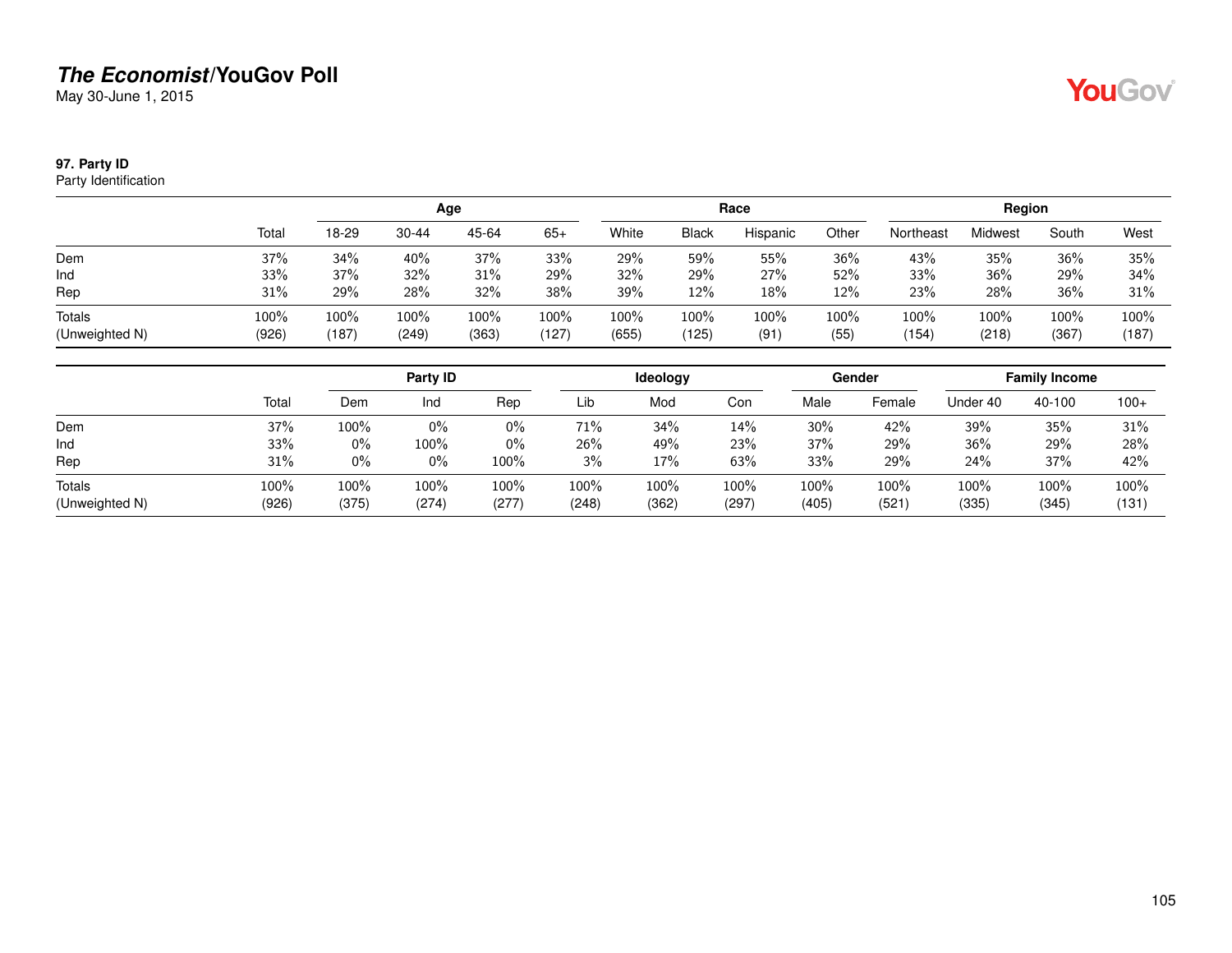**The Economist/YouGov Poll**
May 30-June 1, 2015

**97. Party ID**
Party Identification

| | | Age | | | | Race | | | | Region | | | |
|---|---|---|---|---|---|---|---|---|---|---|---|---|---|
| | Total | 18-29 | 30-44 | 45-64 | 65+ | White | Black | Hispanic | Other | Northeast | Midwest | South | West |
| Dem | 37% | 34% | 40% | 37% | 33% | 29% | 59% | 55% | 36% | 43% | 35% | 36% | 35% |
| Ind | 33% | 37% | 32% | 31% | 29% | 32% | 29% | 27% | 52% | 33% | 36% | 29% | 34% |
| Rep | 31% | 29% | 28% | 32% | 38% | 39% | 12% | 18% | 12% | 23% | 28% | 36% | 31% |
| Totals | 100% | 100% | 100% | 100% | 100% | 100% | 100% | 100% | 100% | 100% | 100% | 100% | 100% |
| (Unweighted N) | (926) | (187) | (249) | (363) | (127) | (655) | (125) | (91) | (55) | (154) | (218) | (367) | (187) |

| | | Party ID | | | Ideology | | | Gender | | Family Income | | |
|---|---|---|---|---|---|---|---|---|---|---|---|---|
| | Total | Dem | Ind | Rep | Lib | Mod | Con | Male | Female | Under 40 | 40-100 | 100+ |
| Dem | 37% | 100% | 0% | 0% | 71% | 34% | 14% | 30% | 42% | 39% | 35% | 31% |
| Ind | 33% | 0% | 100% | 0% | 26% | 49% | 23% | 37% | 29% | 36% | 29% | 28% |
| Rep | 31% | 0% | 0% | 100% | 3% | 17% | 63% | 33% | 29% | 24% | 37% | 42% |
| Totals | 100% | 100% | 100% | 100% | 100% | 100% | 100% | 100% | 100% | 100% | 100% | 100% |
| (Unweighted N) | (926) | (375) | (274) | (277) | (248) | (362) | (297) | (405) | (521) | (335) | (345) | (131) |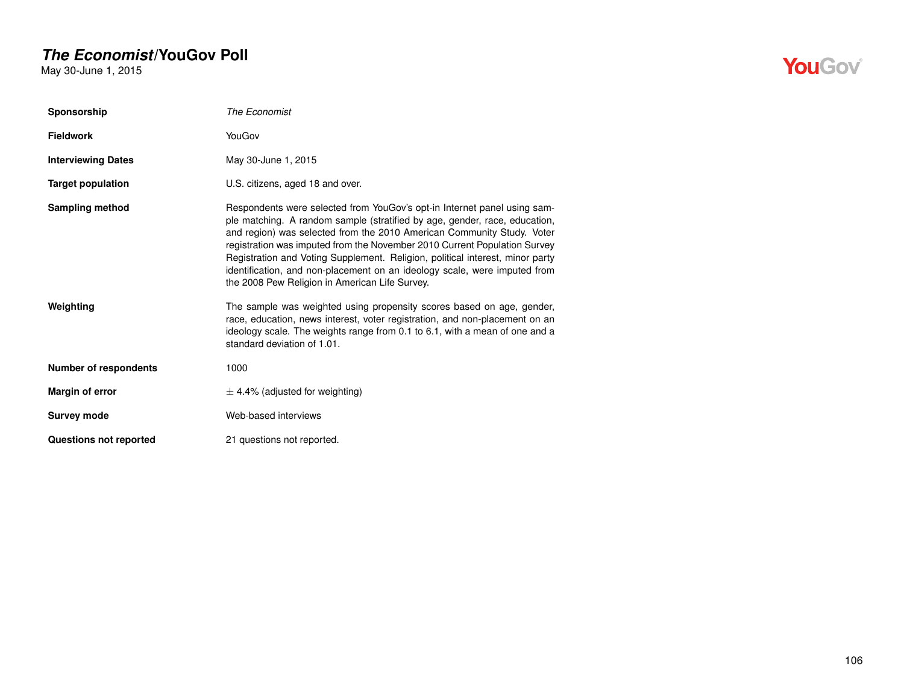# *The Economist*/YouGov Poll

May 30-June 1, 2015

| | |
|---|---|
| **Sponsorship** | *The Economist* |
| **Fieldwork** | YouGov |
| **Interviewing Dates** | May 30-June 1, 2015 |
| **Target population** | U.S. citizens, aged 18 and over. |
| **Sampling method** | Respondents were selected from YouGov's opt-in Internet panel using sample matching. A random sample (stratified by age, gender, race, education, and region) was selected from the 2010 American Community Study. Voter registration was imputed from the November 2010 Current Population Survey Registration and Voting Supplement. Religion, political interest, minor party identification, and non-placement on an ideology scale, were imputed from the 2008 Pew Religion in American Life Survey. |
| **Weighting** | The sample was weighted using propensity scores based on age, gender, race, education, news interest, voter registration, and non-placement on an ideology scale. The weights range from 0.1 to 6.1, with a mean of one and a standard deviation of 1.01. |
| **Number of respondents** | 1000 |
| **Margin of error** | $\pm$ 4.4% (adjusted for weighting) |
| **Survey mode** | Web-based interviews |
| **Questions not reported** | 21 questions not reported. |